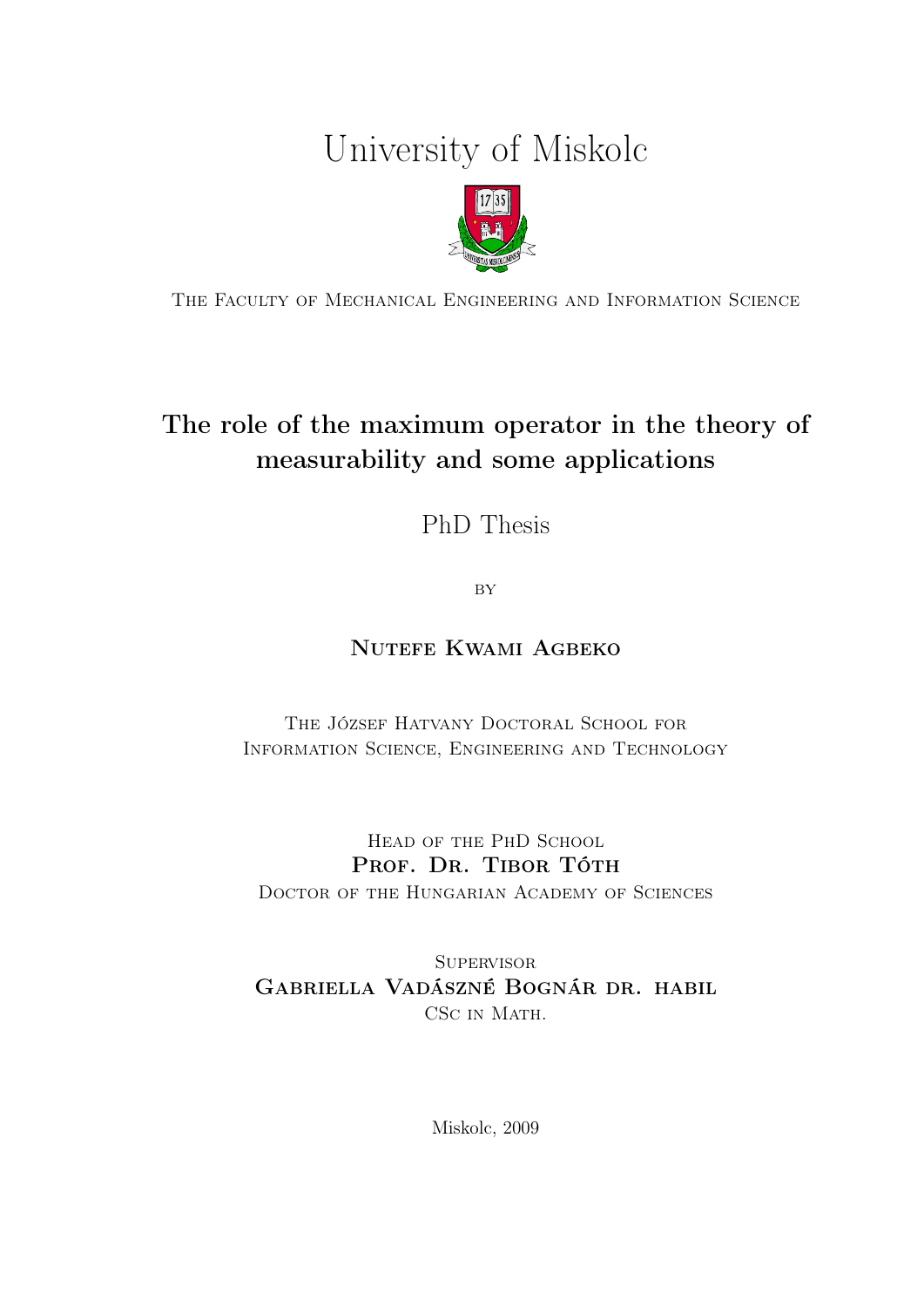# University of Miskolc

The Faculty of Mechanical Engineering and Information Science

## The role of the maximum operator in the theory of measurability and some applications

PhD Thesis

by

**Nutefe Kwami Agbeko**

The József Hatvany Doctoral School for Information Science, Engineering and Technology

Head of the PhD School
**Prof. Dr. Tibor Tóth**
Doctor of the Hungarian Academy of Sciences

Supervisor
**Gabriella Vadászné Bognár dr. habil**
CSc in Math.

Miskolc, 2009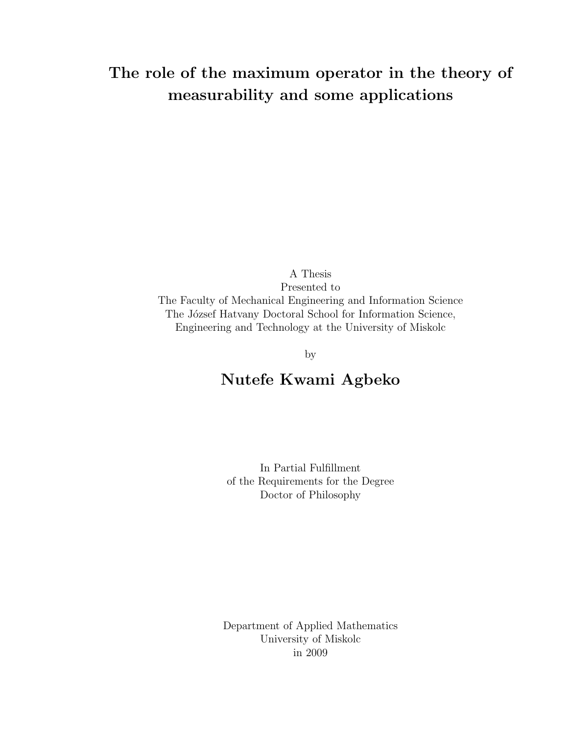# The role of the maximum operator in the theory of measurability and some applications

A Thesis
Presented to
The Faculty of Mechanical Engineering and Information Science
The József Hatvany Doctoral School for Information Science,
Engineering and Technology at the University of Miskolc

by

## Nutefe Kwami Agbeko

In Partial Fulfillment
of the Requirements for the Degree
Doctor of Philosophy

Department of Applied Mathematics
University of Miskolc
in 2009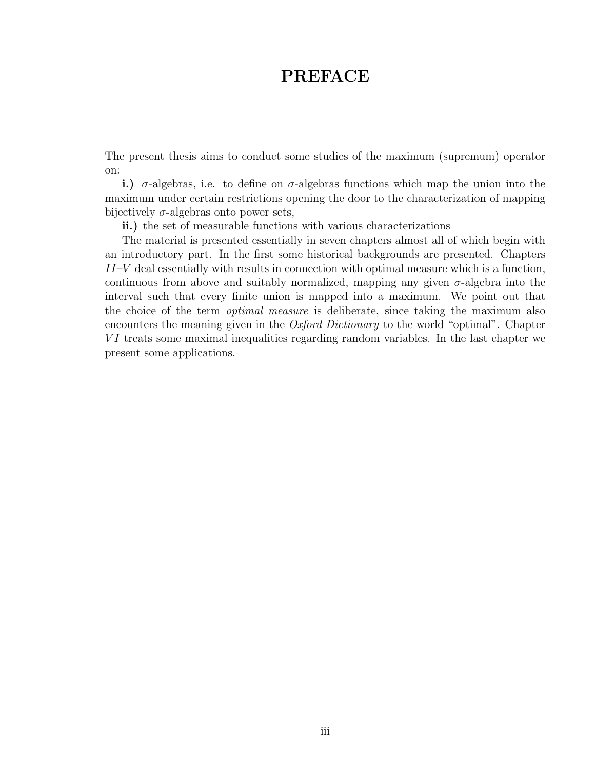# PREFACE

The present thesis aims to conduct some studies of the maximum (supremum) operator on:

**i.)** $\sigma$-algebras, i.e. to define on $\sigma$-algebras functions which map the union into the maximum under certain restrictions opening the door to the characterization of mapping bijectively $\sigma$-algebras onto power sets,

**ii.)** the set of measurable functions with various characterizations

The material is presented essentially in seven chapters almost all of which begin with an introductory part. In the first some historical backgrounds are presented. Chapters $II$–$V$ deal essentially with results in connection with optimal measure which is a function, continuous from above and suitably normalized, mapping any given $\sigma$-algebra into the interval such that every finite union is mapped into a maximum. We point out that the choice of the term *optimal measure* is deliberate, since taking the maximum also encounters the meaning given in the *Oxford Dictionary* to the world "optimal". Chapter $VI$ treats some maximal inequalities regarding random variables. In the last chapter we present some applications.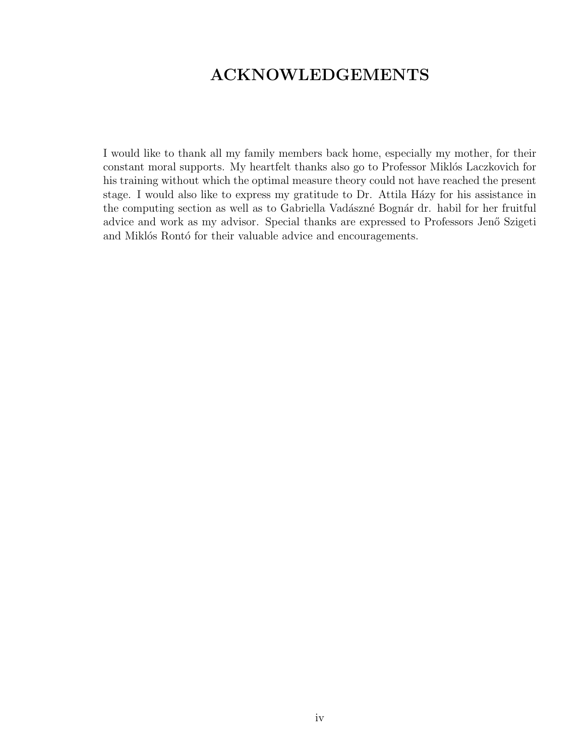# ACKNOWLEDGEMENTS

I would like to thank all my family members back home, especially my mother, for their constant moral supports. My heartfelt thanks also go to Professor Miklós Laczkovich for his training without which the optimal measure theory could not have reached the present stage. I would also like to express my gratitude to Dr. Attila Házy for his assistance in the computing section as well as to Gabriella Vadászné Bognár dr. habil for her fruitful advice and work as my advisor. Special thanks are expressed to Professors Jenő Szigeti and Miklós Rontó for their valuable advice and encouragements.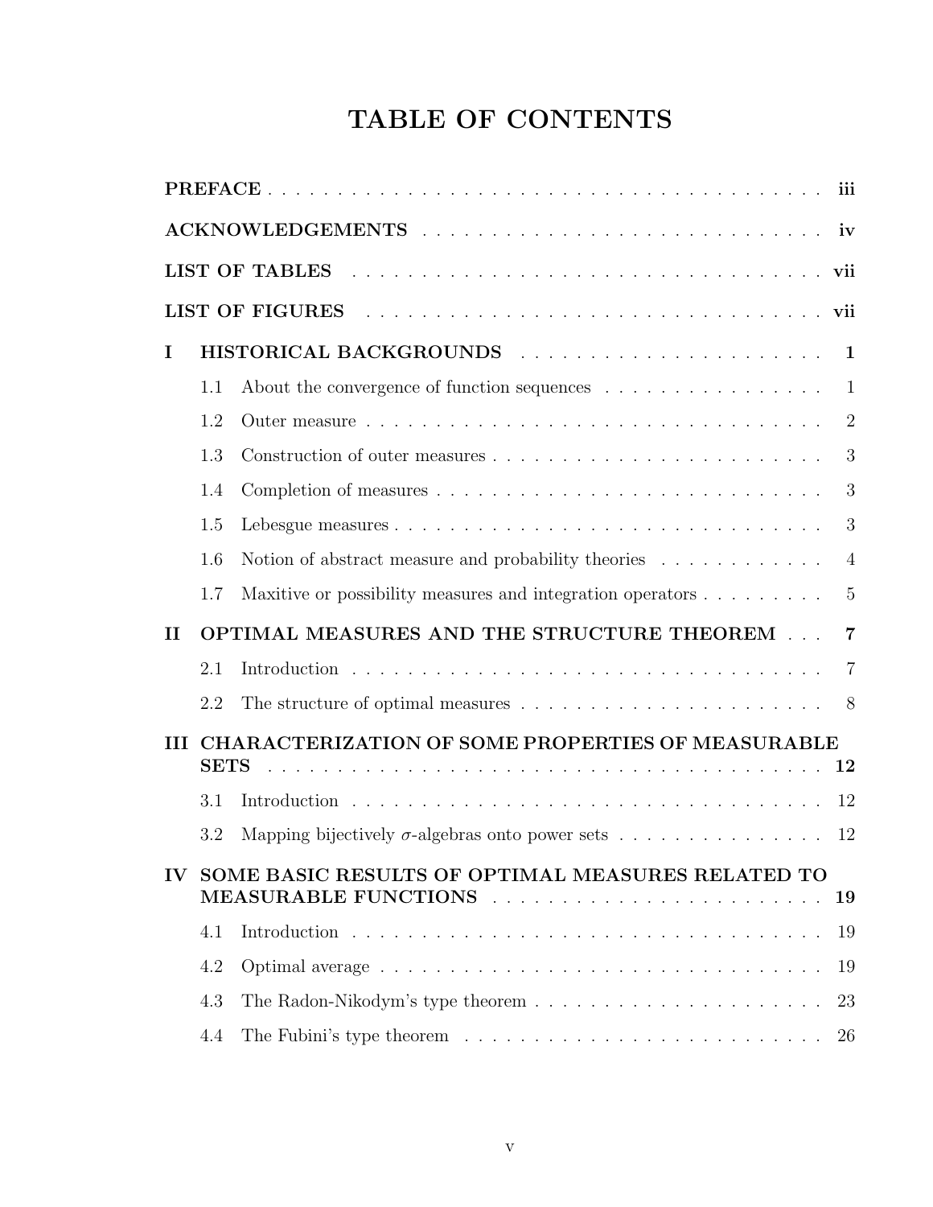# TABLE OF CONTENTS

**PREFACE** . . . . . . . . . . . . . . . . . . . . . . . . . . . . . . . . . . . . . . . . . **iii**

**ACKNOWLEDGEMENTS** . . . . . . . . . . . . . . . . . . . . . . . . . . . . . . . **iv**

**LIST OF TABLES** . . . . . . . . . . . . . . . . . . . . . . . . . . . . . . . . . . . **vii**

**LIST OF FIGURES** . . . . . . . . . . . . . . . . . . . . . . . . . . . . . . . . . . **vii**

**I HISTORICAL BACKGROUNDS** . . . . . . . . . . . . . . . . . . . . . . **1**

- 1.1 About the convergence of function sequences . . . . . . . . . . . . . . . . 1
- 1.2 Outer measure . . . . . . . . . . . . . . . . . . . . . . . . . . . . . . . . . . . 2
- 1.3 Construction of outer measures . . . . . . . . . . . . . . . . . . . . . . . . 3
- 1.4 Completion of measures . . . . . . . . . . . . . . . . . . . . . . . . . . . . . 3
- 1.5 Lebesgue measures . . . . . . . . . . . . . . . . . . . . . . . . . . . . . . . . 3
- 1.6 Notion of abstract measure and probability theories . . . . . . . . . . . . 4
- 1.7 Maxitive or possibility measures and integration operators . . . . . . . . 5

**II OPTIMAL MEASURES AND THE STRUCTURE THEOREM** . . . **7**

- 2.1 Introduction . . . . . . . . . . . . . . . . . . . . . . . . . . . . . . . . . . . 7
- 2.2 The structure of optimal measures . . . . . . . . . . . . . . . . . . . . . . 8

**III CHARACTERIZATION OF SOME PROPERTIES OF MEASURABLE SETS** . . . . . . . . . . . . . . . . . . . . . . . . . . . . . . . . . . . . . . . . **12**

- 3.1 Introduction . . . . . . . . . . . . . . . . . . . . . . . . . . . . . . . . . . . 12
- 3.2 Mapping bijectively $\sigma$-algebras onto power sets . . . . . . . . . . . . . . . 12

**IV SOME BASIC RESULTS OF OPTIMAL MEASURES RELATED TO MEASURABLE FUNCTIONS** . . . . . . . . . . . . . . . . . . . . . . . **19**

- 4.1 Introduction . . . . . . . . . . . . . . . . . . . . . . . . . . . . . . . . . . . 19
- 4.2 Optimal average . . . . . . . . . . . . . . . . . . . . . . . . . . . . . . . . . 19
- 4.3 The Radon-Nikodym's type theorem . . . . . . . . . . . . . . . . . . . . . 23
- 4.4 The Fubini's type theorem . . . . . . . . . . . . . . . . . . . . . . . . . . . 26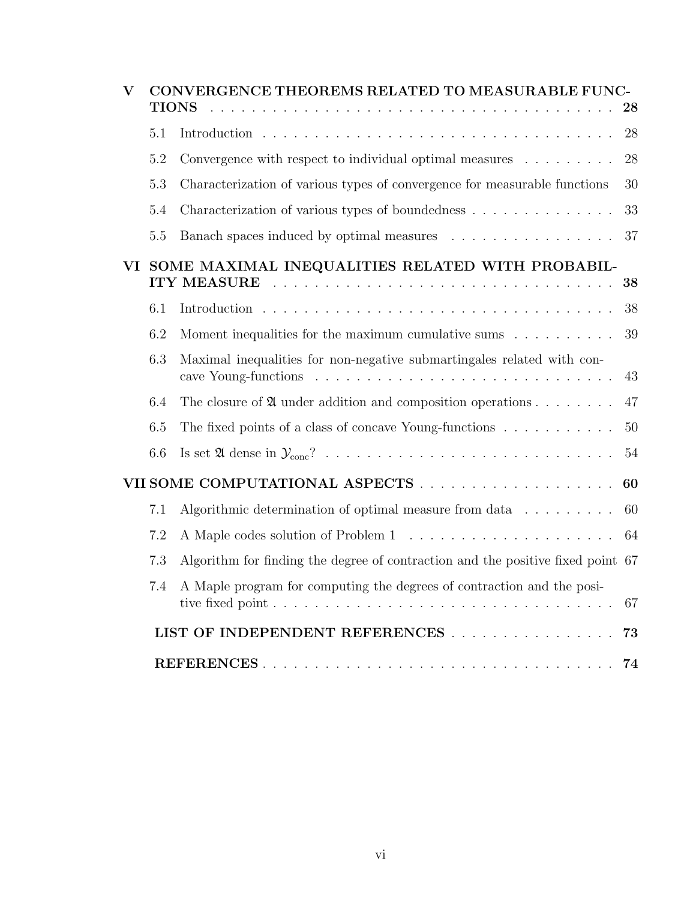| | | |
|---|---|---|
| **V** | **CONVERGENCE THEOREMS RELATED TO MEASURABLE FUNCTIONS** | **28** |
| 5.1 | Introduction | 28 |
| 5.2 | Convergence with respect to individual optimal measures | 28 |
| 5.3 | Characterization of various types of convergence for measurable functions | 30 |
| 5.4 | Characterization of various types of boundedness | 33 |
| 5.5 | Banach spaces induced by optimal measures | 37 |
| **VI** | **SOME MAXIMAL INEQUALITIES RELATED WITH PROBABILITY MEASURE** | **38** |
| 6.1 | Introduction | 38 |
| 6.2 | Moment inequalities for the maximum cumulative sums | 39 |
| 6.3 | Maximal inequalities for non-negative submartingales related with concave Young-functions | 43 |
| 6.4 | The closure of $\mathfrak{A}$ under addition and composition operations | 47 |
| 6.5 | The fixed points of a class of concave Young-functions | 50 |
| 6.6 | Is set $\mathfrak{A}$ dense in $\mathcal{Y}_{\text{conc}}$? | 54 |
| **VII** | **SOME COMPUTATIONAL ASPECTS** | **60** |
| 7.1 | Algorithmic determination of optimal measure from data | 60 |
| 7.2 | A Maple codes solution of Problem 1 | 64 |
| 7.3 | Algorithm for finding the degree of contraction and the positive fixed point | 67 |
| 7.4 | A Maple program for computing the degrees of contraction and the positive fixed point | 67 |
| | **LIST OF INDEPENDENT REFERENCES** | **73** |
| | **REFERENCES** | **74** |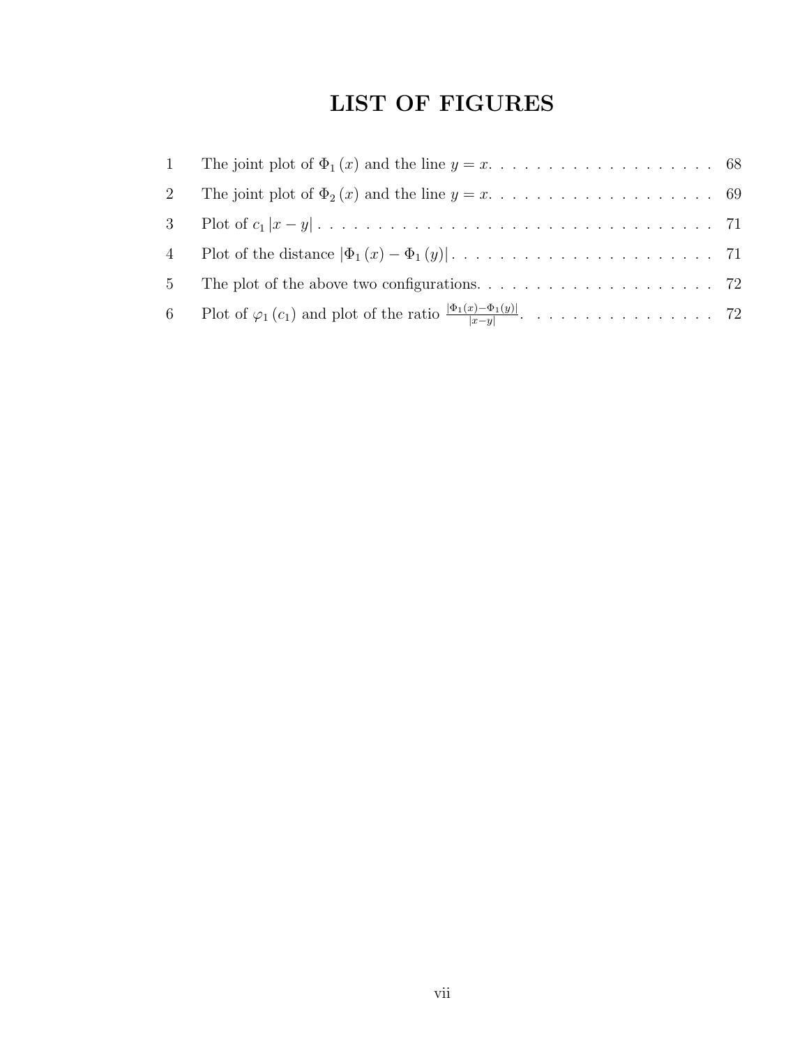# LIST OF FIGURES

| | | |
|---|---|---|
| 1 | The joint plot of $\Phi_1(x)$ and the line $y = x$. | 68 |
| 2 | The joint plot of $\Phi_2(x)$ and the line $y = x$. | 69 |
| 3 | Plot of $c_1 \|x - y\|$ | 71 |
| 4 | Plot of the distance $\|\Phi_1(x) - \Phi_1(y)\|$ | 71 |
| 5 | The plot of the above two configurations. | 72 |
| 6 | Plot of $\varphi_1(c_1)$ and plot of the ratio $\frac{\|\Phi_1(x)-\Phi_1(y)\|}{\|x-y\|}$. | 72 |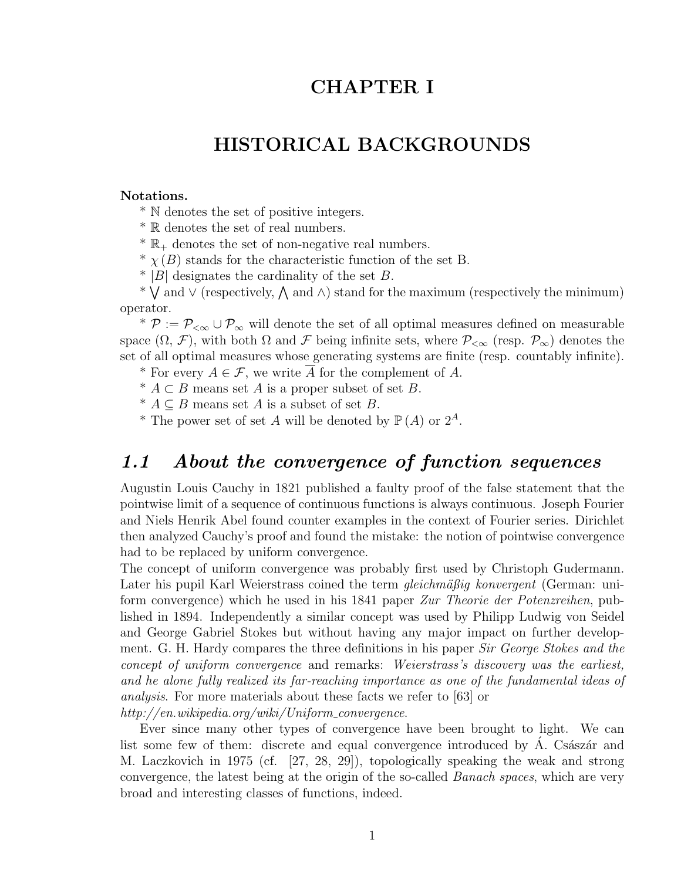# CHAPTER I

# HISTORICAL BACKGROUNDS

**Notations.**

* $\mathbb{N}$ denotes the set of positive integers.
* $\mathbb{R}$ denotes the set of real numbers.
* $\mathbb{R}_+$ denotes the set of non-negative real numbers.
* $\chi(B)$ stands for the characteristic function of the set B.
* $|B|$ designates the cardinality of the set $B$.
* $\bigvee$ and $\vee$ (respectively, $\bigwedge$ and $\wedge$) stand for the maximum (respectively the minimum) operator.
* $\mathcal{P} := \mathcal{P}_{<\infty} \cup \mathcal{P}_{\infty}$ will denote the set of all optimal measures defined on measurable space $(\Omega, \mathcal{F})$, with both $\Omega$ and $\mathcal{F}$ being infinite sets, where $\mathcal{P}_{<\infty}$ (resp. $\mathcal{P}_{\infty}$) denotes the set of all optimal measures whose generating systems are finite (resp. countably infinite).
* For every $A \in \mathcal{F}$, we write $\overline{A}$ for the complement of $A$.
* $A \subset B$ means set $A$ is a proper subset of set $B$.
* $A \subseteq B$ means set $A$ is a subset of set $B$.
* The power set of set $A$ will be denoted by $\mathbb{P}(A)$ or $2^A$.

## *1.1 About the convergence of function sequences*

Augustin Louis Cauchy in 1821 published a faulty proof of the false statement that the pointwise limit of a sequence of continuous functions is always continuous. Joseph Fourier and Niels Henrik Abel found counter examples in the context of Fourier series. Dirichlet then analyzed Cauchy's proof and found the mistake: the notion of pointwise convergence had to be replaced by uniform convergence.
The concept of uniform convergence was probably first used by Christoph Gudermann. Later his pupil Karl Weierstrass coined the term *gleichmäßig konvergent* (German: uniform convergence) which he used in his 1841 paper *Zur Theorie der Potenzreihen*, published in 1894. Independently a similar concept was used by Philipp Ludwig von Seidel and George Gabriel Stokes but without having any major impact on further development. G. H. Hardy compares the three definitions in his paper *Sir George Stokes and the concept of uniform convergence* and remarks: *Weierstrass's discovery was the earliest, and he alone fully realized its far-reaching importance as one of the fundamental ideas of analysis*. For more materials about these facts we refer to [63] or
*http://en.wikipedia.org/wiki/Uniform_convergence*.

Ever since many other types of convergence have been brought to light. We can list some few of them: discrete and equal convergence introduced by Á. Császár and M. Laczkovich in 1975 (cf. [27, 28, 29]), topologically speaking the weak and strong convergence, the latest being at the origin of the so-called *Banach spaces*, which are very broad and interesting classes of functions, indeed.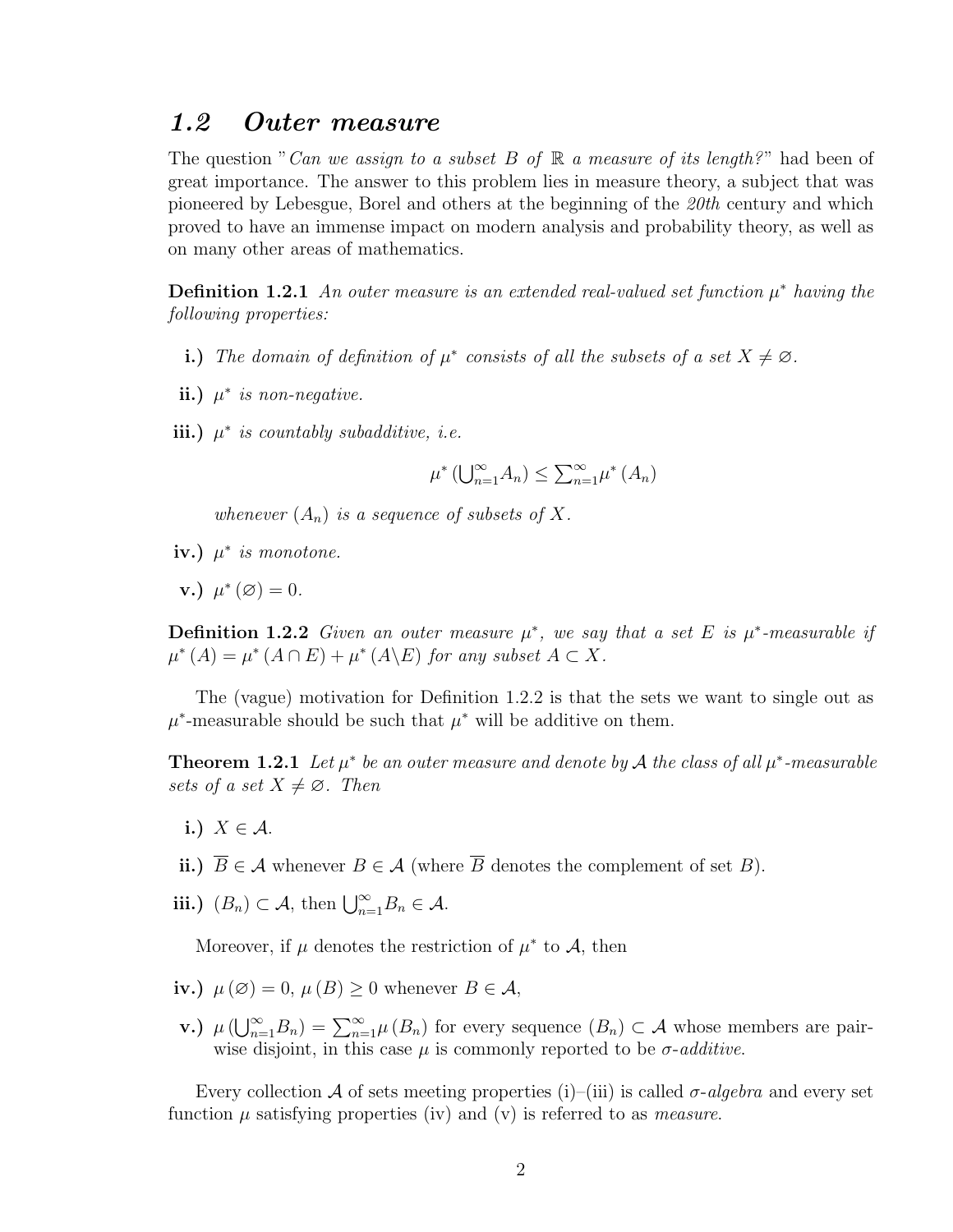## *1.2 Outer measure*

The question "*Can we assign to a subset $B$ of $\mathbb{R}$ a measure of its length?*" had been of great importance. The answer to this problem lies in measure theory, a subject that was pioneered by Lebesgue, Borel and others at the beginning of the *20th* century and which proved to have an immense impact on modern analysis and probability theory, as well as on many other areas of mathematics.

**Definition 1.2.1** *An outer measure is an extended real-valued set function $\mu^*$ having the following properties:*

**i.)** *The domain of definition of $\mu^*$ consists of all the subsets of a set $X \neq \varnothing$.*

**ii.)** *$\mu^*$ is non-negative.*

**iii.)** *$\mu^*$ is countably subadditive, i.e.*

$$\mu^*\left(\bigcup_{n=1}^{\infty} A_n\right) \leq \sum_{n=1}^{\infty} \mu^*\left(A_n\right)$$

*whenever $(A_n)$ is a sequence of subsets of $X$.*

**iv.)** *$\mu^*$ is monotone.*

**v.)** *$\mu^*(\varnothing) = 0$.*

**Definition 1.2.2** *Given an outer measure $\mu^*$, we say that a set $E$ is $\mu^*$-measurable if $\mu^*(A) = \mu^*(A \cap E) + \mu^*(A \backslash E)$ for any subset $A \subset X$.*

The (vague) motivation for Definition 1.2.2 is that the sets we want to single out as $\mu^*$-measurable should be such that $\mu^*$ will be additive on them.

**Theorem 1.2.1** *Let $\mu^*$ be an outer measure and denote by $\mathcal{A}$ the class of all $\mu^*$-measurable sets of a set $X \neq \varnothing$. Then*

**i.)** $X \in \mathcal{A}$.

**ii.)** $\overline{B} \in \mathcal{A}$ whenever $B \in \mathcal{A}$ (where $\overline{B}$ denotes the complement of set $B$).

**iii.)** $(B_n) \subset \mathcal{A}$, then $\bigcup_{n=1}^{\infty} B_n \in \mathcal{A}$.

Moreover, if $\mu$ denotes the restriction of $\mu^*$ to $\mathcal{A}$, then

**iv.)** $\mu(\varnothing) = 0$, $\mu(B) \geq 0$ whenever $B \in \mathcal{A}$,

**v.)** $\mu\left(\bigcup_{n=1}^{\infty} B_n\right) = \sum_{n=1}^{\infty} \mu(B_n)$ for every sequence $(B_n) \subset \mathcal{A}$ whose members are pairwise disjoint, in this case $\mu$ is commonly reported to be *$\sigma$-additive*.

Every collection $\mathcal{A}$ of sets meeting properties (i)–(iii) is called *$\sigma$-algebra* and every set function $\mu$ satisfying properties (iv) and (v) is referred to as *measure*.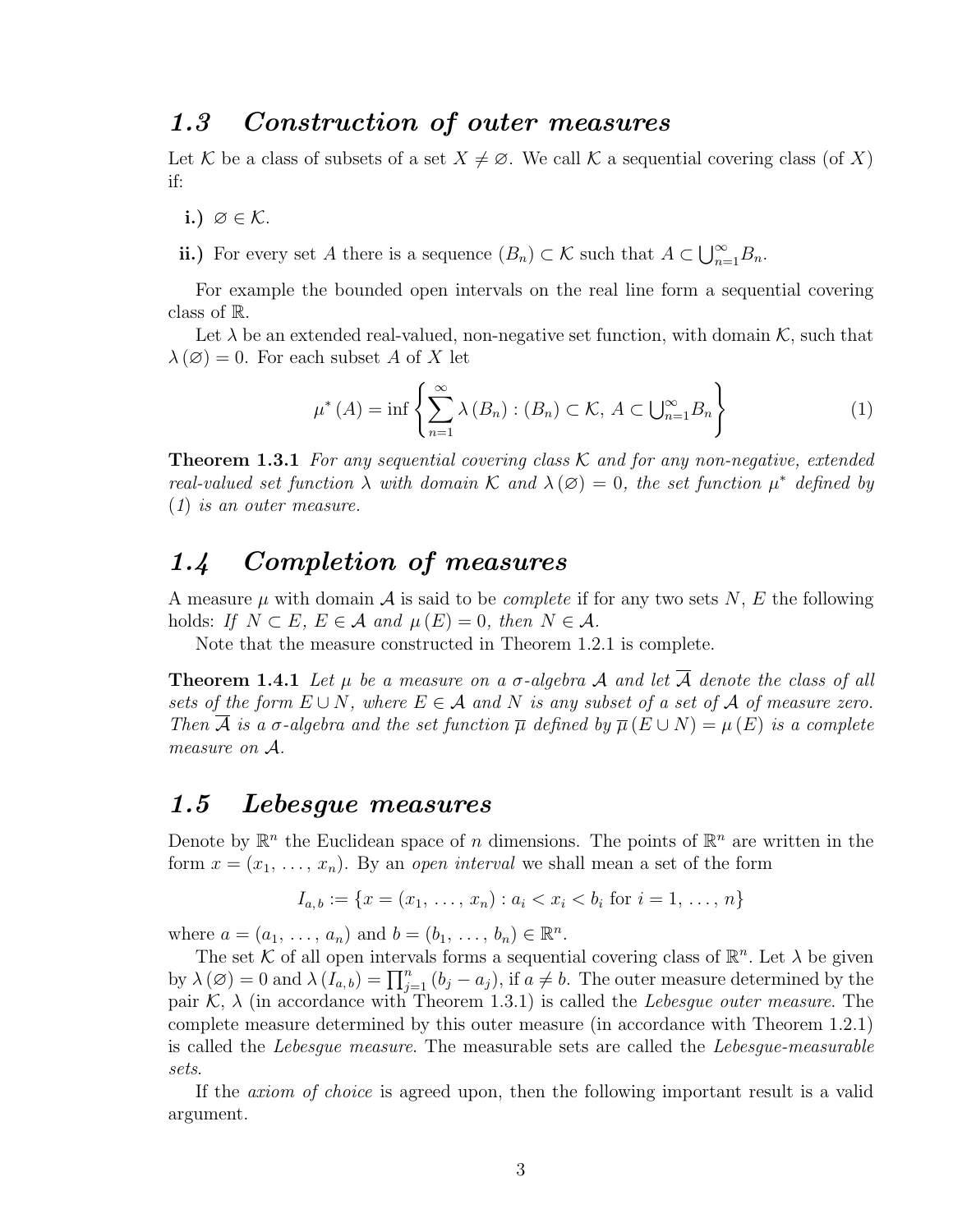## *1.3 Construction of outer measures*

Let $\mathcal{K}$ be a class of subsets of a set $X \neq \varnothing$. We call $\mathcal{K}$ a sequential covering class (of $X$) if:

**i.)** $\varnothing \in \mathcal{K}$.

**ii.)** For every set $A$ there is a sequence $(B_n) \subset \mathcal{K}$ such that $A \subset \bigcup_{n=1}^{\infty} B_n$.

For example the bounded open intervals on the real line form a sequential covering class of $\mathbb{R}$.

Let $\lambda$ be an extended real-valued, non-negative set function, with domain $\mathcal{K}$, such that $\lambda(\varnothing) = 0$. For each subset $A$ of $X$ let

$$\mu^*(A) = \inf \left\{ \sum_{n=1}^{\infty} \lambda(B_n) : (B_n) \subset \mathcal{K},\ A \subset \bigcup_{n=1}^{\infty} B_n \right\} \tag{1}$$

**Theorem 1.3.1** *For any sequential covering class $\mathcal{K}$ and for any non-negative, extended real-valued set function $\lambda$ with domain $\mathcal{K}$ and $\lambda(\varnothing) = 0$, the set function $\mu^*$ defined by (1) is an outer measure.*

## *1.4 Completion of measures*

A measure $\mu$ with domain $\mathcal{A}$ is said to be *complete* if for any two sets $N$, $E$ the following holds: *If $N \subset E$, $E \in \mathcal{A}$ and $\mu(E) = 0$, then $N \in \mathcal{A}$.*

Note that the measure constructed in Theorem 1.2.1 is complete.

**Theorem 1.4.1** *Let $\mu$ be a measure on a $\sigma$-algebra $\mathcal{A}$ and let $\overline{\mathcal{A}}$ denote the class of all sets of the form $E \cup N$, where $E \in \mathcal{A}$ and $N$ is any subset of a set of $\mathcal{A}$ of measure zero. Then $\overline{\mathcal{A}}$ is a $\sigma$-algebra and the set function $\overline{\mu}$ defined by $\overline{\mu}(E \cup N) = \mu(E)$ is a complete measure on $\mathcal{A}$.*

## *1.5 Lebesgue measures*

Denote by $\mathbb{R}^n$ the Euclidean space of $n$ dimensions. The points of $\mathbb{R}^n$ are written in the form $x = (x_1, \ldots, x_n)$. By an *open interval* we shall mean a set of the form

$$I_{a,b} := \{x = (x_1, \ldots, x_n) : a_i < x_i < b_i \text{ for } i = 1, \ldots, n\}$$

where $a = (a_1, \ldots, a_n)$ and $b = (b_1, \ldots, b_n) \in \mathbb{R}^n$.

The set $\mathcal{K}$ of all open intervals forms a sequential covering class of $\mathbb{R}^n$. Let $\lambda$ be given by $\lambda(\varnothing) = 0$ and $\lambda(I_{a,b}) = \prod_{j=1}^{n} (b_j - a_j)$, if $a \neq b$. The outer measure determined by the pair $\mathcal{K}$, $\lambda$ (in accordance with Theorem 1.3.1) is called the *Lebesgue outer measure*. The complete measure determined by this outer measure (in accordance with Theorem 1.2.1) is called the *Lebesgue measure*. The measurable sets are called the *Lebesgue-measurable sets*.

If the *axiom of choice* is agreed upon, then the following important result is a valid argument.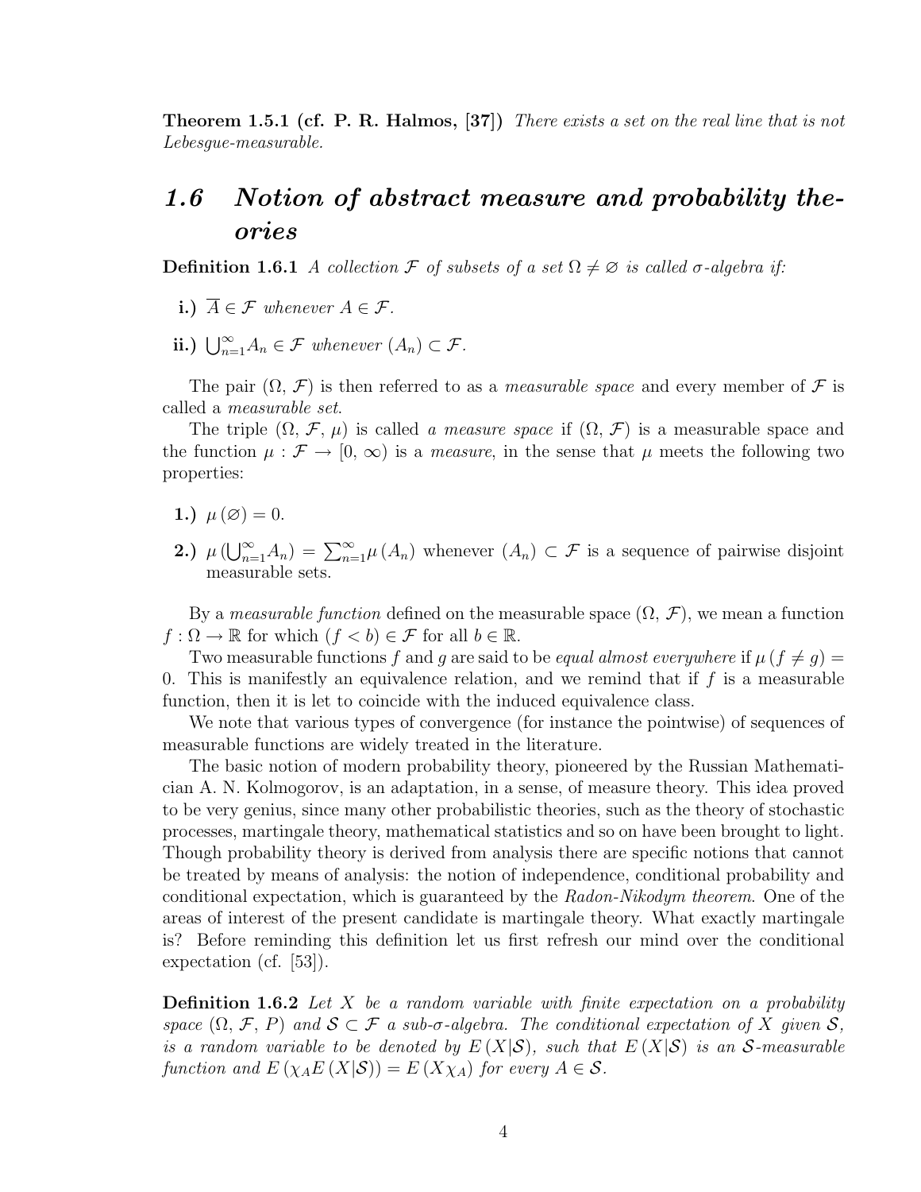**Theorem 1.5.1 (cf. P. R. Halmos, [37])** *There exists a set on the real line that is not Lebesgue-measurable.*

## *1.6 Notion of abstract measure and probability theories*

**Definition 1.6.1** *A collection $\mathcal{F}$ of subsets of a set $\Omega \neq \varnothing$ is called $\sigma$-algebra if:*

- **i.)** $\overline{A} \in \mathcal{F}$ *whenever* $A \in \mathcal{F}$.
- **ii.)** $\bigcup_{n=1}^{\infty} A_n \in \mathcal{F}$ *whenever* $(A_n) \subset \mathcal{F}$.

The pair $(\Omega, \mathcal{F})$ is then referred to as a *measurable space* and every member of $\mathcal{F}$ is called a *measurable set*.

The triple $(\Omega, \mathcal{F}, \mu)$ is called *a measure space* if $(\Omega, \mathcal{F})$ is a measurable space and the function $\mu : \mathcal{F} \to [0, \infty)$ is a *measure*, in the sense that $\mu$ meets the following two properties:

- **1.)** $\mu(\varnothing) = 0$.
- **2.)** $\mu\left(\bigcup_{n=1}^{\infty} A_n\right) = \sum_{n=1}^{\infty} \mu(A_n)$ whenever $(A_n) \subset \mathcal{F}$ is a sequence of pairwise disjoint measurable sets.

By a *measurable function* defined on the measurable space $(\Omega, \mathcal{F})$, we mean a function $f : \Omega \to \mathbb{R}$ for which $(f < b) \in \mathcal{F}$ for all $b \in \mathbb{R}$.

Two measurable functions $f$ and $g$ are said to be *equal almost everywhere* if $\mu(f \neq g) = 0$. This is manifestly an equivalence relation, and we remind that if $f$ is a measurable function, then it is let to coincide with the induced equivalence class.

We note that various types of convergence (for instance the pointwise) of sequences of measurable functions are widely treated in the literature.

The basic notion of modern probability theory, pioneered by the Russian Mathematician A. N. Kolmogorov, is an adaptation, in a sense, of measure theory. This idea proved to be very genius, since many other probabilistic theories, such as the theory of stochastic processes, martingale theory, mathematical statistics and so on have been brought to light. Though probability theory is derived from analysis there are specific notions that cannot be treated by means of analysis: the notion of independence, conditional probability and conditional expectation, which is guaranteed by the *Radon-Nikodym theorem*. One of the areas of interest of the present candidate is martingale theory. What exactly martingale is? Before reminding this definition let us first refresh our mind over the conditional expectation (cf. [53]).

**Definition 1.6.2** *Let $X$ be a random variable with finite expectation on a probability space $(\Omega, \mathcal{F}, P)$ and $\mathcal{S} \subset \mathcal{F}$ a sub-$\sigma$-algebra. The conditional expectation of $X$ given $\mathcal{S}$, is a random variable to be denoted by $E(X|\mathcal{S})$, such that $E(X|\mathcal{S})$ is an $\mathcal{S}$-measurable function and $E(\chi_A E(X|\mathcal{S})) = E(X\chi_A)$ for every $A \in \mathcal{S}$.*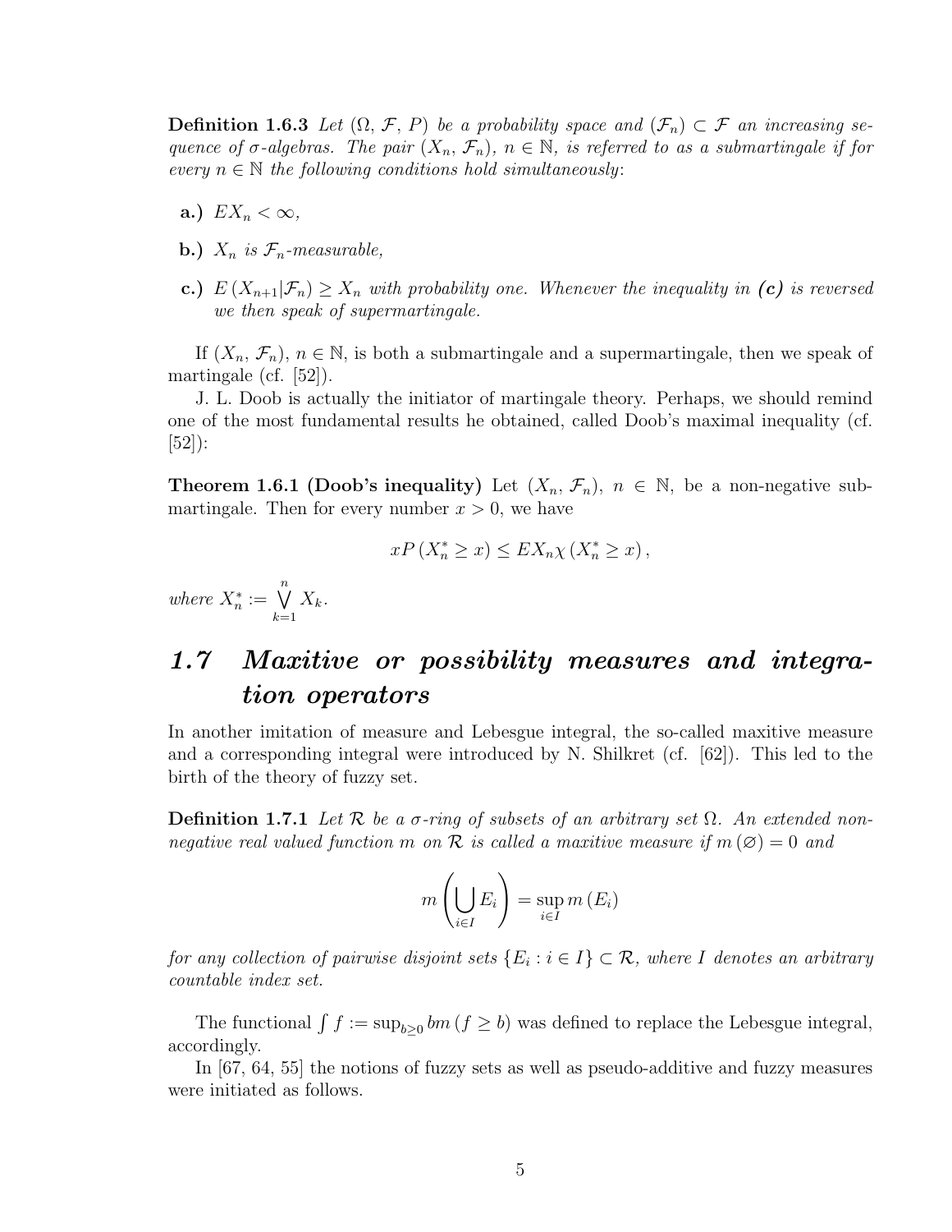**Definition 1.6.3** *Let $(\Omega, \mathcal{F}, P)$ be a probability space and $(\mathcal{F}_n) \subset \mathcal{F}$ an increasing sequence of $\sigma$-algebras. The pair $(X_n, \mathcal{F}_n)$, $n \in \mathbb{N}$, is referred to as a submartingale if for every $n \in \mathbb{N}$ the following conditions hold simultaneously*:

- **a.)** $EX_n < \infty$,
- **b.)** *$X_n$ is $\mathcal{F}_n$-measurable,*
- **c.)** *$E(X_{n+1}|\mathcal{F}_n) \geq X_n$ with probability one. Whenever the inequality in **(c)** is reversed we then speak of supermartingale.*

If $(X_n, \mathcal{F}_n)$, $n \in \mathbb{N}$, is both a submartingale and a supermartingale, then we speak of martingale (cf. [52]).

J. L. Doob is actually the initiator of martingale theory. Perhaps, we should remind one of the most fundamental results he obtained, called Doob's maximal inequality (cf. [52]):

**Theorem 1.6.1 (Doob's inequality)** Let $(X_n, \mathcal{F}_n)$, $n \in \mathbb{N}$, be a non-negative submartingale. Then for every number $x > 0$, we have

$$xP(X_n^* \geq x) \leq EX_n\chi(X_n^* \geq x),$$

*where* $X_n^* := \bigvee_{k=1}^{n} X_k$.

## *1.7 Maxitive or possibility measures and integration operators*

In another imitation of measure and Lebesgue integral, the so-called maxitive measure and a corresponding integral were introduced by N. Shilkret (cf. [62]). This led to the birth of the theory of fuzzy set.

**Definition 1.7.1** *Let $\mathcal{R}$ be a $\sigma$-ring of subsets of an arbitrary set $\Omega$. An extended non-negative real valued function $m$ on $\mathcal{R}$ is called a maxitive measure if $m(\varnothing) = 0$ and*

$$m\left(\bigcup_{i \in I} E_i\right) = \sup_{i \in I} m(E_i)$$

*for any collection of pairwise disjoint sets $\{E_i : i \in I\} \subset \mathcal{R}$, where $I$ denotes an arbitrary countable index set.*

The functional $\int f := \sup_{b \geq 0} bm(f \geq b)$ was defined to replace the Lebesgue integral, accordingly.

In [67, 64, 55] the notions of fuzzy sets as well as pseudo-additive and fuzzy measures were initiated as follows.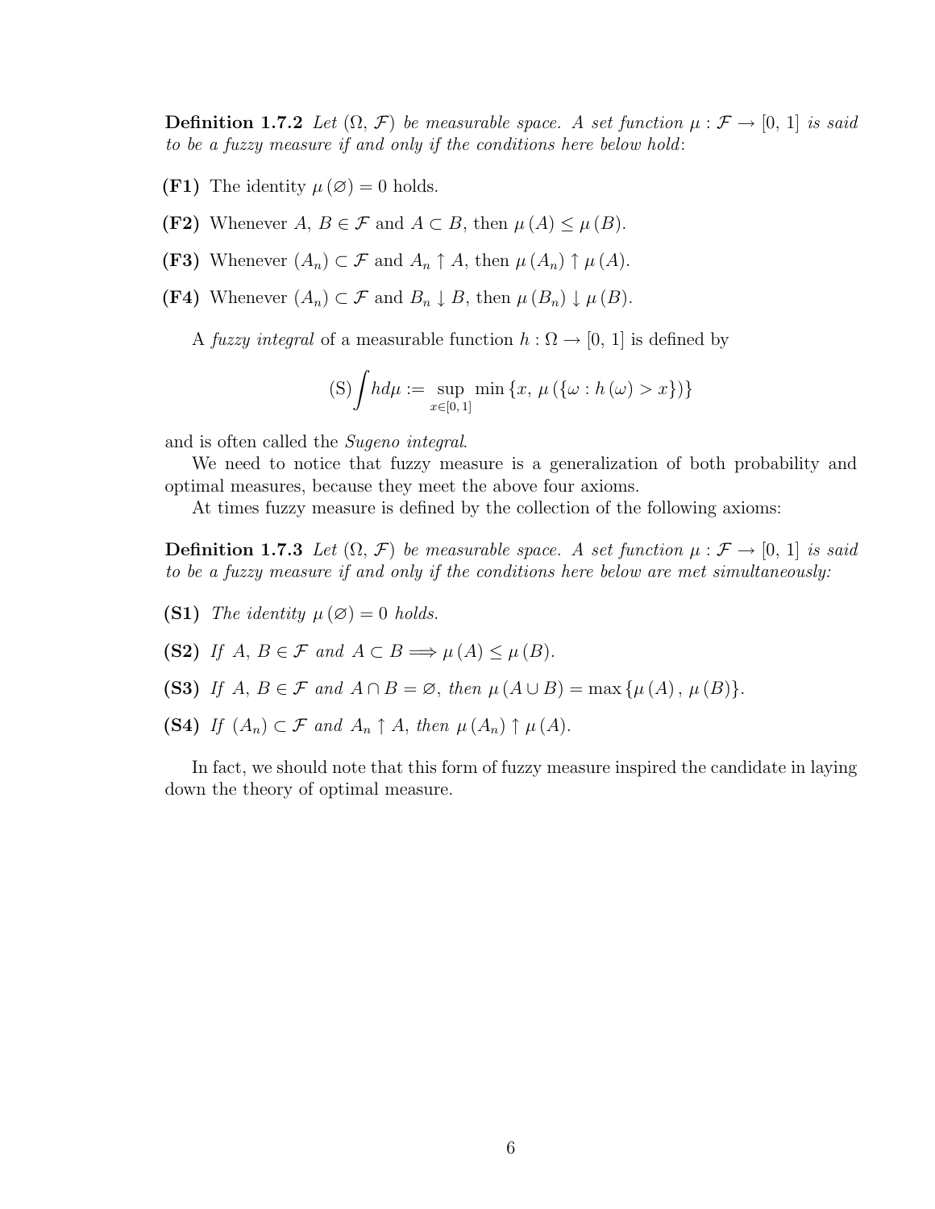**Definition 1.7.2** *Let $(\Omega, \mathcal{F})$ be measurable space. A set function $\mu : \mathcal{F} \to [0, 1]$ is said to be a fuzzy measure if and only if the conditions here below hold*:

**(F1)** The identity $\mu(\varnothing) = 0$ holds.

**(F2)** Whenever $A, B \in \mathcal{F}$ and $A \subset B$, then $\mu(A) \leq \mu(B)$.

**(F3)** Whenever $(A_n) \subset \mathcal{F}$ and $A_n \uparrow A$, then $\mu(A_n) \uparrow \mu(A)$.

**(F4)** Whenever $(A_n) \subset \mathcal{F}$ and $B_n \downarrow B$, then $\mu(B_n) \downarrow \mu(B)$.

A *fuzzy integral* of a measurable function $h : \Omega \to [0, 1]$ is defined by

$$(\mathrm{S})\int h d\mu := \sup_{x \in [0, 1]} \min\{x, \mu(\{\omega : h(\omega) > x\})\}$$

and is often called the *Sugeno integral*.

We need to notice that fuzzy measure is a generalization of both probability and optimal measures, because they meet the above four axioms.

At times fuzzy measure is defined by the collection of the following axioms:

**Definition 1.7.3** *Let $(\Omega, \mathcal{F})$ be measurable space. A set function $\mu : \mathcal{F} \to [0, 1]$ is said to be a fuzzy measure if and only if the conditions here below are met simultaneously:*

**(S1)** *The identity $\mu(\varnothing) = 0$ holds.*

**(S2)** *If $A, B \in \mathcal{F}$ and $A \subset B \Longrightarrow \mu(A) \leq \mu(B)$.*

**(S3)** *If $A, B \in \mathcal{F}$ and $A \cap B = \varnothing$, then $\mu(A \cup B) = \max\{\mu(A), \mu(B)\}$.*

**(S4)** *If $(A_n) \subset \mathcal{F}$ and $A_n \uparrow A$, then $\mu(A_n) \uparrow \mu(A)$.*

In fact, we should note that this form of fuzzy measure inspired the candidate in laying down the theory of optimal measure.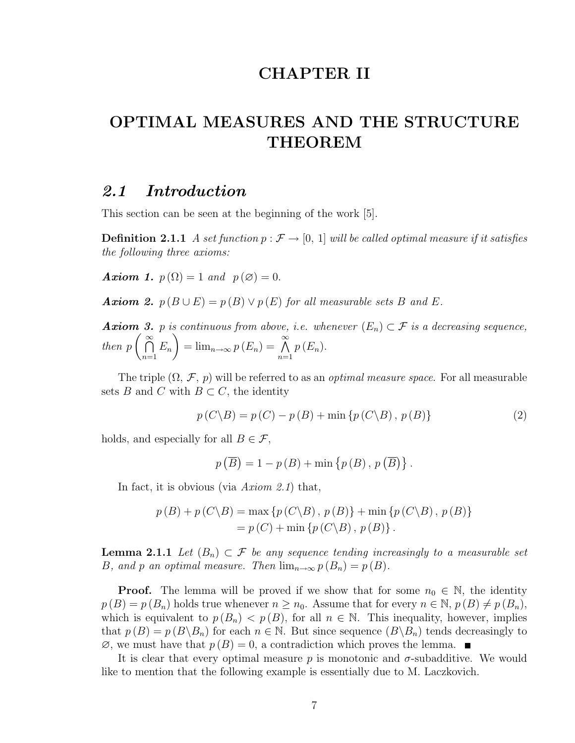# CHAPTER II

# OPTIMAL MEASURES AND THE STRUCTURE THEOREM

## *2.1 Introduction*

This section can be seen at the beginning of the work [5].

**Definition 2.1.1** *A set function* $p : \mathcal{F} \to [0,\, 1]$ *will be called optimal measure if it satisfies the following three axioms:*

***Axiom 1.*** $p(\Omega) = 1$ *and* $p(\varnothing) = 0$.

***Axiom 2.*** $p(B \cup E) = p(B) \vee p(E)$ *for all measurable sets* $B$ *and* $E$.

***Axiom 3.*** $p$ *is continuous from above, i.e. whenever* $(E_n) \subset \mathcal{F}$ *is a decreasing sequence, then* $p\left(\bigcap_{n=1}^{\infty} E_n\right) = \lim_{n\to\infty} p(E_n) = \bigwedge_{n=1}^{\infty} p(E_n)$.

The triple $(\Omega,\, \mathcal{F},\, p)$ will be referred to as an *optimal measure space*. For all measurable sets $B$ and $C$ with $B \subset C$, the identity

$$p(C \backslash B) = p(C) - p(B) + \min\{p(C \backslash B),\, p(B)\} \tag{2}$$

holds, and especially for all $B \in \mathcal{F}$,

$$p\left(\overline{B}\right) = 1 - p(B) + \min\left\{p(B),\, p\left(\overline{B}\right)\right\}.$$

In fact, it is obvious (via *Axiom 2.1*) that,

$$\begin{aligned} p(B) + p(C \backslash B) &= \max\{p(C \backslash B),\, p(B)\} + \min\{p(C \backslash B),\, p(B)\} \\ &= p(C) + \min\{p(C \backslash B),\, p(B)\}. \end{aligned}$$

**Lemma 2.1.1** *Let* $(B_n) \subset \mathcal{F}$ *be any sequence tending increasingly to a measurable set* $B$*, and* $p$ *an optimal measure. Then* $\lim_{n\to\infty} p(B_n) = p(B)$.

**Proof.** The lemma will be proved if we show that for some $n_0 \in \mathbb{N}$, the identity $p(B) = p(B_n)$ holds true whenever $n \geq n_0$. Assume that for every $n \in \mathbb{N}$, $p(B) \neq p(B_n)$, which is equivalent to $p(B_n) < p(B)$, for all $n \in \mathbb{N}$. This inequality, however, implies that $p(B) = p(B \backslash B_n)$ for each $n \in \mathbb{N}$. But since sequence $(B \backslash B_n)$ tends decreasingly to $\varnothing$, we must have that $p(B) = 0$, a contradiction which proves the lemma. ■

It is clear that every optimal measure $p$ is monotonic and $\sigma$-subadditive. We would like to mention that the following example is essentially due to M. Laczkovich.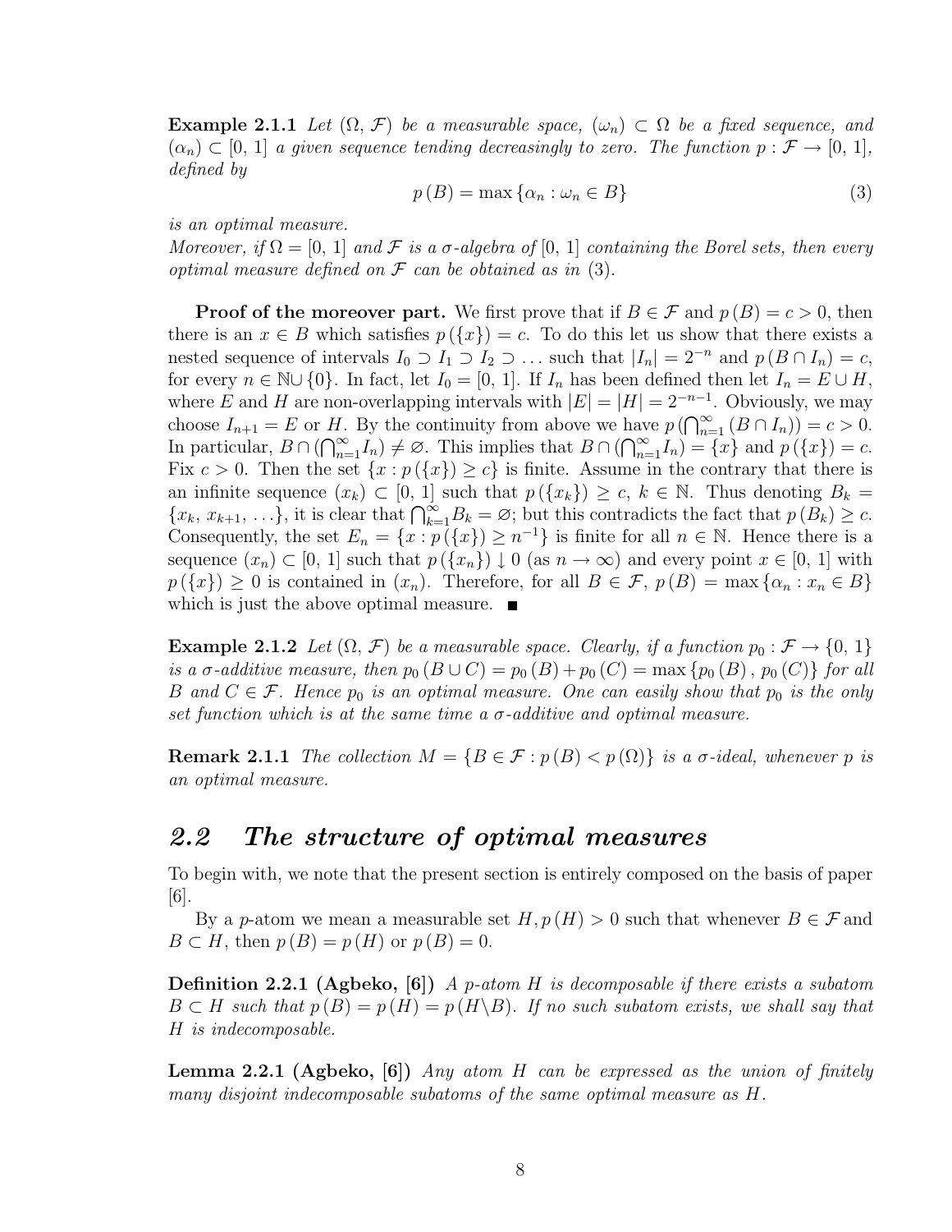**Example 2.1.1** *Let $(\Omega, \mathcal{F})$ be a measurable space, $(\omega_n) \subset \Omega$ be a fixed sequence, and $(\alpha_n) \subset [0, 1]$ a given sequence tending decreasingly to zero. The function $p : \mathcal{F} \to [0, 1]$, defined by*

$$p(B) = \max\{\alpha_n : \omega_n \in B\} \tag{3}$$

*is an optimal measure.*
*Moreover, if $\Omega = [0, 1]$ and $\mathcal{F}$ is a $\sigma$-algebra of $[0, 1]$ containing the Borel sets, then every optimal measure defined on $\mathcal{F}$ can be obtained as in (3).*

**Proof of the moreover part.** We first prove that if $B \in \mathcal{F}$ and $p(B) = c > 0$, then there is an $x \in B$ which satisfies $p(\{x\}) = c$. To do this let us show that there exists a nested sequence of intervals $I_0 \supset I_1 \supset I_2 \supset \ldots$ such that $|I_n| = 2^{-n}$ and $p(B \cap I_n) = c$, for every $n \in \mathbb{N} \cup \{0\}$. In fact, let $I_0 = [0, 1]$. If $I_n$ has been defined then let $I_n = E \cup H$, where $E$ and $H$ are non-overlapping intervals with $|E| = |H| = 2^{-n-1}$. Obviously, we may choose $I_{n+1} = E$ or $H$. By the continuity from above we have $p\left(\bigcap_{n=1}^{\infty}(B \cap I_n)\right) = c > 0$. In particular, $B \cap \left(\bigcap_{n=1}^{\infty} I_n\right) \neq \varnothing$. This implies that $B \cap \left(\bigcap_{n=1}^{\infty} I_n\right) = \{x\}$ and $p(\{x\}) = c$. Fix $c > 0$. Then the set $\{x : p(\{x\}) \geq c\}$ is finite. Assume in the contrary that there is an infinite sequence $(x_k) \subset [0, 1]$ such that $p(\{x_k\}) \geq c$, $k \in \mathbb{N}$. Thus denoting $B_k = \{x_k, x_{k+1}, \ldots\}$, it is clear that $\bigcap_{k=1}^{\infty} B_k = \varnothing$; but this contradicts the fact that $p(B_k) \geq c$. Consequently, the set $E_n = \{x : p(\{x\}) \geq n^{-1}\}$ is finite for all $n \in \mathbb{N}$. Hence there is a sequence $(x_n) \subset [0, 1]$ such that $p(\{x_n\}) \downarrow 0$ (as $n \to \infty$) and every point $x \in [0, 1]$ with $p(\{x\}) \geq 0$ is contained in $(x_n)$. Therefore, for all $B \in \mathcal{F}$, $p(B) = \max\{\alpha_n : x_n \in B\}$ which is just the above optimal measure. ∎

**Example 2.1.2** *Let $(\Omega, \mathcal{F})$ be a measurable space. Clearly, if a function $p_0 : \mathcal{F} \to \{0, 1\}$ is a $\sigma$-additive measure, then $p_0(B \cup C) = p_0(B) + p_0(C) = \max\{p_0(B), p_0(C)\}$ for all $B$ and $C \in \mathcal{F}$. Hence $p_0$ is an optimal measure. One can easily show that $p_0$ is the only set function which is at the same time a $\sigma$-additive and optimal measure.*

**Remark 2.1.1** *The collection $M = \{B \in \mathcal{F} : p(B) < p(\Omega)\}$ is a $\sigma$-ideal, whenever $p$ is an optimal measure.*

## *2.2 The structure of optimal measures*

To begin with, we note that the present section is entirely composed on the basis of paper [6].

By a $p$-atom we mean a measurable set $H, p(H) > 0$ such that whenever $B \in \mathcal{F}$ and $B \subset H$, then $p(B) = p(H)$ or $p(B) = 0$.

**Definition 2.2.1 (Agbeko, [6])** *A $p$-atom $H$ is decomposable if there exists a subatom $B \subset H$ such that $p(B) = p(H) = p(H \backslash B)$. If no such subatom exists, we shall say that $H$ is indecomposable.*

**Lemma 2.2.1 (Agbeko, [6])** *Any atom $H$ can be expressed as the union of finitely many disjoint indecomposable subatoms of the same optimal measure as $H$.*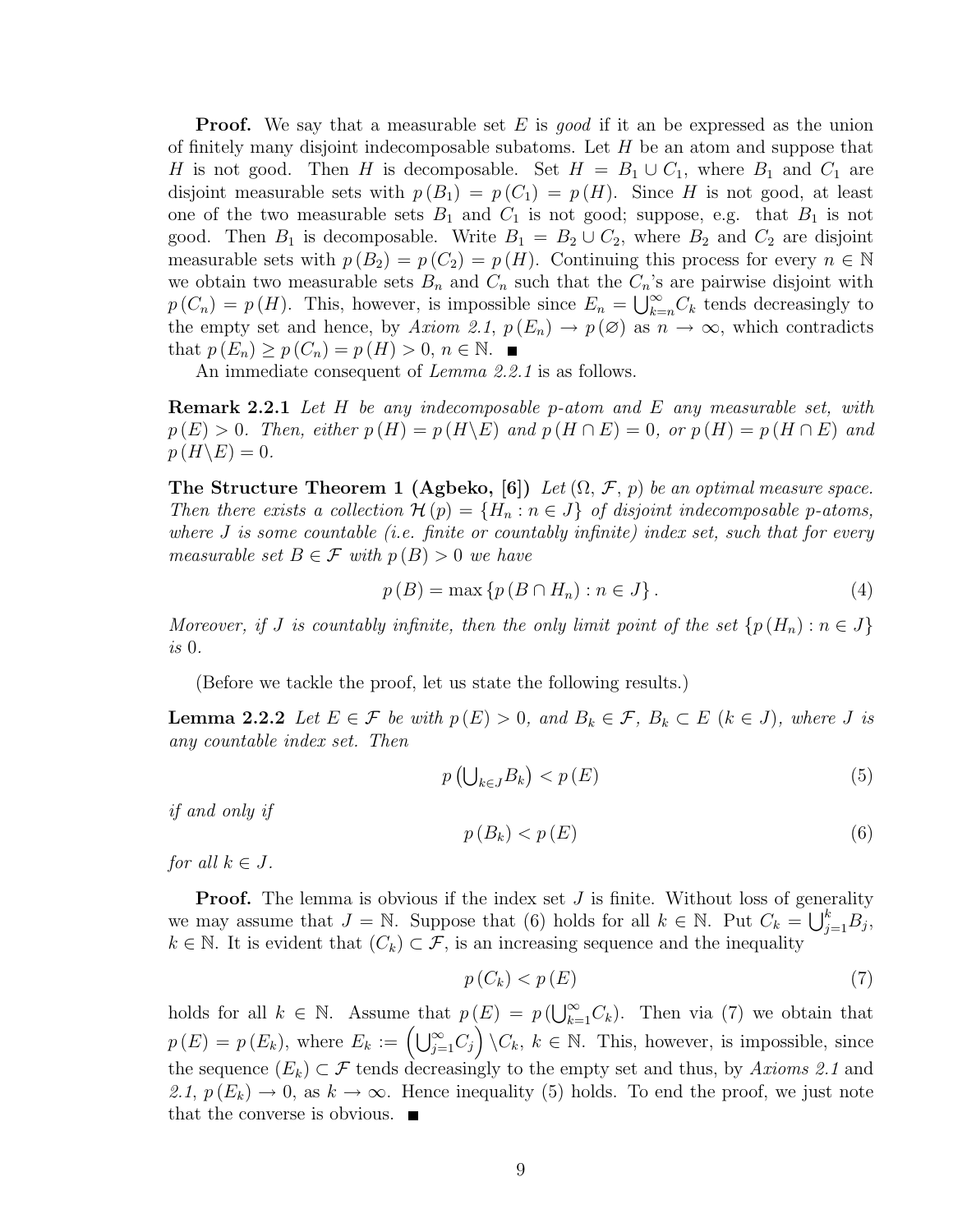**Proof.** We say that a measurable set $E$ is *good* if it an be expressed as the union of finitely many disjoint indecomposable subatoms. Let $H$ be an atom and suppose that $H$ is not good. Then $H$ is decomposable. Set $H = B_1 \cup C_1$, where $B_1$ and $C_1$ are disjoint measurable sets with $p(B_1) = p(C_1) = p(H)$. Since $H$ is not good, at least one of the two measurable sets $B_1$ and $C_1$ is not good; suppose, e.g. that $B_1$ is not good. Then $B_1$ is decomposable. Write $B_1 = B_2 \cup C_2$, where $B_2$ and $C_2$ are disjoint measurable sets with $p(B_2) = p(C_2) = p(H)$. Continuing this process for every $n \in \mathbb{N}$ we obtain two measurable sets $B_n$ and $C_n$ such that the $C_n$'s are pairwise disjoint with $p(C_n) = p(H)$. This, however, is impossible since $E_n = \bigcup_{k=n}^{\infty} C_k$ tends decreasingly to the empty set and hence, by *Axiom 2.1*, $p(E_n) \to p(\varnothing)$ as $n \to \infty$, which contradicts that $p(E_n) \geq p(C_n) = p(H) > 0$, $n \in \mathbb{N}$. ■

An immediate consequent of *Lemma 2.2.1* is as follows.

**Remark 2.2.1** *Let $H$ be any indecomposable $p$-atom and $E$ any measurable set, with $p(E) > 0$. Then, either $p(H) = p(H \backslash E)$ and $p(H \cap E) = 0$, or $p(H) = p(H \cap E)$ and $p(H \backslash E) = 0$.*

**The Structure Theorem 1 (Agbeko, [6])** *Let $(\Omega, \mathcal{F}, p)$ be an optimal measure space. Then there exists a collection $\mathcal{H}(p) = \{H_n : n \in J\}$ of disjoint indecomposable $p$-atoms, where $J$ is some countable (i.e. finite or countably infinite) index set, such that for every measurable set $B \in \mathcal{F}$ with $p(B) > 0$ we have*

$$p(B) = \max\{p(B \cap H_n) : n \in J\}. \tag{4}$$

*Moreover, if $J$ is countably infinite, then the only limit point of the set $\{p(H_n) : n \in J\}$ is $0$.*

(Before we tackle the proof, let us state the following results.)

**Lemma 2.2.2** *Let $E \in \mathcal{F}$ be with $p(E) > 0$, and $B_k \in \mathcal{F}$, $B_k \subset E$ $(k \in J)$, where $J$ is any countable index set. Then*

$$p\left(\textstyle\bigcup_{k \in J} B_k\right) < p(E) \tag{5}$$

*if and only if*

$$p(B_k) < p(E) \tag{6}$$

*for all $k \in J$.*

**Proof.** The lemma is obvious if the index set $J$ is finite. Without loss of generality we may assume that $J = \mathbb{N}$. Suppose that (6) holds for all $k \in \mathbb{N}$. Put $C_k = \bigcup_{j=1}^{k} B_j$, $k \in \mathbb{N}$. It is evident that $(C_k) \subset \mathcal{F}$, is an increasing sequence and the inequality

$$p(C_k) < p(E) \tag{7}$$

holds for all $k \in \mathbb{N}$. Assume that $p(E) = p\left(\bigcup_{k=1}^{\infty} C_k\right)$. Then via (7) we obtain that $p(E) = p(E_k)$, where $E_k := \left(\bigcup_{j=1}^{\infty} C_j\right) \backslash C_k$, $k \in \mathbb{N}$. This, however, is impossible, since the sequence $(E_k) \subset \mathcal{F}$ tends decreasingly to the empty set and thus, by *Axioms 2.1* and *2.1*, $p(E_k) \to 0$, as $k \to \infty$. Hence inequality (5) holds. To end the proof, we just note that the converse is obvious. ■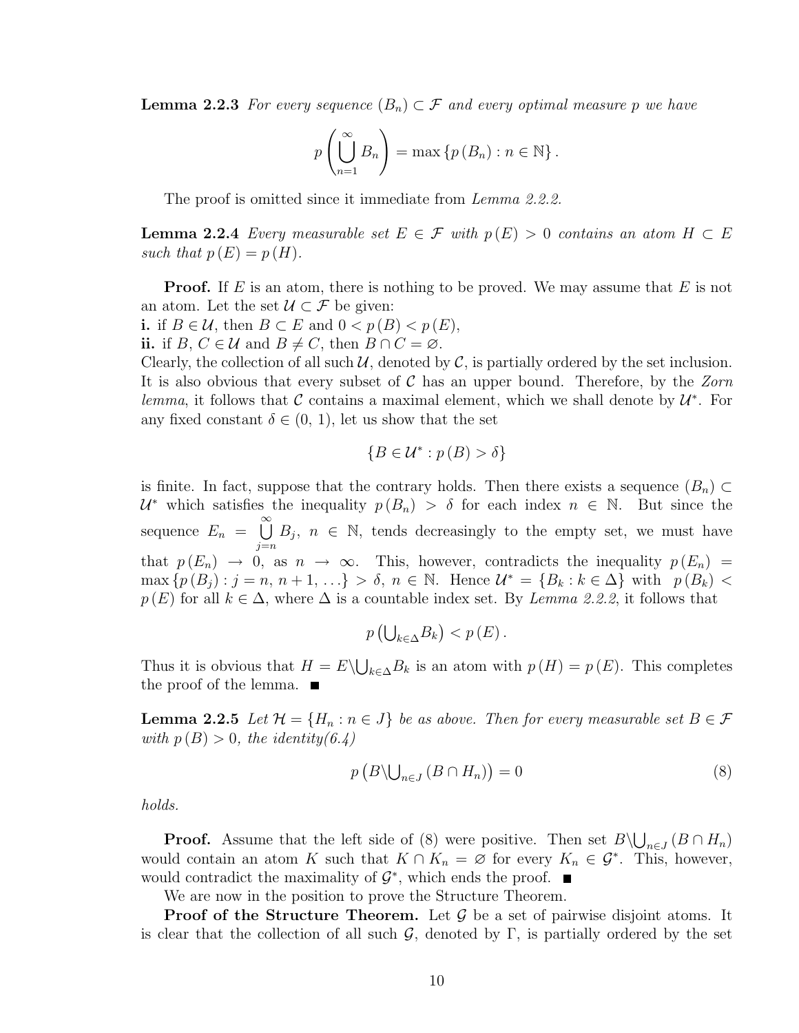**Lemma 2.2.3** *For every sequence $(B_n) \subset \mathcal{F}$ and every optimal measure $p$ we have*

$$p\left(\bigcup_{n=1}^{\infty} B_n\right) = \max\left\{p\left(B_n\right) : n \in \mathbb{N}\right\}.$$

The proof is omitted since it immediate from *Lemma 2.2.2.*

**Lemma 2.2.4** *Every measurable set $E \in \mathcal{F}$ with $p(E) > 0$ contains an atom $H \subset E$ such that $p(E) = p(H)$.*

**Proof.** If $E$ is an atom, there is nothing to be proved. We may assume that $E$ is not an atom. Let the set $\mathcal{U} \subset \mathcal{F}$ be given:
**i.** if $B \in \mathcal{U}$, then $B \subset E$ and $0 < p(B) < p(E)$,
**ii.** if $B, C \in \mathcal{U}$ and $B \neq C$, then $B \cap C = \varnothing$.
Clearly, the collection of all such $\mathcal{U}$, denoted by $\mathcal{C}$, is partially ordered by the set inclusion. It is also obvious that every subset of $\mathcal{C}$ has an upper bound. Therefore, by the *Zorn lemma*, it follows that $\mathcal{C}$ contains a maximal element, which we shall denote by $\mathcal{U}^*$. For any fixed constant $\delta \in (0, 1)$, let us show that the set

$$\{B \in \mathcal{U}^* : p(B) > \delta\}$$

is finite. In fact, suppose that the contrary holds. Then there exists a sequence $(B_n) \subset \mathcal{U}^*$ which satisfies the inequality $p(B_n) > \delta$ for each index $n \in \mathbb{N}$. But since the sequence $E_n = \bigcup_{j=n}^{\infty} B_j$, $n \in \mathbb{N}$, tends decreasingly to the empty set, we must have that $p(E_n) \to 0$, as $n \to \infty$. This, however, contradicts the inequality $p(E_n) = \max\{p(B_j) : j = n, n+1, \ldots\} > \delta$, $n \in \mathbb{N}$. Hence $\mathcal{U}^* = \{B_k : k \in \Delta\}$ with $p(B_k) < p(E)$ for all $k \in \Delta$, where $\Delta$ is a countable index set. By *Lemma 2.2.2*, it follows that

$$p\left(\bigcup_{k\in\Delta} B_k\right) < p(E).$$

Thus it is obvious that $H = E \backslash \bigcup_{k\in\Delta} B_k$ is an atom with $p(H) = p(E)$. This completes the proof of the lemma. ∎

**Lemma 2.2.5** *Let $\mathcal{H} = \{H_n : n \in J\}$ be as above. Then for every measurable set $B \in \mathcal{F}$ with $p(B) > 0$, the identity(6.4)*

$$p\left(B \backslash \bigcup_{n\in J} (B \cap H_n)\right) = 0 \tag{8}$$

*holds.*

**Proof.** Assume that the left side of (8) were positive. Then set $B \backslash \bigcup_{n\in J} (B \cap H_n)$ would contain an atom $K$ such that $K \cap K_n = \varnothing$ for every $K_n \in \mathcal{G}^*$. This, however, would contradict the maximality of $\mathcal{G}^*$, which ends the proof. ∎

We are now in the position to prove the Structure Theorem.

**Proof of the Structure Theorem.** Let $\mathcal{G}$ be a set of pairwise disjoint atoms. It is clear that the collection of all such $\mathcal{G}$, denoted by $\Gamma$, is partially ordered by the set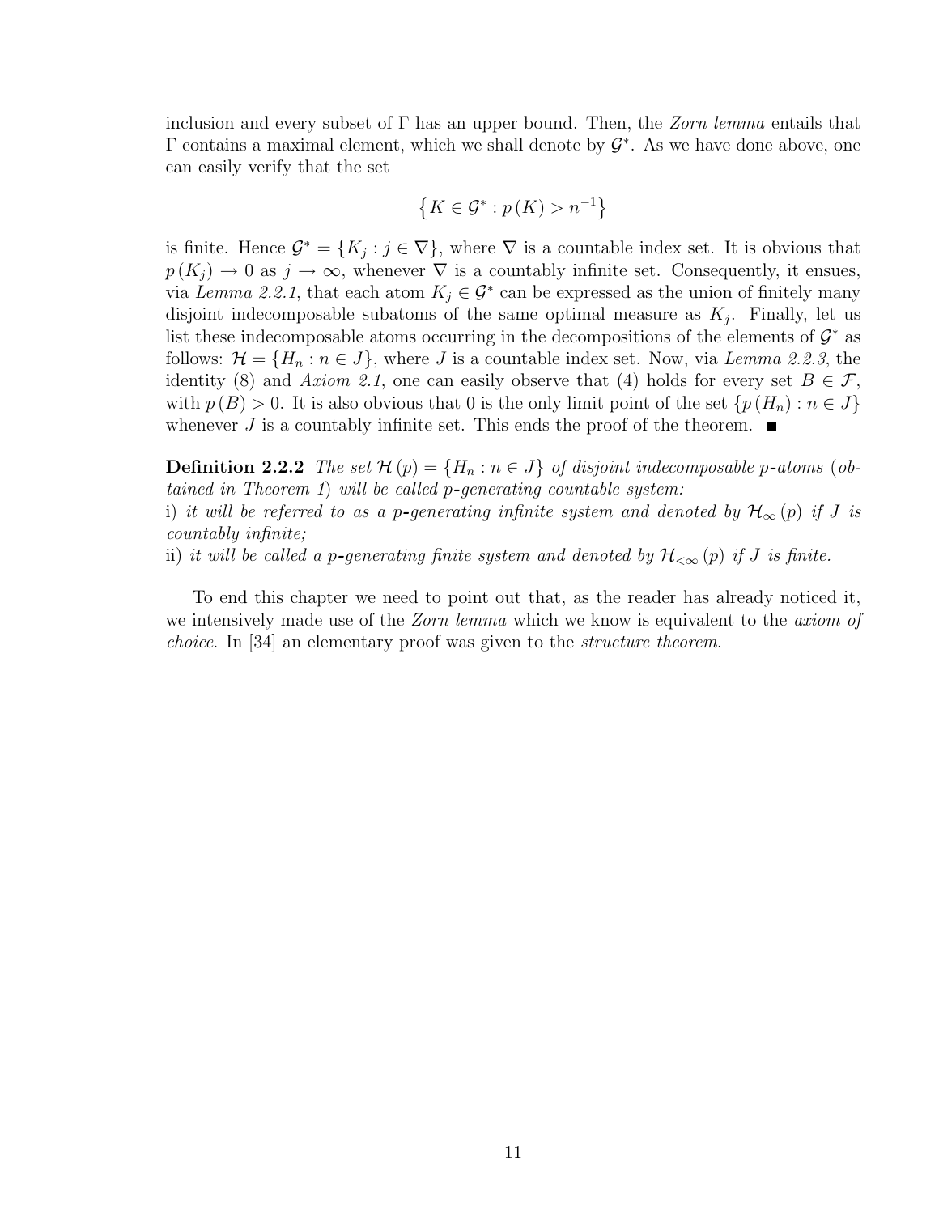inclusion and every subset of $\Gamma$ has an upper bound. Then, the *Zorn lemma* entails that $\Gamma$ contains a maximal element, which we shall denote by $\mathcal{G}^*$. As we have done above, one can easily verify that the set

$$\left\{K \in \mathcal{G}^* : p(K) > n^{-1}\right\}$$

is finite. Hence $\mathcal{G}^* = \{K_j : j \in \nabla\}$, where $\nabla$ is a countable index set. It is obvious that $p(K_j) \to 0$ as $j \to \infty$, whenever $\nabla$ is a countably infinite set. Consequently, it ensues, via *Lemma 2.2.1*, that each atom $K_j \in \mathcal{G}^*$ can be expressed as the union of finitely many disjoint indecomposable subatoms of the same optimal measure as $K_j$. Finally, let us list these indecomposable atoms occurring in the decompositions of the elements of $\mathcal{G}^*$ as follows: $\mathcal{H} = \{H_n : n \in J\}$, where $J$ is a countable index set. Now, via *Lemma 2.2.3*, the identity (8) and *Axiom 2.1*, one can easily observe that (4) holds for every set $B \in \mathcal{F}$, with $p(B) > 0$. It is also obvious that 0 is the only limit point of the set $\{p(H_n) : n \in J\}$ whenever $J$ is a countably infinite set. This ends the proof of the theorem. ■

**Definition 2.2.2** *The set $\mathcal{H}(p) = \{H_n : n \in J\}$ of disjoint indecomposable $p$-atoms (obtained in Theorem 1) will be called $p$-generating countable system:*
i) *it will be referred to as a $p$-generating infinite system and denoted by $\mathcal{H}_\infty(p)$ if $J$ is countably infinite;*
ii) *it will be called a $p$-generating finite system and denoted by $\mathcal{H}_{<\infty}(p)$ if $J$ is finite.*

To end this chapter we need to point out that, as the reader has already noticed it, we intensively made use of the *Zorn lemma* which we know is equivalent to the *axiom of choice*. In [34] an elementary proof was given to the *structure theorem*.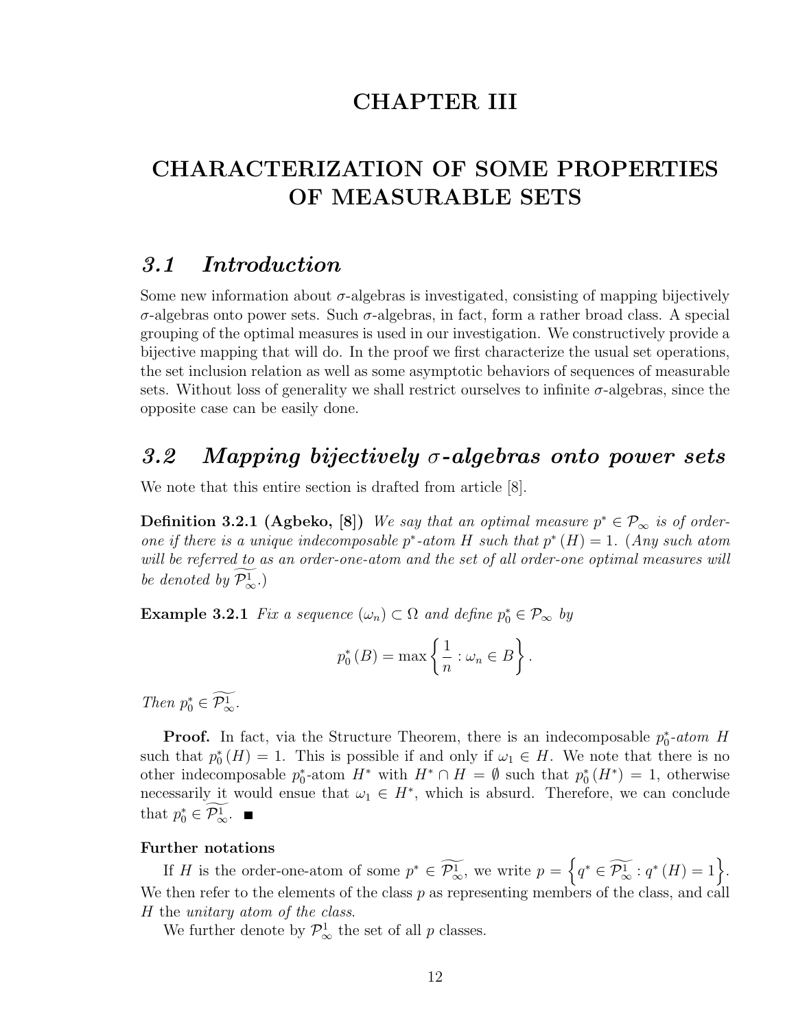# CHAPTER III

# CHARACTERIZATION OF SOME PROPERTIES OF MEASURABLE SETS

## *3.1 Introduction*

Some new information about $\sigma$-algebras is investigated, consisting of mapping bijectively $\sigma$-algebras onto power sets. Such $\sigma$-algebras, in fact, form a rather broad class. A special grouping of the optimal measures is used in our investigation. We constructively provide a bijective mapping that will do. In the proof we first characterize the usual set operations, the set inclusion relation as well as some asymptotic behaviors of sequences of measurable sets. Without loss of generality we shall restrict ourselves to infinite $\sigma$-algebras, since the opposite case can be easily done.

## *3.2 Mapping bijectively $\sigma$-algebras onto power sets*

We note that this entire section is drafted from article [8].

**Definition 3.2.1 (Agbeko, [8])** *We say that an optimal measure $p^* \in \mathcal{P}_\infty$ is of order-one if there is a unique indecomposable $p^*$-atom $H$ such that $p^*(H) = 1$. (Any such atom will be referred to as an order-one-atom and the set of all order-one optimal measures will be denoted by $\widetilde{\mathcal{P}^1_\infty}$.)*

**Example 3.2.1** *Fix a sequence $(\omega_n) \subset \Omega$ and define $p^*_0 \in \mathcal{P}_\infty$ by*

$$p^*_0(B) = \max\left\{\frac{1}{n} : \omega_n \in B\right\}.$$

*Then $p^*_0 \in \widetilde{\mathcal{P}^1_\infty}$.*

**Proof.** In fact, via the Structure Theorem, there is an indecomposable $p^*_0$-*atom* $H$ such that $p^*_0(H) = 1$. This is possible if and only if $\omega_1 \in H$. We note that there is no other indecomposable $p^*_0$-atom $H^*$ with $H^* \cap H = \emptyset$ such that $p^*_0(H^*) = 1$, otherwise necessarily it would ensue that $\omega_1 \in H^*$, which is absurd. Therefore, we can conclude that $p^*_0 \in \widetilde{\mathcal{P}^1_\infty}$. ∎

**Further notations**

If $H$ is the order-one-atom of some $p^* \in \widetilde{\mathcal{P}^1_\infty}$, we write $p = \left\{q^* \in \widetilde{\mathcal{P}^1_\infty} : q^*(H) = 1\right\}$. We then refer to the elements of the class $p$ as representing members of the class, and call $H$ the *unitary atom of the class*.

We further denote by $\mathcal{P}^1_\infty$ the set of all $p$ classes.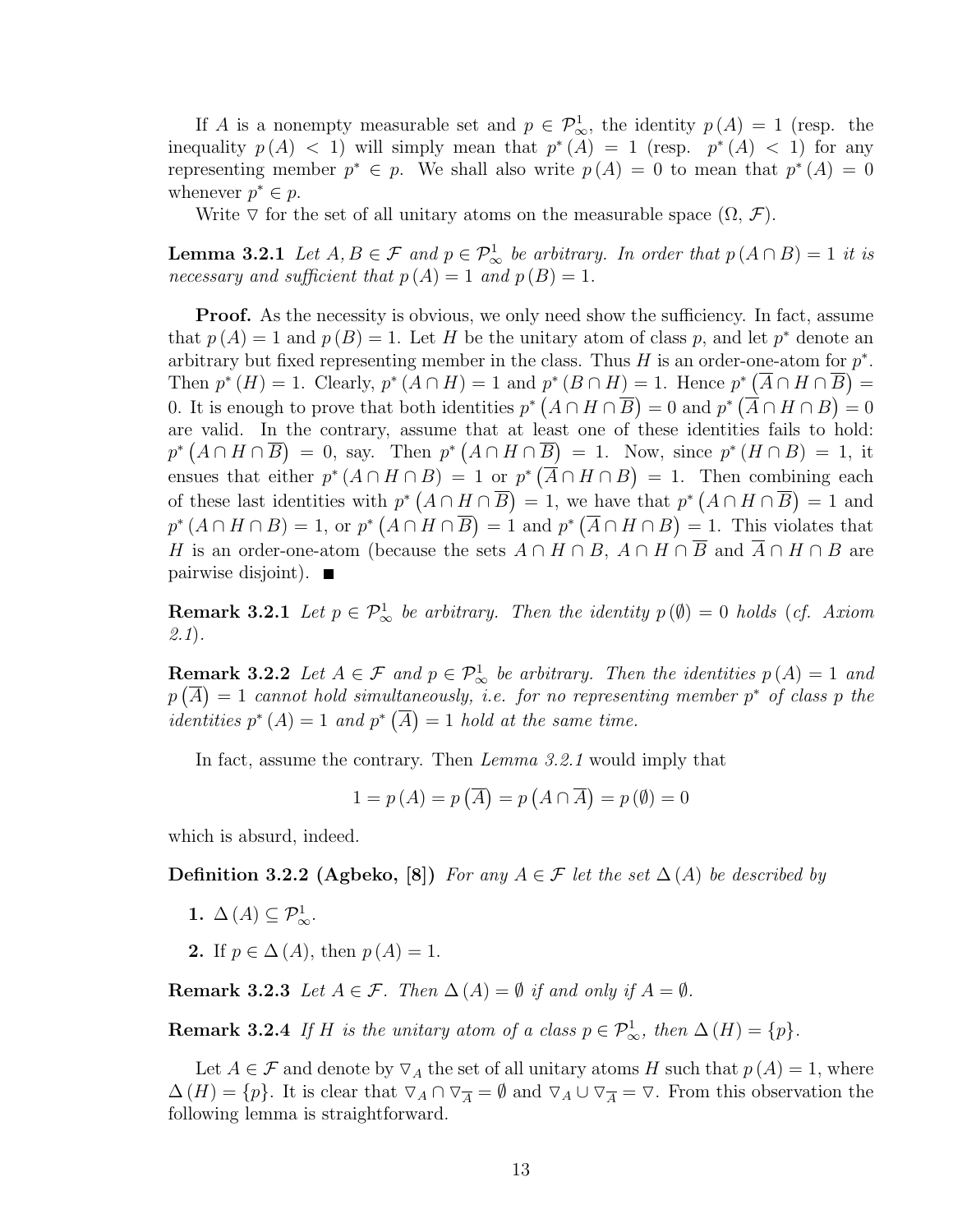If $A$ is a nonempty measurable set and $p \in \mathcal{P}_{\infty}^{1}$, the identity $p(A) = 1$ (resp. the inequality $p(A) < 1$) will simply mean that $p^{*}(A) = 1$ (resp. $p^{*}(A) < 1$) for any representing member $p^{*} \in p$. We shall also write $p(A) = 0$ to mean that $p^{*}(A) = 0$ whenever $p^{*} \in p$.

Write $\triangledown$ for the set of all unitary atoms on the measurable space $(\Omega, \mathcal{F})$.

**Lemma 3.2.1** *Let $A, B \in \mathcal{F}$ and $p \in \mathcal{P}_{\infty}^{1}$ be arbitrary. In order that $p(A \cap B) = 1$ it is necessary and sufficient that $p(A) = 1$ and $p(B) = 1$.*

**Proof.** As the necessity is obvious, we only need show the sufficiency. In fact, assume that $p(A) = 1$ and $p(B) = 1$. Let $H$ be the unitary atom of class $p$, and let $p^{*}$ denote an arbitrary but fixed representing member in the class. Thus $H$ is an order-one-atom for $p^{*}$. Then $p^{*}(H) = 1$. Clearly, $p^{*}(A \cap H) = 1$ and $p^{*}(B \cap H) = 1$. Hence $p^{*}\left(\overline{A} \cap H \cap \overline{B}\right) = 0$. It is enough to prove that both identities $p^{*}\left(A \cap H \cap \overline{B}\right) = 0$ and $p^{*}\left(\overline{A} \cap H \cap B\right) = 0$ are valid. In the contrary, assume that at least one of these identities fails to hold: $p^{*}\left(A \cap H \cap \overline{B}\right) = 0$, say. Then $p^{*}\left(A \cap H \cap \overline{B}\right) = 1$. Now, since $p^{*}(H \cap B) = 1$, it ensues that either $p^{*}(A \cap H \cap B) = 1$ or $p^{*}\left(\overline{A} \cap H \cap B\right) = 1$. Then combining each of these last identities with $p^{*}\left(A \cap H \cap \overline{B}\right) = 1$, we have that $p^{*}\left(A \cap H \cap \overline{B}\right) = 1$ and $p^{*}(A \cap H \cap B) = 1$, or $p^{*}\left(A \cap H \cap \overline{B}\right) = 1$ and $p^{*}\left(\overline{A} \cap H \cap B\right) = 1$. This violates that $H$ is an order-one-atom (because the sets $A \cap H \cap B$, $A \cap H \cap \overline{B}$ and $\overline{A} \cap H \cap B$ are pairwise disjoint). ■

**Remark 3.2.1** *Let $p \in \mathcal{P}_{\infty}^{1}$ be arbitrary. Then the identity $p(\emptyset) = 0$ holds (cf. Axiom 2.1).*

**Remark 3.2.2** *Let $A \in \mathcal{F}$ and $p \in \mathcal{P}_{\infty}^{1}$ be arbitrary. Then the identities $p(A) = 1$ and $p\left(\overline{A}\right) = 1$ cannot hold simultaneously, i.e. for no representing member $p^{*}$ of class $p$ the identities $p^{*}(A) = 1$ and $p^{*}\left(\overline{A}\right) = 1$ hold at the same time.*

In fact, assume the contrary. Then *Lemma 3.2.1* would imply that

$$1 = p(A) = p\left(\overline{A}\right) = p\left(A \cap \overline{A}\right) = p(\emptyset) = 0$$

which is absurd, indeed.

**Definition 3.2.2 (Agbeko, [8])** *For any $A \in \mathcal{F}$ let the set $\Delta(A)$ be described by*

1. $\Delta(A) \subseteq \mathcal{P}_{\infty}^{1}$.
2. If $p \in \Delta(A)$, then $p(A) = 1$.

**Remark 3.2.3** *Let $A \in \mathcal{F}$. Then $\Delta(A) = \emptyset$ if and only if $A = \emptyset$.*

**Remark 3.2.4** *If $H$ is the unitary atom of a class $p \in \mathcal{P}_{\infty}^{1}$, then $\Delta(H) = \{p\}$.*

Let $A \in \mathcal{F}$ and denote by $\triangledown_{A}$ the set of all unitary atoms $H$ such that $p(A) = 1$, where $\Delta(H) = \{p\}$. It is clear that $\triangledown_{A} \cap \triangledown_{\overline{A}} = \emptyset$ and $\triangledown_{A} \cup \triangledown_{\overline{A}} = \triangledown$. From this observation the following lemma is straightforward.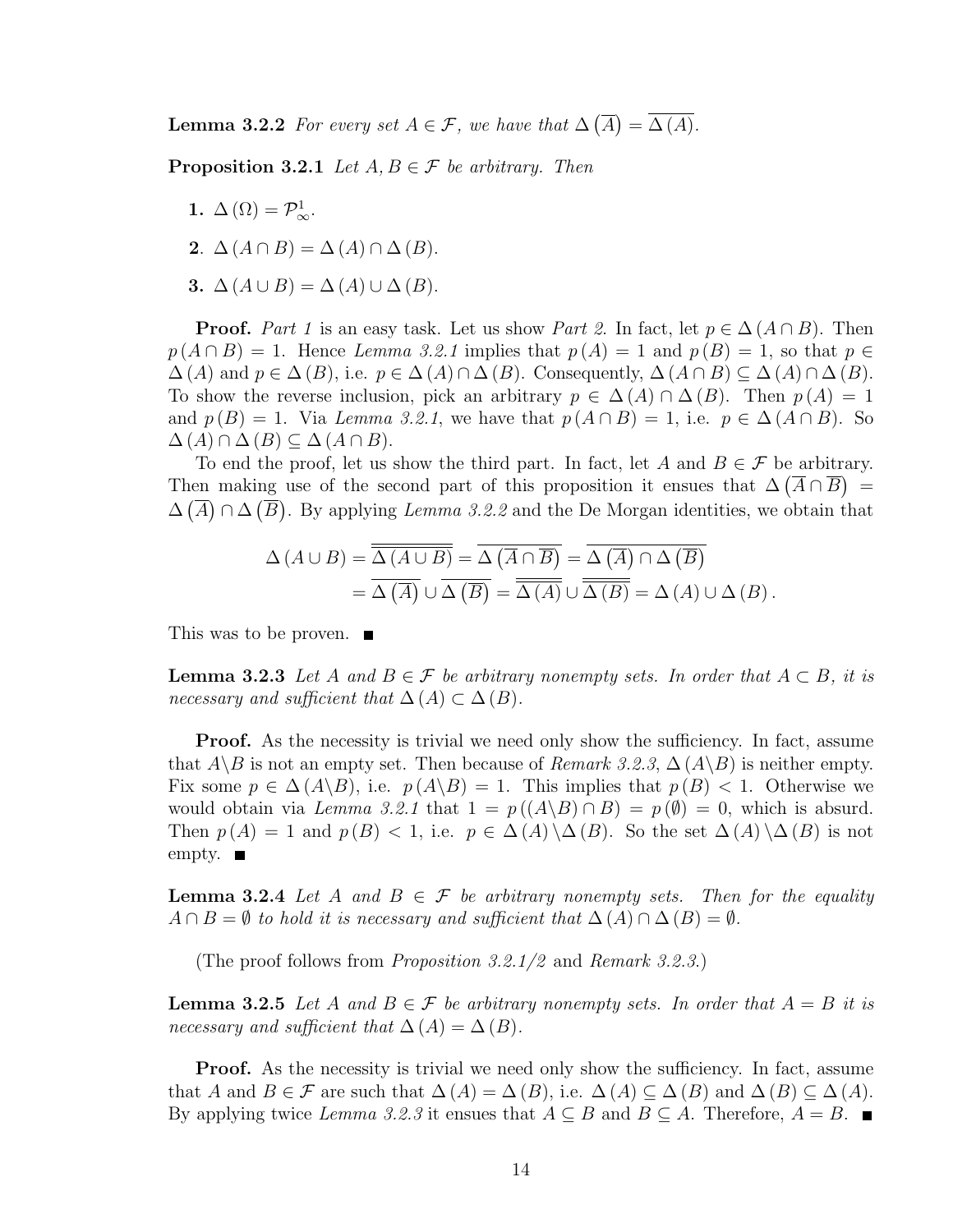**Lemma 3.2.2** *For every set $A \in \mathcal{F}$, we have that $\Delta\left(\overline{A}\right) = \overline{\Delta(A)}$.*

**Proposition 3.2.1** *Let $A, B \in \mathcal{F}$ be arbitrary. Then*

1. $\Delta(\Omega) = \mathcal{P}^1_\infty$.
2. $\Delta(A \cap B) = \Delta(A) \cap \Delta(B)$.
3. $\Delta(A \cup B) = \Delta(A) \cup \Delta(B)$.

**Proof.** *Part 1* is an easy task. Let us show *Part 2*. In fact, let $p \in \Delta(A \cap B)$. Then $p(A \cap B) = 1$. Hence *Lemma 3.2.1* implies that $p(A) = 1$ and $p(B) = 1$, so that $p \in \Delta(A)$ and $p \in \Delta(B)$, i.e. $p \in \Delta(A) \cap \Delta(B)$. Consequently, $\Delta(A \cap B) \subseteq \Delta(A) \cap \Delta(B)$. To show the reverse inclusion, pick an arbitrary $p \in \Delta(A) \cap \Delta(B)$. Then $p(A) = 1$ and $p(B) = 1$. Via *Lemma 3.2.1*, we have that $p(A \cap B) = 1$, i.e. $p \in \Delta(A \cap B)$. So $\Delta(A) \cap \Delta(B) \subseteq \Delta(A \cap B)$.

To end the proof, let us show the third part. In fact, let $A$ and $B \in \mathcal{F}$ be arbitrary. Then making use of the second part of this proposition it ensues that $\Delta\left(\overline{A} \cap \overline{B}\right) = \Delta\left(\overline{A}\right) \cap \Delta\left(\overline{B}\right)$. By applying *Lemma 3.2.2* and the De Morgan identities, we obtain that

$$
\begin{aligned}
\Delta(A \cup B) &= \overline{\overline{\Delta(A \cup B)}} = \overline{\Delta\left(\overline{A} \cap \overline{B}\right)} = \overline{\Delta\left(\overline{A}\right) \cap \Delta\left(\overline{B}\right)} \\
&= \overline{\Delta\left(\overline{A}\right)} \cup \overline{\Delta\left(\overline{B}\right)} = \overline{\overline{\Delta(A)}} \cup \overline{\overline{\Delta(B)}} = \Delta(A) \cup \Delta(B).
\end{aligned}
$$

This was to be proven. ∎

**Lemma 3.2.3** *Let $A$ and $B \in \mathcal{F}$ be arbitrary nonempty sets. In order that $A \subset B$, it is necessary and sufficient that $\Delta(A) \subset \Delta(B)$.*

**Proof.** As the necessity is trivial we need only show the sufficiency. In fact, assume that $A \backslash B$ is not an empty set. Then because of *Remark 3.2.3*, $\Delta(A \backslash B)$ is neither empty. Fix some $p \in \Delta(A \backslash B)$, i.e. $p(A \backslash B) = 1$. This implies that $p(B) < 1$. Otherwise we would obtain via *Lemma 3.2.1* that $1 = p((A \backslash B) \cap B) = p(\emptyset) = 0$, which is absurd. Then $p(A) = 1$ and $p(B) < 1$, i.e. $p \in \Delta(A) \backslash \Delta(B)$. So the set $\Delta(A) \backslash \Delta(B)$ is not empty. ∎

**Lemma 3.2.4** *Let $A$ and $B \in \mathcal{F}$ be arbitrary nonempty sets. Then for the equality $A \cap B = \emptyset$ to hold it is necessary and sufficient that $\Delta(A) \cap \Delta(B) = \emptyset$.*

(The proof follows from *Proposition 3.2.1/2* and *Remark 3.2.3*.)

**Lemma 3.2.5** *Let $A$ and $B \in \mathcal{F}$ be arbitrary nonempty sets. In order that $A = B$ it is necessary and sufficient that $\Delta(A) = \Delta(B)$.*

**Proof.** As the necessity is trivial we need only show the sufficiency. In fact, assume that $A$ and $B \in \mathcal{F}$ are such that $\Delta(A) = \Delta(B)$, i.e. $\Delta(A) \subseteq \Delta(B)$ and $\Delta(B) \subseteq \Delta(A)$. By applying twice *Lemma 3.2.3* it ensues that $A \subseteq B$ and $B \subseteq A$. Therefore, $A = B$. ∎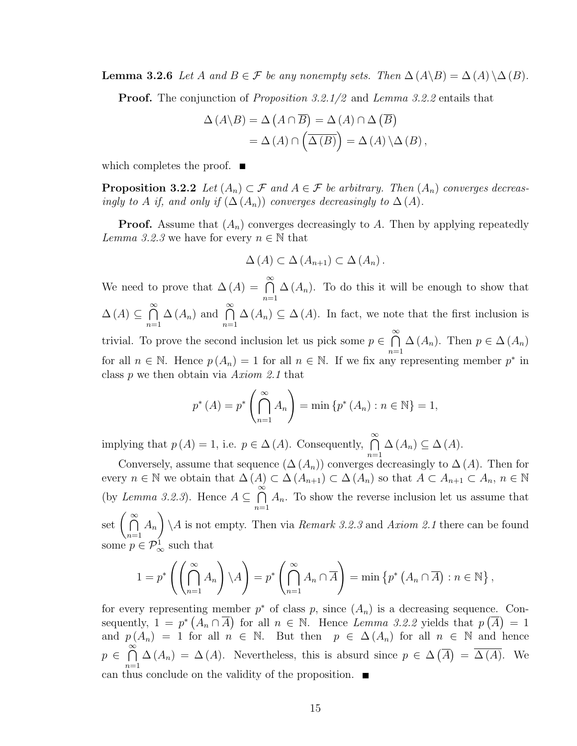**Lemma 3.2.6** *Let $A$ and $B \in \mathcal{F}$ be any nonempty sets. Then $\Delta(A \backslash B) = \Delta(A) \backslash \Delta(B)$.*

**Proof.** The conjunction of *Proposition 3.2.1/2* and *Lemma 3.2.2* entails that

$$\Delta(A \backslash B) = \Delta\left(A \cap \overline{B}\right) = \Delta(A) \cap \Delta\left(\overline{B}\right)$$
$$= \Delta(A) \cap \left(\overline{\Delta(B)}\right) = \Delta(A) \backslash \Delta(B),$$

which completes the proof. ■

**Proposition 3.2.2** *Let $(A_n) \subset \mathcal{F}$ and $A \in \mathcal{F}$ be arbitrary. Then $(A_n)$ converges decreasingly to $A$ if, and only if $(\Delta(A_n))$ converges decreasingly to $\Delta(A)$.*

**Proof.** Assume that $(A_n)$ converges decreasingly to $A$. Then by applying repeatedly *Lemma 3.2.3* we have for every $n \in \mathbb{N}$ that

$$\Delta(A) \subset \Delta(A_{n+1}) \subset \Delta(A_n).$$

We need to prove that $\Delta(A) = \bigcap_{n=1}^{\infty} \Delta(A_n)$. To do this it will be enough to show that $\Delta(A) \subseteq \bigcap_{n=1}^{\infty} \Delta(A_n)$ and $\bigcap_{n=1}^{\infty} \Delta(A_n) \subseteq \Delta(A)$. In fact, we note that the first inclusion is trivial. To prove the second inclusion let us pick some $p \in \bigcap_{n=1}^{\infty} \Delta(A_n)$. Then $p \in \Delta(A_n)$ for all $n \in \mathbb{N}$. Hence $p(A_n) = 1$ for all $n \in \mathbb{N}$. If we fix any representing member $p^*$ in class $p$ we then obtain via *Axiom 2.1* that

$$p^*(A) = p^*\left(\bigcap_{n=1}^{\infty} A_n\right) = \min\{p^*(A_n) : n \in \mathbb{N}\} = 1,$$

implying that $p(A) = 1$, i.e. $p \in \Delta(A)$. Consequently, $\bigcap_{n=1}^{\infty} \Delta(A_n) \subseteq \Delta(A)$.

Conversely, assume that sequence $(\Delta(A_n))$ converges decreasingly to $\Delta(A)$. Then for every $n \in \mathbb{N}$ we obtain that $\Delta(A) \subset \Delta(A_{n+1}) \subset \Delta(A_n)$ so that $A \subset A_{n+1} \subset A_n$, $n \in \mathbb{N}$ (by *Lemma 3.2.3*). Hence $A \subseteq \bigcap_{n=1}^{\infty} A_n$. To show the reverse inclusion let us assume that set $\left(\bigcap_{n=1}^{\infty} A_n\right) \backslash A$ is not empty. Then via *Remark 3.2.3* and *Axiom 2.1* there can be found some $p \in \mathcal{P}_{\infty}^1$ such that

$$1 = p^*\left(\left(\bigcap_{n=1}^{\infty} A_n\right) \backslash A\right) = p^*\left(\bigcap_{n=1}^{\infty} A_n \cap \overline{A}\right) = \min\left\{p^*\left(A_n \cap \overline{A}\right) : n \in \mathbb{N}\right\},$$

for every representing member $p^*$ of class $p$, since $(A_n)$ is a decreasing sequence. Consequently, $1 = p^*\left(A_n \cap \overline{A}\right)$ for all $n \in \mathbb{N}$. Hence *Lemma 3.2.2* yields that $p\left(\overline{A}\right) = 1$ and $p(A_n) = 1$ for all $n \in \mathbb{N}$. But then $p \in \Delta(A_n)$ for all $n \in \mathbb{N}$ and hence $p \in \bigcap_{n=1}^{\infty} \Delta(A_n) = \Delta(A)$. Nevertheless, this is absurd since $p \in \Delta\left(\overline{A}\right) = \overline{\Delta(A)}$. We can thus conclude on the validity of the proposition. ■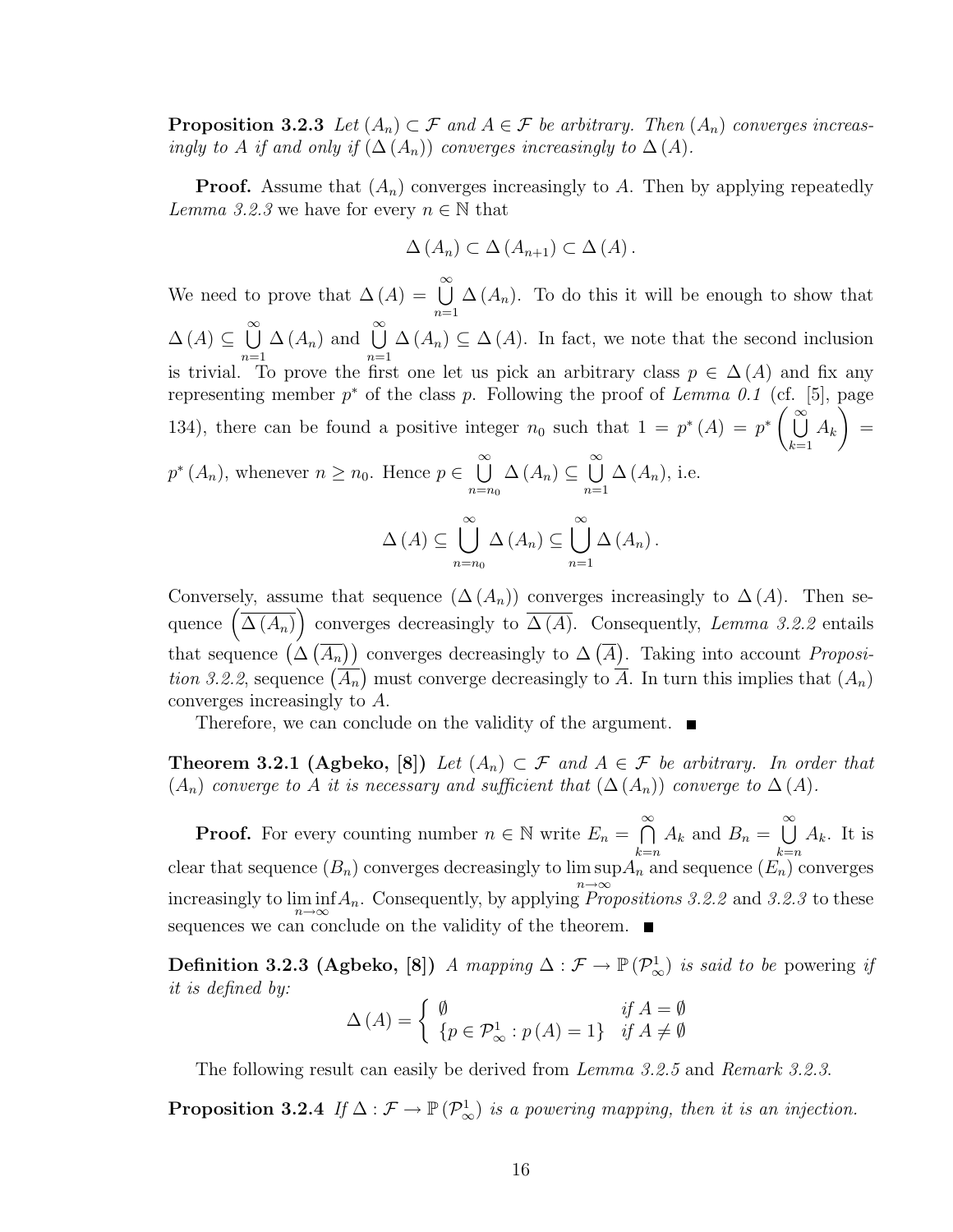**Proposition 3.2.3** *Let $(A_n) \subset \mathcal{F}$ and $A \in \mathcal{F}$ be arbitrary. Then $(A_n)$ converges increasingly to $A$ if and only if $(\Delta(A_n))$ converges increasingly to $\Delta(A)$.*

**Proof.** Assume that $(A_n)$ converges increasingly to $A$. Then by applying repeatedly *Lemma 3.2.3* we have for every $n \in \mathbb{N}$ that

$$\Delta(A_n) \subset \Delta(A_{n+1}) \subset \Delta(A).$$

We need to prove that $\Delta(A) = \bigcup_{n=1}^{\infty} \Delta(A_n)$. To do this it will be enough to show that $\Delta(A) \subseteq \bigcup_{n=1}^{\infty} \Delta(A_n)$ and $\bigcup_{n=1}^{\infty} \Delta(A_n) \subseteq \Delta(A)$. In fact, we note that the second inclusion is trivial. To prove the first one let us pick an arbitrary class $p \in \Delta(A)$ and fix any representing member $p^*$ of the class $p$. Following the proof of *Lemma 0.1* (cf. [5], page 134), there can be found a positive integer $n_0$ such that $1 = p^*(A) = p^*\left(\bigcup_{k=1}^{\infty} A_k\right) = p^*(A_n)$, whenever $n \geq n_0$. Hence $p \in \bigcup_{n=n_0}^{\infty} \Delta(A_n) \subseteq \bigcup_{n=1}^{\infty} \Delta(A_n)$, i.e.

$$\Delta(A) \subseteq \bigcup_{n=n_0}^{\infty} \Delta(A_n) \subseteq \bigcup_{n=1}^{\infty} \Delta(A_n).$$

Conversely, assume that sequence $(\Delta(A_n))$ converges increasingly to $\Delta(A)$. Then sequence $\left(\overline{\Delta(A_n)}\right)$ converges decreasingly to $\overline{\Delta(A)}$. Consequently, *Lemma 3.2.2* entails that sequence $\left(\Delta\left(\overline{A_n}\right)\right)$ converges decreasingly to $\Delta\left(\overline{A}\right)$. Taking into account *Proposition 3.2.2*, sequence $\left(\overline{A_n}\right)$ must converge decreasingly to $\overline{A}$. In turn this implies that $(A_n)$ converges increasingly to $A$.

Therefore, we can conclude on the validity of the argument. ■

**Theorem 3.2.1 (Agbeko, [8])** *Let $(A_n) \subset \mathcal{F}$ and $A \in \mathcal{F}$ be arbitrary. In order that $(A_n)$ converge to $A$ it is necessary and sufficient that $(\Delta(A_n))$ converge to $\Delta(A)$.*

**Proof.** For every counting number $n \in \mathbb{N}$ write $E_n = \bigcap_{k=n}^{\infty} A_k$ and $B_n = \bigcup_{k=n}^{\infty} A_k$. It is clear that sequence $(B_n)$ converges decreasingly to $\limsup_{n\to\infty} A_n$ and sequence $(E_n)$ converges increasingly to $\liminf_{n\to\infty} A_n$. Consequently, by applying *Propositions 3.2.2* and *3.2.3* to these sequences we can conclude on the validity of the theorem. ■

**Definition 3.2.3 (Agbeko, [8])** *A mapping $\Delta : \mathcal{F} \to \mathbb{P}\left(\mathcal{P}_\infty^1\right)$ is said to be* powering *if it is defined by:*

$$\Delta(A) = \begin{cases} \emptyset & \text{if } A = \emptyset \\ \{p \in \mathcal{P}_\infty^1 : p(A) = 1\} & \text{if } A \neq \emptyset \end{cases}$$

The following result can easily be derived from *Lemma 3.2.5* and *Remark 3.2.3*.

**Proposition 3.2.4** *If $\Delta : \mathcal{F} \to \mathbb{P}\left(\mathcal{P}_\infty^1\right)$ is a powering mapping, then it is an injection.*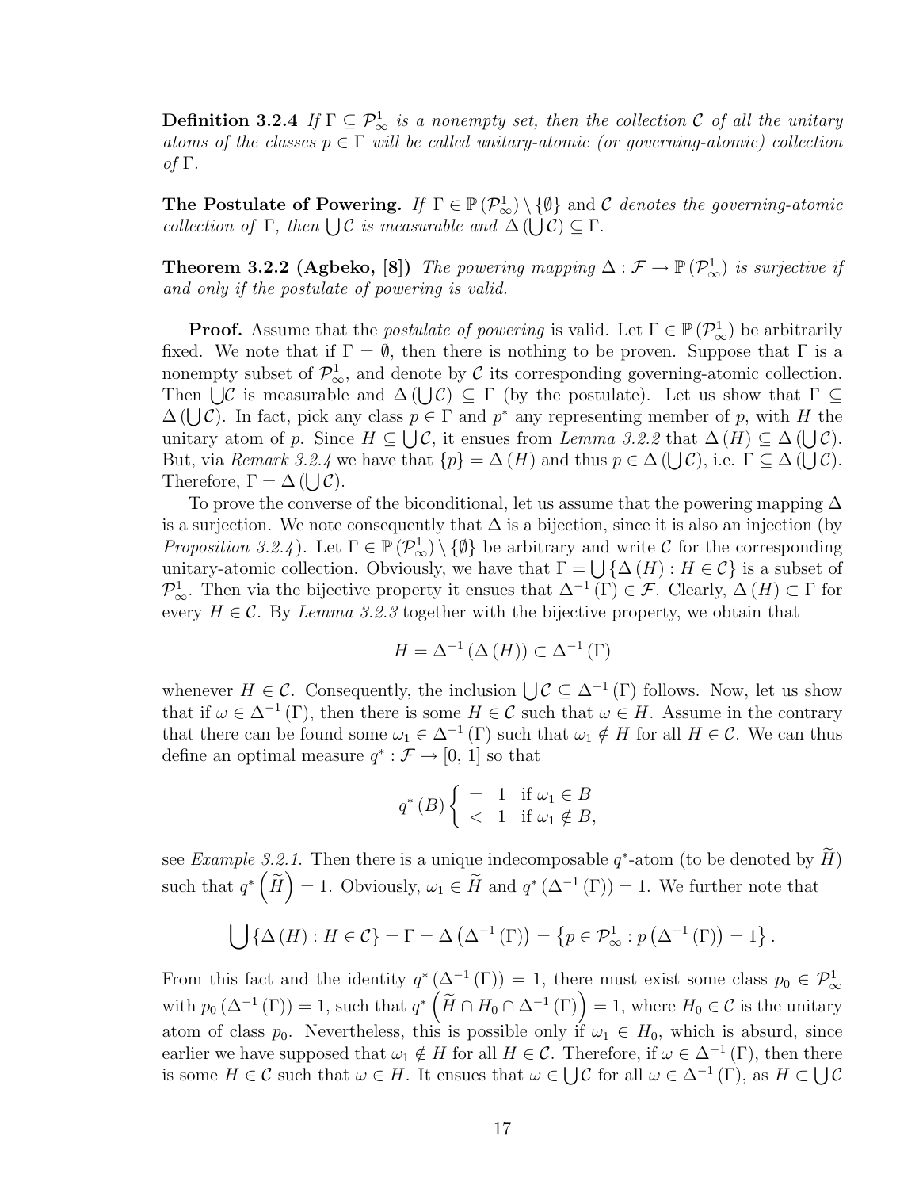**Definition 3.2.4** *If $\Gamma \subseteq \mathcal{P}^1_\infty$ is a nonempty set, then the collection $\mathcal{C}$ of all the unitary atoms of the classes $p \in \Gamma$ will be called unitary-atomic (or governing-atomic) collection of $\Gamma$.*

**The Postulate of Powering.** *If $\Gamma \in \mathbb{P}(\mathcal{P}^1_\infty) \setminus \{\emptyset\}$ and $\mathcal{C}$ denotes the governing-atomic collection of $\Gamma$, then $\bigcup \mathcal{C}$ is measurable and $\Delta(\bigcup \mathcal{C}) \subseteq \Gamma$.*

**Theorem 3.2.2 (Agbeko, [8])** *The powering mapping $\Delta : \mathcal{F} \to \mathbb{P}(\mathcal{P}^1_\infty)$ is surjective if and only if the postulate of powering is valid.*

**Proof.** Assume that the *postulate of powering* is valid. Let $\Gamma \in \mathbb{P}(\mathcal{P}^1_\infty)$ be arbitrarily fixed. We note that if $\Gamma = \emptyset$, then there is nothing to be proven. Suppose that $\Gamma$ is a nonempty subset of $\mathcal{P}^1_\infty$, and denote by $\mathcal{C}$ its corresponding governing-atomic collection. Then $\bigcup \mathcal{C}$ is measurable and $\Delta(\bigcup \mathcal{C}) \subseteq \Gamma$ (by the postulate). Let us show that $\Gamma \subseteq \Delta(\bigcup \mathcal{C})$. In fact, pick any class $p \in \Gamma$ and $p^*$ any representing member of $p$, with $H$ the unitary atom of $p$. Since $H \subseteq \bigcup \mathcal{C}$, it ensues from *Lemma 3.2.2* that $\Delta(H) \subseteq \Delta(\bigcup \mathcal{C})$. But, via *Remark 3.2.4* we have that $\{p\} = \Delta(H)$ and thus $p \in \Delta(\bigcup \mathcal{C})$, i.e. $\Gamma \subseteq \Delta(\bigcup \mathcal{C})$. Therefore, $\Gamma = \Delta(\bigcup \mathcal{C})$.

To prove the converse of the biconditional, let us assume that the powering mapping $\Delta$ is a surjection. We note consequently that $\Delta$ is a bijection, since it is also an injection (by *Proposition 3.2.4*). Let $\Gamma \in \mathbb{P}(\mathcal{P}^1_\infty) \setminus \{\emptyset\}$ be arbitrary and write $\mathcal{C}$ for the corresponding unitary-atomic collection. Obviously, we have that $\Gamma = \bigcup \{\Delta(H) : H \in \mathcal{C}\}$ is a subset of $\mathcal{P}^1_\infty$. Then via the bijective property it ensues that $\Delta^{-1}(\Gamma) \in \mathcal{F}$. Clearly, $\Delta(H) \subset \Gamma$ for every $H \in \mathcal{C}$. By *Lemma 3.2.3* together with the bijective property, we obtain that

$$H = \Delta^{-1}(\Delta(H)) \subset \Delta^{-1}(\Gamma)$$

whenever $H \in \mathcal{C}$. Consequently, the inclusion $\bigcup \mathcal{C} \subseteq \Delta^{-1}(\Gamma)$ follows. Now, let us show that if $\omega \in \Delta^{-1}(\Gamma)$, then there is some $H \in \mathcal{C}$ such that $\omega \in H$. Assume in the contrary that there can be found some $\omega_1 \in \Delta^{-1}(\Gamma)$ such that $\omega_1 \notin H$ for all $H \in \mathcal{C}$. We can thus define an optimal measure $q^* : \mathcal{F} \to [0,\, 1]$ so that

$$q^*(B) \begin{cases} = & 1 \quad \text{if } \omega_1 \in B \\ < & 1 \quad \text{if } \omega_1 \notin B, \end{cases}$$

see *Example 3.2.1*. Then there is a unique indecomposable $q^*$-atom (to be denoted by $\widetilde{H}$) such that $q^*\left(\widetilde{H}\right) = 1$. Obviously, $\omega_1 \in \widetilde{H}$ and $q^*(\Delta^{-1}(\Gamma)) = 1$. We further note that

$$\bigcup \{\Delta(H) : H \in \mathcal{C}\} = \Gamma = \Delta\left(\Delta^{-1}(\Gamma)\right) = \left\{p \in \mathcal{P}^1_\infty : p\left(\Delta^{-1}(\Gamma)\right) = 1\right\}.$$

From this fact and the identity $q^*(\Delta^{-1}(\Gamma)) = 1$, there must exist some class $p_0 \in \mathcal{P}^1_\infty$ with $p_0(\Delta^{-1}(\Gamma)) = 1$, such that $q^*\left(\widetilde{H} \cap H_0 \cap \Delta^{-1}(\Gamma)\right) = 1$, where $H_0 \in \mathcal{C}$ is the unitary atom of class $p_0$. Nevertheless, this is possible only if $\omega_1 \in H_0$, which is absurd, since earlier we have supposed that $\omega_1 \notin H$ for all $H \in \mathcal{C}$. Therefore, if $\omega \in \Delta^{-1}(\Gamma)$, then there is some $H \in \mathcal{C}$ such that $\omega \in H$. It ensues that $\omega \in \bigcup \mathcal{C}$ for all $\omega \in \Delta^{-1}(\Gamma)$, as $H \subset \bigcup \mathcal{C}$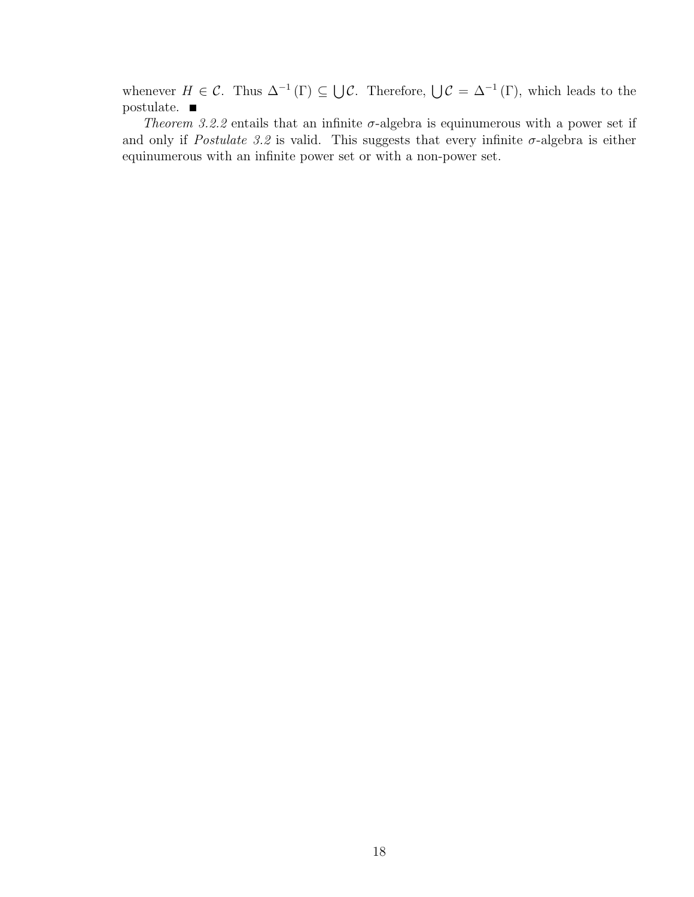whenever $H \in \mathcal{C}$. Thus $\Delta^{-1}(\Gamma) \subseteq \bigcup \mathcal{C}$. Therefore, $\bigcup \mathcal{C} = \Delta^{-1}(\Gamma)$, which leads to the postulate. ■

*Theorem 3.2.2* entails that an infinite $\sigma$-algebra is equinumerous with a power set if and only if *Postulate 3.2* is valid. This suggests that every infinite $\sigma$-algebra is either equinumerous with an infinite power set or with a non-power set.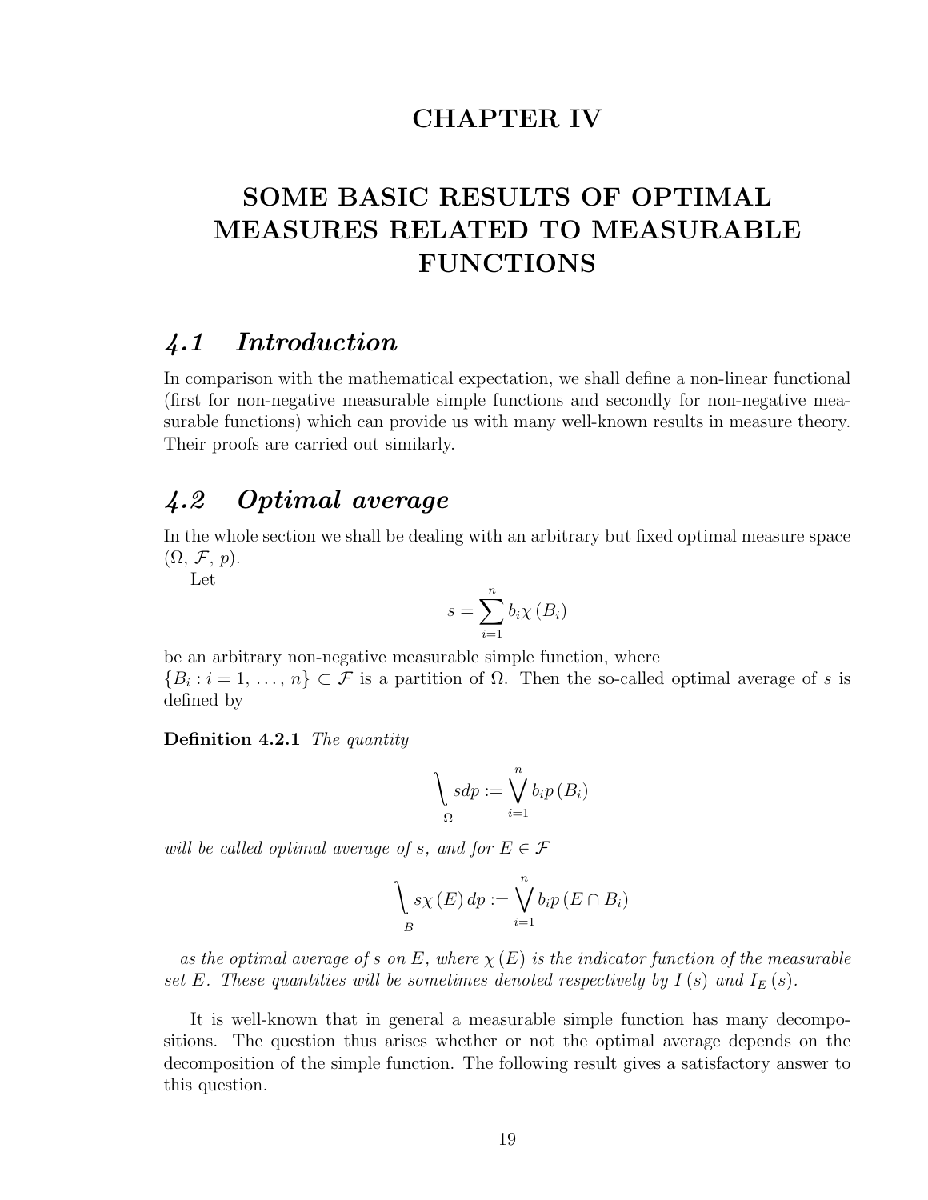# CHAPTER IV

# SOME BASIC RESULTS OF OPTIMAL MEASURES RELATED TO MEASURABLE FUNCTIONS

## *4.1 Introduction*

In comparison with the mathematical expectation, we shall define a non-linear functional (first for non-negative measurable simple functions and secondly for non-negative measurable functions) which can provide us with many well-known results in measure theory. Their proofs are carried out similarly.

## *4.2 Optimal average*

In the whole section we shall be dealing with an arbitrary but fixed optimal measure space $(\Omega,\, \mathcal{F},\, p)$.

Let

$$s = \sum_{i=1}^{n} b_i \chi\left(B_i\right)$$

be an arbitrary non-negative measurable simple function, where $\{B_i : i = 1,\, \ldots,\, n\} \subset \mathcal{F}$ is a partition of $\Omega$. Then the so-called optimal average of $s$ is defined by

**Definition 4.2.1** *The quantity*

$$\setminus\!\!\!\!\!\!\!\!\int_{\Omega} s dp := \bigvee_{i=1}^{n} b_i p\left(B_i\right)$$

*will be called optimal average of $s$, and for $E \in \mathcal{F}$*

$$\setminus\!\!\!\!\!\!\!\!\int_{B} s\chi\left(E\right) dp := \bigvee_{i=1}^{n} b_i p\left(E \cap B_i\right)$$

*as the optimal average of $s$ on $E$, where $\chi\left(E\right)$ is the indicator function of the measurable set $E$. These quantities will be sometimes denoted respectively by $I\left(s\right)$ and $I_E\left(s\right)$.*

It is well-known that in general a measurable simple function has many decompositions. The question thus arises whether or not the optimal average depends on the decomposition of the simple function. The following result gives a satisfactory answer to this question.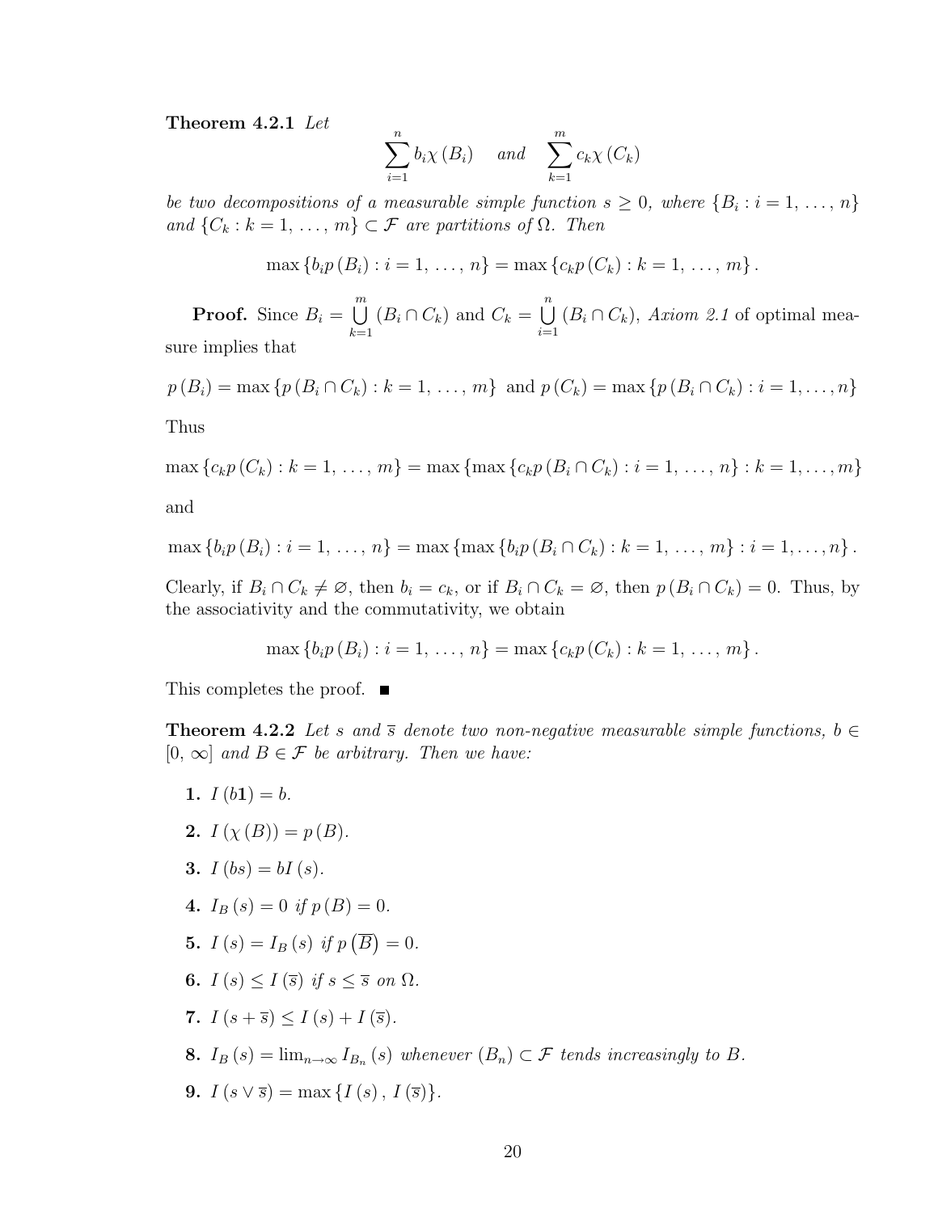**Theorem 4.2.1** *Let*

$$\sum_{i=1}^{n} b_i \chi(B_i) \quad \text{and} \quad \sum_{k=1}^{m} c_k \chi(C_k)$$

*be two decompositions of a measurable simple function $s \geq 0$, where $\{B_i : i = 1, \ldots, n\}$ and $\{C_k : k = 1, \ldots, m\} \subset \mathcal{F}$ are partitions of $\Omega$. Then*

$$\max\{b_i p(B_i) : i = 1, \ldots, n\} = \max\{c_k p(C_k) : k = 1, \ldots, m\}.$$

**Proof.** Since $B_i = \bigcup_{k=1}^{m} (B_i \cap C_k)$ and $C_k = \bigcup_{i=1}^{n} (B_i \cap C_k)$, *Axiom 2.1* of optimal measure implies that

$$p(B_i) = \max\{p(B_i \cap C_k) : k = 1, \ldots, m\} \text{ and } p(C_k) = \max\{p(B_i \cap C_k) : i = 1, \ldots, n\}$$

Thus

$$\max\{c_k p(C_k) : k = 1, \ldots, m\} = \max\{\max\{c_k p(B_i \cap C_k) : i = 1, \ldots, n\} : k = 1, \ldots, m\}$$

and

$$\max\{b_i p(B_i) : i = 1, \ldots, n\} = \max\{\max\{b_i p(B_i \cap C_k) : k = 1, \ldots, m\} : i = 1, \ldots, n\}.$$

Clearly, if $B_i \cap C_k \neq \varnothing$, then $b_i = c_k$, or if $B_i \cap C_k = \varnothing$, then $p(B_i \cap C_k) = 0$. Thus, by the associativity and the commutativity, we obtain

$$\max\{b_i p(B_i) : i = 1, \ldots, n\} = \max\{c_k p(C_k) : k = 1, \ldots, m\}.$$

This completes the proof. ■

**Theorem 4.2.2** *Let $s$ and $\overline{s}$ denote two non-negative measurable simple functions, $b \in [0, \infty]$ and $B \in \mathcal{F}$ be arbitrary. Then we have:*

1. $I(b\mathbf{1}) = b$.
2. $I(\chi(B)) = p(B)$.
3. $I(bs) = bI(s)$.
4. $I_B(s) = 0$ *if* $p(B) = 0$.
5. $I(s) = I_B(s)$ *if* $p(\overline{B}) = 0$.
6. $I(s) \leq I(\overline{s})$ *if* $s \leq \overline{s}$ *on* $\Omega$.
7. $I(s + \overline{s}) \leq I(s) + I(\overline{s})$.
8. $I_B(s) = \lim_{n\to\infty} I_{B_n}(s)$ *whenever* $(B_n) \subset \mathcal{F}$ *tends increasingly to* $B$.
9. $I(s \vee \overline{s}) = \max\{I(s), I(\overline{s})\}$.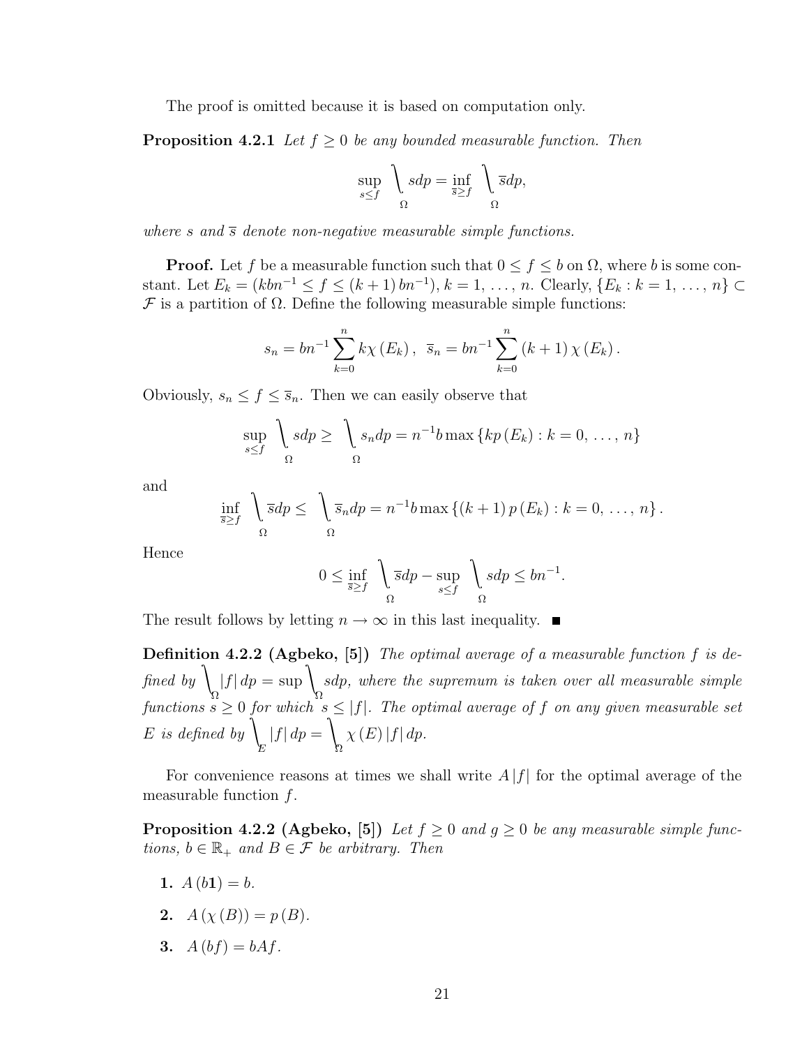The proof is omitted because it is based on computation only.

**Proposition 4.2.1** *Let $f \geq 0$ be any bounded measurable function. Then*

$$\sup_{s \leq f} \bigvee_{\Omega} s dp = \inf_{\overline{s} \geq f} \bigvee_{\Omega} \overline{s} dp,$$

*where $s$ and $\overline{s}$ denote non-negative measurable simple functions.*

**Proof.** Let $f$ be a measurable function such that $0 \leq f \leq b$ on $\Omega$, where $b$ is some constant. Let $E_k = (kbn^{-1} \leq f \leq (k+1)\, bn^{-1})$, $k = 1, \ldots, n$. Clearly, $\{E_k : k = 1, \ldots, n\} \subset \mathcal{F}$ is a partition of $\Omega$. Define the following measurable simple functions:

$$s_n = bn^{-1} \sum_{k=0}^{n} k\chi(E_k), \;\; \overline{s}_n = bn^{-1} \sum_{k=0}^{n} (k+1)\chi(E_k).$$

Obviously, $s_n \leq f \leq \overline{s}_n$. Then we can easily observe that

$$\sup_{s \leq f} \bigvee_{\Omega} s dp \geq \bigvee_{\Omega} s_n dp = n^{-1} b \max \{kp(E_k) : k = 0, \ldots, n\}$$

and

$$\inf_{\overline{s} \geq f} \bigvee_{\Omega} \overline{s} dp \leq \bigvee_{\Omega} \overline{s}_n dp = n^{-1} b \max \{(k+1)\, p(E_k) : k = 0, \ldots, n\}.$$

Hence

$$0 \leq \inf_{\overline{s} \geq f} \bigvee_{\Omega} \overline{s} dp - \sup_{s \leq f} \bigvee_{\Omega} s dp \leq bn^{-1}.$$

The result follows by letting $n \to \infty$ in this last inequality. ∎

**Definition 4.2.2 (Agbeko, [5])** *The optimal average of a measurable function $f$ is defined by $\bigvee_{\Omega} |f|\, dp = \sup \bigvee_{\Omega} s dp$, where the supremum is taken over all measurable simple functions $s \geq 0$ for which $s \leq |f|$. The optimal average of $f$ on any given measurable set $E$ is defined by $\bigvee_{E} |f|\, dp = \bigvee_{\Omega} \chi(E) |f|\, dp$.*

For convenience reasons at times we shall write $A|f|$ for the optimal average of the measurable function $f$.

**Proposition 4.2.2 (Agbeko, [5])** *Let $f \geq 0$ and $g \geq 0$ be any measurable simple functions, $b \in \mathbb{R}_+$ and $B \in \mathcal{F}$ be arbitrary. Then*

1. $A(b\mathbf{1}) = b$.
2. $A(\chi(B)) = p(B)$.
3. $A(bf) = bAf$.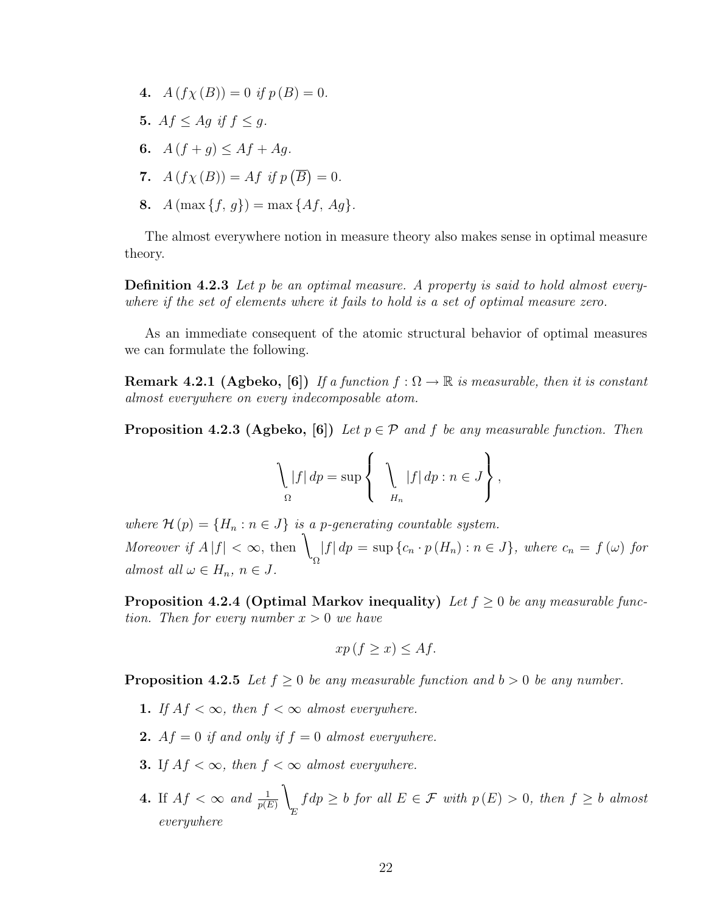4. $A(f\chi(B)) = 0$ *if* $p(B) = 0$.

5. $Af \leq Ag$ *if* $f \leq g$.

6. $A(f+g) \leq Af + Ag$.

7. $A(f\chi(B)) = Af$ *if* $p(\overline{B}) = 0$.

8. $A(\max\{f, g\}) = \max\{Af, Ag\}$.

The almost everywhere notion in measure theory also makes sense in optimal measure theory.

**Definition 4.2.3** *Let $p$ be an optimal measure. A property is said to hold almost everywhere if the set of elements where it fails to hold is a set of optimal measure zero.*

As an immediate consequent of the atomic structural behavior of optimal measures we can formulate the following.

**Remark 4.2.1 (Agbeko, [6])** *If a function $f : \Omega \to \mathbb{R}$ is measurable, then it is constant almost everywhere on every indecomposable atom.*

**Proposition 4.2.3 (Agbeko, [6])** *Let $p \in \mathcal{P}$ and $f$ be any measurable function. Then*

$$\bigvee_{\Omega} |f|\, dp = \sup\left\{ \bigvee_{H_n} |f|\, dp : n \in J \right\},$$

*where $\mathcal{H}(p) = \{H_n : n \in J\}$ is a $p$-generating countable system.*
*Moreover if $A|f| < \infty$, then $\bigvee_{\Omega} |f|\, dp = \sup\{c_n \cdot p(H_n) : n \in J\}$, where $c_n = f(\omega)$ for almost all $\omega \in H_n$, $n \in J$.*

**Proposition 4.2.4 (Optimal Markov inequality)** *Let $f \geq 0$ be any measurable function. Then for every number $x > 0$ we have*

$$xp(f \geq x) \leq Af.$$

**Proposition 4.2.5** *Let $f \geq 0$ be any measurable function and $b > 0$ be any number.*

1. *If $Af < \infty$, then $f < \infty$ almost everywhere.*

2. *$Af = 0$ if and only if $f = 0$ almost everywhere.*

3. If *$Af < \infty$, then $f < \infty$ almost everywhere.*

4. If *$Af < \infty$ and $\frac{1}{p(E)} \bigvee_{E} f dp \geq b$ for all $E \in \mathcal{F}$ with $p(E) > 0$, then $f \geq b$ almost everywhere*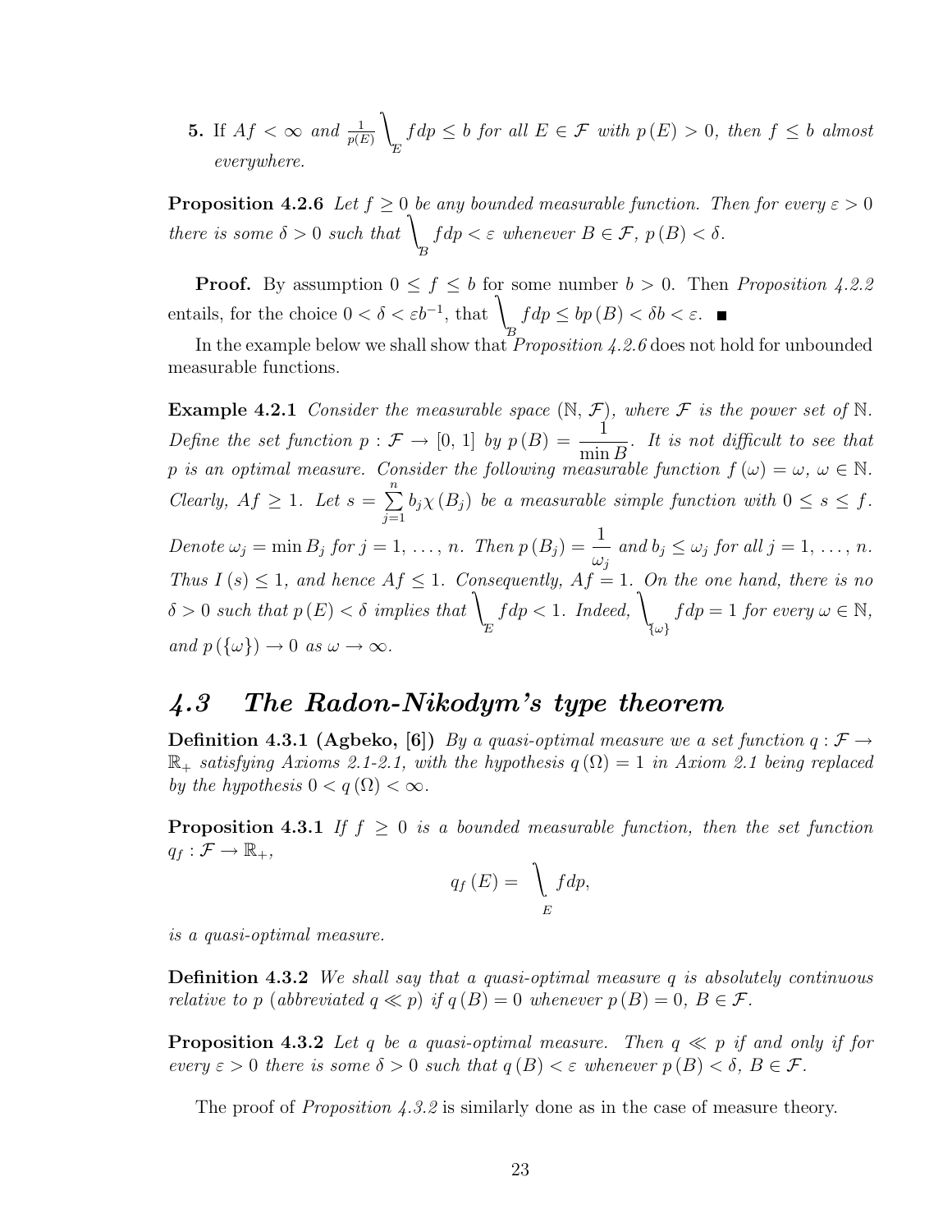**5.** If $Af < \infty$ *and* $\frac{1}{p(E)} \bigvee_E f dp \leq b$ *for all* $E \in \mathcal{F}$ *with* $p(E) > 0$, *then* $f \leq b$ *almost everywhere.*

**Proposition 4.2.6** *Let* $f \geq 0$ *be any bounded measurable function. Then for every* $\varepsilon > 0$ *there is some* $\delta > 0$ *such that* $\bigvee_B f dp < \varepsilon$ *whenever* $B \in \mathcal{F}$, $p(B) < \delta$.

**Proof.** By assumption $0 \leq f \leq b$ for some number $b > 0$. Then *Proposition 4.2.2* entails, for the choice $0 < \delta < \varepsilon b^{-1}$, that $\bigvee_B f dp \leq bp(B) < \delta b < \varepsilon$. ■

In the example below we shall show that *Proposition 4.2.6* does not hold for unbounded measurable functions.

**Example 4.2.1** *Consider the measurable space* $(\mathbb{N}, \mathcal{F})$, *where* $\mathcal{F}$ *is the power set of* $\mathbb{N}$. *Define the set function* $p : \mathcal{F} \to [0, 1]$ *by* $p(B) = \dfrac{1}{\min B}$. *It is not difficult to see that* $p$ *is an optimal measure. Consider the following measurable function* $f(\omega) = \omega$, $\omega \in \mathbb{N}$. *Clearly,* $Af \geq 1$. *Let* $s = \sum_{j=1}^{n} b_j \chi(B_j)$ *be a measurable simple function with* $0 \leq s \leq f$. *Denote* $\omega_j = \min B_j$ *for* $j = 1, \ldots, n$. *Then* $p(B_j) = \dfrac{1}{\omega_j}$ *and* $b_j \leq \omega_j$ *for all* $j = 1, \ldots, n$. *Thus* $I(s) \leq 1$, *and hence* $Af \leq 1$. *Consequently,* $Af = 1$. *On the one hand, there is no* $\delta > 0$ *such that* $p(E) < \delta$ *implies that* $\bigvee_E f dp < 1$. *Indeed,* $\bigvee_{\{\omega\}} f dp = 1$ *for every* $\omega \in \mathbb{N}$, *and* $p(\{\omega\}) \to 0$ *as* $\omega \to \infty$.

## *4.3 The Radon-Nikodym's type theorem*

**Definition 4.3.1 (Agbeko, [6])** *By a quasi-optimal measure we a set function* $q : \mathcal{F} \to \mathbb{R}_+$ *satisfying Axioms 2.1-2.1, with the hypothesis* $q(\Omega) = 1$ *in Axiom 2.1 being replaced by the hypothesis* $0 < q(\Omega) < \infty$.

**Proposition 4.3.1** *If* $f \geq 0$ *is a bounded measurable function, then the set function* $q_f : \mathcal{F} \to \mathbb{R}_+$,

$$q_f(E) = \bigvee_E f dp,$$

*is a quasi-optimal measure.*

**Definition 4.3.2** *We shall say that a quasi-optimal measure* $q$ *is absolutely continuous relative to* $p$ *(abbreviated* $q \ll p$*) if* $q(B) = 0$ *whenever* $p(B) = 0$, $B \in \mathcal{F}$.

**Proposition 4.3.2** *Let* $q$ *be a quasi-optimal measure. Then* $q \ll p$ *if and only if for every* $\varepsilon > 0$ *there is some* $\delta > 0$ *such that* $q(B) < \varepsilon$ *whenever* $p(B) < \delta$, $B \in \mathcal{F}$.

The proof of *Proposition 4.3.2* is similarly done as in the case of measure theory.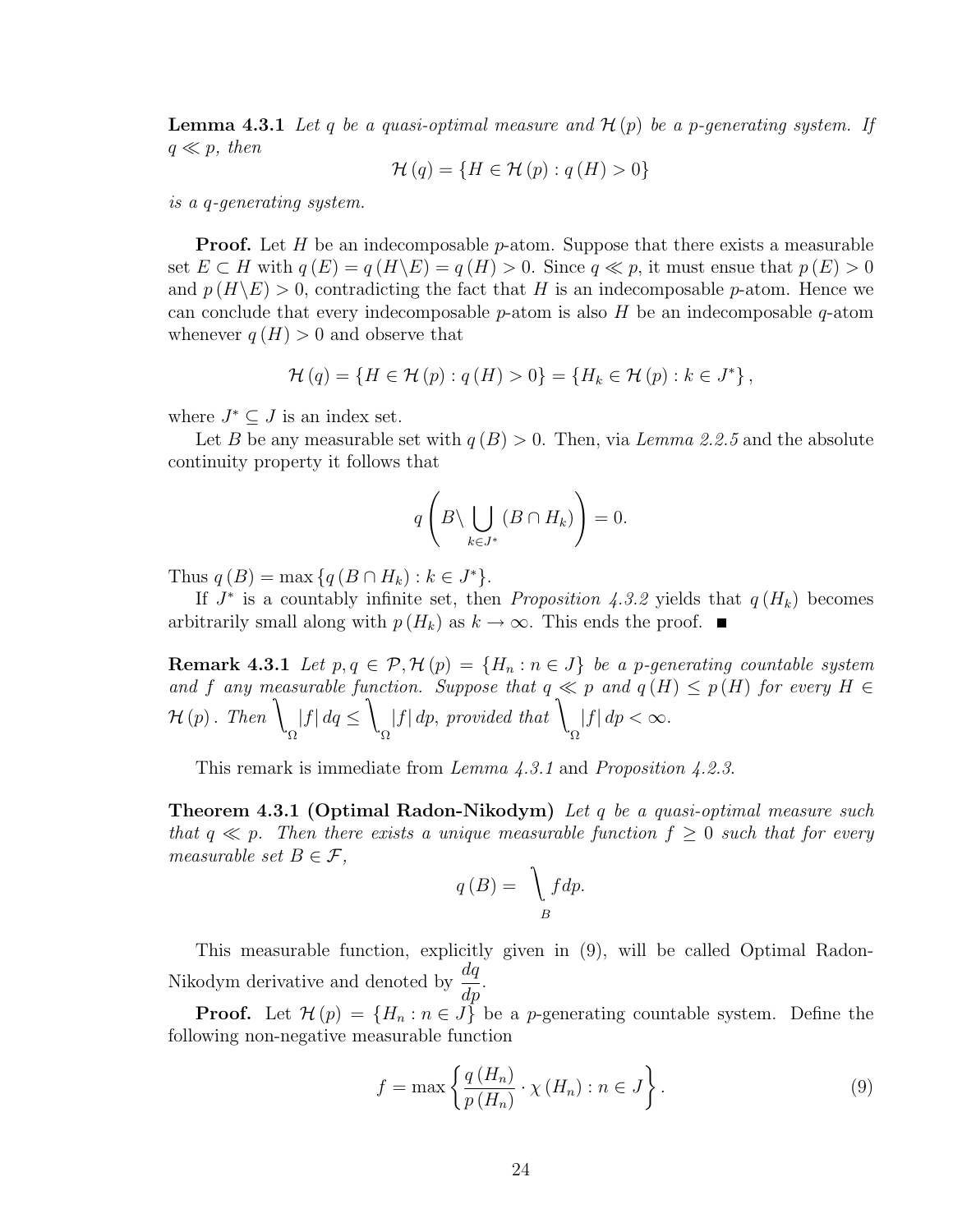**Lemma 4.3.1** *Let $q$ be a quasi-optimal measure and $\mathcal{H}(p)$ be a $p$-generating system. If $q \ll p$, then*

$$\mathcal{H}(q) = \{H \in \mathcal{H}(p) : q(H) > 0\}$$

*is a $q$-generating system.*

**Proof.** Let $H$ be an indecomposable $p$-atom. Suppose that there exists a measurable set $E \subset H$ with $q(E) = q(H \backslash E) = q(H) > 0$. Since $q \ll p$, it must ensue that $p(E) > 0$ and $p(H \backslash E) > 0$, contradicting the fact that $H$ is an indecomposable $p$-atom. Hence we can conclude that every indecomposable $p$-atom is also $H$ be an indecomposable $q$-atom whenever $q(H) > 0$ and observe that

$$\mathcal{H}(q) = \{H \in \mathcal{H}(p) : q(H) > 0\} = \{H_k \in \mathcal{H}(p) : k \in J^*\},$$

where $J^* \subseteq J$ is an index set.

Let $B$ be any measurable set with $q(B) > 0$. Then, via *Lemma 2.2.5* and the absolute continuity property it follows that

$$q\left(B \backslash \bigcup_{k \in J^*} (B \cap H_k)\right) = 0.$$

Thus $q(B) = \max\{q(B \cap H_k) : k \in J^*\}$.

If $J^*$ is a countably infinite set, then *Proposition 4.3.2* yields that $q(H_k)$ becomes arbitrarily small along with $p(H_k)$ as $k \to \infty$. This ends the proof. ∎

**Remark 4.3.1** *Let $p, q \in \mathcal{P}, \mathcal{H}(p) = \{H_n : n \in J\}$ be a $p$-generating countable system and $f$ any measurable function. Suppose that $q \ll p$ and $q(H) \leq p(H)$ for every $H \in \mathcal{H}(p)$. Then $\int_\Omega |f|\, dq \leq \int_\Omega |f|\, dp$, provided that $\int_\Omega |f|\, dp < \infty$.*

This remark is immediate from *Lemma 4.3.1* and *Proposition 4.2.3*.

**Theorem 4.3.1 (Optimal Radon-Nikodym)** *Let $q$ be a quasi-optimal measure such that $q \ll p$. Then there exists a unique measurable function $f \geq 0$ such that for every measurable set $B \in \mathcal{F}$,*

$$q(B) = \int_B f\, dp.$$

This measurable function, explicitly given in (9), will be called Optimal Radon-Nikodym derivative and denoted by $\dfrac{dq}{dp}$.

**Proof.** Let $\mathcal{H}(p) = \{H_n : n \in J\}$ be a $p$-generating countable system. Define the following non-negative measurable function

$$f = \max\left\{\frac{q(H_n)}{p(H_n)} \cdot \chi(H_n) : n \in J\right\}. \tag{9}$$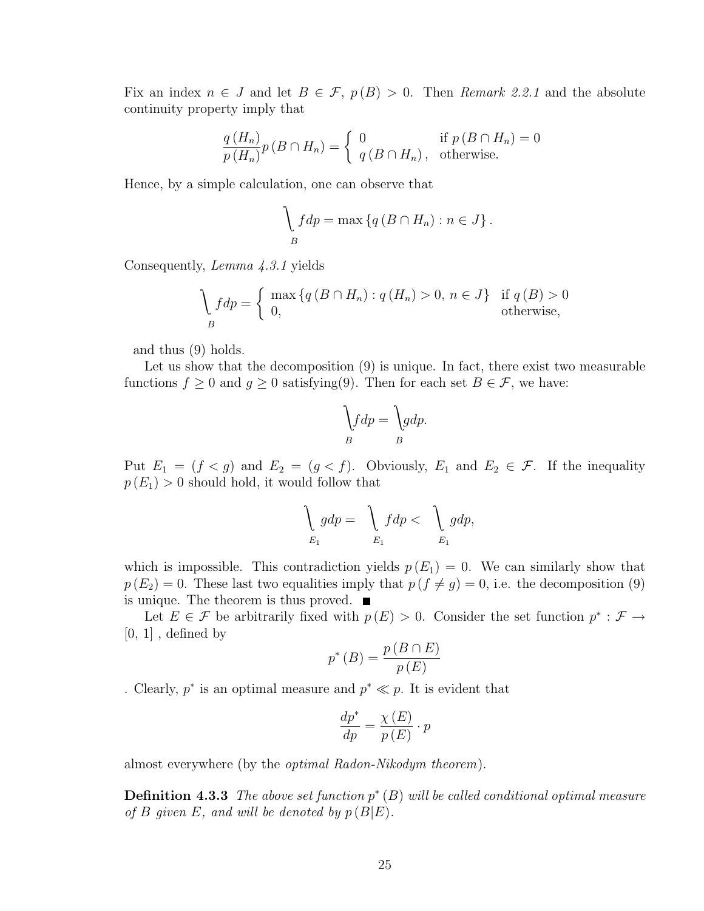Fix an index $n \in J$ and let $B \in \mathcal{F}$, $p(B) > 0$. Then *Remark 2.2.1* and the absolute continuity property imply that

$$\frac{q(H_n)}{p(H_n)} p(B \cap H_n) = \begin{cases} 0 & \text{if } p(B \cap H_n) = 0 \\ q(B \cap H_n), & \text{otherwise.} \end{cases}$$

Hence, by a simple calculation, one can observe that

$$\bigvee_B f dp = \max \{ q(B \cap H_n) : n \in J \}.$$

Consequently, *Lemma 4.3.1* yields

$$\bigvee_B f dp = \begin{cases} \max \{ q(B \cap H_n) : q(H_n) > 0, \ n \in J \} & \text{if } q(B) > 0 \\ 0, & \text{otherwise,} \end{cases}$$

and thus (9) holds.

Let us show that the decomposition (9) is unique. In fact, there exist two measurable functions $f \geq 0$ and $g \geq 0$ satisfying(9). Then for each set $B \in \mathcal{F}$, we have:

$$\bigvee_B f dp = \bigvee_B g dp.$$

Put $E_1 = (f < g)$ and $E_2 = (g < f)$. Obviously, $E_1$ and $E_2 \in \mathcal{F}$. If the inequality $p(E_1) > 0$ should hold, it would follow that

$$\bigvee_{E_1} g dp = \bigvee_{E_1} f dp < \bigvee_{E_1} g dp,$$

which is impossible. This contradiction yields $p(E_1) = 0$. We can similarly show that $p(E_2) = 0$. These last two equalities imply that $p(f \neq g) = 0$, i.e. the decomposition (9) is unique. The theorem is thus proved. ■

Let $E \in \mathcal{F}$ be arbitrarily fixed with $p(E) > 0$. Consider the set function $p^* : \mathcal{F} \to [0, 1]$, defined by

$$p^*(B) = \frac{p(B \cap E)}{p(E)}$$

. Clearly, $p^*$ is an optimal measure and $p^* \ll p$. It is evident that

$$\frac{dp^*}{dp} = \frac{\chi(E)}{p(E)} \cdot p$$

almost everywhere (by the *optimal Radon-Nikodym theorem*).

**Definition 4.3.3** *The above set function $p^*(B)$ will be called conditional optimal measure of $B$ given $E$, and will be denoted by $p(B|E)$.*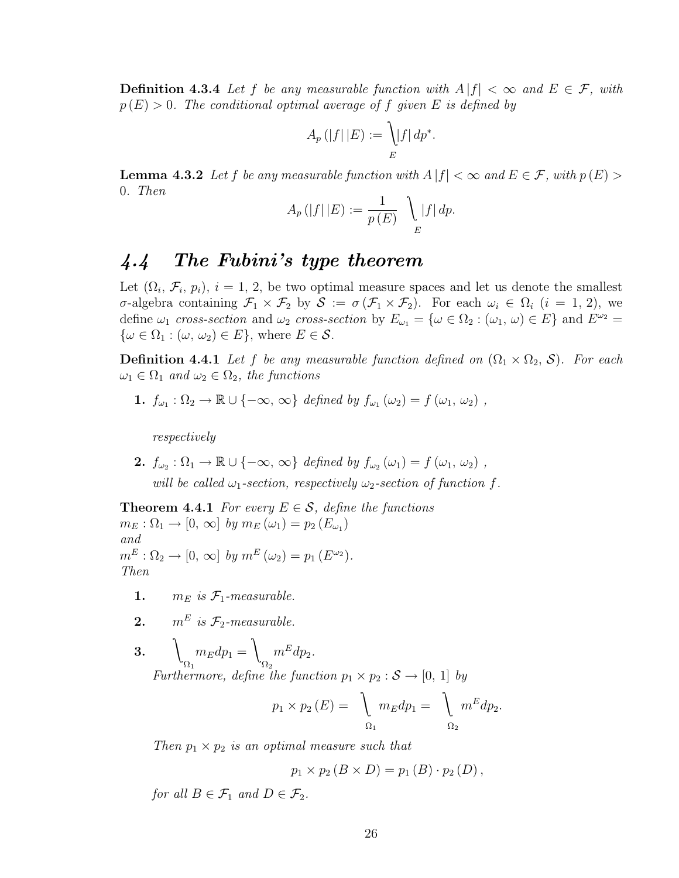**Definition 4.3.4** *Let $f$ be any measurable function with $A|f| < \infty$ and $E \in \mathcal{F}$, with $p(E) > 0$. The conditional optimal average of $f$ given $E$ is defined by*

$$A_p(|f|\,|E) := \bigg\backslash_{E} |f|\, dp^*.$$

**Lemma 4.3.2** *Let $f$ be any measurable function with $A|f| < \infty$ and $E \in \mathcal{F}$, with $p(E) > 0$. Then*

$$A_p(|f|\,|E) := \frac{1}{p(E)} \bigg\backslash_{E} |f|\, dp.$$

## 4.4 The Fubini's type theorem

Let $(\Omega_i, \mathcal{F}_i, p_i)$, $i = 1, 2$, be two optimal measure spaces and let us denote the smallest $\sigma$-algebra containing $\mathcal{F}_1 \times \mathcal{F}_2$ by $\mathcal{S} := \sigma(\mathcal{F}_1 \times \mathcal{F}_2)$. For each $\omega_i \in \Omega_i$ $(i = 1, 2)$, we define $\omega_1$ *cross-section* and $\omega_2$ *cross-section* by $E_{\omega_1} = \{\omega \in \Omega_2 : (\omega_1, \omega) \in E\}$ and $E^{\omega_2} = \{\omega \in \Omega_1 : (\omega, \omega_2) \in E\}$, where $E \in \mathcal{S}$.

**Definition 4.4.1** *Let $f$ be any measurable function defined on $(\Omega_1 \times \Omega_2, \mathcal{S})$. For each $\omega_1 \in \Omega_1$ and $\omega_2 \in \Omega_2$, the functions*

1. $f_{\omega_1} : \Omega_2 \to \mathbb{R} \cup \{-\infty, \infty\}$ *defined by* $f_{\omega_1}(\omega_2) = f(\omega_1, \omega_2)$ ,

   *respectively*

2. $f_{\omega_2} : \Omega_1 \to \mathbb{R} \cup \{-\infty, \infty\}$ *defined by* $f_{\omega_2}(\omega_1) = f(\omega_1, \omega_2)$ ,

   *will be called $\omega_1$-section, respectively $\omega_2$-section of function $f$.*

**Theorem 4.4.1** *For every $E \in \mathcal{S}$, define the functions*
$m_E : \Omega_1 \to [0, \infty]$ *by* $m_E(\omega_1) = p_2(E_{\omega_1})$
*and*
$m^E : \Omega_2 \to [0, \infty]$ *by* $m^E(\omega_2) = p_1(E^{\omega_2})$.
*Then*

1. $m_E$ *is $\mathcal{F}_1$-measurable.*

2. $m^E$ *is $\mathcal{F}_2$-measurable.*

3. $\bigg\backslash_{\Omega_1} m_E dp_1 = \bigg\backslash_{\Omega_2} m^E dp_2$.

   *Furthermore, define the function $p_1 \times p_2 : \mathcal{S} \to [0, 1]$ by*

$$p_1 \times p_2(E) = \bigg\backslash_{\Omega_1} m_E dp_1 = \bigg\backslash_{\Omega_2} m^E dp_2.$$

*Then $p_1 \times p_2$ is an optimal measure such that*

$$p_1 \times p_2(B \times D) = p_1(B) \cdot p_2(D),$$

*for all $B \in \mathcal{F}_1$ and $D \in \mathcal{F}_2$.*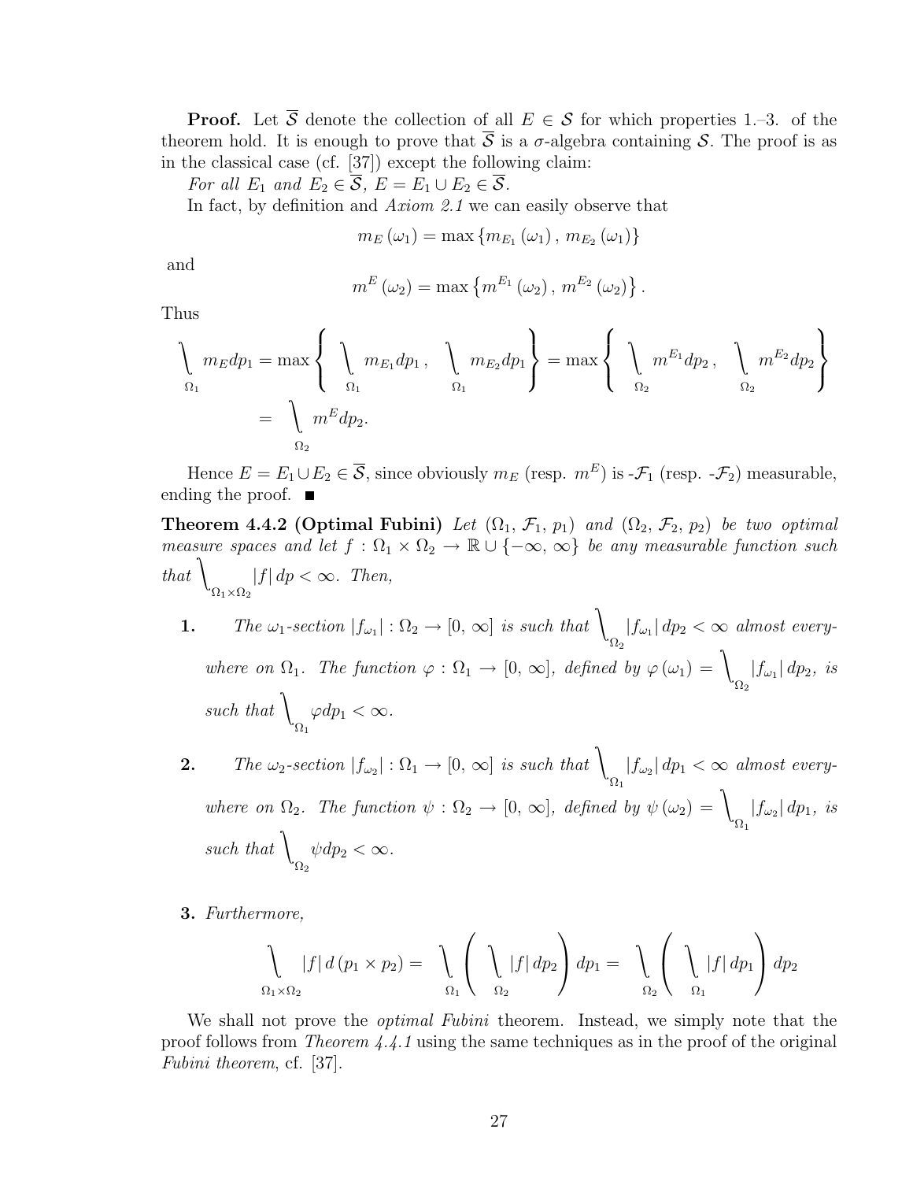**Proof.** Let $\overline{\mathcal{S}}$ denote the collection of all $E \in \mathcal{S}$ for which properties 1.–3. of the theorem hold. It is enough to prove that $\overline{\mathcal{S}}$ is a $\sigma$-algebra containing $\mathcal{S}$. The proof is as in the classical case (cf. [37]) except the following claim:

*For all $E_1$ and $E_2 \in \overline{\mathcal{S}}$, $E = E_1 \cup E_2 \in \overline{\mathcal{S}}$.*

In fact, by definition and *Axiom 2.1* we can easily observe that

$$m_E(\omega_1) = \max\{m_{E_1}(\omega_1), m_{E_2}(\omega_1)\}$$

and

$$m^E(\omega_2) = \max\left\{m^{E_1}(\omega_2), m^{E_2}(\omega_2)\right\}.$$

Thus

$$\bigvee_{\Omega_1} m_E dp_1 = \max\left\{ \bigvee_{\Omega_1} m_{E_1} dp_1, \bigvee_{\Omega_1} m_{E_2} dp_1 \right\} = \max\left\{ \bigvee_{\Omega_2} m^{E_1} dp_2, \bigvee_{\Omega_2} m^{E_2} dp_2 \right\}$$
$$= \bigvee_{\Omega_2} m^E dp_2.$$

Hence $E = E_1 \cup E_2 \in \overline{\mathcal{S}}$, since obviously $m_E$ (resp. $m^E$) is -$\mathcal{F}_1$ (resp. -$\mathcal{F}_2$) measurable, ending the proof. ■

**Theorem 4.4.2 (Optimal Fubini)** *Let $(\Omega_1, \mathcal{F}_1, p_1)$ and $(\Omega_2, \mathcal{F}_2, p_2)$ be two optimal measure spaces and let $f : \Omega_1 \times \Omega_2 \to \mathbb{R} \cup \{-\infty, \infty\}$ be any measurable function such that $\bigvee_{\Omega_1 \times \Omega_2} |f|\, dp < \infty$. Then,*

**1.** *The $\omega_1$-section $|f_{\omega_1}| : \Omega_2 \to [0, \infty]$ is such that $\bigvee_{\Omega_2} |f_{\omega_1}|\, dp_2 < \infty$ almost everywhere on $\Omega_1$. The function $\varphi : \Omega_1 \to [0, \infty]$, defined by $\varphi(\omega_1) = \bigvee_{\Omega_2} |f_{\omega_1}|\, dp_2$, is such that $\bigvee_{\Omega_1} \varphi dp_1 < \infty$.*

**2.** *The $\omega_2$-section $|f_{\omega_2}| : \Omega_1 \to [0, \infty]$ is such that $\bigvee_{\Omega_1} |f_{\omega_2}|\, dp_1 < \infty$ almost everywhere on $\Omega_2$. The function $\psi : \Omega_2 \to [0, \infty]$, defined by $\psi(\omega_2) = \bigvee_{\Omega_1} |f_{\omega_2}|\, dp_1$, is such that $\bigvee_{\Omega_2} \psi dp_2 < \infty$.*

**3.** *Furthermore,*

$$\bigvee_{\Omega_1 \times \Omega_2} |f|\, d(p_1 \times p_2) = \bigvee_{\Omega_1} \left( \bigvee_{\Omega_2} |f|\, dp_2 \right) dp_1 = \bigvee_{\Omega_2} \left( \bigvee_{\Omega_1} |f|\, dp_1 \right) dp_2$$

We shall not prove the *optimal Fubini* theorem. Instead, we simply note that the proof follows from *Theorem 4.4.1* using the same techniques as in the proof of the original *Fubini theorem*, cf. [37].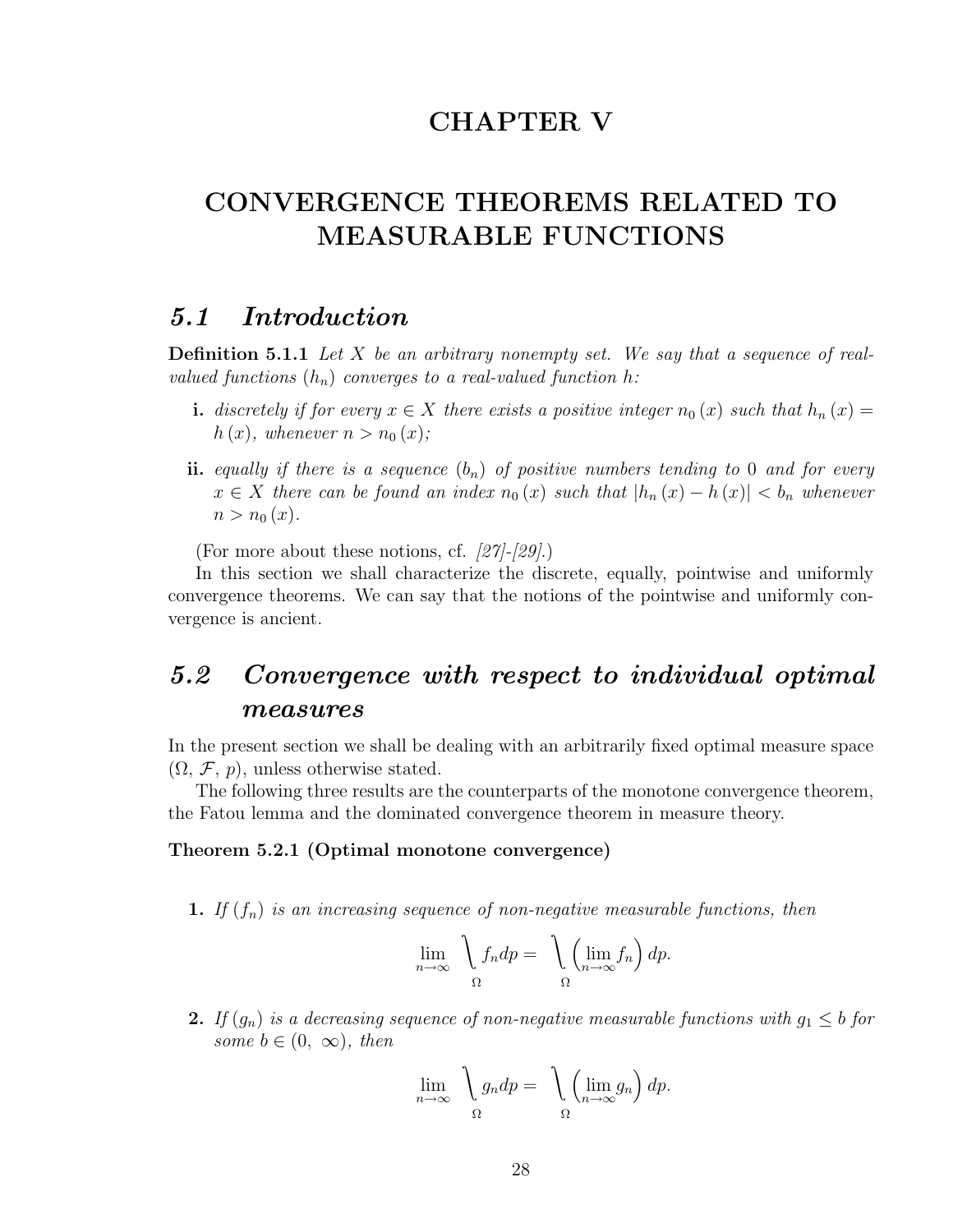# CHAPTER V

# CONVERGENCE THEOREMS RELATED TO MEASURABLE FUNCTIONS

## 5.1 Introduction

**Definition 5.1.1** *Let $X$ be an arbitrary nonempty set. We say that a sequence of real-valued functions $(h_n)$ converges to a real-valued function $h$:*

- **i.** *discretely if for every $x \in X$ there exists a positive integer $n_0(x)$ such that $h_n(x) = h(x)$, whenever $n > n_0(x)$;*
- **ii.** *equally if there is a sequence $(b_n)$ of positive numbers tending to $0$ and for every $x \in X$ there can be found an index $n_0(x)$ such that $|h_n(x) - h(x)| < b_n$ whenever $n > n_0(x)$.*

(For more about these notions, cf. *[27]-[29].*)

In this section we shall characterize the discrete, equally, pointwise and uniformly convergence theorems. We can say that the notions of the pointwise and uniformly convergence is ancient.

## 5.2 Convergence with respect to individual optimal measures

In the present section we shall be dealing with an arbitrarily fixed optimal measure space $(\Omega, \mathcal{F}, p)$, unless otherwise stated.

The following three results are the counterparts of the monotone convergence theorem, the Fatou lemma and the dominated convergence theorem in measure theory.

**Theorem 5.2.1 (Optimal monotone convergence)**

1. *If $(f_n)$ is an increasing sequence of non-negative measurable functions, then*

$$\lim_{n\to\infty} \bigvee_{\Omega} f_n dp = \bigvee_{\Omega} \left(\lim_{n\to\infty} f_n\right) dp.$$

2. *If $(g_n)$ is a decreasing sequence of non-negative measurable functions with $g_1 \leq b$ for some $b \in (0, \infty)$, then*

$$\lim_{n\to\infty} \bigvee_{\Omega} g_n dp = \bigvee_{\Omega} \left(\lim_{n\to\infty} g_n\right) dp.$$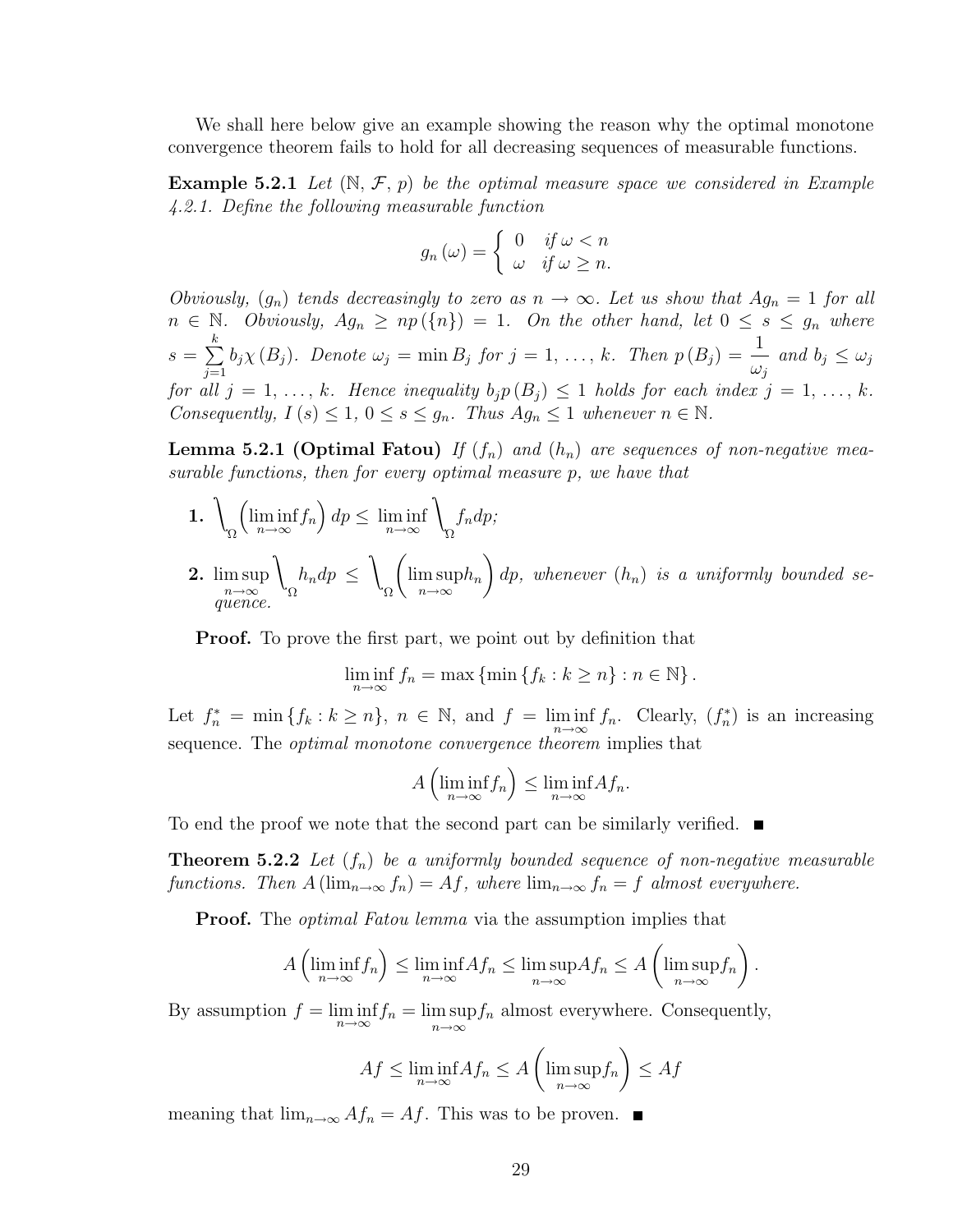We shall here below give an example showing the reason why the optimal monotone convergence theorem fails to hold for all decreasing sequences of measurable functions.

**Example 5.2.1** *Let $(\mathbb{N}, \mathcal{F}, p)$ be the optimal measure space we considered in Example 4.2.1. Define the following measurable function*

$$g_n(\omega) = \begin{cases} 0 & \text{if } \omega < n \\ \omega & \text{if } \omega \geq n. \end{cases}$$

*Obviously, $(g_n)$ tends decreasingly to zero as $n \to \infty$. Let us show that $Ag_n = 1$ for all $n \in \mathbb{N}$. Obviously, $Ag_n \geq np(\{n\}) = 1$. On the other hand, let $0 \leq s \leq g_n$ where $s = \sum_{j=1}^{k} b_j \chi(B_j)$. Denote $\omega_j = \min B_j$ for $j = 1, \ldots, k$. Then $p(B_j) = \dfrac{1}{\omega_j}$ and $b_j \leq \omega_j$ for all $j = 1, \ldots, k$. Hence inequality $b_j p(B_j) \leq 1$ holds for each index $j = 1, \ldots, k$. Consequently, $I(s) \leq 1$, $0 \leq s \leq g_n$. Thus $Ag_n \leq 1$ whenever $n \in \mathbb{N}$.*

**Lemma 5.2.1 (Optimal Fatou)** *If $(f_n)$ and $(h_n)$ are sequences of non-negative measurable functions, then for every optimal measure $p$, we have that*

1. $\displaystyle\bigvee_{\Omega} \left(\liminf_{n\to\infty} f_n\right) dp \leq \liminf_{n\to\infty} \bigvee_{\Omega} f_n dp$;
2. $\displaystyle\limsup_{n\to\infty} \bigvee_{\Omega} h_n dp \leq \bigvee_{\Omega} \left(\limsup_{n\to\infty} h_n\right) dp$, *whenever $(h_n)$ is a uniformly bounded sequence.*

**Proof.** To prove the first part, we point out by definition that

$$\liminf_{n\to\infty} f_n = \max\{\min\{f_k : k \geq n\} : n \in \mathbb{N}\}.$$

Let $f_n^* = \min\{f_k : k \geq n\}$, $n \in \mathbb{N}$, and $f = \liminf_{n\to\infty} f_n$. Clearly, $(f_n^*)$ is an increasing sequence. The *optimal monotone convergence theorem* implies that

$$A\left(\liminf_{n\to\infty} f_n\right) \leq \liminf_{n\to\infty} Af_n.$$

To end the proof we note that the second part can be similarly verified. ■

**Theorem 5.2.2** *Let $(f_n)$ be a uniformly bounded sequence of non-negative measurable functions. Then $A(\lim_{n\to\infty} f_n) = Af$, where $\lim_{n\to\infty} f_n = f$ almost everywhere.*

**Proof.** The *optimal Fatou lemma* via the assumption implies that

$$A\left(\liminf_{n\to\infty} f_n\right) \leq \liminf_{n\to\infty} Af_n \leq \limsup_{n\to\infty} Af_n \leq A\left(\limsup_{n\to\infty} f_n\right).$$

By assumption $f = \liminf_{n\to\infty} f_n = \limsup_{n\to\infty} f_n$ almost everywhere. Consequently,

$$Af \leq \liminf_{n\to\infty} Af_n \leq A\left(\limsup_{n\to\infty} f_n\right) \leq Af$$

meaning that $\lim_{n\to\infty} Af_n = Af$. This was to be proven. ■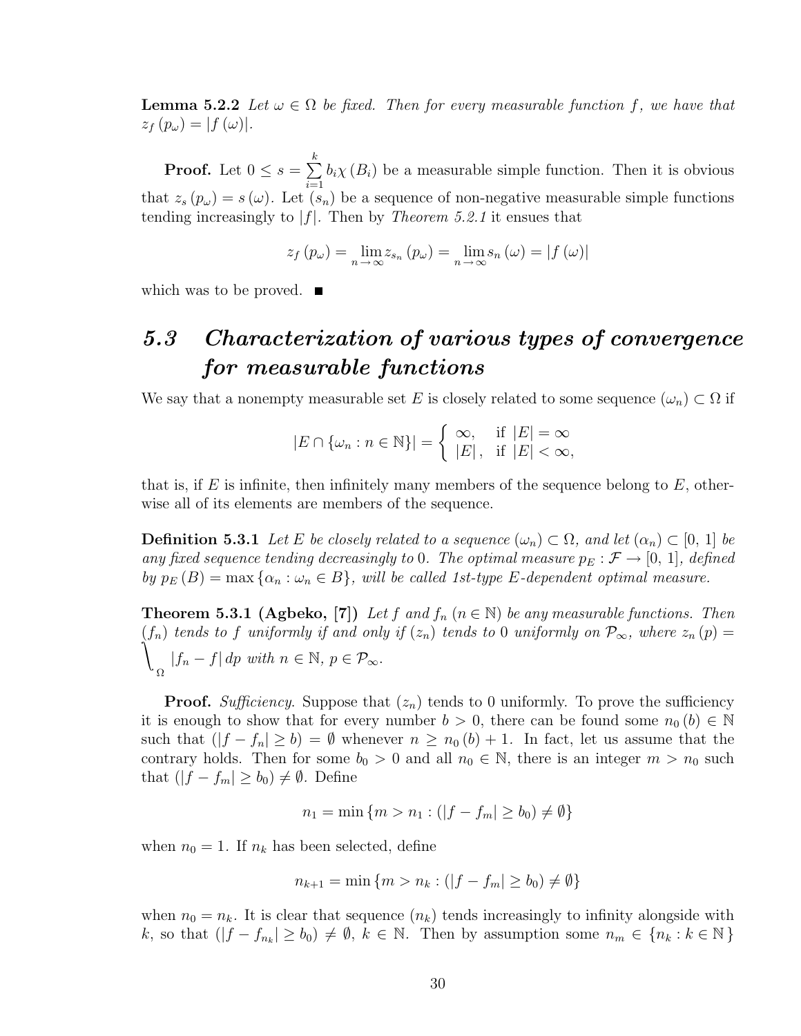**Lemma 5.2.2** *Let $\omega \in \Omega$ be fixed. Then for every measurable function $f$, we have that $z_f(p_\omega) = |f(\omega)|$.*

**Proof.** Let $0 \leq s = \sum_{i=1}^{k} b_i \chi(B_i)$ be a measurable simple function. Then it is obvious that $z_s(p_\omega) = s(\omega)$. Let $(s_n)$ be a sequence of non-negative measurable simple functions tending increasingly to $|f|$. Then by *Theorem 5.2.1* it ensues that

$$z_f(p_\omega) = \lim_{n \to \infty} z_{s_n}(p_\omega) = \lim_{n \to \infty} s_n(\omega) = |f(\omega)|$$

which was to be proved. ■

## *5.3 Characterization of various types of convergence for measurable functions*

We say that a nonempty measurable set $E$ is closely related to some sequence $(\omega_n) \subset \Omega$ if

$$|E \cap \{\omega_n : n \in \mathbb{N}\}| = \begin{cases} \infty, & \text{if } |E| = \infty \\ |E|, & \text{if } |E| < \infty, \end{cases}$$

that is, if $E$ is infinite, then infinitely many members of the sequence belong to $E$, otherwise all of its elements are members of the sequence.

**Definition 5.3.1** *Let $E$ be closely related to a sequence $(\omega_n) \subset \Omega$, and let $(\alpha_n) \subset [0, 1]$ be any fixed sequence tending decreasingly to 0. The optimal measure $p_E : \mathcal{F} \to [0, 1]$, defined by $p_E(B) = \max\{\alpha_n : \omega_n \in B\}$, will be called 1st-type $E$-dependent optimal measure.*

**Theorem 5.3.1 (Agbeko, [7])** *Let $f$ and $f_n$ $(n \in \mathbb{N})$ be any measurable functions. Then $(f_n)$ tends to $f$ uniformly if and only if $(z_n)$ tends to 0 uniformly on $\mathcal{P}_\infty$, where $z_n(p) = \bigvee_\Omega |f_n - f| \, dp$ with $n \in \mathbb{N}$, $p \in \mathcal{P}_\infty$.*

**Proof.** *Sufficiency*. Suppose that $(z_n)$ tends to 0 uniformly. To prove the sufficiency it is enough to show that for every number $b > 0$, there can be found some $n_0(b) \in \mathbb{N}$ such that $(|f - f_n| \geq b) = \emptyset$ whenever $n \geq n_0(b) + 1$. In fact, let us assume that the contrary holds. Then for some $b_0 > 0$ and all $n_0 \in \mathbb{N}$, there is an integer $m > n_0$ such that $(|f - f_m| \geq b_0) \neq \emptyset$. Define

$$n_1 = \min\{m > n_1 : (|f - f_m| \geq b_0) \neq \emptyset\}$$

when $n_0 = 1$. If $n_k$ has been selected, define

$$n_{k+1} = \min\{m > n_k : (|f - f_m| \geq b_0) \neq \emptyset\}$$

when $n_0 = n_k$. It is clear that sequence $(n_k)$ tends increasingly to infinity alongside with $k$, so that $(|f - f_{n_k}| \geq b_0) \neq \emptyset$, $k \in \mathbb{N}$. Then by assumption some $n_m \in \{n_k : k \in \mathbb{N}\}$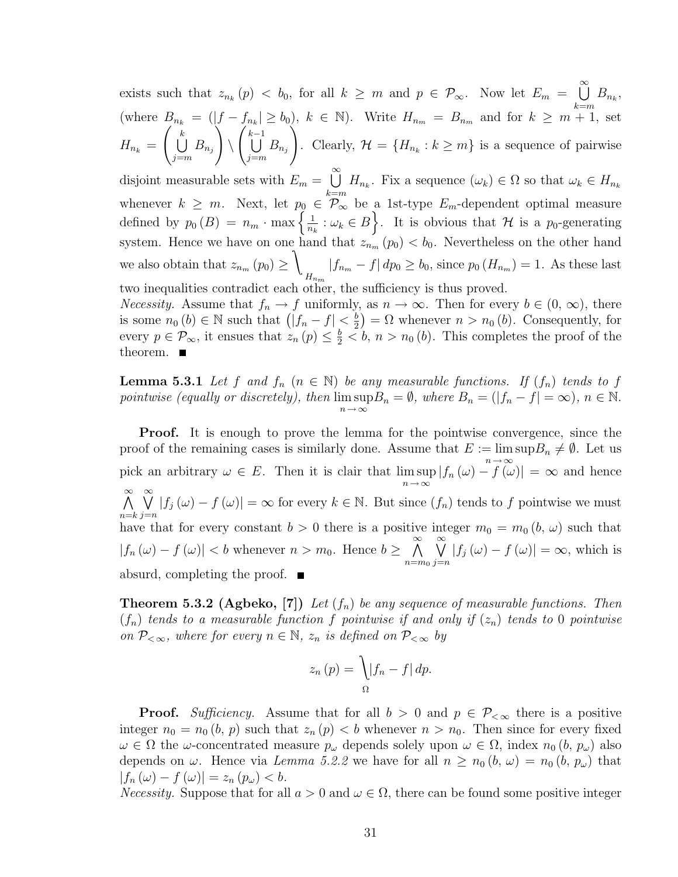exists such that $z_{n_k}(p) < b_0$, for all $k \geq m$ and $p \in \mathcal{P}_\infty$. Now let $E_m = \bigcup_{k=m}^{\infty} B_{n_k}$, (where $B_{n_k} = (|f - f_{n_k}| \geq b_0)$, $k \in \mathbb{N}$). Write $H_{n_m} = B_{n_m}$ and for $k \geq m+1$, set $H_{n_k} = \left(\bigcup_{j=m}^{k} B_{n_j}\right) \setminus \left(\bigcup_{j=m}^{k-1} B_{n_j}\right)$. Clearly, $\mathcal{H} = \{H_{n_k} : k \geq m\}$ is a sequence of pairwise disjoint measurable sets with $E_m = \bigcup_{k=m}^{\infty} H_{n_k}$. Fix a sequence $(\omega_k) \in \Omega$ so that $\omega_k \in H_{n_k}$ whenever $k \geq m$. Next, let $p_0 \in \mathcal{P}_\infty$ be a 1st-type $E_m$-dependent optimal measure defined by $p_0(B) = n_m \cdot \max\left\{\frac{1}{n_k} : \omega_k \in B\right\}$. It is obvious that $\mathcal{H}$ is a $p_0$-generating system. Hence we have on one hand that $z_{n_m}(p_0) < b_0$. Nevertheless on the other hand we also obtain that $z_{n_m}(p_0) \geq \bigvee_{H_{n_m}} |f_{n_m} - f|\, dp_0 \geq b_0$, since $p_0(H_{n_m}) = 1$. As these last two inequalities contradict each other, the sufficiency is thus proved.

*Necessity.* Assume that $f_n \to f$ uniformly, as $n \to \infty$. Then for every $b \in (0, \infty)$, there is some $n_0(b) \in \mathbb{N}$ such that $\left(|f_n - f| < \frac{b}{2}\right) = \Omega$ whenever $n > n_0(b)$. Consequently, for every $p \in \mathcal{P}_\infty$, it ensues that $z_n(p) \leq \frac{b}{2} < b$, $n > n_0(b)$. This completes the proof of the theorem. ■

**Lemma 5.3.1** *Let $f$ and $f_n$ ($n \in \mathbb{N}$) be any measurable functions. If $(f_n)$ tends to $f$ pointwise (equally or discretely), then $\limsup_{n\to\infty} B_n = \emptyset$, where $B_n = (|f_n - f| = \infty)$, $n \in \mathbb{N}$.*

**Proof.** It is enough to prove the lemma for the pointwise convergence, since the proof of the remaining cases is similarly done. Assume that $E := \limsup_{n\to\infty} B_n \neq \emptyset$. Let us pick an arbitrary $\omega \in E$. Then it is clair that $\limsup_{n\to\infty} |f_n(\omega) - f(\omega)| = \infty$ and hence $\bigwedge_{n=k}^{\infty} \bigvee_{j=n}^{\infty} |f_j(\omega) - f(\omega)| = \infty$ for every $k \in \mathbb{N}$. But since $(f_n)$ tends to $f$ pointwise we must have that for every constant $b > 0$ there is a positive integer $m_0 = m_0(b, \omega)$ such that $|f_n(\omega) - f(\omega)| < b$ whenever $n > m_0$. Hence $b \geq \bigwedge_{n=m_0}^{\infty} \bigvee_{j=n}^{\infty} |f_j(\omega) - f(\omega)| = \infty$, which is absurd, completing the proof. ■

**Theorem 5.3.2 (Agbeko, [7])** *Let $(f_n)$ be any sequence of measurable functions. Then $(f_n)$ tends to a measurable function $f$ pointwise if and only if $(z_n)$ tends to $0$ pointwise on $\mathcal{P}_{<\infty}$, where for every $n \in \mathbb{N}$, $z_n$ is defined on $\mathcal{P}_{<\infty}$ by*

$$z_n(p) = \bigvee_{\Omega} |f_n - f|\, dp.$$

**Proof.** *Sufficiency.* Assume that for all $b > 0$ and $p \in \mathcal{P}_{<\infty}$ there is a positive integer $n_0 = n_0(b, p)$ such that $z_n(p) < b$ whenever $n > n_0$. Then since for every fixed $\omega \in \Omega$ the $\omega$-concentrated measure $p_\omega$ depends solely upon $\omega \in \Omega$, index $n_0(b, p_\omega)$ also depends on $\omega$. Hence via *Lemma 5.2.2* we have for all $n \geq n_0(b, \omega) = n_0(b, p_\omega)$ that $|f_n(\omega) - f(\omega)| = z_n(p_\omega) < b$.

*Necessity.* Suppose that for all $a > 0$ and $\omega \in \Omega$, there can be found some positive integer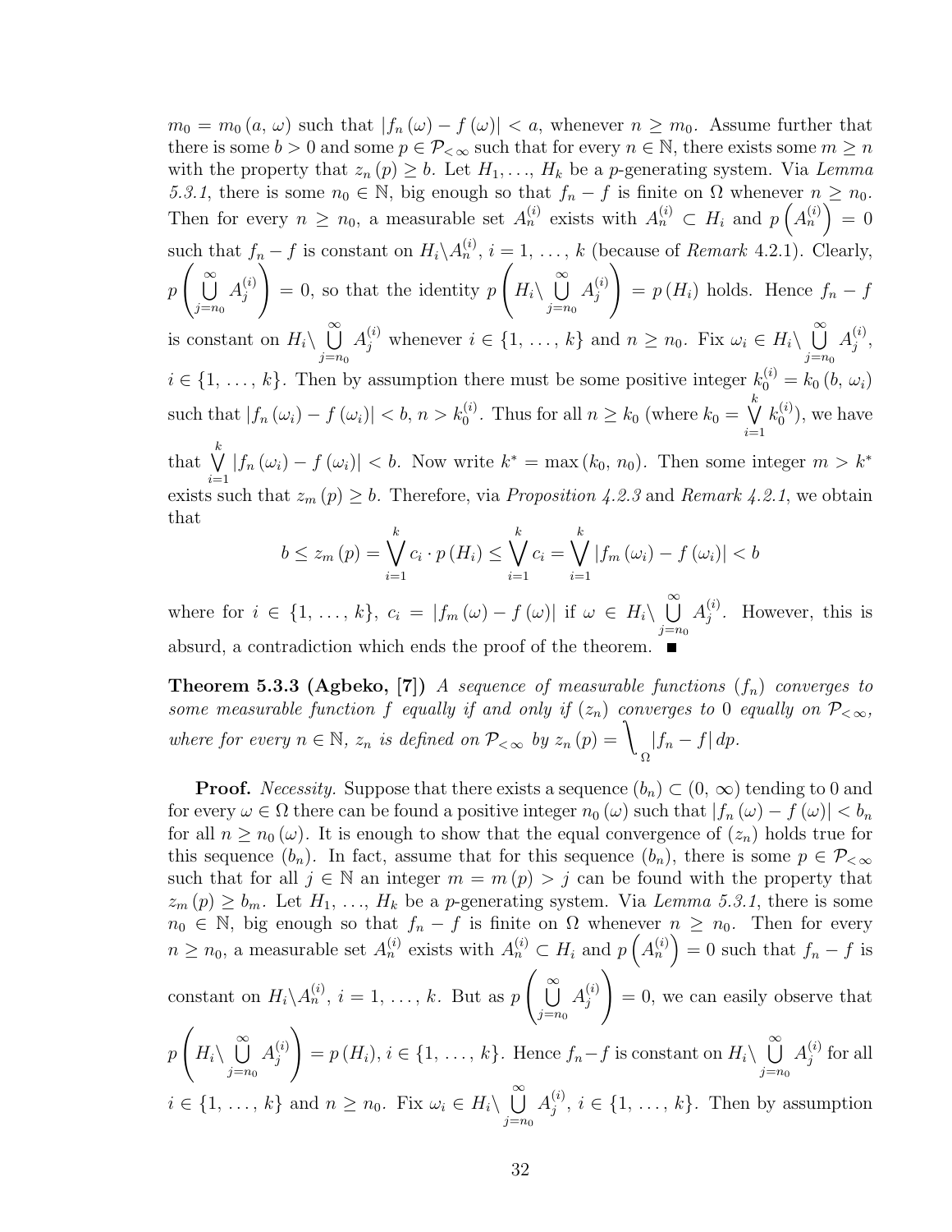$m_0 = m_0(a, \omega)$ such that $|f_n(\omega) - f(\omega)| < a$, whenever $n \geq m_0$. Assume further that there is some $b > 0$ and some $p \in \mathcal{P}_{<\infty}$ such that for every $n \in \mathbb{N}$, there exists some $m \geq n$ with the property that $z_n(p) \geq b$. Let $H_1, \ldots, H_k$ be a $p$-generating system. Via *Lemma 5.3.1*, there is some $n_0 \in \mathbb{N}$, big enough so that $f_n - f$ is finite on $\Omega$ whenever $n \geq n_0$. Then for every $n \geq n_0$, a measurable set $A_n^{(i)}$ exists with $A_n^{(i)} \subset H_i$ and $p\left(A_n^{(i)}\right) = 0$ such that $f_n - f$ is constant on $H_i \backslash A_n^{(i)}$, $i = 1, \ldots, k$ (because of *Remark* 4.2.1). Clearly, $p\left(\bigcup_{j=n_0}^{\infty} A_j^{(i)}\right) = 0$, so that the identity $p\left(H_i \backslash \bigcup_{j=n_0}^{\infty} A_j^{(i)}\right) = p(H_i)$ holds. Hence $f_n - f$ is constant on $H_i \backslash \bigcup_{j=n_0}^{\infty} A_j^{(i)}$ whenever $i \in \{1, \ldots, k\}$ and $n \geq n_0$. Fix $\omega_i \in H_i \backslash \bigcup_{j=n_0}^{\infty} A_j^{(i)}$, $i \in \{1, \ldots, k\}$. Then by assumption there must be some positive integer $k_0^{(i)} = k_0(b, \omega_i)$ such that $|f_n(\omega_i) - f(\omega_i)| < b$, $n > k_0^{(i)}$. Thus for all $n \geq k_0$ (where $k_0 = \bigvee_{i=1}^{k} k_0^{(i)}$), we have that $\bigvee_{i=1}^{k} |f_n(\omega_i) - f(\omega_i)| < b$. Now write $k^* = \max(k_0, n_0)$. Then some integer $m > k^*$ exists such that $z_m(p) \geq b$. Therefore, via *Proposition 4.2.3* and *Remark 4.2.1*, we obtain that

$$b \leq z_m(p) = \bigvee_{i=1}^{k} c_i \cdot p(H_i) \leq \bigvee_{i=1}^{k} c_i = \bigvee_{i=1}^{k} |f_m(\omega_i) - f(\omega_i)| < b$$

where for $i \in \{1, \ldots, k\}$, $c_i = |f_m(\omega) - f(\omega)|$ if $\omega \in H_i \backslash \bigcup_{j=n_0}^{\infty} A_j^{(i)}$. However, this is absurd, a contradiction which ends the proof of the theorem. ■

**Theorem 5.3.3 (Agbeko, [7])** *A sequence of measurable functions $(f_n)$ converges to some measurable function $f$ equally if and only if $(z_n)$ converges to 0 equally on $\mathcal{P}_{<\infty}$, where for every $n \in \mathbb{N}$, $z_n$ is defined on $\mathcal{P}_{<\infty}$ by $z_n(p) = \int_{\Omega} |f_n - f| \, dp$.*

**Proof.** *Necessity.* Suppose that there exists a sequence $(b_n) \subset (0, \infty)$ tending to 0 and for every $\omega \in \Omega$ there can be found a positive integer $n_0(\omega)$ such that $|f_n(\omega) - f(\omega)| < b_n$ for all $n \geq n_0(\omega)$. It is enough to show that the equal convergence of $(z_n)$ holds true for this sequence $(b_n)$. In fact, assume that for this sequence $(b_n)$, there is some $p \in \mathcal{P}_{<\infty}$ such that for all $j \in \mathbb{N}$ an integer $m = m(p) > j$ can be found with the property that $z_m(p) \geq b_m$. Let $H_1, \ldots, H_k$ be a $p$-generating system. Via *Lemma 5.3.1*, there is some $n_0 \in \mathbb{N}$, big enough so that $f_n - f$ is finite on $\Omega$ whenever $n \geq n_0$. Then for every $n \geq n_0$, a measurable set $A_n^{(i)}$ exists with $A_n^{(i)} \subset H_i$ and $p\left(A_n^{(i)}\right) = 0$ such that $f_n - f$ is constant on $H_i \backslash A_n^{(i)}$, $i = 1, \ldots, k$. But as $p\left(\bigcup_{j=n_0}^{\infty} A_j^{(i)}\right) = 0$, we can easily observe that $p\left(H_i \backslash \bigcup_{j=n_0}^{\infty} A_j^{(i)}\right) = p(H_i)$, $i \in \{1, \ldots, k\}$. Hence $f_n - f$ is constant on $H_i \backslash \bigcup_{j=n_0}^{\infty} A_j^{(i)}$ for all $i \in \{1, \ldots, k\}$ and $n \geq n_0$. Fix $\omega_i \in H_i \backslash \bigcup_{j=n_0}^{\infty} A_j^{(i)}$, $i \in \{1, \ldots, k\}$. Then by assumption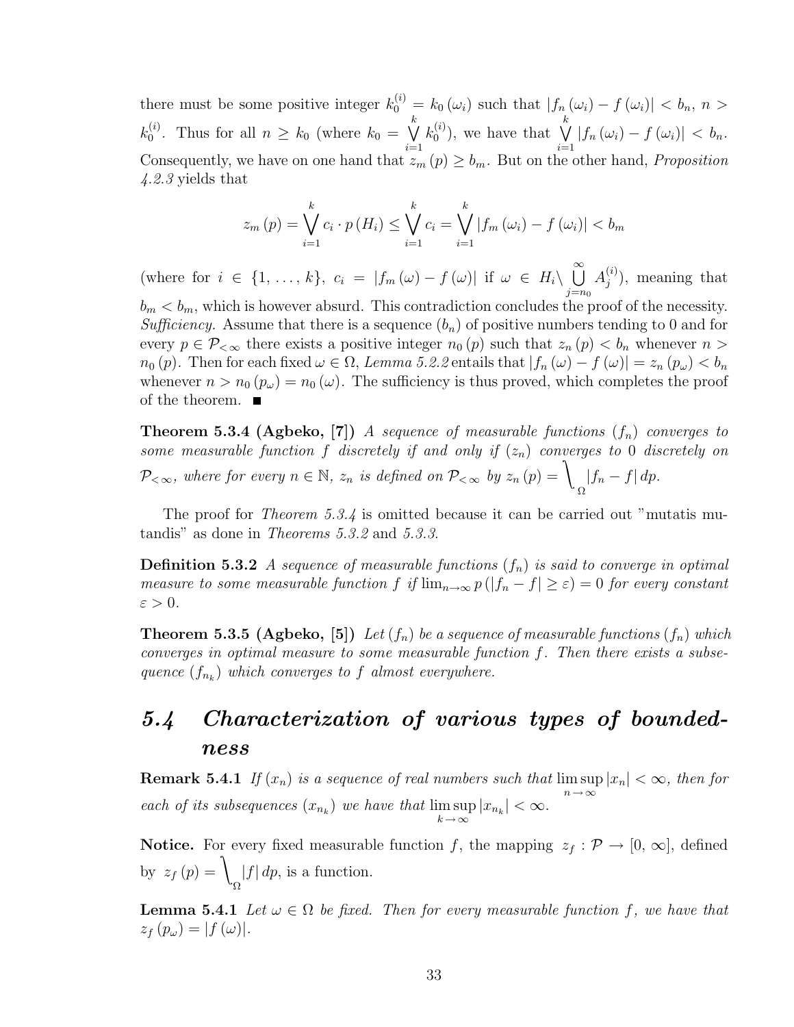there must be some positive integer $k_0^{(i)} = k_0(\omega_i)$ such that $|f_n(\omega_i) - f(\omega_i)| < b_n$, $n > k_0^{(i)}$. Thus for all $n \geq k_0$ (where $k_0 = \bigvee_{i=1}^{k} k_0^{(i)}$), we have that $\bigvee_{i=1}^{k} |f_n(\omega_i) - f(\omega_i)| < b_n$. Consequently, we have on one hand that $z_m(p) \geq b_m$. But on the other hand, *Proposition 4.2.3* yields that

$$z_m(p) = \bigvee_{i=1}^{k} c_i \cdot p(H_i) \leq \bigvee_{i=1}^{k} c_i = \bigvee_{i=1}^{k} |f_m(\omega_i) - f(\omega_i)| < b_m$$

(where for $i \in \{1, \ldots, k\}$, $c_i = |f_m(\omega) - f(\omega)|$ if $\omega \in H_i \setminus \bigcup_{j=n_0}^{\infty} A_j^{(i)}$), meaning that $b_m < b_m$, which is however absurd. This contradiction concludes the proof of the necessity. *Sufficiency.* Assume that there is a sequence $(b_n)$ of positive numbers tending to 0 and for every $p \in \mathcal{P}_{<\infty}$ there exists a positive integer $n_0(p)$ such that $z_n(p) < b_n$ whenever $n > n_0(p)$. Then for each fixed $\omega \in \Omega$, *Lemma 5.2.2* entails that $|f_n(\omega) - f(\omega)| = z_n(p_\omega) < b_n$ whenever $n > n_0(p_\omega) = n_0(\omega)$. The sufficiency is thus proved, which completes the proof of the theorem. ■

**Theorem 5.3.4 (Agbeko, [7])** *A sequence of measurable functions $(f_n)$ converges to some measurable function $f$ discretely if and only if $(z_n)$ converges to 0 discretely on $\mathcal{P}_{<\infty}$, where for every $n \in \mathbb{N}$, $z_n$ is defined on $\mathcal{P}_{<\infty}$ by $z_n(p) = \int_\Omega |f_n - f|\, dp$.*

The proof for *Theorem 5.3.4* is omitted because it can be carried out "mutatis mutandis" as done in *Theorems 5.3.2* and *5.3.3*.

**Definition 5.3.2** *A sequence of measurable functions $(f_n)$ is said to converge in optimal measure to some measurable function $f$ if $\lim_{n\to\infty} p(|f_n - f| \geq \varepsilon) = 0$ for every constant $\varepsilon > 0$.*

**Theorem 5.3.5 (Agbeko, [5])** *Let $(f_n)$ be a sequence of measurable functions $(f_n)$ which converges in optimal measure to some measurable function $f$. Then there exists a subsequence $(f_{n_k})$ which converges to $f$ almost everywhere.*

## 5.4 Characterization of various types of boundedness

**Remark 5.4.1** *If $(x_n)$ is a sequence of real numbers such that $\limsup_{n\to\infty} |x_n| < \infty$, then for each of its subsequences $(x_{n_k})$ we have that $\limsup_{k\to\infty} |x_{n_k}| < \infty$.*

**Notice.** For every fixed measurable function $f$, the mapping $z_f : \mathcal{P} \to [0, \infty]$, defined by $z_f(p) = \int_\Omega |f|\, dp$, is a function.

**Lemma 5.4.1** *Let $\omega \in \Omega$ be fixed. Then for every measurable function $f$, we have that $z_f(p_\omega) = |f(\omega)|$.*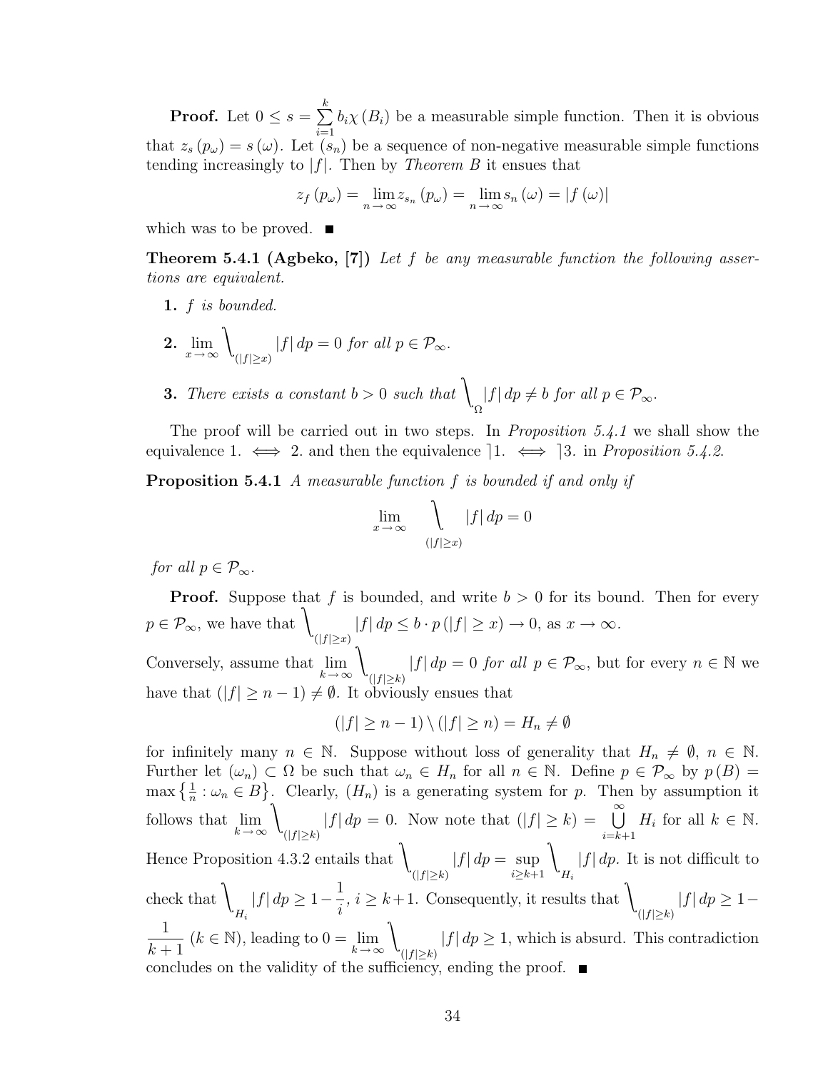**Proof.** Let $0 \leq s = \sum_{i=1}^{k} b_i \chi(B_i)$ be a measurable simple function. Then it is obvious that $z_s(p_\omega) = s(\omega)$. Let $(s_n)$ be a sequence of non-negative measurable simple functions tending increasingly to $|f|$. Then by *Theorem B* it ensues that

$$z_f(p_\omega) = \lim_{n\to\infty} z_{s_n}(p_\omega) = \lim_{n\to\infty} s_n(\omega) = |f(\omega)|$$

which was to be proved. ■

**Theorem 5.4.1 (Agbeko, [7])** *Let $f$ be any measurable function the following assertions are equivalent.*

1. *$f$ is bounded.*

2. $\lim_{x\to\infty} \bigvee_{(|f|\geq x)} |f|\, dp = 0$ *for all $p \in \mathcal{P}_\infty$.*

3. *There exists a constant $b > 0$ such that $\bigvee_{\Omega} |f|\, dp \neq b$ for all $p \in \mathcal{P}_\infty$.*

The proof will be carried out in two steps. In *Proposition 5.4.1* we shall show the equivalence 1. $\iff$ 2. and then the equivalence $\rceil$1. $\iff$ $\rceil$3. in *Proposition 5.4.2*.

**Proposition 5.4.1** *A measurable function $f$ is bounded if and only if*

$$\lim_{x\to\infty} \bigvee_{(|f|\geq x)} |f|\, dp = 0$$

*for all $p \in \mathcal{P}_\infty$.*

**Proof.** Suppose that $f$ is bounded, and write $b > 0$ for its bound. Then for every $p \in \mathcal{P}_\infty$, we have that $\bigvee_{(|f|\geq x)} |f|\, dp \leq b \cdot p(|f| \geq x) \to 0$, as $x \to \infty$.

Conversely, assume that $\lim_{k\to\infty} \bigvee_{(|f|\geq k)} |f|\, dp = 0$ *for all $p \in \mathcal{P}_\infty$*, but for every $n \in \mathbb{N}$ we have that $(|f| \geq n-1) \neq \emptyset$. It obviously ensues that

$$(|f| \geq n-1) \setminus (|f| \geq n) = H_n \neq \emptyset$$

for infinitely many $n \in \mathbb{N}$. Suppose without loss of generality that $H_n \neq \emptyset$, $n \in \mathbb{N}$. Further let $(\omega_n) \subset \Omega$ be such that $\omega_n \in H_n$ for all $n \in \mathbb{N}$. Define $p \in \mathcal{P}_\infty$ by $p(B) = \max\left\{\frac{1}{n} : \omega_n \in B\right\}$. Clearly, $(H_n)$ is a generating system for $p$. Then by assumption it follows that $\lim_{k\to\infty} \bigvee_{(|f|\geq k)} |f|\, dp = 0$. Now note that $(|f| \geq k) = \bigcup_{i=k+1}^{\infty} H_i$ for all $k \in \mathbb{N}$. Hence Proposition 4.3.2 entails that $\bigvee_{(|f|\geq k)} |f|\, dp = \sup_{i\geq k+1} \bigvee_{H_i} |f|\, dp$. It is not difficult to check that $\bigvee_{H_i} |f|\, dp \geq 1 - \dfrac{1}{i}$, $i \geq k+1$. Consequently, it results that $\bigvee_{(|f|\geq k)} |f|\, dp \geq 1 - \dfrac{1}{k+1}$ $(k \in \mathbb{N})$, leading to $0 = \lim_{k\to\infty} \bigvee_{(|f|\geq k)} |f|\, dp \geq 1$, which is absurd. This contradiction concludes on the validity of the sufficiency, ending the proof. ■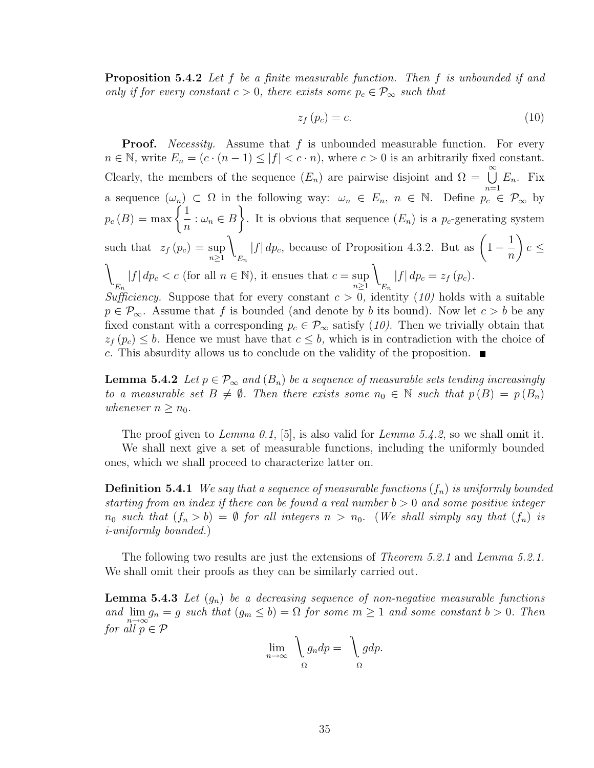**Proposition 5.4.2** *Let $f$ be a finite measurable function. Then $f$ is unbounded if and only if for every constant $c > 0$, there exists some $p_c \in \mathcal{P}_\infty$ such that*

$$z_f(p_c) = c. \tag{10}$$

**Proof.** *Necessity.* Assume that $f$ is unbounded measurable function. For every $n \in \mathbb{N}$, write $E_n = (c \cdot (n-1) \leq |f| < c \cdot n)$, where $c > 0$ is an arbitrarily fixed constant. Clearly, the members of the sequence $(E_n)$ are pairwise disjoint and $\Omega = \bigcup_{n=1}^{\infty} E_n$. Fix a sequence $(\omega_n) \subset \Omega$ in the following way: $\omega_n \in E_n$, $n \in \mathbb{N}$. Define $p_c \in \mathcal{P}_\infty$ by $p_c(B) = \max\left\{\frac{1}{n} : \omega_n \in B\right\}$. It is obvious that sequence $(E_n)$ is a $p_c$-generating system such that $z_f(p_c) = \sup_{n \geq 1} \bigvee_{E_n} |f| \, dp_c$, because of Proposition 4.3.2. But as $\left(1 - \frac{1}{n}\right) c \leq \bigvee_{E_n} |f| \, dp_c < c$ (for all $n \in \mathbb{N}$), it ensues that $c = \sup_{n \geq 1} \bigvee_{E_n} |f| \, dp_c = z_f(p_c)$.
*Sufficiency.* Suppose that for every constant $c > 0$, identity *(10)* holds with a suitable $p \in \mathcal{P}_\infty$. Assume that $f$ is bounded (and denote by $b$ its bound). Now let $c > b$ be any fixed constant with a corresponding $p_c \in \mathcal{P}_\infty$ satisfy *(10)*. Then we trivially obtain that $z_f(p_c) \leq b$. Hence we must have that $c \leq b$, which is in contradiction with the choice of $c$. This absurdity allows us to conclude on the validity of the proposition. ■

**Lemma 5.4.2** *Let $p \in \mathcal{P}_\infty$ and $(B_n)$ be a sequence of measurable sets tending increasingly to a measurable set $B \neq \emptyset$. Then there exists some $n_0 \in \mathbb{N}$ such that $p(B) = p(B_n)$ whenever $n \geq n_0$.*

The proof given to *Lemma 0.1*, [5], is also valid for *Lemma 5.4.2*, so we shall omit it.
We shall next give a set of measurable functions, including the uniformly bounded ones, which we shall proceed to characterize latter on.

**Definition 5.4.1** *We say that a sequence of measurable functions $(f_n)$ is uniformly bounded starting from an index if there can be found a real number $b > 0$ and some positive integer $n_0$ such that $(f_n > b) = \emptyset$ for all integers $n > n_0$. (We shall simply say that $(f_n)$ is i-uniformly bounded.)*

The following two results are just the extensions of *Theorem 5.2.1* and *Lemma 5.2.1.* We shall omit their proofs as they can be similarly carried out.

**Lemma 5.4.3** *Let $(g_n)$ be a decreasing sequence of non-negative measurable functions and $\lim_{n\to\infty} g_n = g$ such that $(g_m \leq b) = \Omega$ for some $m \geq 1$ and some constant $b > 0$. Then for all $p \in \mathcal{P}$*

$$\lim_{n\to\infty} \bigvee_{\Omega} g_n dp = \bigvee_{\Omega} g dp.$$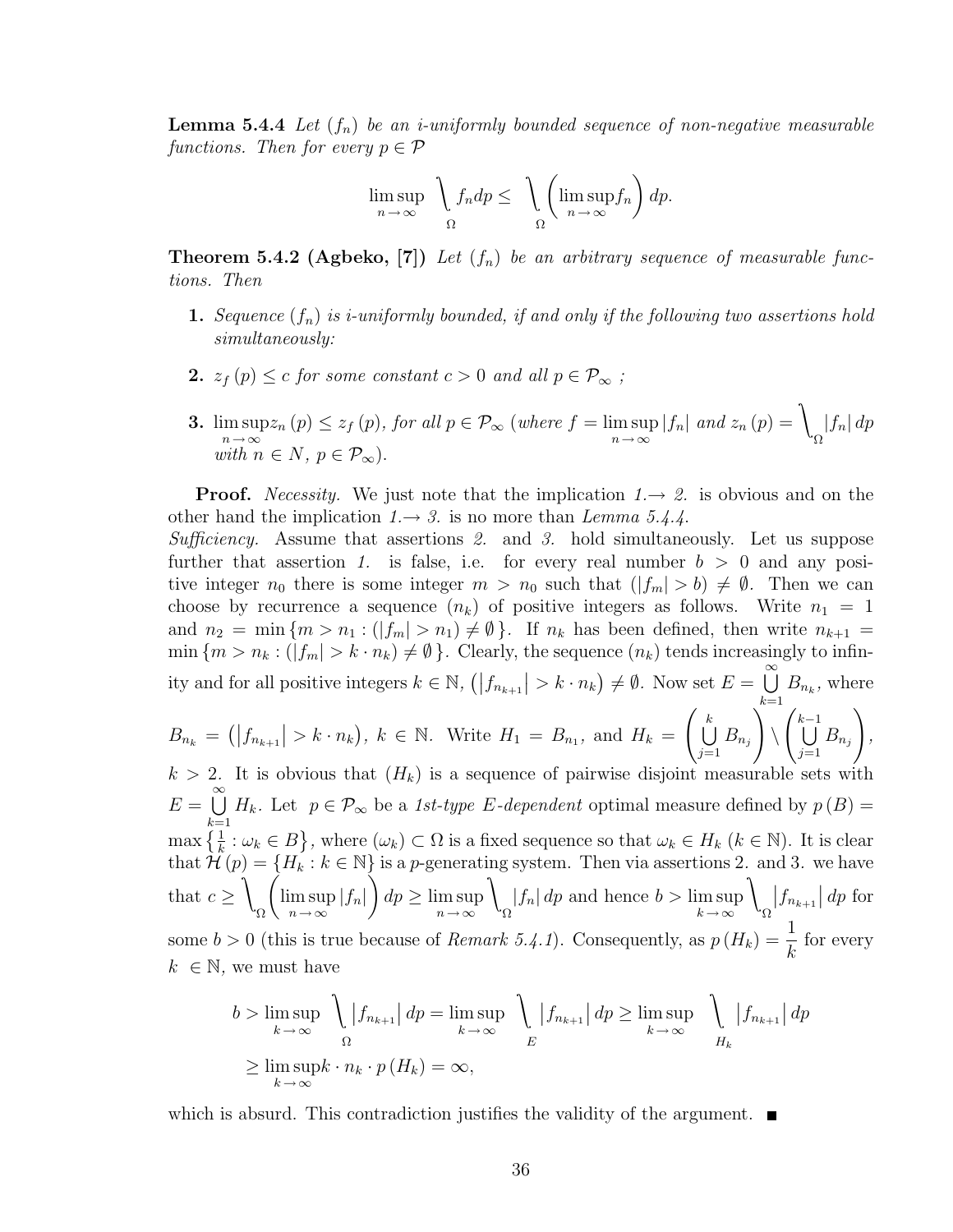**Lemma 5.4.4** *Let $(f_n)$ be an i-uniformly bounded sequence of non-negative measurable functions. Then for every $p \in \mathcal{P}$*

$$\limsup_{n\to\infty} \bigvee_{\Omega} f_n dp \leq \bigvee_{\Omega} \left(\limsup_{n\to\infty} f_n\right) dp.$$

**Theorem 5.4.2 (Agbeko, [7])** *Let $(f_n)$ be an arbitrary sequence of measurable functions. Then*

1. *Sequence $(f_n)$ is i-uniformly bounded, if and only if the following two assertions hold simultaneously:*
2. *$z_f(p) \leq c$ for some constant $c > 0$ and all $p \in \mathcal{P}_\infty$ ;*
3. *$\limsup_{n\to\infty} z_n(p) \leq z_f(p)$, for all $p \in \mathcal{P}_\infty$ (where $f = \limsup_{n\to\infty} |f_n|$ and $z_n(p) = \bigvee_{\Omega} |f_n| \, dp$ with $n \in N$, $p \in \mathcal{P}_\infty$).*

**Proof.** *Necessity.* We just note that the implication *1.→ 2.* is obvious and on the other hand the implication *1.→ 3.* is no more than *Lemma 5.4.4*.
*Sufficiency.* Assume that assertions *2.* and *3.* hold simultaneously. Let us suppose further that assertion *1.* is false, i.e. for every real number $b > 0$ and any positive integer $n_0$ there is some integer $m > n_0$ such that $(|f_m| > b) \neq \emptyset$. Then we can choose by recurrence a sequence $(n_k)$ of positive integers as follows. Write $n_1 = 1$ and $n_2 = \min\{m > n_1 : (|f_m| > n_1) \neq \emptyset\}$. If $n_k$ has been defined, then write $n_{k+1} = \min\{m > n_k : (|f_m| > k \cdot n_k) \neq \emptyset\}$. Clearly, the sequence $(n_k)$ tends increasingly to infinity and for all positive integers $k \in \mathbb{N}$, $\left(\left|f_{n_{k+1}}\right| > k \cdot n_k\right) \neq \emptyset$. Now set $E = \bigcup_{k=1}^{\infty} B_{n_k}$, where $B_{n_k} = \left(\left|f_{n_{k+1}}\right| > k \cdot n_k\right)$, $k \in \mathbb{N}$. Write $H_1 = B_{n_1}$, and $H_k = \left(\bigcup_{j=1}^{k} B_{n_j}\right) \setminus \left(\bigcup_{j=1}^{k-1} B_{n_j}\right)$, $k > 2$. It is obvious that $(H_k)$ is a sequence of pairwise disjoint measurable sets with $E = \bigcup_{k=1}^{\infty} H_k$. Let $p \in \mathcal{P}_\infty$ be a *1st-type E-dependent* optimal measure defined by $p(B) = \max\left\{\frac{1}{k} : \omega_k \in B\right\}$, where $(\omega_k) \subset \Omega$ is a fixed sequence so that $\omega_k \in H_k$ $(k \in \mathbb{N})$. It is clear that $\mathcal{H}(p) = \{H_k : k \in \mathbb{N}\}$ is a $p$-generating system. Then via assertions 2. and 3. we have that $c \geq \bigvee_{\Omega} \left(\limsup_{n\to\infty} |f_n|\right) dp \geq \limsup_{n\to\infty} \bigvee_{\Omega} |f_n| \, dp$ and hence $b > \limsup_{k\to\infty} \bigvee_{\Omega} \left|f_{n_{k+1}}\right| dp$ for some $b > 0$ (this is true because of *Remark 5.4.1*). Consequently, as $p(H_k) = \dfrac{1}{k}$ for every $k \in \mathbb{N}$, we must have

$$\begin{aligned} b &> \limsup_{k\to\infty} \bigvee_{\Omega} \left|f_{n_{k+1}}\right| dp = \limsup_{k\to\infty} \bigvee_{E} \left|f_{n_{k+1}}\right| dp \geq \limsup_{k\to\infty} \bigvee_{H_k} \left|f_{n_{k+1}}\right| dp \\ &\geq \limsup_{k\to\infty} k \cdot n_k \cdot p(H_k) = \infty, \end{aligned}$$

which is absurd. This contradiction justifies the validity of the argument. ■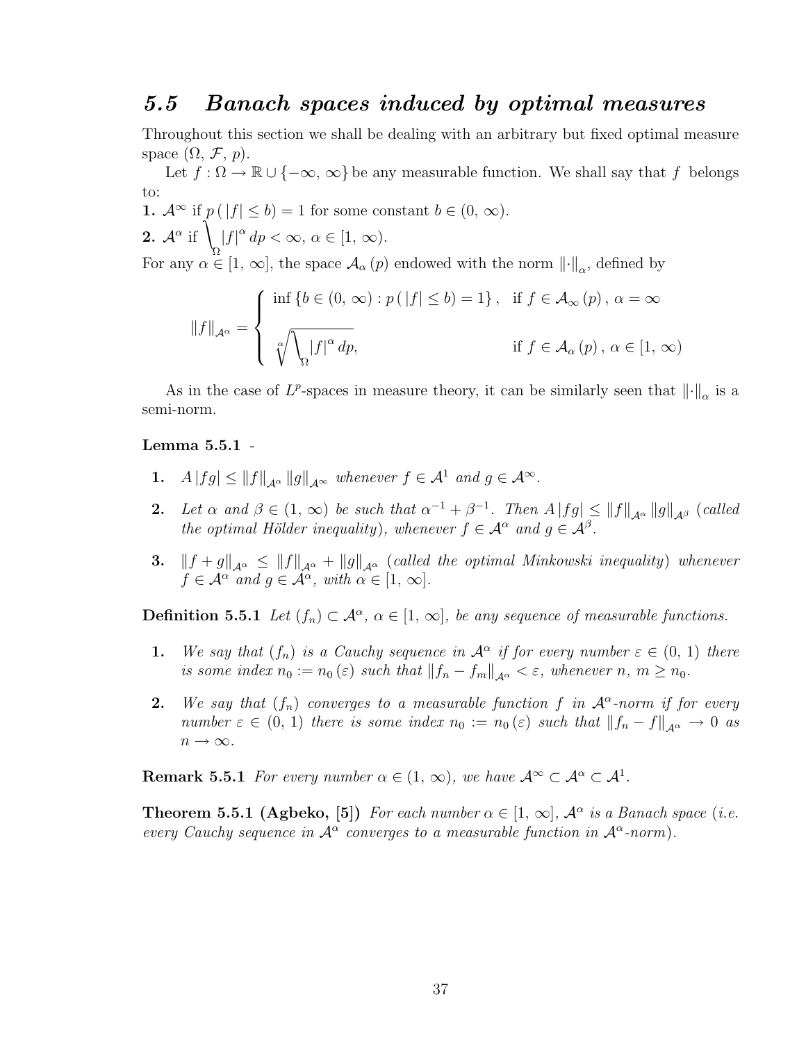## *5.5 Banach spaces induced by optimal measures*

Throughout this section we shall be dealing with an arbitrary but fixed optimal measure space $(\Omega, \mathcal{F}, p)$.

Let $f : \Omega \to \mathbb{R} \cup \{-\infty, \infty\}$ be any measurable function. We shall say that $f$ belongs to:

**1.** $\mathcal{A}^{\infty}$ if $p(|f| \leq b) = 1$ for some constant $b \in (0, \infty)$.

**2.** $\mathcal{A}^{\alpha}$ if $\bigvee_{\Omega} |f|^{\alpha} dp < \infty$, $\alpha \in [1, \infty)$.

For any $\alpha \in [1, \infty]$, the space $\mathcal{A}_{\alpha}(p)$ endowed with the norm $\|\cdot\|_{\alpha}$, defined by

$$\|f\|_{\mathcal{A}^{\alpha}} = \begin{cases} \inf\{b \in (0, \infty) : p(|f| \leq b) = 1\}, & \text{if } f \in \mathcal{A}_{\infty}(p), \alpha = \infty \\ \sqrt[\alpha]{\bigvee_{\Omega} |f|^{\alpha} dp}, & \text{if } f \in \mathcal{A}_{\alpha}(p), \alpha \in [1, \infty) \end{cases}$$

As in the case of $L^p$-spaces in measure theory, it can be similarly seen that $\|\cdot\|_{\alpha}$ is a semi-norm.

**Lemma 5.5.1** -

1. $A|fg| \leq \|f\|_{\mathcal{A}^{\alpha}} \|g\|_{\mathcal{A}^{\infty}}$ *whenever* $f \in \mathcal{A}^{1}$ *and* $g \in \mathcal{A}^{\infty}$.
2. *Let* $\alpha$ *and* $\beta \in (1, \infty)$ *be such that* $\alpha^{-1} + \beta^{-1}$. *Then* $A|fg| \leq \|f\|_{\mathcal{A}^{\alpha}} \|g\|_{\mathcal{A}^{\beta}}$ *(called the optimal Hölder inequality), whenever* $f \in \mathcal{A}^{\alpha}$ *and* $g \in \mathcal{A}^{\beta}$.
3. $\|f + g\|_{\mathcal{A}^{\alpha}} \leq \|f\|_{\mathcal{A}^{\alpha}} + \|g\|_{\mathcal{A}^{\alpha}}$ *(called the optimal Minkowski inequality) whenever* $f \in \mathcal{A}^{\alpha}$ *and* $g \in \mathcal{A}^{\alpha}$, *with* $\alpha \in [1, \infty]$.

**Definition 5.5.1** *Let* $(f_n) \subset \mathcal{A}^{\alpha}$, $\alpha \in [1, \infty]$, *be any sequence of measurable functions.*

1. *We say that* $(f_n)$ *is a Cauchy sequence in* $\mathcal{A}^{\alpha}$ *if for every number* $\varepsilon \in (0, 1)$ *there is some index* $n_0 := n_0(\varepsilon)$ *such that* $\|f_n - f_m\|_{\mathcal{A}^{\alpha}} < \varepsilon$, *whenever* $n, m \geq n_0$.
2. *We say that* $(f_n)$ *converges to a measurable function* $f$ *in* $\mathcal{A}^{\alpha}$*-norm if for every number* $\varepsilon \in (0, 1)$ *there is some index* $n_0 := n_0(\varepsilon)$ *such that* $\|f_n - f\|_{\mathcal{A}^{\alpha}} \to 0$ *as* $n \to \infty$.

**Remark 5.5.1** *For every number* $\alpha \in (1, \infty)$, *we have* $\mathcal{A}^{\infty} \subset \mathcal{A}^{\alpha} \subset \mathcal{A}^{1}$.

**Theorem 5.5.1 (Agbeko, [5])** *For each number* $\alpha \in [1, \infty]$, $\mathcal{A}^{\alpha}$ *is a Banach space (i.e. every Cauchy sequence in* $\mathcal{A}^{\alpha}$ *converges to a measurable function in* $\mathcal{A}^{\alpha}$*-norm).*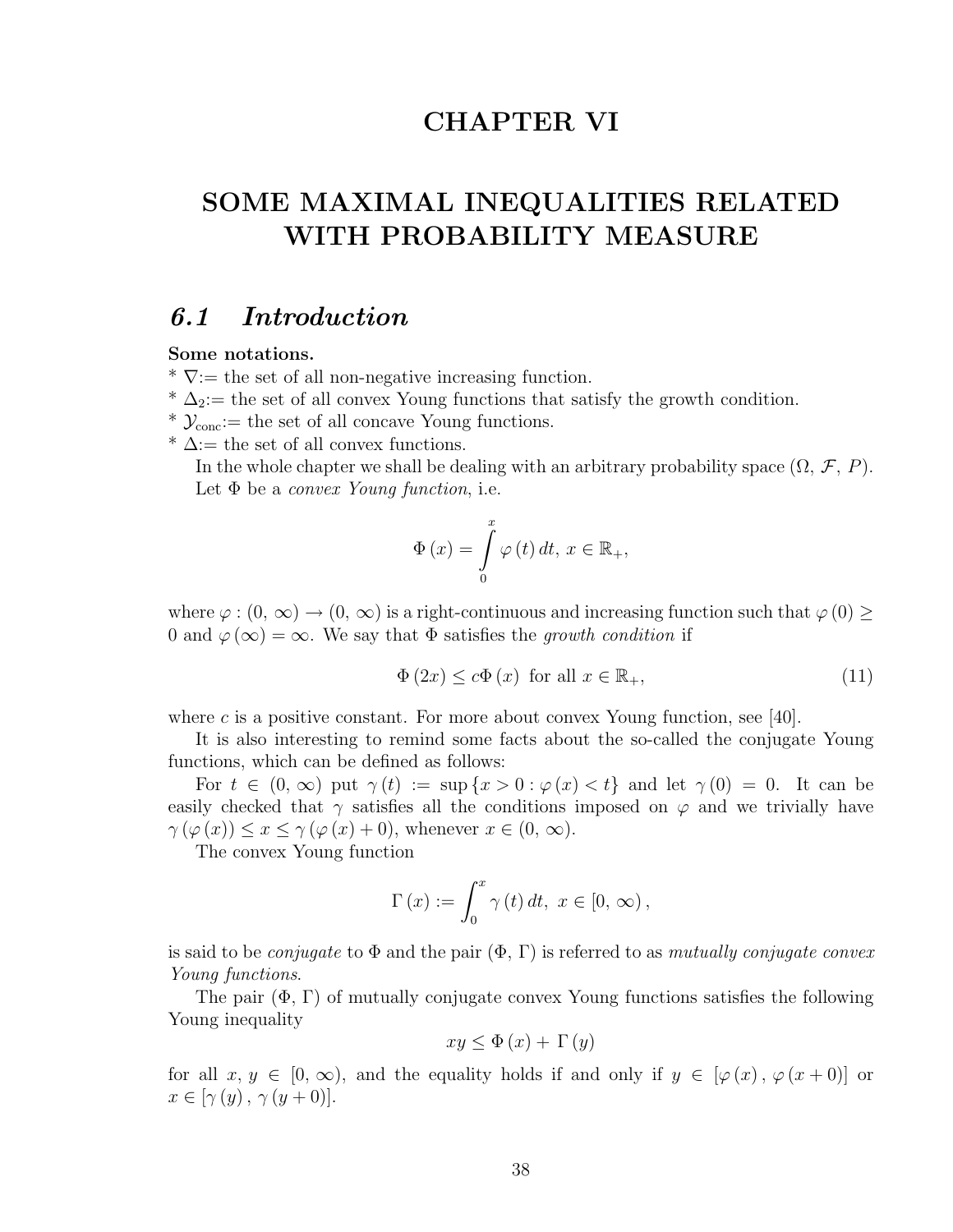# CHAPTER VI

# SOME MAXIMAL INEQUALITIES RELATED WITH PROBABILITY MEASURE

## *6.1 Introduction*

**Some notations.**

* $\nabla$:= the set of all non-negative increasing function.
* $\Delta_2$:= the set of all convex Young functions that satisfy the growth condition.
* $\mathcal{Y}_{\text{conc}}$:= the set of all concave Young functions.
* $\Delta$:= the set of all convex functions.

In the whole chapter we shall be dealing with an arbitrary probability space $(\Omega, \mathcal{F}, P)$.

Let $\Phi$ be a *convex Young function*, i.e.

$$\Phi(x) = \int_0^x \varphi(t)\, dt,\ x \in \mathbb{R}_+,$$

where $\varphi : (0, \infty) \to (0, \infty)$ is a right-continuous and increasing function such that $\varphi(0) \geq 0$ and $\varphi(\infty) = \infty$. We say that $\Phi$ satisfies the *growth condition* if

$$\Phi(2x) \leq c\Phi(x) \text{ for all } x \in \mathbb{R}_+, \tag{11}$$

where $c$ is a positive constant. For more about convex Young function, see [40].

It is also interesting to remind some facts about the so-called the conjugate Young functions, which can be defined as follows:

For $t \in (0, \infty)$ put $\gamma(t) := \sup\{x > 0 : \varphi(x) < t\}$ and let $\gamma(0) = 0$. It can be easily checked that $\gamma$ satisfies all the conditions imposed on $\varphi$ and we trivially have $\gamma(\varphi(x)) \leq x \leq \gamma(\varphi(x) + 0)$, whenever $x \in (0, \infty)$.

The convex Young function

$$\Gamma(x) := \int_0^x \gamma(t)\, dt,\ x \in [0, \infty),$$

is said to be *conjugate* to $\Phi$ and the pair $(\Phi, \Gamma)$ is referred to as *mutually conjugate convex Young functions*.

The pair $(\Phi, \Gamma)$ of mutually conjugate convex Young functions satisfies the following Young inequality

$$xy \leq \Phi(x) + \Gamma(y)$$

for all $x, y \in [0, \infty)$, and the equality holds if and only if $y \in [\varphi(x), \varphi(x + 0)]$ or $x \in [\gamma(y), \gamma(y + 0)]$.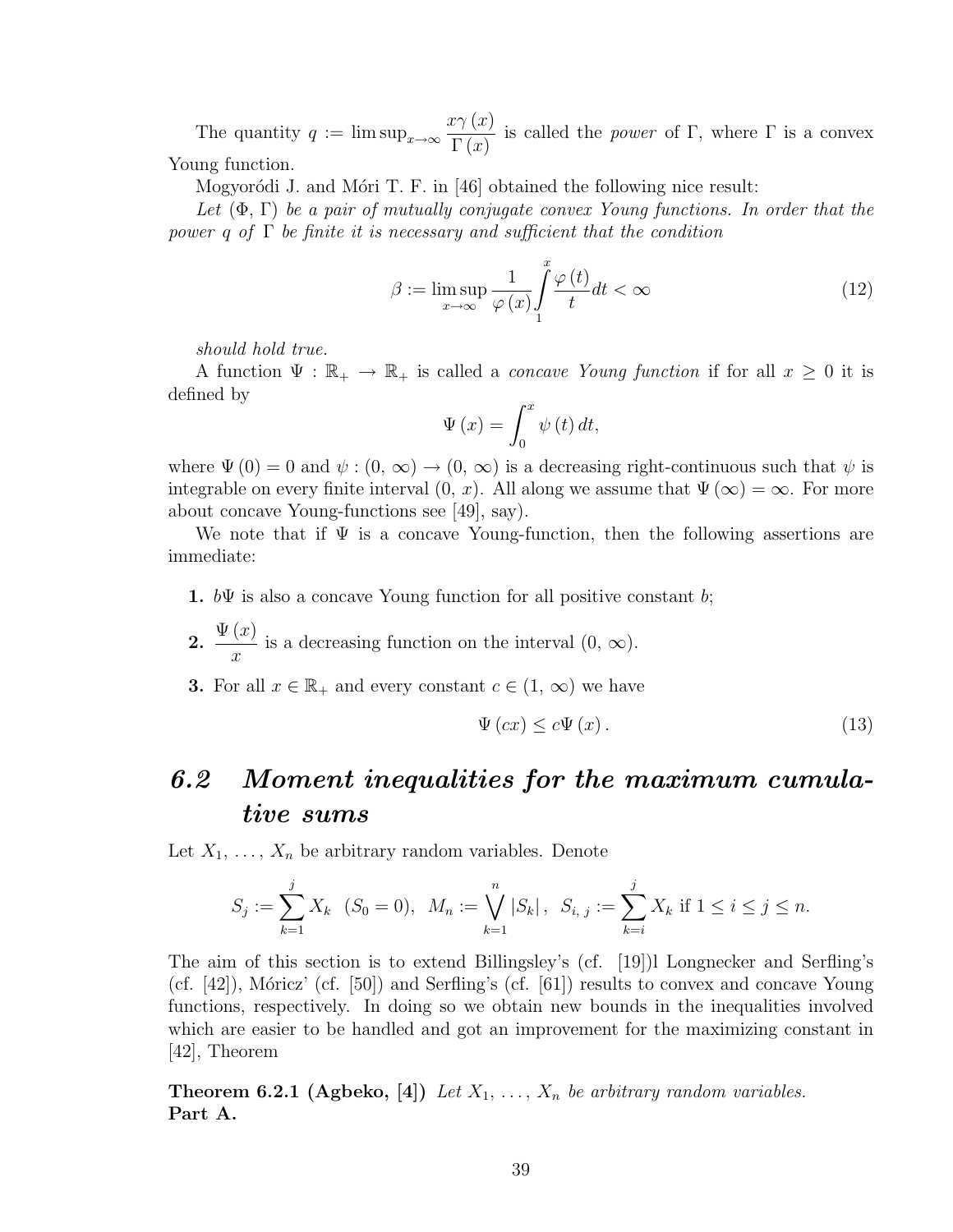The quantity $q := \limsup_{x\to\infty} \dfrac{x\gamma(x)}{\Gamma(x)}$ is called the *power* of $\Gamma$, where $\Gamma$ is a convex Young function.

Mogyoródi J. and Móri T. F. in [46] obtained the following nice result:

*Let $(\Phi, \Gamma)$ be a pair of mutually conjugate convex Young functions. In order that the power $q$ of $\Gamma$ be finite it is necessary and sufficient that the condition*

$$\beta := \limsup_{x\to\infty} \frac{1}{\varphi(x)} \int_1^x \frac{\varphi(t)}{t} dt < \infty \tag{12}$$

*should hold true.*

A function $\Psi : \mathbb{R}_+ \to \mathbb{R}_+$ is called a *concave Young function* if for all $x \geq 0$ it is defined by

$$\Psi(x) = \int_0^x \psi(t)\, dt,$$

where $\Psi(0) = 0$ and $\psi : (0, \infty) \to (0, \infty)$ is a decreasing right-continuous such that $\psi$ is integrable on every finite interval $(0, x)$. All along we assume that $\Psi(\infty) = \infty$. For more about concave Young-functions see [49], say).

We note that if $\Psi$ is a concave Young-function, then the following assertions are immediate:

**1.** $b\Psi$ is also a concave Young function for all positive constant $b$;

**2.** $\dfrac{\Psi(x)}{x}$ is a decreasing function on the interval $(0, \infty)$.

**3.** For all $x \in \mathbb{R}_+$ and every constant $c \in (1, \infty)$ we have

$$\Psi(cx) \leq c\Psi(x). \tag{13}$$

## *6.2 Moment inequalities for the maximum cumulative sums*

Let $X_1, \ldots, X_n$ be arbitrary random variables. Denote

$$S_j := \sum_{k=1}^{j} X_k \ \ (S_0 = 0), \ \ M_n := \bigvee_{k=1}^{n} |S_k|, \ \ S_{i,\,j} := \sum_{k=i}^{j} X_k \text{ if } 1 \leq i \leq j \leq n.$$

The aim of this section is to extend Billingsley's (cf. [19])l Longnecker and Serfling's (cf. [42]), Móricz' (cf. [50]) and Serfling's (cf. [61]) results to convex and concave Young functions, respectively. In doing so we obtain new bounds in the inequalities involved which are easier to be handled and got an improvement for the maximizing constant in [42], Theorem

**Theorem 6.2.1 (Agbeko, [4])** *Let $X_1, \ldots, X_n$ be arbitrary random variables.*
**Part A.**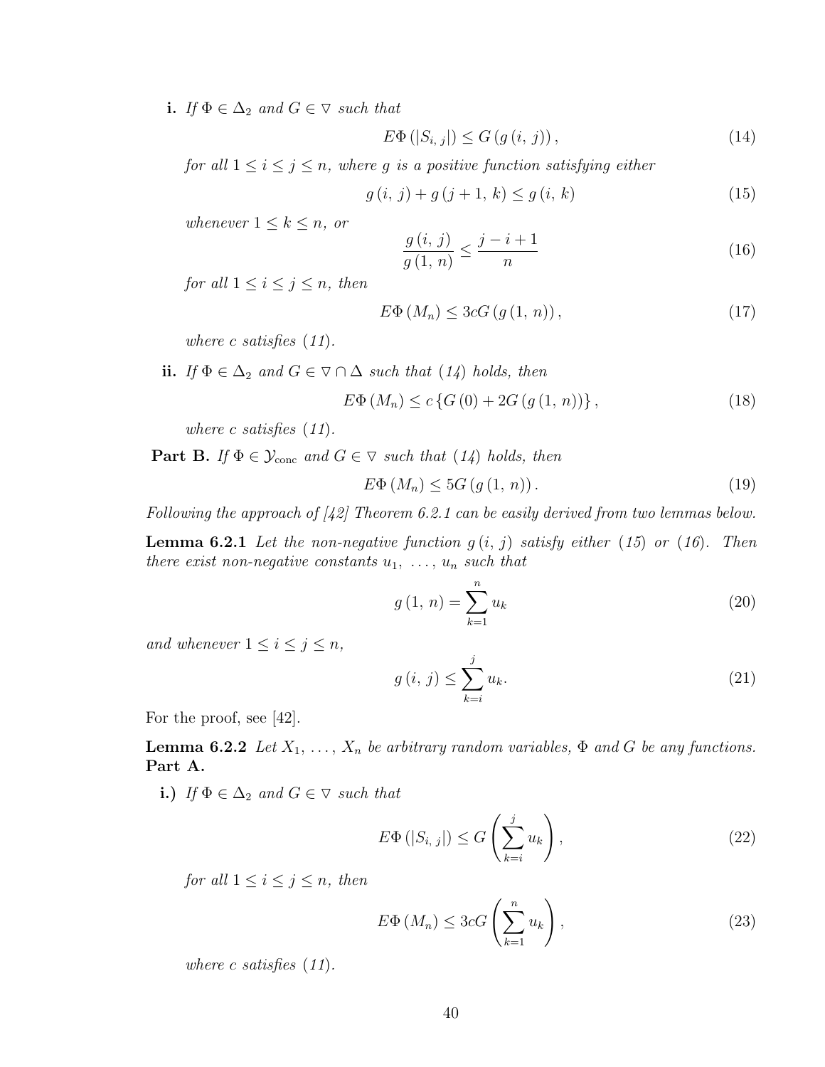**i.** *If* $\Phi \in \Delta_2$ *and* $G \in \nabla$ *such that*

$$E\Phi\left(|S_{i,\,j}|\right) \leq G\left(g\left(i,\,j\right)\right), \tag{14}$$

*for all* $1 \leq i \leq j \leq n$*, where* $g$ *is a positive function satisfying either*

$$g\left(i,\,j\right) + g\left(j+1,\,k\right) \leq g\left(i,\,k\right) \tag{15}$$

*whenever* $1 \leq k \leq n$*, or*

$$\frac{g\left(i,\,j\right)}{g\left(1,\,n\right)} \leq \frac{j-i+1}{n} \tag{16}$$

*for all* $1 \leq i \leq j \leq n$*, then*

$$E\Phi\left(M_n\right) \leq 3cG\left(g\left(1,\,n\right)\right), \tag{17}$$

*where* $c$ *satisfies (11).*

**ii.** *If* $\Phi \in \Delta_2$ *and* $G \in \nabla \cap \Delta$ *such that (14) holds, then*

$$E\Phi\left(M_n\right) \leq c\left\{G\left(0\right) + 2G\left(g\left(1,\,n\right)\right)\right\}, \tag{18}$$

*where* $c$ *satisfies (11).*

**Part B.** *If* $\Phi \in \mathcal{Y}_{\mathrm{conc}}$ *and* $G \in \nabla$ *such that (14) holds, then*

$$E\Phi\left(M_n\right) \leq 5G\left(g\left(1,\,n\right)\right). \tag{19}$$

*Following the approach of [42] Theorem 6.2.1 can be easily derived from two lemmas below.*

**Lemma 6.2.1** *Let the non-negative function* $g\left(i,\,j\right)$ *satisfy either (15) or (16). Then there exist non-negative constants* $u_1,\,\ldots,\,u_n$ *such that*

$$g\left(1,\,n\right) = \sum_{k=1}^{n} u_k \tag{20}$$

*and whenever* $1 \leq i \leq j \leq n$*,*

$$g\left(i,\,j\right) \leq \sum_{k=i}^{j} u_k. \tag{21}$$

For the proof, see [42].

**Lemma 6.2.2** *Let* $X_1,\,\ldots,\,X_n$ *be arbitrary random variables,* $\Phi$ *and* $G$ *be any functions.*
**Part A.**

**i.)** *If* $\Phi \in \Delta_2$ *and* $G \in \nabla$ *such that*

$$E\Phi\left(|S_{i,\,j}|\right) \leq G\left(\sum_{k=i}^{j} u_k\right), \tag{22}$$

*for all* $1 \leq i \leq j \leq n$*, then*

$$E\Phi\left(M_n\right) \leq 3cG\left(\sum_{k=1}^{n} u_k\right), \tag{23}$$

*where* $c$ *satisfies (11).*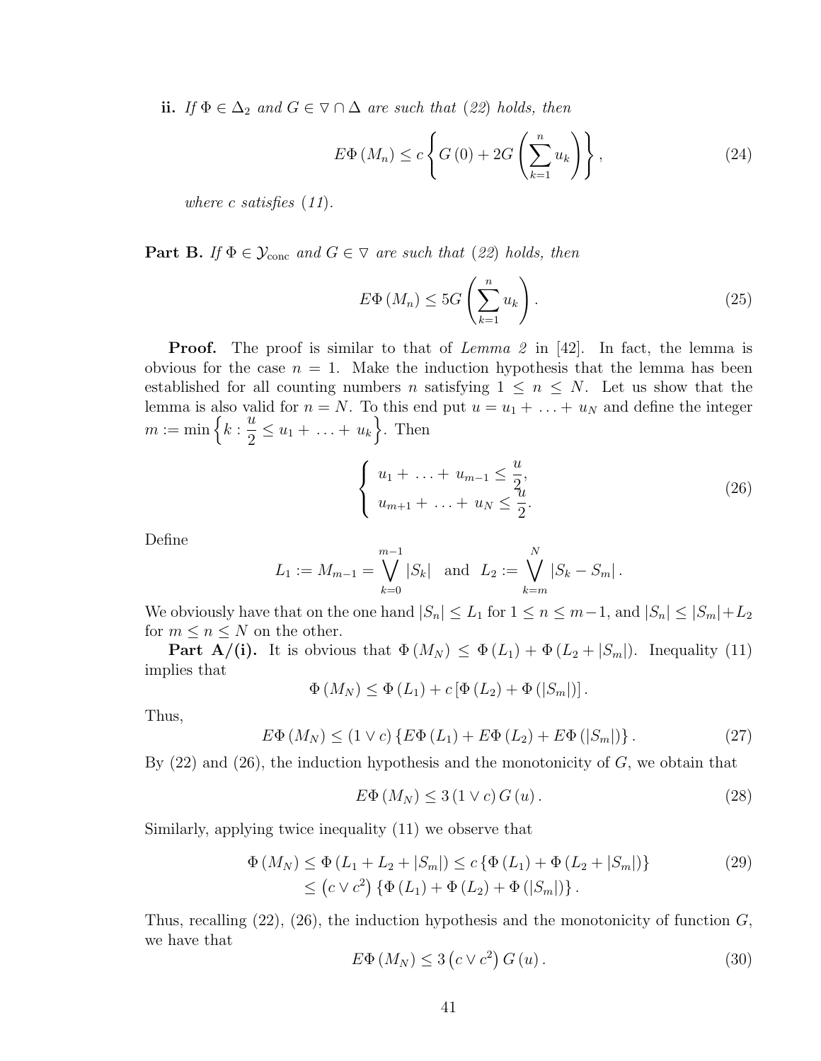**ii.** *If $\Phi \in \Delta_2$ and $G \in \nabla \cap \Delta$ are such that (22) holds, then*

$$E\Phi\left(M_n\right) \leq c\left\{G\left(0\right) + 2G\left(\sum_{k=1}^{n} u_k\right)\right\}, \tag{24}$$

*where $c$ satisfies (11).*

**Part B.** *If $\Phi \in \mathcal{Y}_{\text{conc}}$ and $G \in \nabla$ are such that (22) holds, then*

$$E\Phi\left(M_n\right) \leq 5G\left(\sum_{k=1}^{n} u_k\right). \tag{25}$$

**Proof.** The proof is similar to that of *Lemma 2* in [42]. In fact, the lemma is obvious for the case $n = 1$. Make the induction hypothesis that the lemma has been established for all counting numbers $n$ satisfying $1 \leq n \leq N$. Let us show that the lemma is also valid for $n = N$. To this end put $u = u_1 + \ldots + u_N$ and define the integer $m := \min\left\{k : \frac{u}{2} \leq u_1 + \ldots + u_k\right\}$. Then

$$\begin{cases} u_1 + \ldots + u_{m-1} \leq \dfrac{u}{2}, \\ u_{m+1} + \ldots + u_N \leq \dfrac{u}{2}. \end{cases} \tag{26}$$

Define

$$L_1 := M_{m-1} = \bigvee_{k=0}^{m-1} |S_k| \quad \text{and} \quad L_2 := \bigvee_{k=m}^{N} |S_k - S_m|.$$

We obviously have that on the one hand $|S_n| \leq L_1$ for $1 \leq n \leq m-1$, and $|S_n| \leq |S_m| + L_2$ for $m \leq n \leq N$ on the other.

**Part A/(i).** It is obvious that $\Phi(M_N) \leq \Phi(L_1) + \Phi(L_2 + |S_m|)$. Inequality (11) implies that

$$\Phi\left(M_N\right) \leq \Phi\left(L_1\right) + c\left[\Phi\left(L_2\right) + \Phi\left(|S_m|\right)\right].$$

Thus,

$$E\Phi\left(M_N\right) \leq \left(1 \vee c\right)\left\{E\Phi\left(L_1\right) + E\Phi\left(L_2\right) + E\Phi\left(|S_m|\right)\right\}. \tag{27}$$

By (22) and (26), the induction hypothesis and the monotonicity of $G$, we obtain that

$$E\Phi\left(M_N\right) \leq 3\left(1 \vee c\right) G\left(u\right). \tag{28}$$

Similarly, applying twice inequality (11) we observe that

$$\begin{aligned} \Phi\left(M_N\right) &\leq \Phi\left(L_1 + L_2 + |S_m|\right) \leq c\left\{\Phi\left(L_1\right) + \Phi\left(L_2 + |S_m|\right)\right\} \\ &\leq \left(c \vee c^2\right)\left\{\Phi\left(L_1\right) + \Phi\left(L_2\right) + \Phi\left(|S_m|\right)\right\}. \end{aligned} \tag{29}$$

Thus, recalling (22), (26), the induction hypothesis and the monotonicity of function $G$, we have that

$$E\Phi\left(M_N\right) \leq 3\left(c \vee c^2\right) G\left(u\right). \tag{30}$$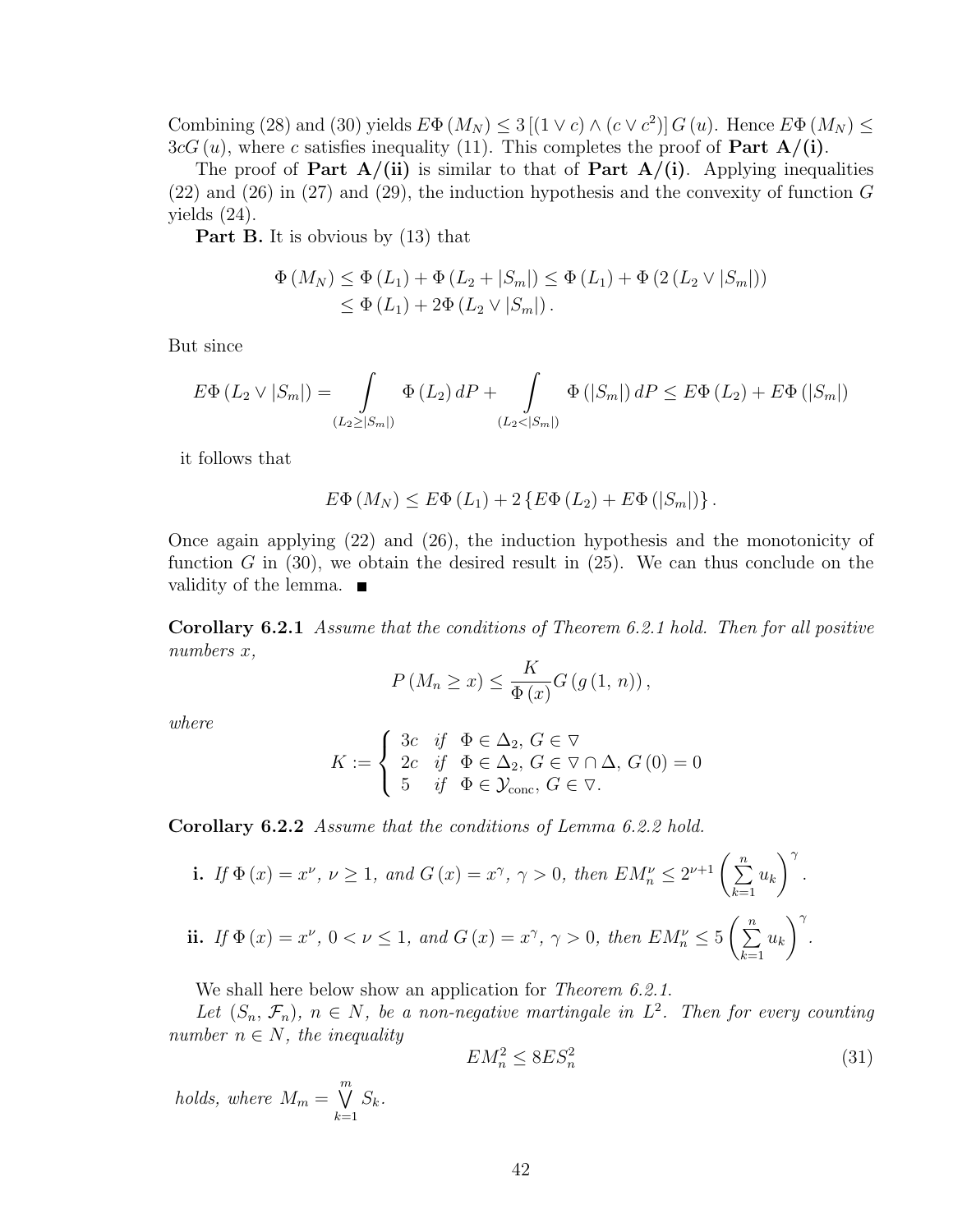Combining (28) and (30) yields $E\Phi(M_N) \leq 3\left[(1 \vee c) \wedge (c \vee c^2)\right] G(u)$. Hence $E\Phi(M_N) \leq 3cG(u)$, where $c$ satisfies inequality (11). This completes the proof of **Part A/(i)**.

The proof of **Part A/(ii)** is similar to that of **Part A/(i)**. Applying inequalities (22) and (26) in (27) and (29), the induction hypothesis and the convexity of function $G$ yields (24).

**Part B.** It is obvious by (13) that

$$\Phi(M_N) \leq \Phi(L_1) + \Phi(L_2 + |S_m|) \leq \Phi(L_1) + \Phi(2(L_2 \vee |S_m|))$$
$$\leq \Phi(L_1) + 2\Phi(L_2 \vee |S_m|).$$

But since

$$E\Phi(L_2 \vee |S_m|) = \int\limits_{(L_2 \geq |S_m|)} \Phi(L_2)\, dP + \int\limits_{(L_2 < |S_m|)} \Phi(|S_m|)\, dP \leq E\Phi(L_2) + E\Phi(|S_m|)$$

it follows that

$$E\Phi(M_N) \leq E\Phi(L_1) + 2\left\{E\Phi(L_2) + E\Phi(|S_m|)\right\}.$$

Once again applying (22) and (26), the induction hypothesis and the monotonicity of function $G$ in (30), we obtain the desired result in (25). We can thus conclude on the validity of the lemma. ■

**Corollary 6.2.1** *Assume that the conditions of Theorem 6.2.1 hold. Then for all positive numbers $x$,*

$$P(M_n \geq x) \leq \frac{K}{\Phi(x)} G(g(1, n)),$$

*where*

$$K := \begin{cases} 3c & \text{if } \Phi \in \Delta_2,\ G \in \nabla \\ 2c & \text{if } \Phi \in \Delta_2,\ G \in \nabla \cap \Delta,\ G(0) = 0 \\ 5 & \text{if } \Phi \in \mathcal{Y}_{\text{conc}},\ G \in \nabla. \end{cases}$$

**Corollary 6.2.2** *Assume that the conditions of Lemma 6.2.2 hold.*

- **i.** *If $\Phi(x) = x^\nu$, $\nu \geq 1$, and $G(x) = x^\gamma$, $\gamma > 0$, then $EM_n^\nu \leq 2^{\nu+1}\left(\sum\limits_{k=1}^{n} u_k\right)^\gamma$.*

- **ii.** *If $\Phi(x) = x^\nu$, $0 < \nu \leq 1$, and $G(x) = x^\gamma$, $\gamma > 0$, then $EM_n^\nu \leq 5\left(\sum\limits_{k=1}^{n} u_k\right)^\gamma$.*

We shall here below show an application for *Theorem 6.2.1*.

*Let $(S_n, \mathcal{F}_n)$, $n \in N$, be a non-negative martingale in $L^2$. Then for every counting number $n \in N$, the inequality*

$$EM_n^2 \leq 8ES_n^2 \tag{31}$$

*holds, where $M_m = \bigvee\limits_{k=1}^{m} S_k$.*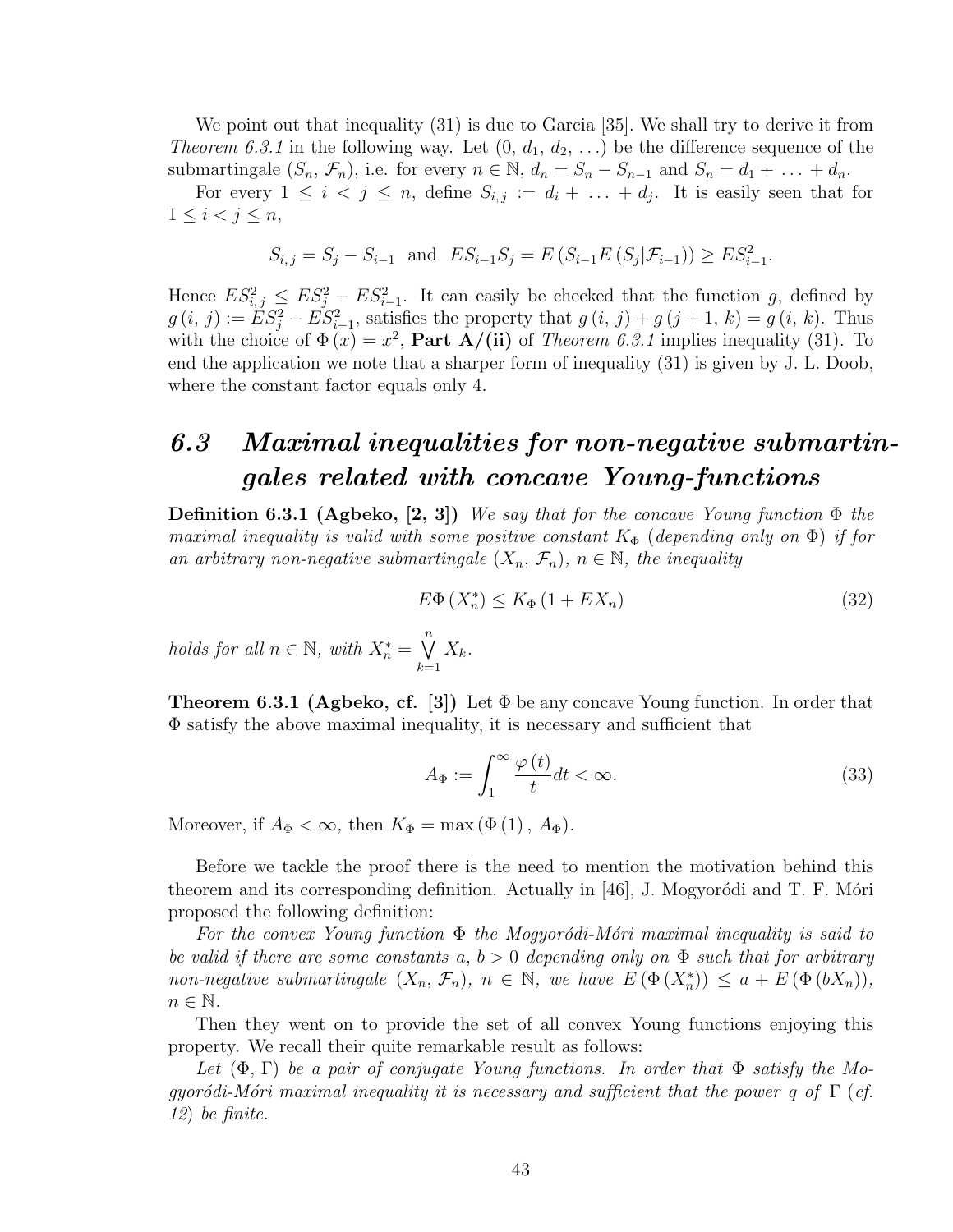We point out that inequality (31) is due to Garcia [35]. We shall try to derive it from *Theorem 6.3.1* in the following way. Let $(0, d_1, d_2, \ldots)$ be the difference sequence of the submartingale $(S_n, \mathcal{F}_n)$, i.e. for every $n \in \mathbb{N}$, $d_n = S_n - S_{n-1}$ and $S_n = d_1 + \ldots + d_n$.

For every $1 \leq i < j \leq n$, define $S_{i,j} := d_i + \ldots + d_j$. It is easily seen that for $1 \leq i < j \leq n$,

$$S_{i,j} = S_j - S_{i-1} \text{ and } ES_{i-1}S_j = E\left(S_{i-1}E\left(S_j|\mathcal{F}_{i-1}\right)\right) \geq ES_{i-1}^2.$$

Hence $ES_{i,j}^2 \leq ES_j^2 - ES_{i-1}^2$. It can easily be checked that the function $g$, defined by $g(i, j) := ES_j^2 - ES_{i-1}^2$, satisfies the property that $g(i, j) + g(j+1, k) = g(i, k)$. Thus with the choice of $\Phi(x) = x^2$, **Part A/(ii)** of *Theorem 6.3.1* implies inequality (31). To end the application we note that a sharper form of inequality (31) is given by J. L. Doob, where the constant factor equals only 4.

## *6.3 Maximal inequalities for non-negative submartingales related with concave Young-functions*

**Definition 6.3.1 (Agbeko, [2, 3])** *We say that for the concave Young function $\Phi$ the maximal inequality is valid with some positive constant $K_\Phi$ (depending only on $\Phi$) if for an arbitrary non-negative submartingale $(X_n, \mathcal{F}_n)$, $n \in \mathbb{N}$, the inequality*

$$E\Phi\left(X_n^*\right) \leq K_\Phi\left(1 + EX_n\right) \tag{32}$$

*holds for all $n \in \mathbb{N}$, with $X_n^* = \bigvee_{k=1}^{n} X_k$.*

**Theorem 6.3.1 (Agbeko, cf. [3])** Let $\Phi$ be any concave Young function. In order that $\Phi$ satisfy the above maximal inequality, it is necessary and sufficient that

$$A_\Phi := \int_1^\infty \frac{\varphi(t)}{t} dt < \infty. \tag{33}$$

Moreover, if $A_\Phi < \infty$, then $K_\Phi = \max\left(\Phi(1), A_\Phi\right)$.

Before we tackle the proof there is the need to mention the motivation behind this theorem and its corresponding definition. Actually in [46], J. Mogyoródi and T. F. Móri proposed the following definition:

*For the convex Young function $\Phi$ the Mogyoródi-Móri maximal inequality is said to be valid if there are some constants $a, b > 0$ depending only on $\Phi$ such that for arbitrary non-negative submartingale $(X_n, \mathcal{F}_n)$, $n \in \mathbb{N}$, we have $E\left(\Phi\left(X_n^*\right)\right) \leq a + E\left(\Phi\left(bX_n\right)\right)$, $n \in \mathbb{N}$.*

Then they went on to provide the set of all convex Young functions enjoying this property. We recall their quite remarkable result as follows:

*Let $(\Phi, \Gamma)$ be a pair of conjugate Young functions. In order that $\Phi$ satisfy the Mogyoródi-Móri maximal inequality it is necessary and sufficient that the power $q$ of $\Gamma$ (cf. 12) be finite.*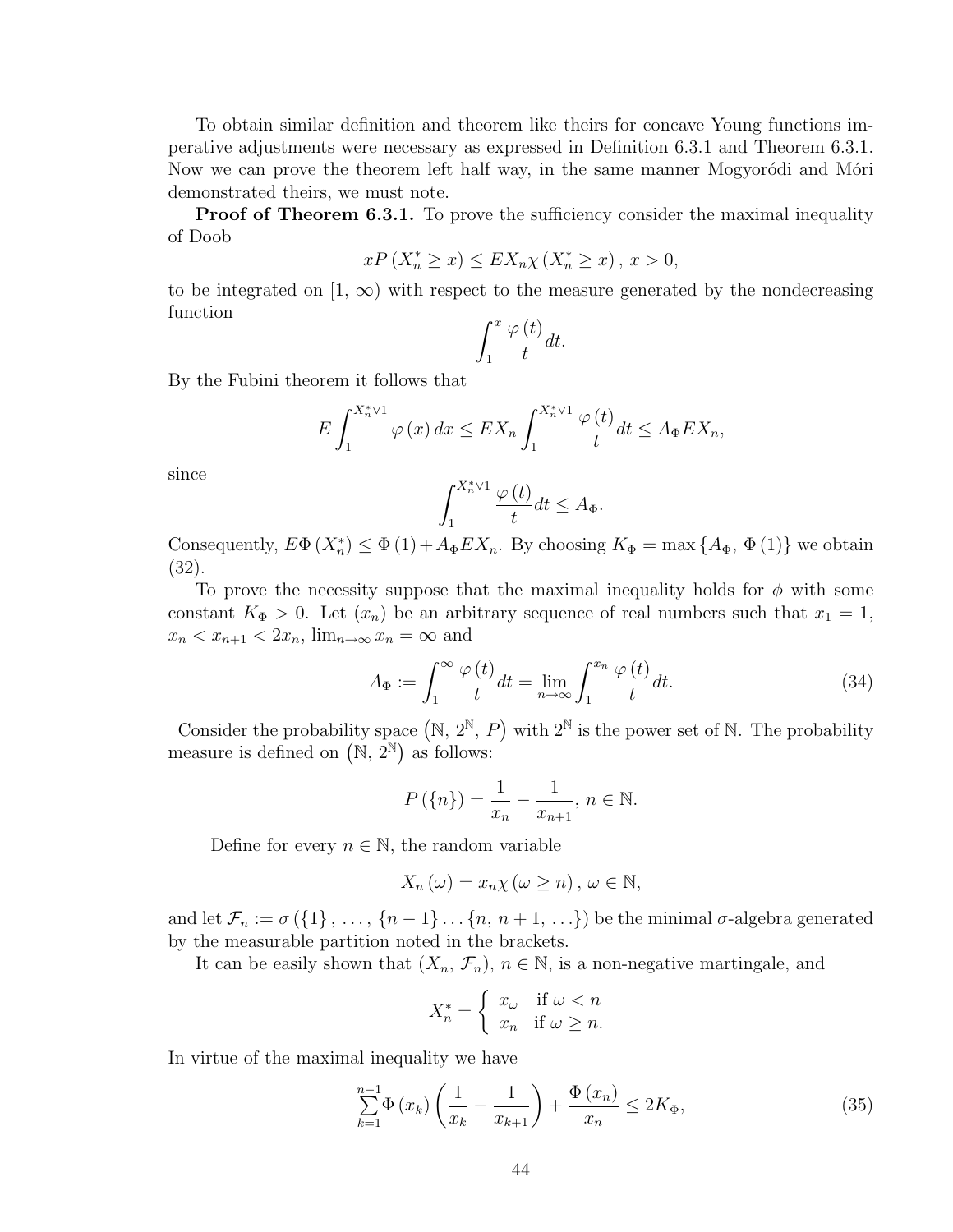To obtain similar definition and theorem like theirs for concave Young functions imperative adjustments were necessary as expressed in Definition 6.3.1 and Theorem 6.3.1. Now we can prove the theorem left half way, in the same manner Mogyoródi and Móri demonstrated theirs, we must note.

**Proof of Theorem 6.3.1.** To prove the sufficiency consider the maximal inequality of Doob

$$xP\left(X_n^* \geq x\right) \leq EX_n\chi\left(X_n^* \geq x\right),\, x > 0,$$

to be integrated on $[1,\, \infty)$ with respect to the measure generated by the nondecreasing function

$$\int_1^x \frac{\varphi\left(t\right)}{t}dt.$$

By the Fubini theorem it follows that

$$E\int_1^{X_n^*\vee 1}\varphi\left(x\right)dx \leq EX_n\int_1^{X_n^*\vee 1}\frac{\varphi\left(t\right)}{t}dt \leq A_\Phi EX_n,$$

since

$$\int_1^{X_n^*\vee 1}\frac{\varphi\left(t\right)}{t}dt \leq A_\Phi.$$

Consequently, $E\Phi\left(X_n^*\right) \leq \Phi\left(1\right) + A_\Phi EX_n$. By choosing $K_\Phi = \max\left\{A_\Phi,\, \Phi\left(1\right)\right\}$ we obtain (32).

To prove the necessity suppose that the maximal inequality holds for $\phi$ with some constant $K_\Phi > 0$. Let $(x_n)$ be an arbitrary sequence of real numbers such that $x_1 = 1$, $x_n < x_{n+1} < 2x_n$, $\lim_{n\to\infty} x_n = \infty$ and

$$A_\Phi := \int_1^\infty \frac{\varphi\left(t\right)}{t}dt = \lim_{n\to\infty}\int_1^{x_n}\frac{\varphi\left(t\right)}{t}dt. \tag{34}$$

Consider the probability space $\left(\mathbb{N},\, 2^{\mathbb{N}},\, P\right)$ with $2^{\mathbb{N}}$ is the power set of $\mathbb{N}$. The probability measure is defined on $\left(\mathbb{N},\, 2^{\mathbb{N}}\right)$ as follows:

$$P\left(\{n\}\right) = \frac{1}{x_n} - \frac{1}{x_{n+1}},\, n \in \mathbb{N}.$$

Define for every $n \in \mathbb{N}$, the random variable

$$X_n\left(\omega\right) = x_n\chi\left(\omega \geq n\right),\, \omega \in \mathbb{N},$$

and let $\mathcal{F}_n := \sigma\left(\{1\},\, \ldots,\, \{n-1\}\ldots\{n,\, n+1,\, \ldots\}\right)$ be the minimal $\sigma$-algebra generated by the measurable partition noted in the brackets.

It can be easily shown that $(X_n,\, \mathcal{F}_n)$, $n \in \mathbb{N}$, is a non-negative martingale, and

$$X_n^* = \begin{cases} x_\omega & \text{if } \omega < n \\ x_n & \text{if } \omega \geq n. \end{cases}$$

In virtue of the maximal inequality we have

$$\sum_{k=1}^{n-1}\Phi\left(x_k\right)\left(\frac{1}{x_k} - \frac{1}{x_{k+1}}\right) + \frac{\Phi\left(x_n\right)}{x_n} \leq 2K_\Phi, \tag{35}$$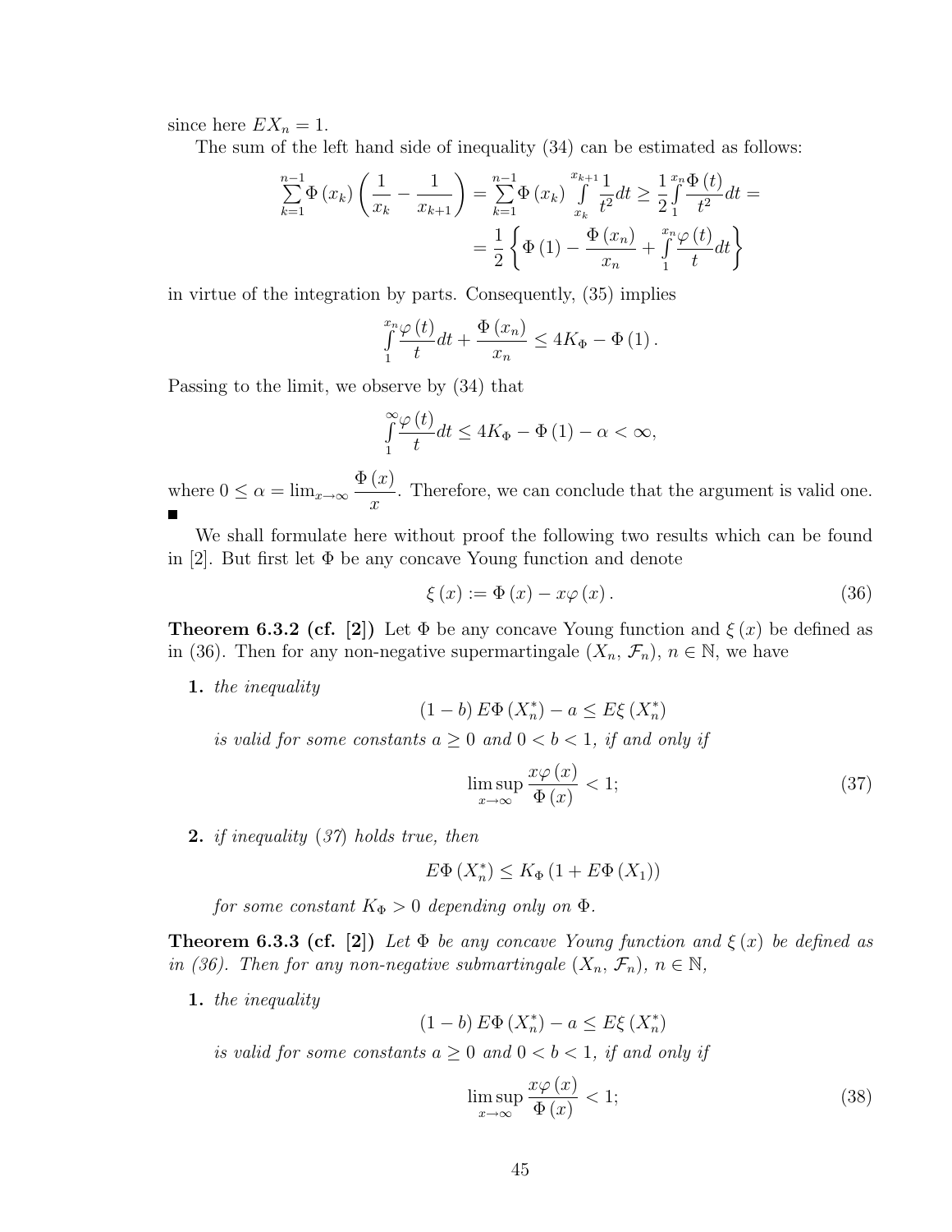since here $EX_n = 1$.

The sum of the left hand side of inequality (34) can be estimated as follows:

$$\sum_{k=1}^{n-1} \Phi(x_k) \left( \frac{1}{x_k} - \frac{1}{x_{k+1}} \right) = \sum_{k=1}^{n-1} \Phi(x_k) \int_{x_k}^{x_{k+1}} \frac{1}{t^2} dt \geq \frac{1}{2} \int_1^{x_n} \frac{\Phi(t)}{t^2} dt =$$

$$= \frac{1}{2} \left\{ \Phi(1) - \frac{\Phi(x_n)}{x_n} + \int_1^{x_n} \frac{\varphi(t)}{t} dt \right\}$$

in virtue of the integration by parts. Consequently, (35) implies

$$\int_1^{x_n} \frac{\varphi(t)}{t} dt + \frac{\Phi(x_n)}{x_n} \leq 4K_\Phi - \Phi(1).$$

Passing to the limit, we observe by (34) that

$$\int_1^{\infty} \frac{\varphi(t)}{t} dt \leq 4K_\Phi - \Phi(1) - \alpha < \infty,$$

where $0 \leq \alpha = \lim_{x \to \infty} \dfrac{\Phi(x)}{x}$. Therefore, we can conclude that the argument is valid one. ■

We shall formulate here without proof the following two results which can be found in [2]. But first let $\Phi$ be any concave Young function and denote

$$\xi(x) := \Phi(x) - x\varphi(x). \tag{36}$$

**Theorem 6.3.2 (cf. [2])** Let $\Phi$ be any concave Young function and $\xi(x)$ be defined as in (36). Then for any non-negative supermartingale $(X_n, \mathcal{F}_n)$, $n \in \mathbb{N}$, we have

1. *the inequality*
$$(1-b) E\Phi(X_n^*) - a \leq E\xi(X_n^*)$$
*is valid for some constants $a \geq 0$ and $0 < b < 1$, if and only if*
$$\limsup_{x \to \infty} \frac{x\varphi(x)}{\Phi(x)} < 1; \tag{37}$$

2. *if inequality (37) holds true, then*
$$E\Phi(X_n^*) \leq K_\Phi (1 + E\Phi(X_1))$$
*for some constant $K_\Phi > 0$ depending only on $\Phi$.*

**Theorem 6.3.3 (cf. [2])** *Let $\Phi$ be any concave Young function and $\xi(x)$ be defined as in (36). Then for any non-negative submartingale $(X_n, \mathcal{F}_n)$, $n \in \mathbb{N}$,*

1. *the inequality*
$$(1-b) E\Phi(X_n^*) - a \leq E\xi(X_n^*)$$
*is valid for some constants $a \geq 0$ and $0 < b < 1$, if and only if*
$$\limsup_{x \to \infty} \frac{x\varphi(x)}{\Phi(x)} < 1; \tag{38}$$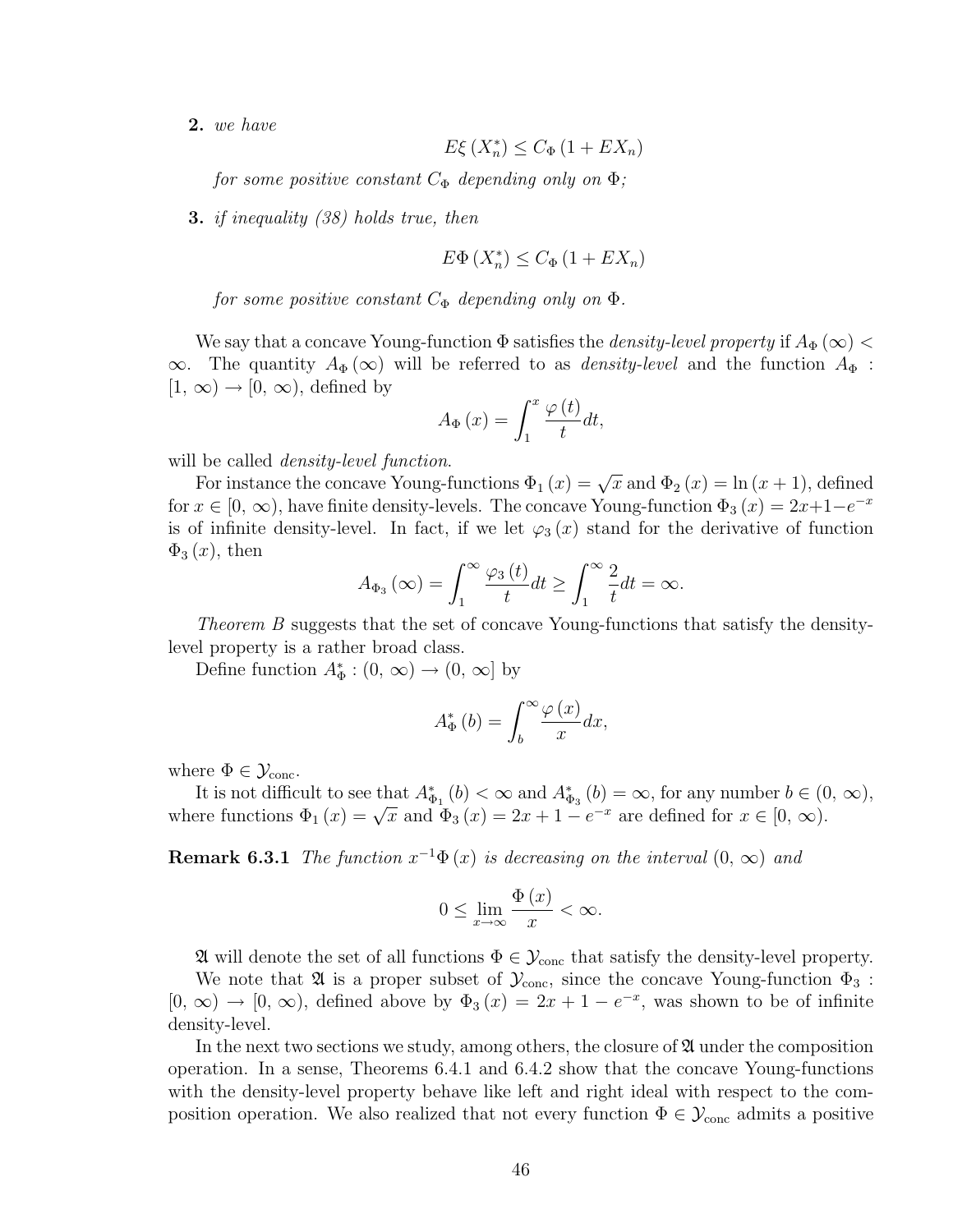**2.** *we have*

$$E\xi\left(X_n^*\right) \leq C_\Phi\left(1 + EX_n\right)$$

*for some positive constant $C_\Phi$ depending only on $\Phi$;*

**3.** *if inequality (38) holds true, then*

$$E\Phi\left(X_n^*\right) \leq C_\Phi\left(1 + EX_n\right)$$

*for some positive constant $C_\Phi$ depending only on $\Phi$.*

We say that a concave Young-function $\Phi$ satisfies the *density-level property* if $A_\Phi(\infty) < \infty$. The quantity $A_\Phi(\infty)$ will be referred to as *density-level* and the function $A_\Phi : [1, \infty) \to [0, \infty)$, defined by

$$A_\Phi(x) = \int_1^x \frac{\varphi(t)}{t} dt,$$

will be called *density-level function*.

For instance the concave Young-functions $\Phi_1(x) = \sqrt{x}$ and $\Phi_2(x) = \ln(x+1)$, defined for $x \in [0, \infty)$, have finite density-levels. The concave Young-function $\Phi_3(x) = 2x + 1 - e^{-x}$ is of infinite density-level. In fact, if we let $\varphi_3(x)$ stand for the derivative of function $\Phi_3(x)$, then

$$A_{\Phi_3}(\infty) = \int_1^\infty \frac{\varphi_3(t)}{t} dt \geq \int_1^\infty \frac{2}{t} dt = \infty.$$

*Theorem B* suggests that the set of concave Young-functions that satisfy the density-level property is a rather broad class.

Define function $A_\Phi^* : (0, \infty) \to (0, \infty]$ by

$$A_\Phi^*(b) = \int_b^\infty \frac{\varphi(x)}{x} dx,$$

where $\Phi \in \mathcal{Y}_{\text{conc}}$.

It is not difficult to see that $A_{\Phi_1}^*(b) < \infty$ and $A_{\Phi_3}^*(b) = \infty$, for any number $b \in (0, \infty)$, where functions $\Phi_1(x) = \sqrt{x}$ and $\Phi_3(x) = 2x + 1 - e^{-x}$ are defined for $x \in [0, \infty)$.

**Remark 6.3.1** *The function $x^{-1}\Phi(x)$ is decreasing on the interval $(0, \infty)$ and*

$$0 \leq \lim_{x \to \infty} \frac{\Phi(x)}{x} < \infty.$$

$\mathfrak{A}$ will denote the set of all functions $\Phi \in \mathcal{Y}_{\text{conc}}$ that satisfy the density-level property.

We note that $\mathfrak{A}$ is a proper subset of $\mathcal{Y}_{\text{conc}}$, since the concave Young-function $\Phi_3 : [0, \infty) \to [0, \infty)$, defined above by $\Phi_3(x) = 2x + 1 - e^{-x}$, was shown to be of infinite density-level.

In the next two sections we study, among others, the closure of $\mathfrak{A}$ under the composition operation. In a sense, Theorems 6.4.1 and 6.4.2 show that the concave Young-functions with the density-level property behave like left and right ideal with respect to the composition operation. We also realized that not every function $\Phi \in \mathcal{Y}_{\text{conc}}$ admits a positive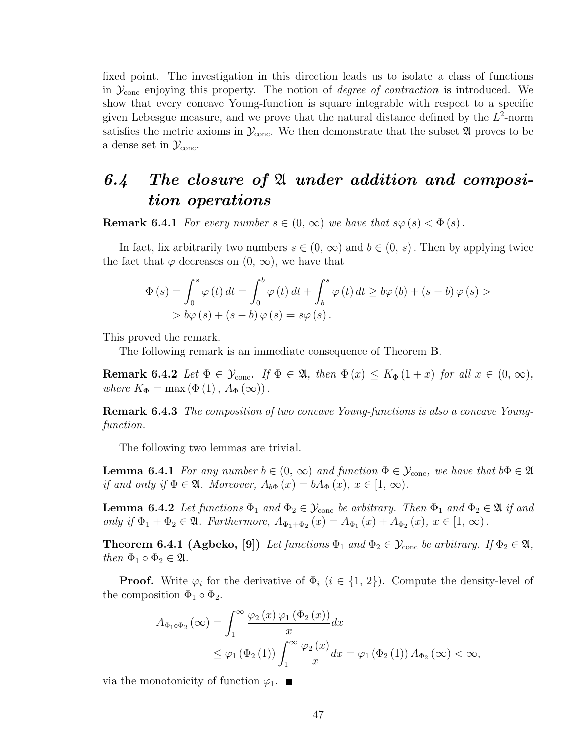fixed point. The investigation in this direction leads us to isolate a class of functions in $\mathcal{Y}_{\text{conc}}$ enjoying this property. The notion of *degree of contraction* is introduced. We show that every concave Young-function is square integrable with respect to a specific given Lebesgue measure, and we prove that the natural distance defined by the $L^2$-norm satisfies the metric axioms in $\mathcal{Y}_{\text{conc}}$. We then demonstrate that the subset $\mathfrak{A}$ proves to be a dense set in $\mathcal{Y}_{\text{conc}}$.

## *6.4 The closure of $\mathfrak{A}$ under addition and composition operations*

**Remark 6.4.1** *For every number $s \in (0, \infty)$ we have that $s\varphi(s) < \Phi(s)$.*

In fact, fix arbitrarily two numbers $s \in (0, \infty)$ and $b \in (0, s)$. Then by applying twice the fact that $\varphi$ decreases on $(0, \infty)$, we have that

$$\Phi(s) = \int_0^s \varphi(t)\,dt = \int_0^b \varphi(t)\,dt + \int_b^s \varphi(t)\,dt \geq b\varphi(b) + (s-b)\varphi(s) >$$
$$> b\varphi(s) + (s-b)\varphi(s) = s\varphi(s).$$

This proved the remark.

The following remark is an immediate consequence of Theorem B.

**Remark 6.4.2** *Let $\Phi \in \mathcal{Y}_{\text{conc}}$. If $\Phi \in \mathfrak{A}$, then $\Phi(x) \leq K_\Phi(1+x)$ for all $x \in (0, \infty)$, where $K_\Phi = \max(\Phi(1), A_\Phi(\infty))$.*

**Remark 6.4.3** *The composition of two concave Young-functions is also a concave Young-function.*

The following two lemmas are trivial.

**Lemma 6.4.1** *For any number $b \in (0, \infty)$ and function $\Phi \in \mathcal{Y}_{\text{conc}}$, we have that $b\Phi \in \mathfrak{A}$ if and only if $\Phi \in \mathfrak{A}$. Moreover, $A_{b\Phi}(x) = bA_\Phi(x)$, $x \in [1, \infty)$.*

**Lemma 6.4.2** *Let functions $\Phi_1$ and $\Phi_2 \in \mathcal{Y}_{\text{conc}}$ be arbitrary. Then $\Phi_1$ and $\Phi_2 \in \mathfrak{A}$ if and only if $\Phi_1 + \Phi_2 \in \mathfrak{A}$. Furthermore, $A_{\Phi_1+\Phi_2}(x) = A_{\Phi_1}(x) + A_{\Phi_2}(x)$, $x \in [1, \infty)$.*

**Theorem 6.4.1 (Agbeko, [9])** *Let functions $\Phi_1$ and $\Phi_2 \in \mathcal{Y}_{\text{conc}}$ be arbitrary. If $\Phi_2 \in \mathfrak{A}$, then $\Phi_1 \circ \Phi_2 \in \mathfrak{A}$.*

**Proof.** Write $\varphi_i$ for the derivative of $\Phi_i$ ($i \in \{1, 2\}$). Compute the density-level of the composition $\Phi_1 \circ \Phi_2$.

$$A_{\Phi_1 \circ \Phi_2}(\infty) = \int_1^\infty \frac{\varphi_2(x)\,\varphi_1(\Phi_2(x))}{x}dx$$
$$\leq \varphi_1(\Phi_2(1)) \int_1^\infty \frac{\varphi_2(x)}{x}dx = \varphi_1(\Phi_2(1))\,A_{\Phi_2}(\infty) < \infty,$$

via the monotonicity of function $\varphi_1$. ■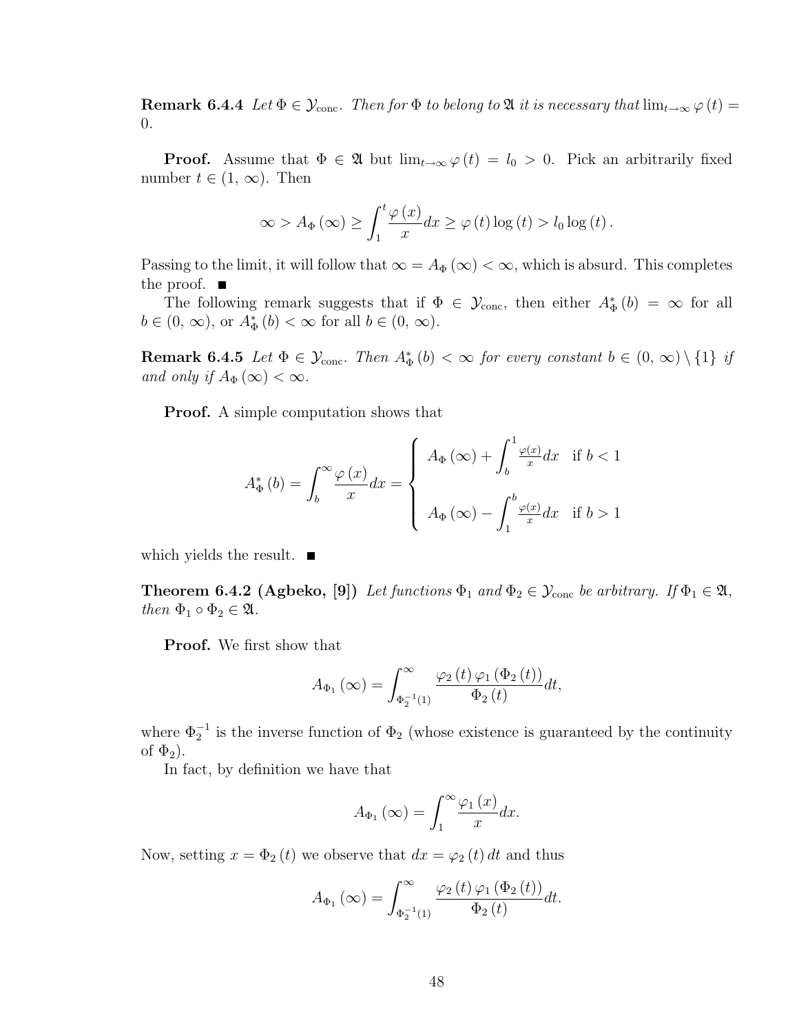**Remark 6.4.4** *Let $\Phi \in \mathcal{Y}_{\text{conc}}$. Then for $\Phi$ to belong to $\mathfrak{A}$ it is necessary that $\lim_{t\to\infty} \varphi(t) = 0$.*

**Proof.** Assume that $\Phi \in \mathfrak{A}$ but $\lim_{t\to\infty} \varphi(t) = l_0 > 0$. Pick an arbitrarily fixed number $t \in (1, \infty)$. Then

$$\infty > A_{\Phi}(\infty) \geq \int_1^t \frac{\varphi(x)}{x} dx \geq \varphi(t) \log(t) > l_0 \log(t).$$

Passing to the limit, it will follow that $\infty = A_{\Phi}(\infty) < \infty$, which is absurd. This completes the proof. ■

The following remark suggests that if $\Phi \in \mathcal{Y}_{\text{conc}}$, then either $A_{\Phi}^*(b) = \infty$ for all $b \in (0, \infty)$, or $A_{\Phi}^*(b) < \infty$ for all $b \in (0, \infty)$.

**Remark 6.4.5** *Let $\Phi \in \mathcal{Y}_{\text{conc}}$. Then $A_{\Phi}^*(b) < \infty$ for every constant $b \in (0, \infty) \setminus \{1\}$ if and only if $A_{\Phi}(\infty) < \infty$.*

**Proof.** A simple computation shows that

$$A_{\Phi}^*(b) = \int_b^{\infty} \frac{\varphi(x)}{x} dx = \begin{cases} A_{\Phi}(\infty) + \displaystyle\int_b^1 \frac{\varphi(x)}{x} dx & \text{if } b < 1 \\ \\ A_{\Phi}(\infty) - \displaystyle\int_1^b \frac{\varphi(x)}{x} dx & \text{if } b > 1 \end{cases}$$

which yields the result. ■

**Theorem 6.4.2 (Agbeko, [9])** *Let functions $\Phi_1$ and $\Phi_2 \in \mathcal{Y}_{\text{conc}}$ be arbitrary. If $\Phi_1 \in \mathfrak{A}$, then $\Phi_1 \circ \Phi_2 \in \mathfrak{A}$.*

**Proof.** We first show that

$$A_{\Phi_1}(\infty) = \int_{\Phi_2^{-1}(1)}^{\infty} \frac{\varphi_2(t)\, \varphi_1(\Phi_2(t))}{\Phi_2(t)} dt,$$

where $\Phi_2^{-1}$ is the inverse function of $\Phi_2$ (whose existence is guaranteed by the continuity of $\Phi_2$).

In fact, by definition we have that

$$A_{\Phi_1}(\infty) = \int_1^{\infty} \frac{\varphi_1(x)}{x} dx.$$

Now, setting $x = \Phi_2(t)$ we observe that $dx = \varphi_2(t)\, dt$ and thus

$$A_{\Phi_1}(\infty) = \int_{\Phi_2^{-1}(1)}^{\infty} \frac{\varphi_2(t)\, \varphi_1(\Phi_2(t))}{\Phi_2(t)} dt.$$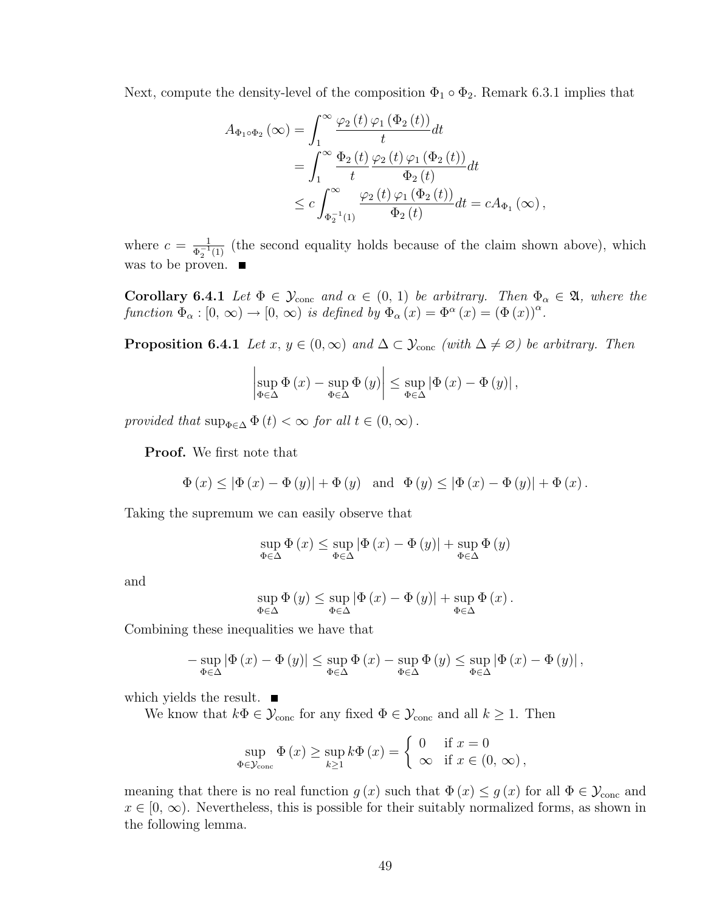Next, compute the density-level of the composition $\Phi_1 \circ \Phi_2$. Remark 6.3.1 implies that

$$
\begin{aligned}
A_{\Phi_1 \circ \Phi_2}(\infty) &= \int_1^\infty \frac{\varphi_2(t)\,\varphi_1(\Phi_2(t))}{t} dt \\
&= \int_1^\infty \frac{\Phi_2(t)}{t} \frac{\varphi_2(t)\,\varphi_1(\Phi_2(t))}{\Phi_2(t)} dt \\
&\leq c \int_{\Phi_2^{-1}(1)}^\infty \frac{\varphi_2(t)\,\varphi_1(\Phi_2(t))}{\Phi_2(t)} dt = c A_{\Phi_1}(\infty),
\end{aligned}
$$

where $c = \frac{1}{\Phi_2^{-1}(1)}$ (the second equality holds because of the claim shown above), which was to be proven. ■

**Corollary 6.4.1** *Let $\Phi \in \mathcal{Y}_{\text{conc}}$ and $\alpha \in (0, 1)$ be arbitrary. Then $\Phi_\alpha \in \mathfrak{A}$, where the function $\Phi_\alpha : [0, \infty) \to [0, \infty)$ is defined by $\Phi_\alpha(x) = \Phi^\alpha(x) = (\Phi(x))^\alpha$.*

**Proposition 6.4.1** *Let $x, y \in (0, \infty)$ and $\Delta \subset \mathcal{Y}_{\text{conc}}$ (with $\Delta \neq \varnothing$) be arbitrary. Then*

$$
\left| \sup_{\Phi \in \Delta} \Phi(x) - \sup_{\Phi \in \Delta} \Phi(y) \right| \leq \sup_{\Phi \in \Delta} |\Phi(x) - \Phi(y)|,
$$

*provided that $\sup_{\Phi \in \Delta} \Phi(t) < \infty$ for all $t \in (0, \infty)$.*

**Proof.** We first note that

$$
\Phi(x) \leq |\Phi(x) - \Phi(y)| + \Phi(y) \quad \text{and} \quad \Phi(y) \leq |\Phi(x) - \Phi(y)| + \Phi(x).
$$

Taking the supremum we can easily observe that

$$
\sup_{\Phi \in \Delta} \Phi(x) \leq \sup_{\Phi \in \Delta} |\Phi(x) - \Phi(y)| + \sup_{\Phi \in \Delta} \Phi(y)
$$

and

$$
\sup_{\Phi \in \Delta} \Phi(y) \leq \sup_{\Phi \in \Delta} |\Phi(x) - \Phi(y)| + \sup_{\Phi \in \Delta} \Phi(x).
$$

Combining these inequalities we have that

$$
-\sup_{\Phi \in \Delta} |\Phi(x) - \Phi(y)| \leq \sup_{\Phi \in \Delta} \Phi(x) - \sup_{\Phi \in \Delta} \Phi(y) \leq \sup_{\Phi \in \Delta} |\Phi(x) - \Phi(y)|,
$$

which yields the result. ■

We know that $k\Phi \in \mathcal{Y}_{\text{conc}}$ for any fixed $\Phi \in \mathcal{Y}_{\text{conc}}$ and all $k \geq 1$. Then

$$
\sup_{\Phi \in \mathcal{Y}_{\text{conc}}} \Phi(x) \geq \sup_{k \geq 1} k\Phi(x) = \begin{cases} 0 & \text{if } x = 0 \\ \infty & \text{if } x \in (0, \infty), \end{cases}
$$

meaning that there is no real function $g(x)$ such that $\Phi(x) \leq g(x)$ for all $\Phi \in \mathcal{Y}_{\text{conc}}$ and $x \in [0, \infty)$. Nevertheless, this is possible for their suitably normalized forms, as shown in the following lemma.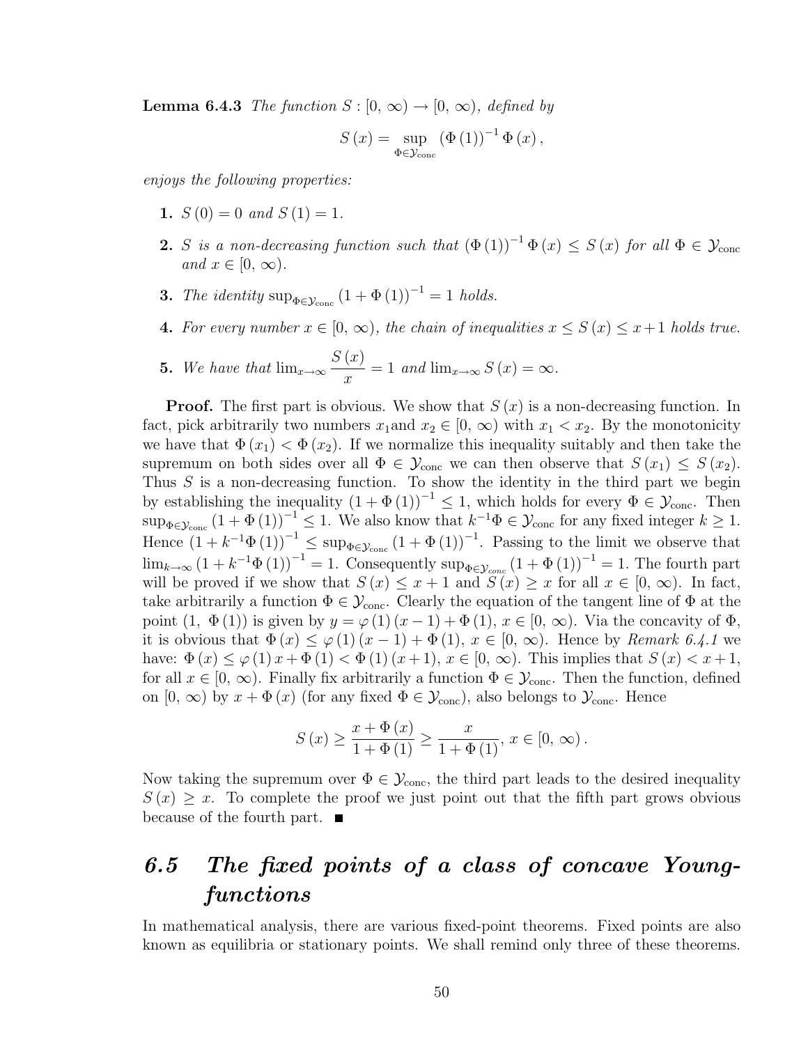**Lemma 6.4.3** *The function $S : [0, \infty) \to [0, \infty)$, defined by*

$$S(x) = \sup_{\Phi \in \mathcal{Y}_{\text{conc}}} (\Phi(1))^{-1} \Phi(x),$$

*enjoys the following properties:*

1. $S(0) = 0$ *and* $S(1) = 1$.
2. $S$ *is a non-decreasing function such that* $(\Phi(1))^{-1} \Phi(x) \leq S(x)$ *for all* $\Phi \in \mathcal{Y}_{\text{conc}}$ *and* $x \in [0, \infty)$.
3. *The identity* $\sup_{\Phi \in \mathcal{Y}_{\text{conc}}} (1 + \Phi(1))^{-1} = 1$ *holds.*
4. *For every number* $x \in [0, \infty)$, *the chain of inequalities* $x \leq S(x) \leq x + 1$ *holds true.*
5. *We have that* $\lim_{x\to\infty} \dfrac{S(x)}{x} = 1$ *and* $\lim_{x\to\infty} S(x) = \infty$.

**Proof.** The first part is obvious. We show that $S(x)$ is a non-decreasing function. In fact, pick arbitrarily two numbers $x_1$and $x_2 \in [0, \infty)$ with $x_1 < x_2$. By the monotonicity we have that $\Phi(x_1) < \Phi(x_2)$. If we normalize this inequality suitably and then take the supremum on both sides over all $\Phi \in \mathcal{Y}_{\text{conc}}$ we can then observe that $S(x_1) \leq S(x_2)$. Thus $S$ is a non-decreasing function. To show the identity in the third part we begin by establishing the inequality $(1 + \Phi(1))^{-1} \leq 1$, which holds for every $\Phi \in \mathcal{Y}_{\text{conc}}$. Then $\sup_{\Phi \in \mathcal{Y}_{\text{conc}}} (1 + \Phi(1))^{-1} \leq 1$. We also know that $k^{-1}\Phi \in \mathcal{Y}_{\text{conc}}$ for any fixed integer $k \geq 1$. Hence $(1 + k^{-1}\Phi(1))^{-1} \leq \sup_{\Phi \in \mathcal{Y}_{\text{conc}}} (1 + \Phi(1))^{-1}$. Passing to the limit we observe that $\lim_{k\to\infty} (1 + k^{-1}\Phi(1))^{-1} = 1$. Consequently $\sup_{\Phi \in \mathcal{Y}_{conc}} (1 + \Phi(1))^{-1} = 1$. The fourth part will be proved if we show that $S(x) \leq x + 1$ and $S(x) \geq x$ for all $x \in [0, \infty)$. In fact, take arbitrarily a function $\Phi \in \mathcal{Y}_{\text{conc}}$. Clearly the equation of the tangent line of $\Phi$ at the point $(1, \Phi(1))$ is given by $y = \varphi(1)(x - 1) + \Phi(1)$, $x \in [0, \infty)$. Via the concavity of $\Phi$, it is obvious that $\Phi(x) \leq \varphi(1)(x - 1) + \Phi(1)$, $x \in [0, \infty)$. Hence by *Remark 6.4.1* we have: $\Phi(x) \leq \varphi(1)x + \Phi(1) < \Phi(1)(x + 1)$, $x \in [0, \infty)$. This implies that $S(x) < x + 1$, for all $x \in [0, \infty)$. Finally fix arbitrarily a function $\Phi \in \mathcal{Y}_{\text{conc}}$. Then the function, defined on $[0, \infty)$ by $x + \Phi(x)$ (for any fixed $\Phi \in \mathcal{Y}_{\text{conc}}$), also belongs to $\mathcal{Y}_{\text{conc}}$. Hence

$$S(x) \geq \frac{x + \Phi(x)}{1 + \Phi(1)} \geq \frac{x}{1 + \Phi(1)},\ x \in [0, \infty).$$

Now taking the supremum over $\Phi \in \mathcal{Y}_{\text{conc}}$, the third part leads to the desired inequality $S(x) \geq x$. To complete the proof we just point out that the fifth part grows obvious because of the fourth part. ■

## 6.5 The fixed points of a class of concave Young-functions

In mathematical analysis, there are various fixed-point theorems. Fixed points are also known as equilibria or stationary points. We shall remind only three of these theorems.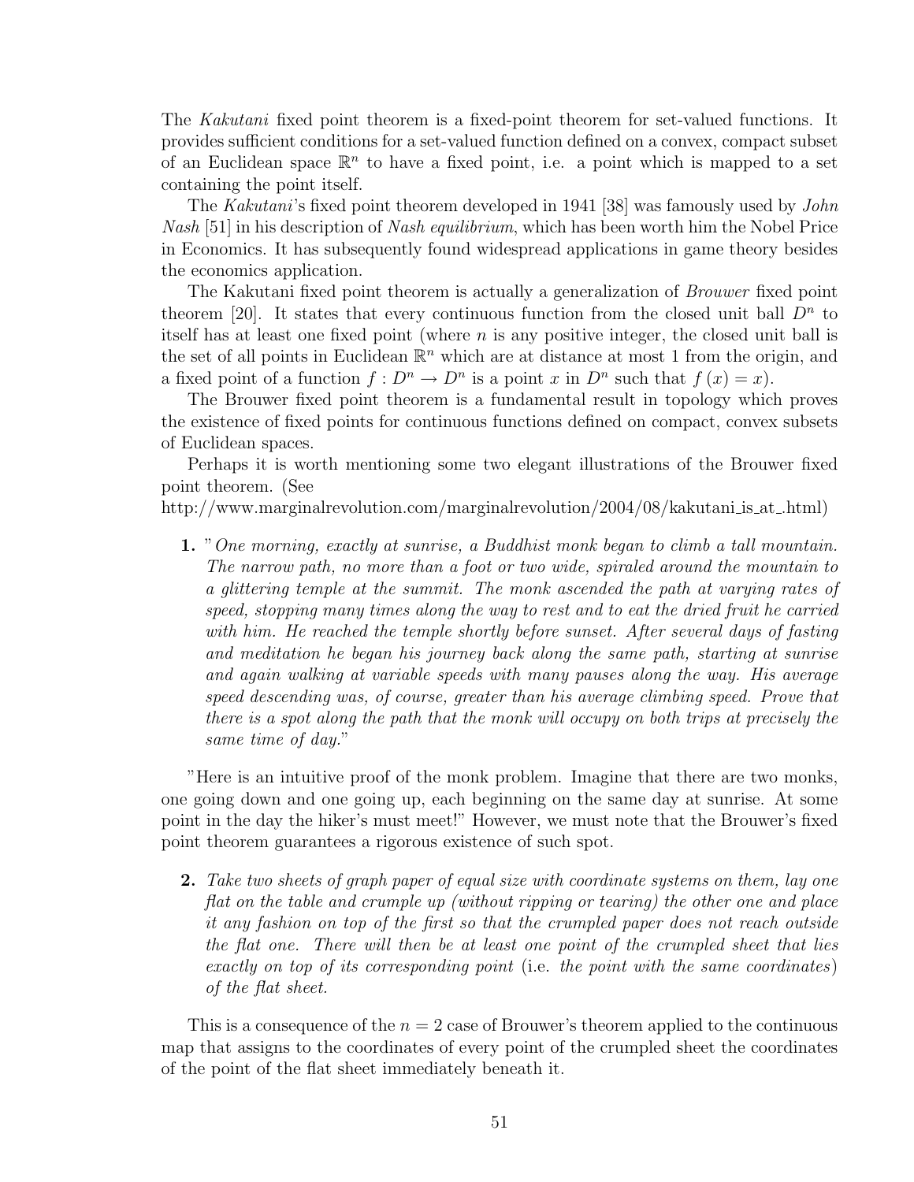The *Kakutani* fixed point theorem is a fixed-point theorem for set-valued functions. It provides sufficient conditions for a set-valued function defined on a convex, compact subset of an Euclidean space $\mathbb{R}^n$ to have a fixed point, i.e. a point which is mapped to a set containing the point itself.

The *Kakutani*'s fixed point theorem developed in 1941 [38] was famously used by *John Nash* [51] in his description of *Nash equilibrium*, which has been worth him the Nobel Price in Economics. It has subsequently found widespread applications in game theory besides the economics application.

The Kakutani fixed point theorem is actually a generalization of *Brouwer* fixed point theorem [20]. It states that every continuous function from the closed unit ball $D^n$ to itself has at least one fixed point (where $n$ is any positive integer, the closed unit ball is the set of all points in Euclidean $\mathbb{R}^n$ which are at distance at most 1 from the origin, and a fixed point of a function $f : D^n \to D^n$ is a point $x$ in $D^n$ such that $f(x) = x$).

The Brouwer fixed point theorem is a fundamental result in topology which proves the existence of fixed points for continuous functions defined on compact, convex subsets of Euclidean spaces.

Perhaps it is worth mentioning some two elegant illustrations of the Brouwer fixed point theorem. (See
http://www.marginalrevolution.com/marginalrevolution/2004/08/kakutani_is_at_.html)

**1.** "*One morning, exactly at sunrise, a Buddhist monk began to climb a tall mountain. The narrow path, no more than a foot or two wide, spiraled around the mountain to a glittering temple at the summit. The monk ascended the path at varying rates of speed, stopping many times along the way to rest and to eat the dried fruit he carried with him. He reached the temple shortly before sunset. After several days of fasting and meditation he began his journey back along the same path, starting at sunrise and again walking at variable speeds with many pauses along the way. His average speed descending was, of course, greater than his average climbing speed. Prove that there is a spot along the path that the monk will occupy on both trips at precisely the same time of day.*"

"Here is an intuitive proof of the monk problem. Imagine that there are two monks, one going down and one going up, each beginning on the same day at sunrise. At some point in the day the hiker's must meet!" However, we must note that the Brouwer's fixed point theorem guarantees a rigorous existence of such spot.

**2.** *Take two sheets of graph paper of equal size with coordinate systems on them, lay one flat on the table and crumple up (without ripping or tearing) the other one and place it any fashion on top of the first so that the crumpled paper does not reach outside the flat one. There will then be at least one point of the crumpled sheet that lies exactly on top of its corresponding point* (i.e. *the point with the same coordinates*) *of the flat sheet.*

This is a consequence of the $n = 2$ case of Brouwer's theorem applied to the continuous map that assigns to the coordinates of every point of the crumpled sheet the coordinates of the point of the flat sheet immediately beneath it.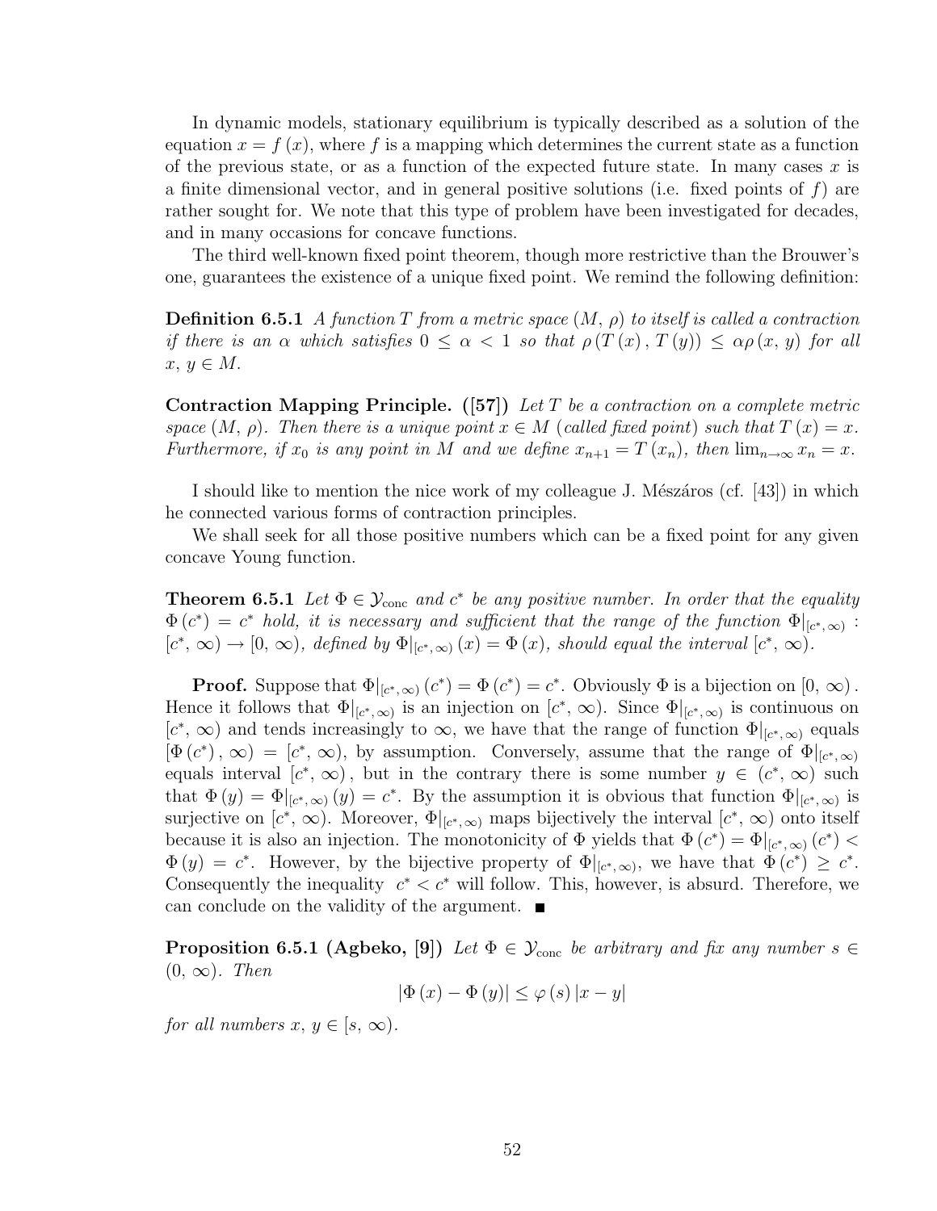In dynamic models, stationary equilibrium is typically described as a solution of the equation $x = f(x)$, where $f$ is a mapping which determines the current state as a function of the previous state, or as a function of the expected future state. In many cases $x$ is a finite dimensional vector, and in general positive solutions (i.e. fixed points of $f$) are rather sought for. We note that this type of problem have been investigated for decades, and in many occasions for concave functions.

The third well-known fixed point theorem, though more restrictive than the Brouwer's one, guarantees the existence of a unique fixed point. We remind the following definition:

**Definition 6.5.1** *A function $T$ from a metric space $(M, \rho)$ to itself is called a contraction if there is an $\alpha$ which satisfies $0 \leq \alpha < 1$ so that $\rho(T(x), T(y)) \leq \alpha\rho(x, y)$ for all $x, y \in M$.*

**Contraction Mapping Principle. ([57])** *Let $T$ be a contraction on a complete metric space $(M, \rho)$. Then there is a unique point $x \in M$ (called fixed point) such that $T(x) = x$. Furthermore, if $x_0$ is any point in $M$ and we define $x_{n+1} = T(x_n)$, then $\lim_{n\to\infty} x_n = x$.*

I should like to mention the nice work of my colleague J. Mészáros (cf. [43]) in which he connected various forms of contraction principles.

We shall seek for all those positive numbers which can be a fixed point for any given concave Young function.

**Theorem 6.5.1** *Let $\Phi \in \mathcal{Y}_{\text{conc}}$ and $c^*$ be any positive number. In order that the equality $\Phi(c^*) = c^*$ hold, it is necessary and sufficient that the range of the function $\Phi|_{[c^*,\infty)} : [c^*, \infty) \to [0, \infty)$, defined by $\Phi|_{[c^*,\infty)}(x) = \Phi(x)$, should equal the interval $[c^*, \infty)$.*

**Proof.** Suppose that $\Phi|_{[c^*,\infty)}(c^*) = \Phi(c^*) = c^*$. Obviously $\Phi$ is a bijection on $[0, \infty)$. Hence it follows that $\Phi|_{[c^*,\infty)}$ is an injection on $[c^*, \infty)$. Since $\Phi|_{[c^*,\infty)}$ is continuous on $[c^*, \infty)$ and tends increasingly to $\infty$, we have that the range of function $\Phi|_{[c^*,\infty)}$ equals $[\Phi(c^*), \infty) = [c^*, \infty)$, by assumption. Conversely, assume that the range of $\Phi|_{[c^*,\infty)}$ equals interval $[c^*, \infty)$, but in the contrary there is some number $y \in (c^*, \infty)$ such that $\Phi(y) = \Phi|_{[c^*,\infty)}(y) = c^*$. By the assumption it is obvious that function $\Phi|_{[c^*,\infty)}$ is surjective on $[c^*, \infty)$. Moreover, $\Phi|_{[c^*,\infty)}$ maps bijectively the interval $[c^*, \infty)$ onto itself because it is also an injection. The monotonicity of $\Phi$ yields that $\Phi(c^*) = \Phi|_{[c^*,\infty)}(c^*) < \Phi(y) = c^*$. However, by the bijective property of $\Phi|_{[c^*,\infty)}$, we have that $\Phi(c^*) \geq c^*$. Consequently the inequality $c^* < c^*$ will follow. This, however, is absurd. Therefore, we can conclude on the validity of the argument. ■

**Proposition 6.5.1 (Agbeko, [9])** *Let $\Phi \in \mathcal{Y}_{\text{conc}}$ be arbitrary and fix any number $s \in (0, \infty)$. Then*

$$|\Phi(x) - \Phi(y)| \leq \varphi(s)|x - y|$$

*for all numbers $x, y \in [s, \infty)$.*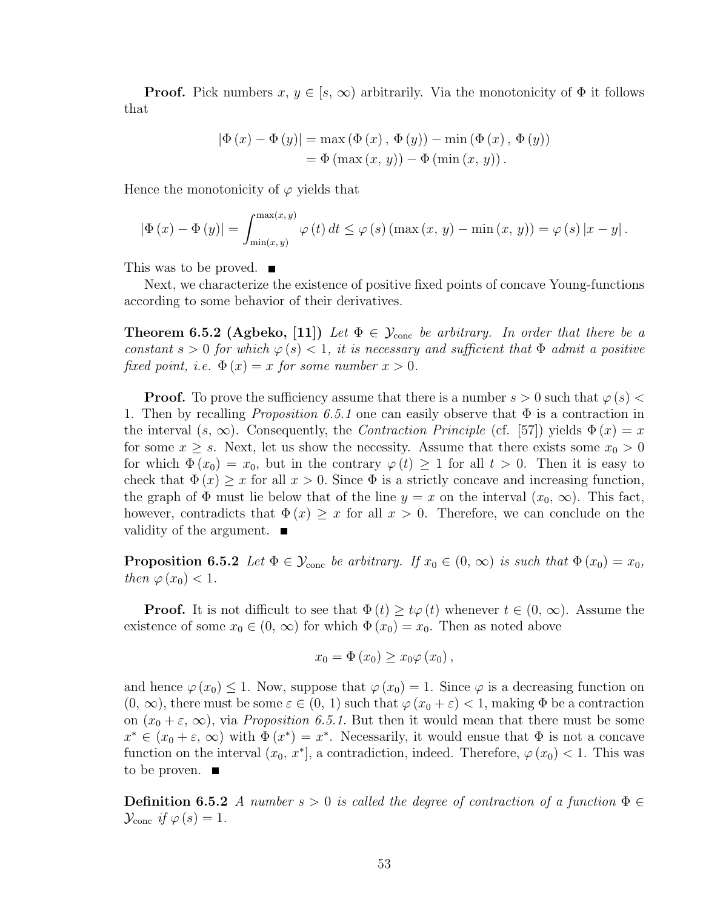**Proof.** Pick numbers $x, y \in [s, \infty)$ arbitrarily. Via the monotonicity of $\Phi$ it follows that

$$|\Phi(x) - \Phi(y)| = \max(\Phi(x), \Phi(y)) - \min(\Phi(x), \Phi(y))$$
$$= \Phi(\max(x, y)) - \Phi(\min(x, y)).$$

Hence the monotonicity of $\varphi$ yields that

$$|\Phi(x) - \Phi(y)| = \int_{\min(x, y)}^{\max(x, y)} \varphi(t)\, dt \leq \varphi(s)(\max(x, y) - \min(x, y)) = \varphi(s)|x - y|.$$

This was to be proved. ■

Next, we characterize the existence of positive fixed points of concave Young-functions according to some behavior of their derivatives.

**Theorem 6.5.2 (Agbeko, [11])** *Let $\Phi \in \mathcal{Y}_{\text{conc}}$ be arbitrary. In order that there be a constant $s > 0$ for which $\varphi(s) < 1$, it is necessary and sufficient that $\Phi$ admit a positive fixed point, i.e. $\Phi(x) = x$ for some number $x > 0$.*

**Proof.** To prove the sufficiency assume that there is a number $s > 0$ such that $\varphi(s) < 1$. Then by recalling *Proposition 6.5.1* one can easily observe that $\Phi$ is a contraction in the interval $(s, \infty)$. Consequently, the *Contraction Principle* (cf. [57]) yields $\Phi(x) = x$ for some $x \geq s$. Next, let us show the necessity. Assume that there exists some $x_0 > 0$ for which $\Phi(x_0) = x_0$, but in the contrary $\varphi(t) \geq 1$ for all $t > 0$. Then it is easy to check that $\Phi(x) \geq x$ for all $x > 0$. Since $\Phi$ is a strictly concave and increasing function, the graph of $\Phi$ must lie below that of the line $y = x$ on the interval $(x_0, \infty)$. This fact, however, contradicts that $\Phi(x) \geq x$ for all $x > 0$. Therefore, we can conclude on the validity of the argument. ■

**Proposition 6.5.2** *Let $\Phi \in \mathcal{Y}_{\text{conc}}$ be arbitrary. If $x_0 \in (0, \infty)$ is such that $\Phi(x_0) = x_0$, then $\varphi(x_0) < 1$.*

**Proof.** It is not difficult to see that $\Phi(t) \geq t\varphi(t)$ whenever $t \in (0, \infty)$. Assume the existence of some $x_0 \in (0, \infty)$ for which $\Phi(x_0) = x_0$. Then as noted above

$$x_0 = \Phi(x_0) \geq x_0 \varphi(x_0),$$

and hence $\varphi(x_0) \leq 1$. Now, suppose that $\varphi(x_0) = 1$. Since $\varphi$ is a decreasing function on $(0, \infty)$, there must be some $\varepsilon \in (0, 1)$ such that $\varphi(x_0 + \varepsilon) < 1$, making $\Phi$ be a contraction on $(x_0 + \varepsilon, \infty)$, via *Proposition 6.5.1*. But then it would mean that there must be some $x^* \in (x_0 + \varepsilon, \infty)$ with $\Phi(x^*) = x^*$. Necessarily, it would ensue that $\Phi$ is not a concave function on the interval $(x_0, x^*]$, a contradiction, indeed. Therefore, $\varphi(x_0) < 1$. This was to be proven. ■

**Definition 6.5.2** *A number $s > 0$ is called the degree of contraction of a function $\Phi \in \mathcal{Y}_{\text{conc}}$ if $\varphi(s) = 1$.*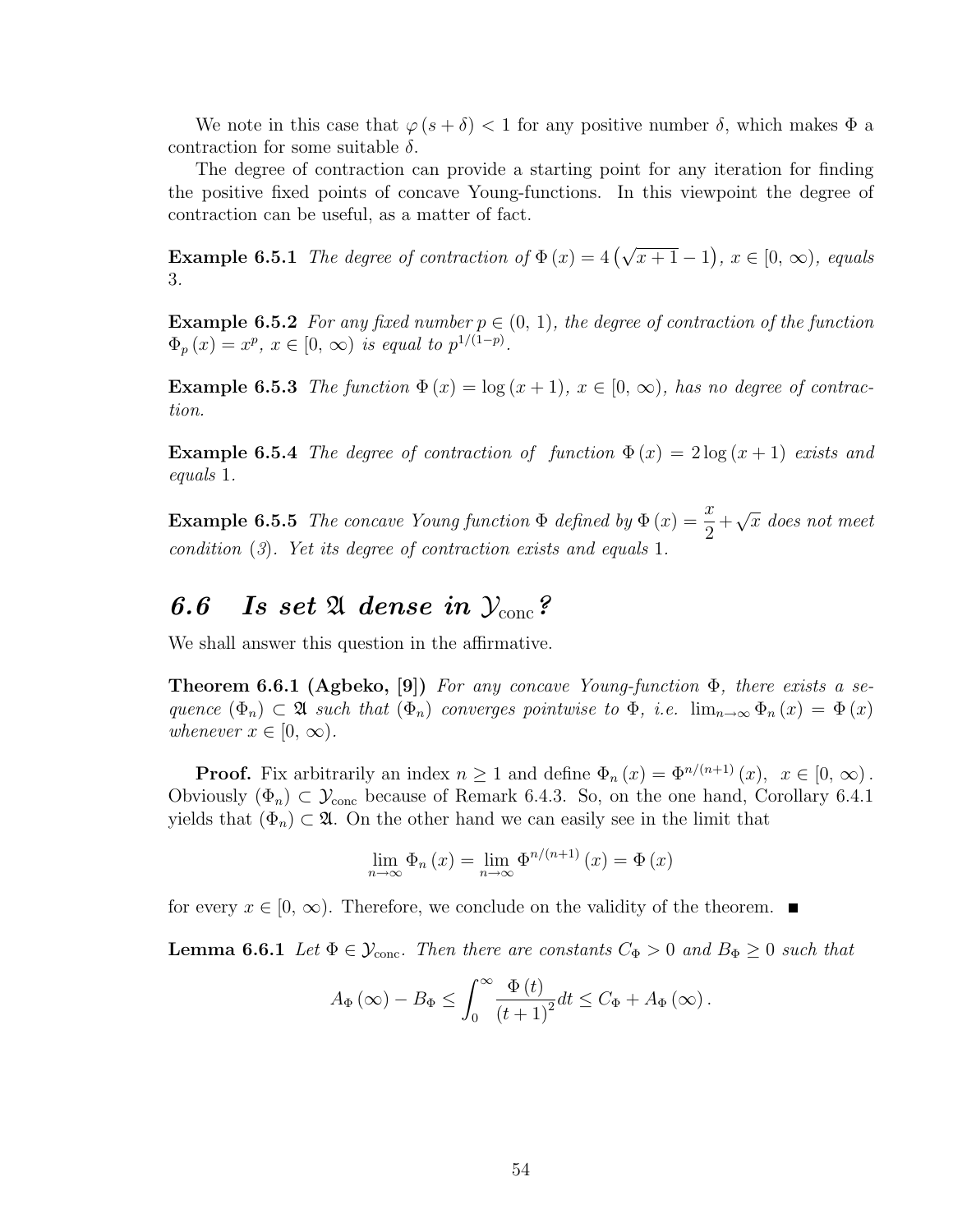We note in this case that $\varphi(s+\delta) < 1$ for any positive number $\delta$, which makes $\Phi$ a contraction for some suitable $\delta$.

The degree of contraction can provide a starting point for any iteration for finding the positive fixed points of concave Young-functions. In this viewpoint the degree of contraction can be useful, as a matter of fact.

**Example 6.5.1** *The degree of contraction of* $\Phi(x) = 4\left(\sqrt{x+1}-1\right)$, $x \in [0, \infty)$, *equals* 3.

**Example 6.5.2** *For any fixed number* $p \in (0, 1)$, *the degree of contraction of the function* $\Phi_p(x) = x^p$, $x \in [0, \infty)$ *is equal to* $p^{1/(1-p)}$.

**Example 6.5.3** *The function* $\Phi(x) = \log(x+1)$, $x \in [0, \infty)$, *has no degree of contraction.*

**Example 6.5.4** *The degree of contraction of function* $\Phi(x) = 2\log(x+1)$ *exists and equals* 1.

**Example 6.5.5** *The concave Young function* $\Phi$ *defined by* $\Phi(x) = \dfrac{x}{2} + \sqrt{x}$ *does not meet condition (3). Yet its degree of contraction exists and equals* 1.

## 6.6 Is set $\mathfrak{A}$ dense in $\mathcal{Y}_{\text{conc}}$?

We shall answer this question in the affirmative.

**Theorem 6.6.1 (Agbeko, [9])** *For any concave Young-function* $\Phi$, *there exists a sequence* $(\Phi_n) \subset \mathfrak{A}$ *such that* $(\Phi_n)$ *converges pointwise to* $\Phi$, *i.e.* $\lim_{n\to\infty} \Phi_n(x) = \Phi(x)$ *whenever* $x \in [0, \infty)$.

**Proof.** Fix arbitrarily an index $n \geq 1$ and define $\Phi_n(x) = \Phi^{n/(n+1)}(x)$, $x \in [0, \infty)$. Obviously $(\Phi_n) \subset \mathcal{Y}_{\text{conc}}$ because of Remark 6.4.3. So, on the one hand, Corollary 6.4.1 yields that $(\Phi_n) \subset \mathfrak{A}$. On the other hand we can easily see in the limit that

$$\lim_{n\to\infty} \Phi_n(x) = \lim_{n\to\infty} \Phi^{n/(n+1)}(x) = \Phi(x)$$

for every $x \in [0, \infty)$. Therefore, we conclude on the validity of the theorem. ■

**Lemma 6.6.1** *Let* $\Phi \in \mathcal{Y}_{\text{conc}}$. *Then there are constants* $C_\Phi > 0$ *and* $B_\Phi \geq 0$ *such that*

$$A_\Phi(\infty) - B_\Phi \leq \int_0^\infty \frac{\Phi(t)}{(t+1)^2} dt \leq C_\Phi + A_\Phi(\infty).$$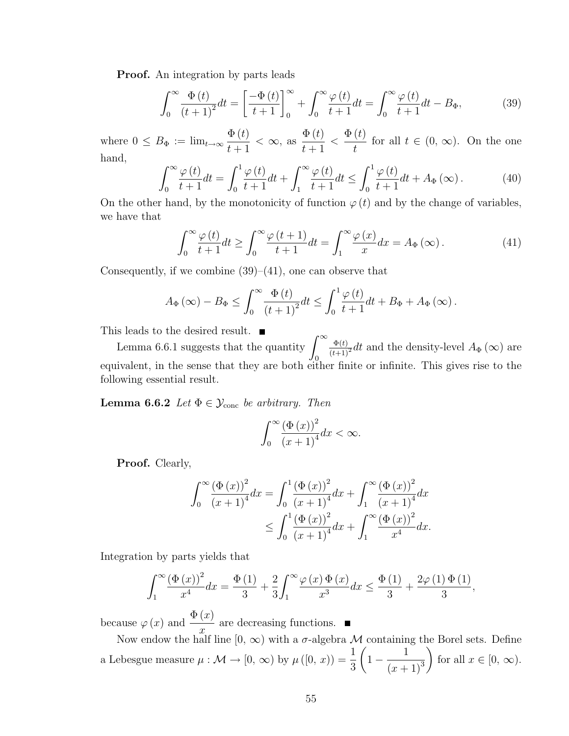**Proof.** An integration by parts leads

$$\int_0^\infty \frac{\Phi(t)}{(t+1)^2} dt = \left[\frac{-\Phi(t)}{t+1}\right]_0^\infty + \int_0^\infty \frac{\varphi(t)}{t+1} dt = \int_0^\infty \frac{\varphi(t)}{t+1} dt - B_\Phi, \tag{39}$$

where $0 \leq B_\Phi := \lim_{t\to\infty} \dfrac{\Phi(t)}{t+1} < \infty$, as $\dfrac{\Phi(t)}{t+1} < \dfrac{\Phi(t)}{t}$ for all $t \in (0, \infty)$. On the one hand,

$$\int_0^\infty \frac{\varphi(t)}{t+1} dt = \int_0^1 \frac{\varphi(t)}{t+1} dt + \int_1^\infty \frac{\varphi(t)}{t+1} dt \leq \int_0^1 \frac{\varphi(t)}{t+1} dt + A_\Phi(\infty). \tag{40}$$

On the other hand, by the monotonicity of function $\varphi(t)$ and by the change of variables, we have that

$$\int_0^\infty \frac{\varphi(t)}{t+1} dt \geq \int_0^\infty \frac{\varphi(t+1)}{t+1} dt = \int_1^\infty \frac{\varphi(x)}{x} dx = A_\Phi(\infty). \tag{41}$$

Consequently, if we combine (39)–(41), one can observe that

$$A_\Phi(\infty) - B_\Phi \leq \int_0^\infty \frac{\Phi(t)}{(t+1)^2} dt \leq \int_0^1 \frac{\varphi(t)}{t+1} dt + B_\Phi + A_\Phi(\infty).$$

This leads to the desired result. ■

Lemma 6.6.1 suggests that the quantity $\int_0^\infty \frac{\Phi(t)}{(t+1)^2} dt$ and the density-level $A_\Phi(\infty)$ are equivalent, in the sense that they are both either finite or infinite. This gives rise to the following essential result.

**Lemma 6.6.2** *Let $\Phi \in \mathcal{Y}_{\text{conc}}$ be arbitrary. Then*

$$\int_0^\infty \frac{(\Phi(x))^2}{(x+1)^4} dx < \infty.$$

**Proof.** Clearly,

$$\begin{aligned}
\int_0^\infty \frac{(\Phi(x))^2}{(x+1)^4} dx &= \int_0^1 \frac{(\Phi(x))^2}{(x+1)^4} dx + \int_1^\infty \frac{(\Phi(x))^2}{(x+1)^4} dx \\
&\leq \int_0^1 \frac{(\Phi(x))^2}{(x+1)^4} dx + \int_1^\infty \frac{(\Phi(x))^2}{x^4} dx.
\end{aligned}$$

Integration by parts yields that

$$\int_1^\infty \frac{(\Phi(x))^2}{x^4} dx = \frac{\Phi(1)}{3} + \frac{2}{3} \int_1^\infty \frac{\varphi(x)\Phi(x)}{x^3} dx \leq \frac{\Phi(1)}{3} + \frac{2\varphi(1)\Phi(1)}{3},$$

because $\varphi(x)$ and $\dfrac{\Phi(x)}{x}$ are decreasing functions. ■

Now endow the half line $[0, \infty)$ with a $\sigma$-algebra $\mathcal{M}$ containing the Borel sets. Define a Lebesgue measure $\mu : \mathcal{M} \to [0, \infty)$ by $\mu([0, x)) = \dfrac{1}{3}\left(1 - \dfrac{1}{(x+1)^3}\right)$ for all $x \in [0, \infty)$.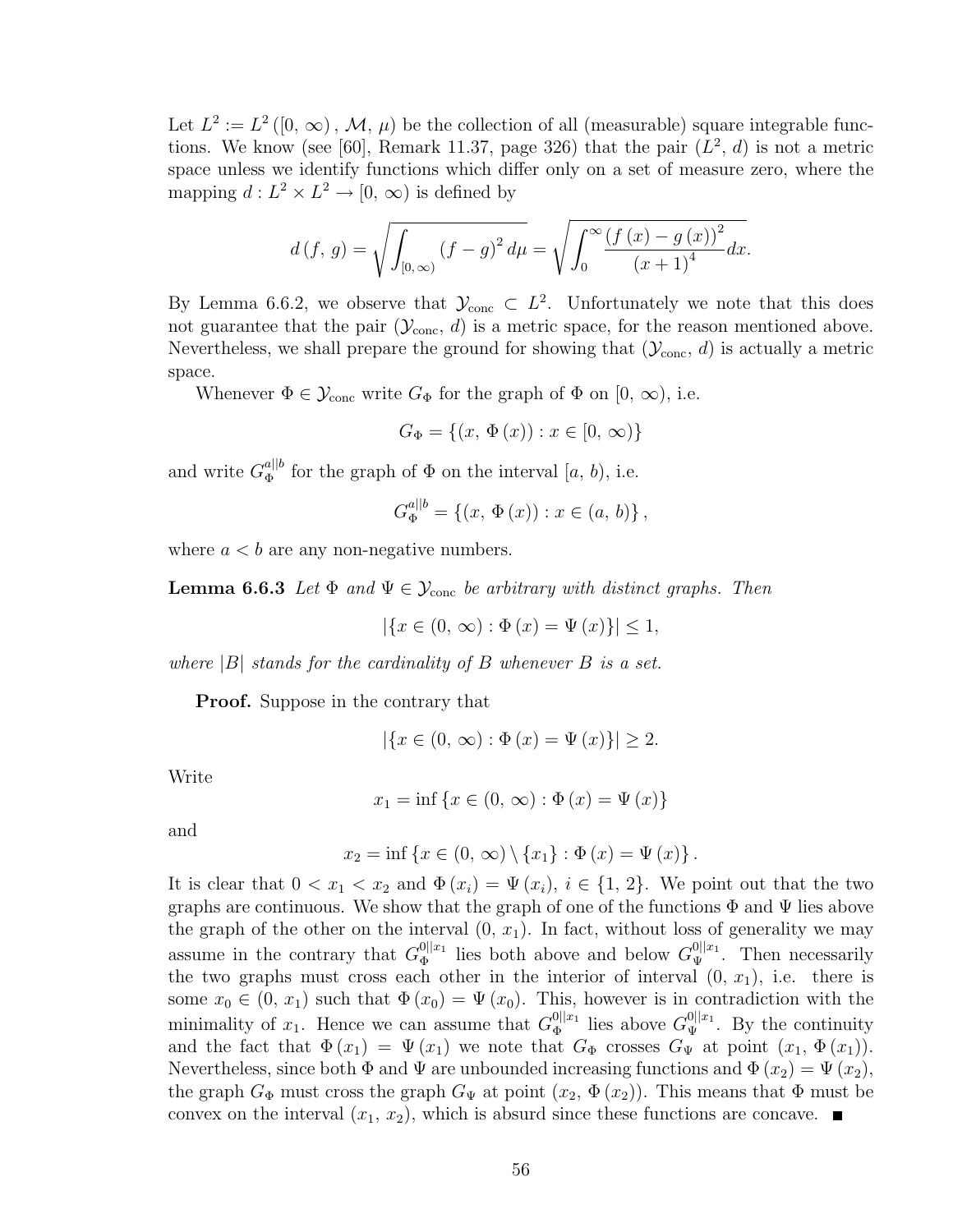Let $L^2 := L^2([0, \infty), \mathcal{M}, \mu)$ be the collection of all (measurable) square integrable functions. We know (see [60], Remark 11.37, page 326) that the pair $(L^2, d)$ is not a metric space unless we identify functions which differ only on a set of measure zero, where the mapping $d : L^2 \times L^2 \to [0, \infty)$ is defined by

$$d(f, g) = \sqrt{\int_{[0, \infty)} (f - g)^2 \, d\mu} = \sqrt{\int_0^\infty \frac{(f(x) - g(x))^2}{(x+1)^4} dx}.$$

By Lemma 6.6.2, we observe that $\mathcal{Y}_{\text{conc}} \subset L^2$. Unfortunately we note that this does not guarantee that the pair $(\mathcal{Y}_{\text{conc}}, d)$ is a metric space, for the reason mentioned above. Nevertheless, we shall prepare the ground for showing that $(\mathcal{Y}_{\text{conc}}, d)$ is actually a metric space.

Whenever $\Phi \in \mathcal{Y}_{\text{conc}}$ write $G_\Phi$ for the graph of $\Phi$ on $[0, \infty)$, i.e.

$$G_\Phi = \{(x, \Phi(x)) : x \in [0, \infty)\}$$

and write $G_\Phi^{a||b}$ for the graph of $\Phi$ on the interval $[a, b)$, i.e.

$$G_\Phi^{a||b} = \{(x, \Phi(x)) : x \in (a, b)\},$$

where $a < b$ are any non-negative numbers.

**Lemma 6.6.3** *Let $\Phi$ and $\Psi \in \mathcal{Y}_{\text{conc}}$ be arbitrary with distinct graphs. Then*

$$|\{x \in (0, \infty) : \Phi(x) = \Psi(x)\}| \leq 1,$$

*where $|B|$ stands for the cardinality of $B$ whenever $B$ is a set.*

**Proof.** Suppose in the contrary that

$$|\{x \in (0, \infty) : \Phi(x) = \Psi(x)\}| \geq 2.$$

Write

$$x_1 = \inf\{x \in (0, \infty) : \Phi(x) = \Psi(x)\}$$

and

$$x_2 = \inf\{x \in (0, \infty) \setminus \{x_1\} : \Phi(x) = \Psi(x)\}.$$

It is clear that $0 < x_1 < x_2$ and $\Phi(x_i) = \Psi(x_i)$, $i \in \{1, 2\}$. We point out that the two graphs are continuous. We show that the graph of one of the functions $\Phi$ and $\Psi$ lies above the graph of the other on the interval $(0, x_1)$. In fact, without loss of generality we may assume in the contrary that $G_\Phi^{0||x_1}$ lies both above and below $G_\Psi^{0||x_1}$. Then necessarily the two graphs must cross each other in the interior of interval $(0, x_1)$, i.e. there is some $x_0 \in (0, x_1)$ such that $\Phi(x_0) = \Psi(x_0)$. This, however is in contradiction with the minimality of $x_1$. Hence we can assume that $G_\Phi^{0||x_1}$ lies above $G_\Psi^{0||x_1}$. By the continuity and the fact that $\Phi(x_1) = \Psi(x_1)$ we note that $G_\Phi$ crosses $G_\Psi$ at point $(x_1, \Phi(x_1))$. Nevertheless, since both $\Phi$ and $\Psi$ are unbounded increasing functions and $\Phi(x_2) = \Psi(x_2)$, the graph $G_\Phi$ must cross the graph $G_\Psi$ at point $(x_2, \Phi(x_2))$. This means that $\Phi$ must be convex on the interval $(x_1, x_2)$, which is absurd since these functions are concave. ■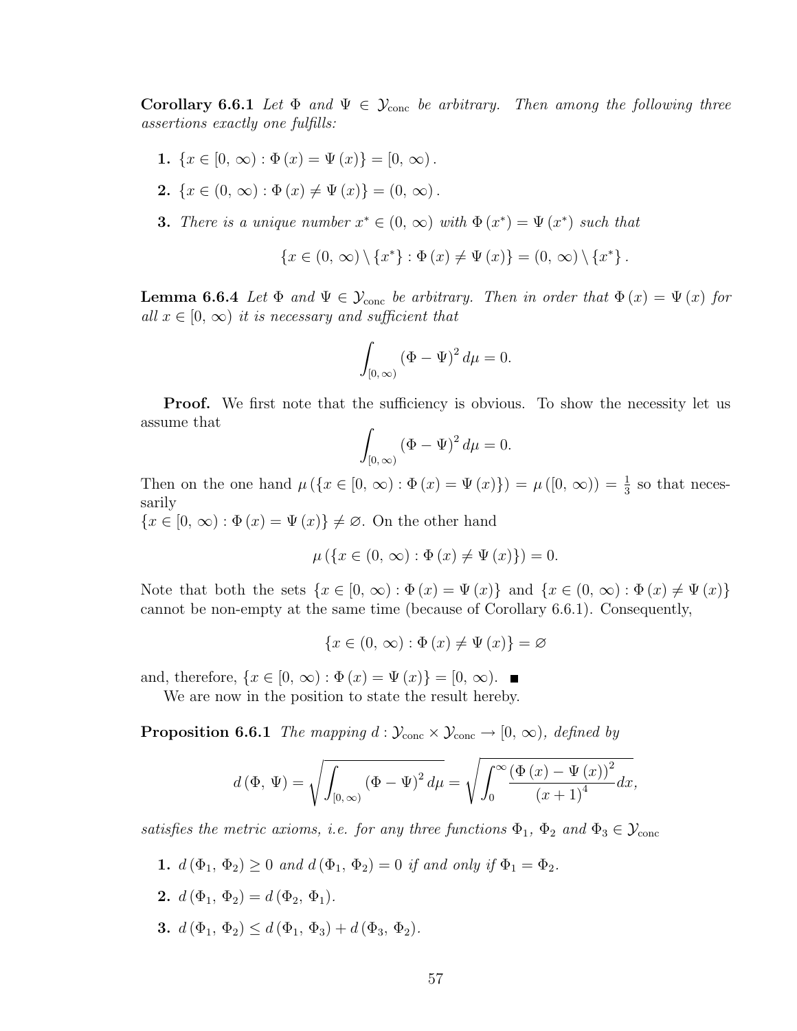**Corollary 6.6.1** *Let $\Phi$ and $\Psi \in \mathcal{Y}_{\text{conc}}$ be arbitrary. Then among the following three assertions exactly one fulfills:*

**1.** $\{x \in [0,\, \infty) : \Phi(x) = \Psi(x)\} = [0,\, \infty)$.

**2.** $\{x \in (0,\, \infty) : \Phi(x) \neq \Psi(x)\} = (0,\, \infty)$.

**3.** *There is a unique number $x^* \in (0,\, \infty)$ with $\Phi(x^*) = \Psi(x^*)$ such that*

$$\{x \in (0,\, \infty) \setminus \{x^*\} : \Phi(x) \neq \Psi(x)\} = (0,\, \infty) \setminus \{x^*\}.$$

**Lemma 6.6.4** *Let $\Phi$ and $\Psi \in \mathcal{Y}_{\text{conc}}$ be arbitrary. Then in order that $\Phi(x) = \Psi(x)$ for all $x \in [0,\, \infty)$ it is necessary and sufficient that*

$$\int_{[0,\,\infty)} (\Phi - \Psi)^2 \, d\mu = 0.$$

**Proof.** We first note that the sufficiency is obvious. To show the necessity let us assume that

$$\int_{[0,\,\infty)} (\Phi - \Psi)^2 \, d\mu = 0.$$

Then on the one hand $\mu(\{x \in [0,\, \infty) : \Phi(x) = \Psi(x)\}) = \mu([0,\, \infty)) = \frac{1}{3}$ so that necessarily
$\{x \in [0,\, \infty) : \Phi(x) = \Psi(x)\} \neq \varnothing$. On the other hand

$$\mu(\{x \in (0,\, \infty) : \Phi(x) \neq \Psi(x)\}) = 0.$$

Note that both the sets $\{x \in [0,\, \infty) : \Phi(x) = \Psi(x)\}$ and $\{x \in (0,\, \infty) : \Phi(x) \neq \Psi(x)\}$ cannot be non-empty at the same time (because of Corollary 6.6.1). Consequently,

$$\{x \in (0,\, \infty) : \Phi(x) \neq \Psi(x)\} = \varnothing$$

and, therefore, $\{x \in [0,\, \infty) : \Phi(x) = \Psi(x)\} = [0,\, \infty)$. ■

We are now in the position to state the result hereby.

**Proposition 6.6.1** *The mapping $d : \mathcal{Y}_{\text{conc}} \times \mathcal{Y}_{\text{conc}} \to [0,\, \infty)$, defined by*

$$d(\Phi,\, \Psi) = \sqrt{\int_{[0,\,\infty)} (\Phi - \Psi)^2 \, d\mu} = \sqrt{\int_0^\infty \frac{(\Phi(x) - \Psi(x))^2}{(x+1)^4} dx},$$

*satisfies the metric axioms, i.e. for any three functions $\Phi_1$, $\Phi_2$ and $\Phi_3 \in \mathcal{Y}_{\text{conc}}$*

**1.** $d(\Phi_1,\, \Phi_2) \geq 0$ *and* $d(\Phi_1,\, \Phi_2) = 0$ *if and only if* $\Phi_1 = \Phi_2$.

**2.** $d(\Phi_1,\, \Phi_2) = d(\Phi_2,\, \Phi_1)$.

**3.** $d(\Phi_1,\, \Phi_2) \leq d(\Phi_1,\, \Phi_3) + d(\Phi_3,\, \Phi_2)$.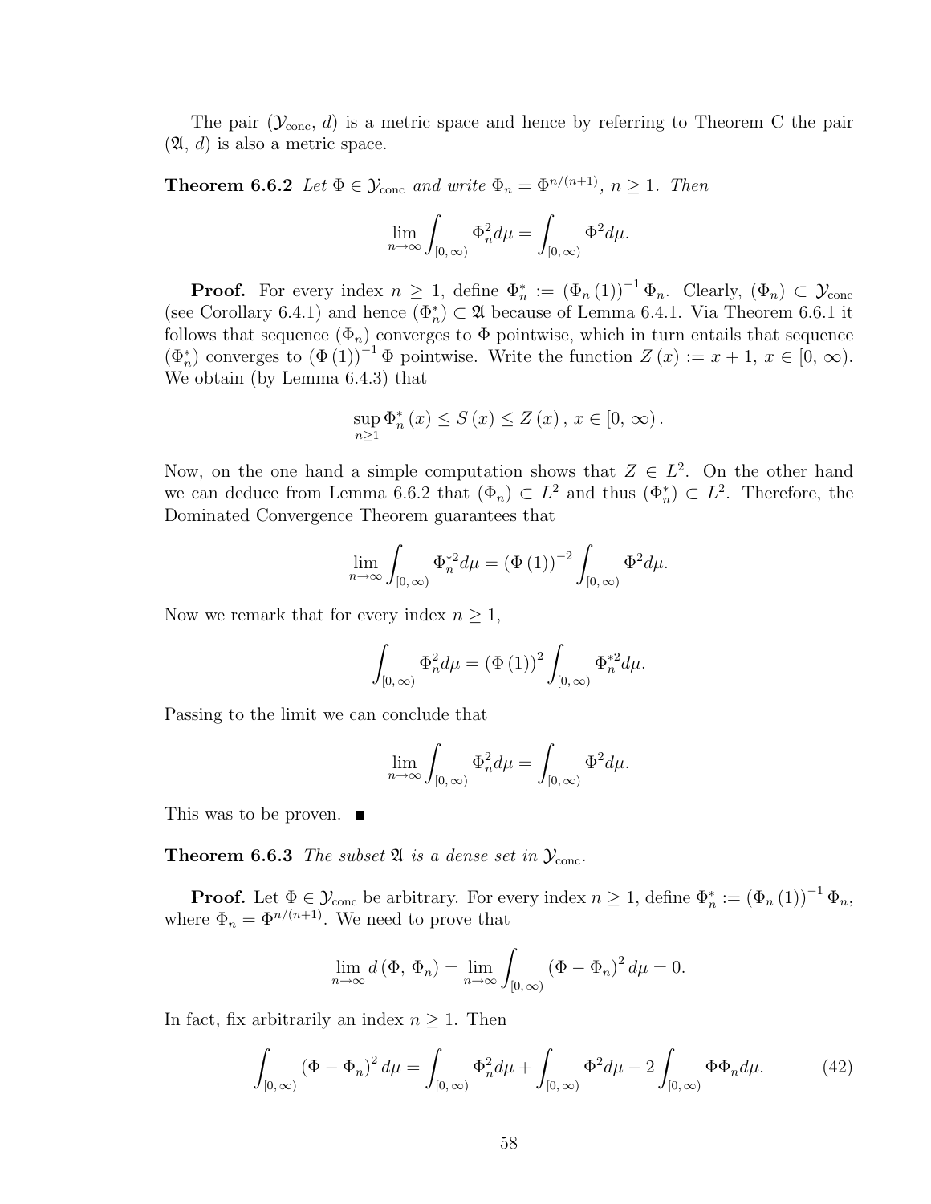The pair $(\mathcal{Y}_{\text{conc}},\, d)$ is a metric space and hence by referring to Theorem C the pair $(\mathfrak{A},\, d)$ is also a metric space.

**Theorem 6.6.2** *Let $\Phi \in \mathcal{Y}_{\text{conc}}$ and write $\Phi_n = \Phi^{n/(n+1)}$, $n \geq 1$. Then*

$$\lim_{n\to\infty} \int_{[0,\,\infty)} \Phi_n^2 d\mu = \int_{[0,\,\infty)} \Phi^2 d\mu.$$

**Proof.** For every index $n \geq 1$, define $\Phi_n^* := (\Phi_n(1))^{-1} \Phi_n$. Clearly, $(\Phi_n) \subset \mathcal{Y}_{\text{conc}}$ (see Corollary 6.4.1) and hence $(\Phi_n^*) \subset \mathfrak{A}$ because of Lemma 6.4.1. Via Theorem 6.6.1 it follows that sequence $(\Phi_n)$ converges to $\Phi$ pointwise, which in turn entails that sequence $(\Phi_n^*)$ converges to $(\Phi(1))^{-1} \Phi$ pointwise. Write the function $Z(x) := x + 1$, $x \in [0,\, \infty)$. We obtain (by Lemma 6.4.3) that

$$\sup_{n\geq 1} \Phi_n^*(x) \leq S(x) \leq Z(x),\ x \in [0,\, \infty).$$

Now, on the one hand a simple computation shows that $Z \in L^2$. On the other hand we can deduce from Lemma 6.6.2 that $(\Phi_n) \subset L^2$ and thus $(\Phi_n^*) \subset L^2$. Therefore, the Dominated Convergence Theorem guarantees that

$$\lim_{n\to\infty} \int_{[0,\,\infty)} \Phi_n^{*2} d\mu = (\Phi(1))^{-2} \int_{[0,\,\infty)} \Phi^2 d\mu.$$

Now we remark that for every index $n \geq 1$,

$$\int_{[0,\,\infty)} \Phi_n^2 d\mu = (\Phi(1))^2 \int_{[0,\,\infty)} \Phi_n^{*2} d\mu.$$

Passing to the limit we can conclude that

$$\lim_{n\to\infty} \int_{[0,\,\infty)} \Phi_n^2 d\mu = \int_{[0,\,\infty)} \Phi^2 d\mu.$$

This was to be proven. ■

**Theorem 6.6.3** *The subset $\mathfrak{A}$ is a dense set in $\mathcal{Y}_{\text{conc}}$.*

**Proof.** Let $\Phi \in \mathcal{Y}_{\text{conc}}$ be arbitrary. For every index $n \geq 1$, define $\Phi_n^* := (\Phi_n(1))^{-1} \Phi_n$, where $\Phi_n = \Phi^{n/(n+1)}$. We need to prove that

$$\lim_{n\to\infty} d(\Phi,\, \Phi_n) = \lim_{n\to\infty} \int_{[0,\,\infty)} (\Phi - \Phi_n)^2 d\mu = 0.$$

In fact, fix arbitrarily an index $n \geq 1$. Then

$$\int_{[0,\,\infty)} (\Phi - \Phi_n)^2 d\mu = \int_{[0,\,\infty)} \Phi_n^2 d\mu + \int_{[0,\,\infty)} \Phi^2 d\mu - 2 \int_{[0,\,\infty)} \Phi \Phi_n d\mu. \tag{42}$$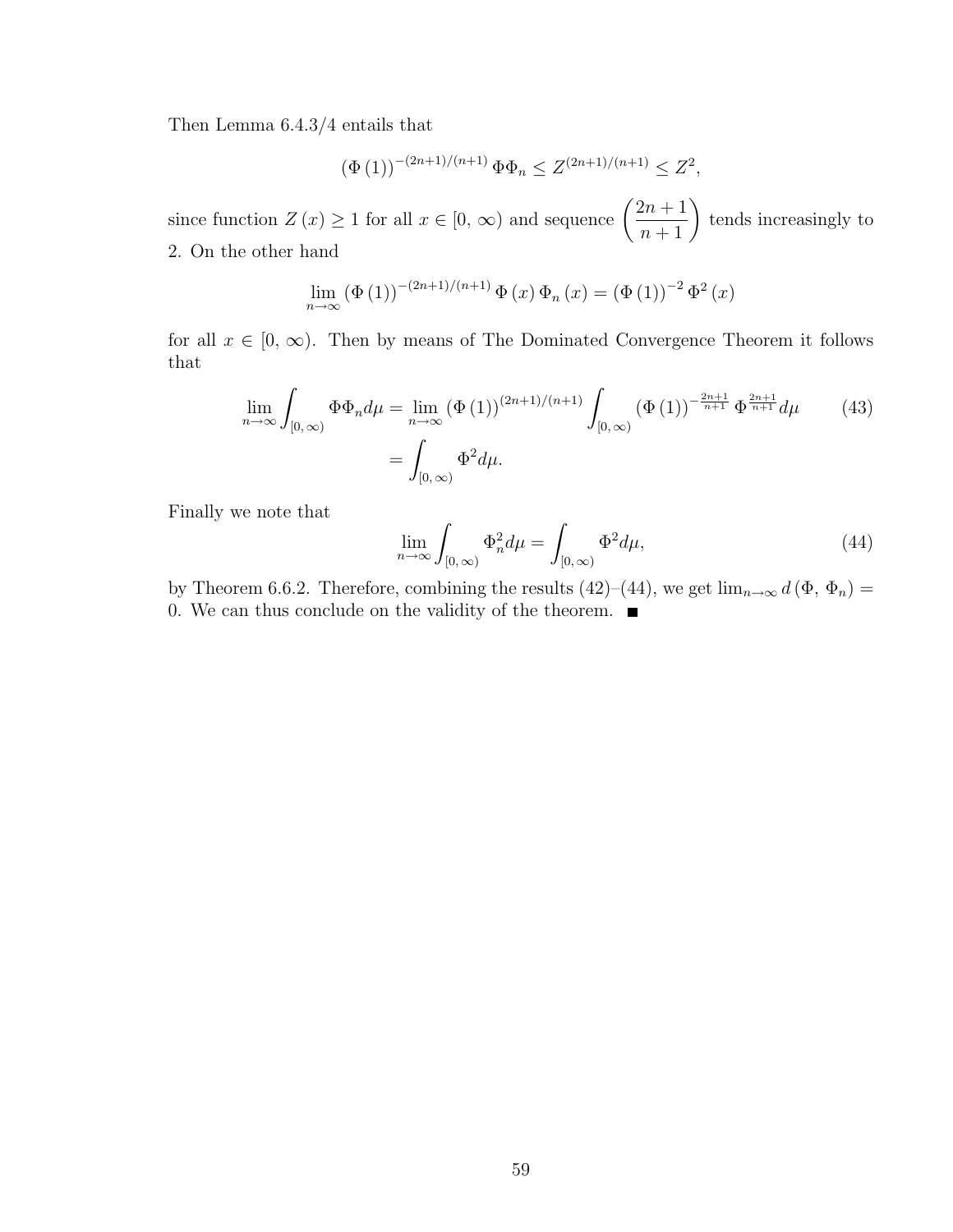Then Lemma 6.4.3/4 entails that

$$(\Phi(1))^{-(2n+1)/(n+1)} \Phi\Phi_n \leq Z^{(2n+1)/(n+1)} \leq Z^2,$$

since function $Z(x) \geq 1$ for all $x \in [0, \infty)$ and sequence $\left(\dfrac{2n+1}{n+1}\right)$ tends increasingly to 2. On the other hand

$$\lim_{n\to\infty} (\Phi(1))^{-(2n+1)/(n+1)} \Phi(x)\Phi_n(x) = (\Phi(1))^{-2} \Phi^2(x)$$

for all $x \in [0, \infty)$. Then by means of The Dominated Convergence Theorem it follows that

$$\begin{aligned}\lim_{n\to\infty} \int_{[0,\infty)} \Phi\Phi_n d\mu &= \lim_{n\to\infty} (\Phi(1))^{(2n+1)/(n+1)} \int_{[0,\infty)} (\Phi(1))^{-\frac{2n+1}{n+1}} \Phi^{\frac{2n+1}{n+1}} d\mu \\ &= \int_{[0,\infty)} \Phi^2 d\mu.\end{aligned} \tag{43}$$

Finally we note that

$$\lim_{n\to\infty} \int_{[0,\infty)} \Phi_n^2 d\mu = \int_{[0,\infty)} \Phi^2 d\mu, \tag{44}$$

by Theorem 6.6.2. Therefore, combining the results (42)–(44), we get $\lim_{n\to\infty} d(\Phi, \Phi_n) = 0$. We can thus conclude on the validity of the theorem. ■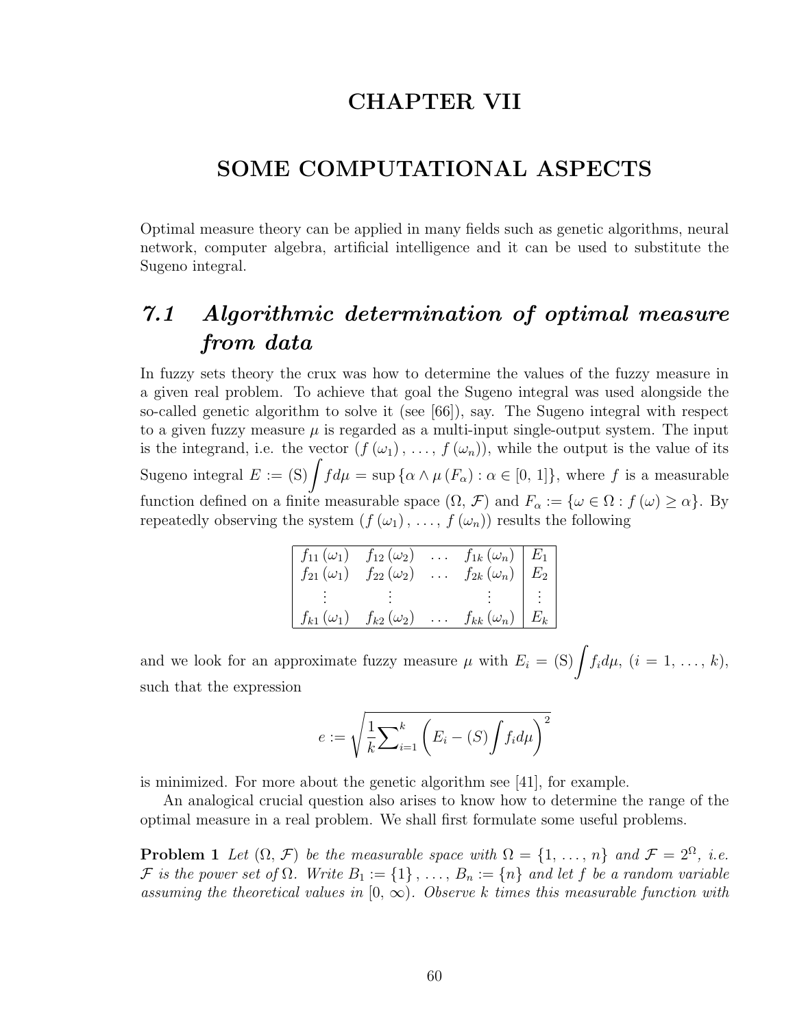# CHAPTER VII

# SOME COMPUTATIONAL ASPECTS

Optimal measure theory can be applied in many fields such as genetic algorithms, neural network, computer algebra, artificial intelligence and it can be used to substitute the Sugeno integral.

## *7.1 Algorithmic determination of optimal measure from data*

In fuzzy sets theory the crux was how to determine the values of the fuzzy measure in a given real problem. To achieve that goal the Sugeno integral was used alongside the so-called genetic algorithm to solve it (see [66]), say. The Sugeno integral with respect to a given fuzzy measure $\mu$ is regarded as a multi-input single-output system. The input is the integrand, i.e. the vector $(f(\omega_1), \ldots, f(\omega_n))$, while the output is the value of its Sugeno integral $E := (\mathrm{S})\int f d\mu = \sup\{\alpha \wedge \mu(F_\alpha) : \alpha \in [0, 1]\}$, where $f$ is a measurable function defined on a finite measurable space $(\Omega, \mathcal{F})$ and $F_\alpha := \{\omega \in \Omega : f(\omega) \geq \alpha\}$. By repeatedly observing the system $(f(\omega_1), \ldots, f(\omega_n))$ results the following

| | | | | |
|---|---|---|---|---|
| $f_{11}(\omega_1)$ | $f_{12}(\omega_2)$ | $\ldots$ | $f_{1k}(\omega_n)$ | $E_1$ |
| $f_{21}(\omega_1)$ | $f_{22}(\omega_2)$ | $\ldots$ | $f_{2k}(\omega_n)$ | $E_2$ |
| $\vdots$ | $\vdots$ | | $\vdots$ | $\vdots$ |
| $f_{k1}(\omega_1)$ | $f_{k2}(\omega_2)$ | $\ldots$ | $f_{kk}(\omega_n)$ | $E_k$ |

and we look for an approximate fuzzy measure $\mu$ with $E_i = (\mathrm{S})\int f_i d\mu$, $(i = 1, \ldots, k)$, such that the expression

$$e := \sqrt{\frac{1}{k}\sum_{i=1}^{k}\left(E_i - (S)\int f_i d\mu\right)^2}$$

is minimized. For more about the genetic algorithm see [41], for example.

An analogical crucial question also arises to know how to determine the range of the optimal measure in a real problem. We shall first formulate some useful problems.

**Problem 1** *Let $(\Omega, \mathcal{F})$ be the measurable space with $\Omega = \{1, \ldots, n\}$ and $\mathcal{F} = 2^\Omega$, i.e. $\mathcal{F}$ is the power set of $\Omega$. Write $B_1 := \{1\}, \ldots, B_n := \{n\}$ and let $f$ be a random variable assuming the theoretical values in $[0, \infty)$. Observe $k$ times this measurable function with*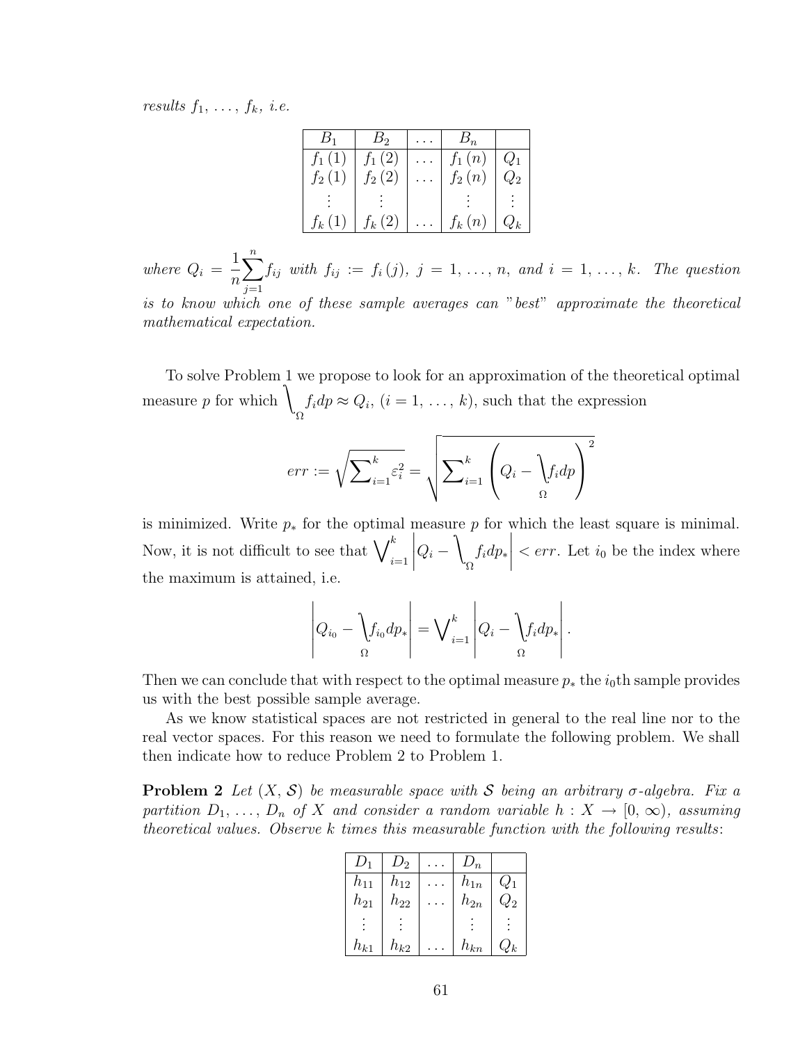*results $f_1, \ldots, f_k$, i.e.*

| $B_1$ | $B_2$ | $\ldots$ | $B_n$ | |
|---|---|---|---|---|
| $f_1(1)$ | $f_1(2)$ | $\ldots$ | $f_1(n)$ | $Q_1$ |
| $f_2(1)$ | $f_2(2)$ | $\ldots$ | $f_2(n)$ | $Q_2$ |
| $\vdots$ | $\vdots$ | | $\vdots$ | $\vdots$ |
| $f_k(1)$ | $f_k(2)$ | $\ldots$ | $f_k(n)$ | $Q_k$ |

*where $Q_i = \frac{1}{n}\sum_{j=1}^{n} f_{ij}$ with $f_{ij} := f_i(j)$, $j = 1, \ldots, n$, and $i = 1, \ldots, k$. The question is to know which one of these sample averages can "best" approximate the theoretical mathematical expectation.*

To solve Problem 1 we propose to look for an approximation of the theoretical optimal measure $p$ for which $\bigvee_{\Omega} f_i dp \approx Q_i$, $(i = 1, \ldots, k)$, such that the expression

$$err := \sqrt{\sum\nolimits_{i=1}^{k} \varepsilon_i^2} = \sqrt{\sum\nolimits_{i=1}^{k} \left( Q_i - \bigvee_{\Omega} f_i dp \right)^2}$$

is minimized. Write $p_*$ for the optimal measure $p$ for which the least square is minimal. Now, it is not difficult to see that $\bigvee_{i=1}^{k} \left| Q_i - \bigvee_{\Omega} f_i dp_* \right| < err$. Let $i_0$ be the index where the maximum is attained, i.e.

$$\left| Q_{i_0} - \bigvee_{\Omega} f_{i_0} dp_* \right| = \bigvee\nolimits_{i=1}^{k} \left| Q_i - \bigvee_{\Omega} f_i dp_* \right|.$$

Then we can conclude that with respect to the optimal measure $p_*$ the $i_0$th sample provides us with the best possible sample average.

As we know statistical spaces are not restricted in general to the real line nor to the real vector spaces. For this reason we need to formulate the following problem. We shall then indicate how to reduce Problem 2 to Problem 1.

**Problem 2** *Let $(X, \mathcal{S})$ be measurable space with $\mathcal{S}$ being an arbitrary $\sigma$-algebra. Fix a partition $D_1, \ldots, D_n$ of $X$ and consider a random variable $h : X \to [0, \infty)$, assuming theoretical values. Observe $k$ times this measurable function with the following results*:

| $D_1$ | $D_2$ | $\ldots$ | $D_n$ | |
|---|---|---|---|---|
| $h_{11}$ | $h_{12}$ | $\ldots$ | $h_{1n}$ | $Q_1$ |
| $h_{21}$ | $h_{22}$ | $\ldots$ | $h_{2n}$ | $Q_2$ |
| $\vdots$ | $\vdots$ | | $\vdots$ | $\vdots$ |
| $h_{k1}$ | $h_{k2}$ | $\ldots$ | $h_{kn}$ | $Q_k$ |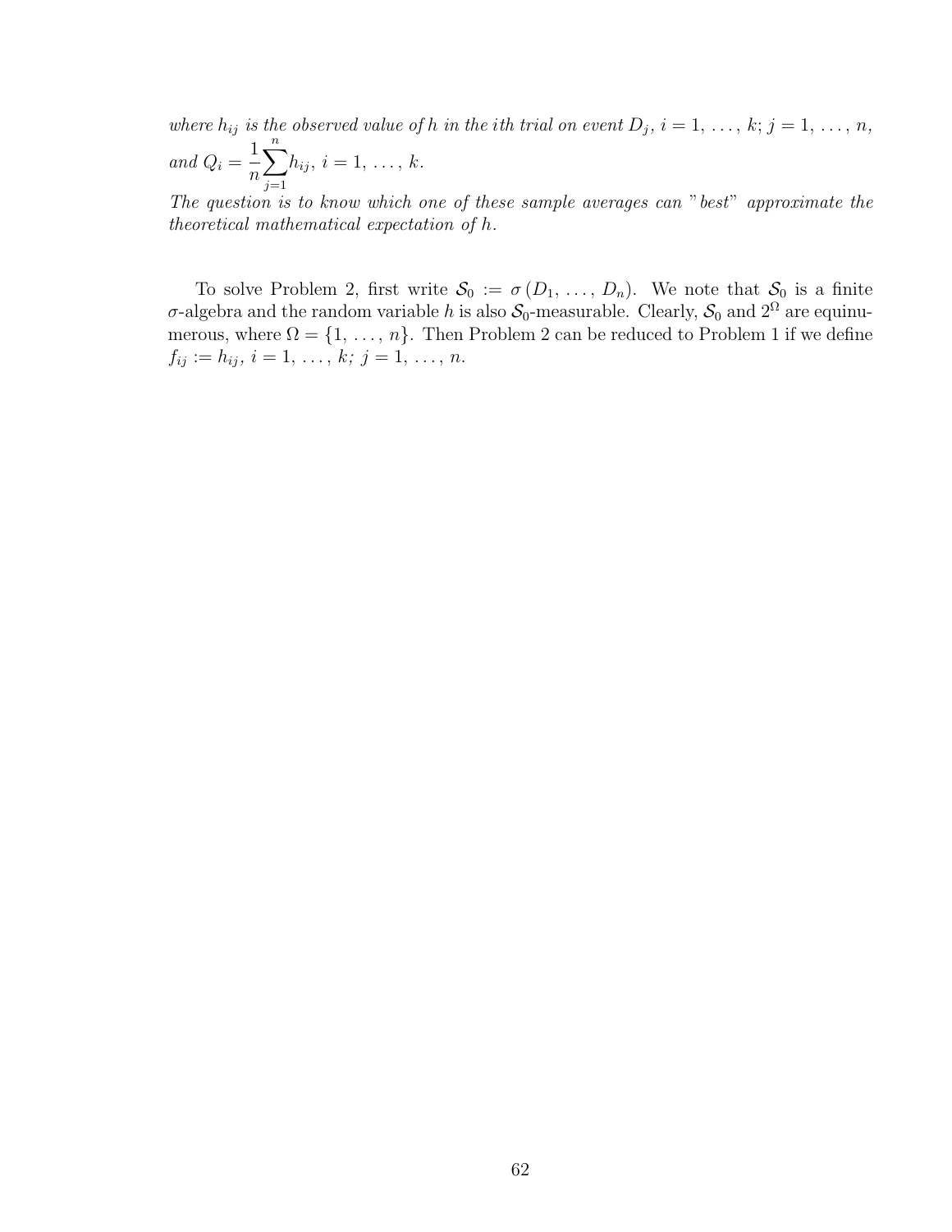*where $h_{ij}$ is the observed value of $h$ in the $i$th trial on event $D_j$, $i = 1, \ldots, k$; $j = 1, \ldots, n$, and $Q_i = \dfrac{1}{n}\sum_{j=1}^{n} h_{ij}$, $i = 1, \ldots, k$.*
*The question is to know which one of these sample averages can "best" approximate the theoretical mathematical expectation of $h$.*

To solve Problem 2, first write $\mathcal{S}_0 := \sigma(D_1, \ldots, D_n)$. We note that $\mathcal{S}_0$ is a finite $\sigma$-algebra and the random variable $h$ is also $\mathcal{S}_0$-measurable. Clearly, $\mathcal{S}_0$ and $2^{\Omega}$ are equinumerous, where $\Omega = \{1, \ldots, n\}$. Then Problem 2 can be reduced to Problem 1 if we define $f_{ij} := h_{ij}$, $i = 1, \ldots, k$; $j = 1, \ldots, n$.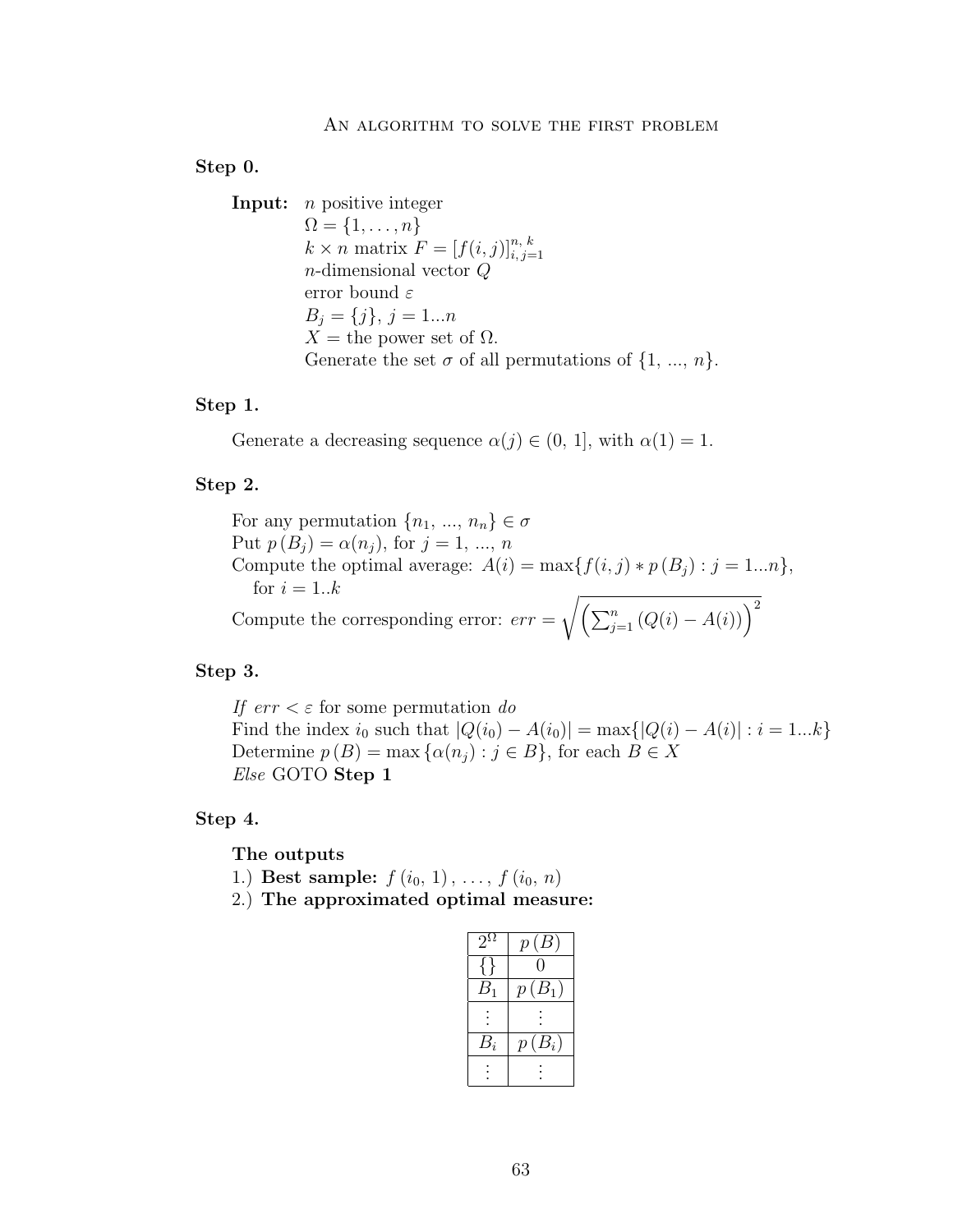## An algorithm to solve the first problem

**Step 0.**

**Input:** $n$ positive integer
$\Omega = \{1, \ldots, n\}$
$k \times n$ matrix $F = [f(i,j)]_{i,\,j=1}^{n,\,k}$
$n$-dimensional vector $Q$
error bound $\varepsilon$
$B_j = \{j\}$, $j = 1...n$
$X =$ the power set of $\Omega$.
Generate the set $\sigma$ of all permutations of $\{1, ..., n\}$.

**Step 1.**

Generate a decreasing sequence $\alpha(j) \in (0,\, 1]$, with $\alpha(1) = 1$.

**Step 2.**

For any permutation $\{n_1, ..., n_n\} \in \sigma$
Put $p\,(B_j) = \alpha(n_j)$, for $j = 1, ..., n$
Compute the optimal average: $A(i) = \max\{f(i,j) * p\,(B_j) : j = 1...n\}$, for $i = 1..k$
Compute the corresponding error: $err = \sqrt{\left(\sum_{j=1}^{n} \left(Q(i) - A(i)\right)\right)^2}$

**Step 3.**

*If* $err < \varepsilon$ for some permutation *do*
Find the index $i_0$ such that $|Q(i_0) - A(i_0)| = \max\{|Q(i) - A(i)| : i = 1...k\}$
Determine $p\,(B) = \max\{\alpha(n_j) : j \in B\}$, for each $B \in X$
*Else* GOTO **Step 1**

**Step 4.**

**The outputs**
1.) **Best sample:** $f\,(i_0,\, 1)\,, \ldots,\, f\,(i_0,\, n)$
2.) **The approximated optimal measure:**

| $2^{\Omega}$ | $p\,(B)$ |
|---|---|
| $\{\}$ | $0$ |
| $B_1$ | $p\,(B_1)$ |
| $\vdots$ | $\vdots$ |
| $B_i$ | $p\,(B_i)$ |
| $\vdots$ | $\vdots$ |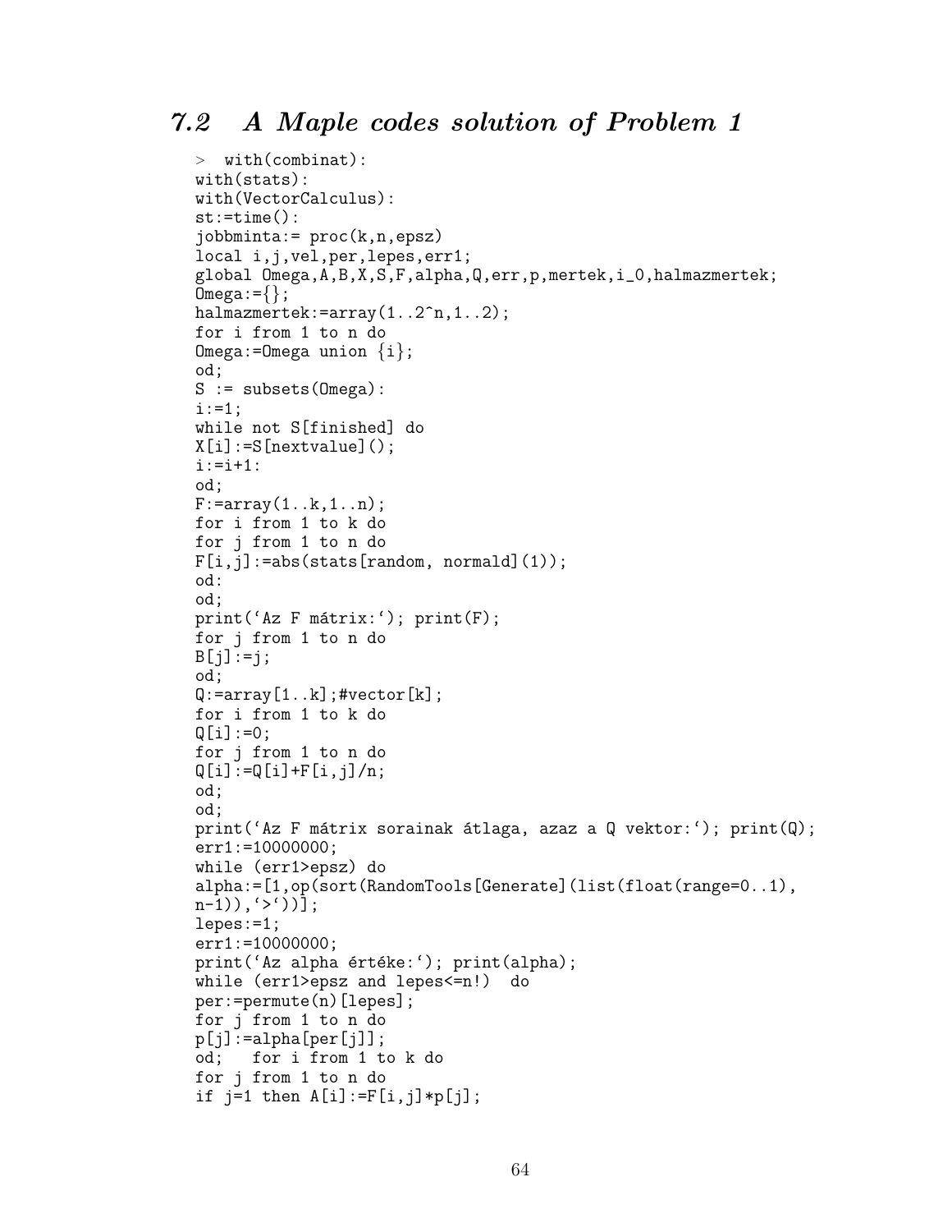## 7.2 A Maple codes solution of Problem 1

```
> with(combinat):
with(stats):
with(VectorCalculus):
st:=time():
jobbminta:= proc(k,n,epsz)
local i,j,vel,per,lepes,err1;
global Omega,A,B,X,S,F,alpha,Q,err,p,mertek,i_0,halmazmertek;
Omega:={};
halmazmertek:=array(1..2^n,1..2);
for i from 1 to n do
Omega:=Omega union {i};
od;
S := subsets(Omega):
i:=1;
while not S[finished] do
X[i]:=S[nextvalue]();
i:=i+1:
od;
F:=array(1..k,1..n);
for i from 1 to k do
for j from 1 to n do
F[i,j]:=abs(stats[random, normald](1));
od:
od;
print(`Az F mátrix:`); print(F);
for j from 1 to n do
B[j]:=j;
od;
Q:=array[1..k];#vector[k];
for i from 1 to k do
Q[i]:=0;
for j from 1 to n do
Q[i]:=Q[i]+F[i,j]/n;
od;
od;
print(`Az F mátrix sorainak átlaga, azaz a Q vektor:`); print(Q);
err1:=10000000;
while (err1>epsz) do
alpha:=[1,op(sort(RandomTools[Generate](list(float(range=0..1),
n-1)),`>`))];
lepes:=1;
err1:=10000000;
print(`Az alpha értéke:`); print(alpha);
while (err1>epsz and lepes<=n!)  do
per:=permute(n)[lepes];
for j from 1 to n do
p[j]:=alpha[per[j]];
od;   for i from 1 to k do
for j from 1 to n do
if j=1 then A[i]:=F[i,j]*p[j];
```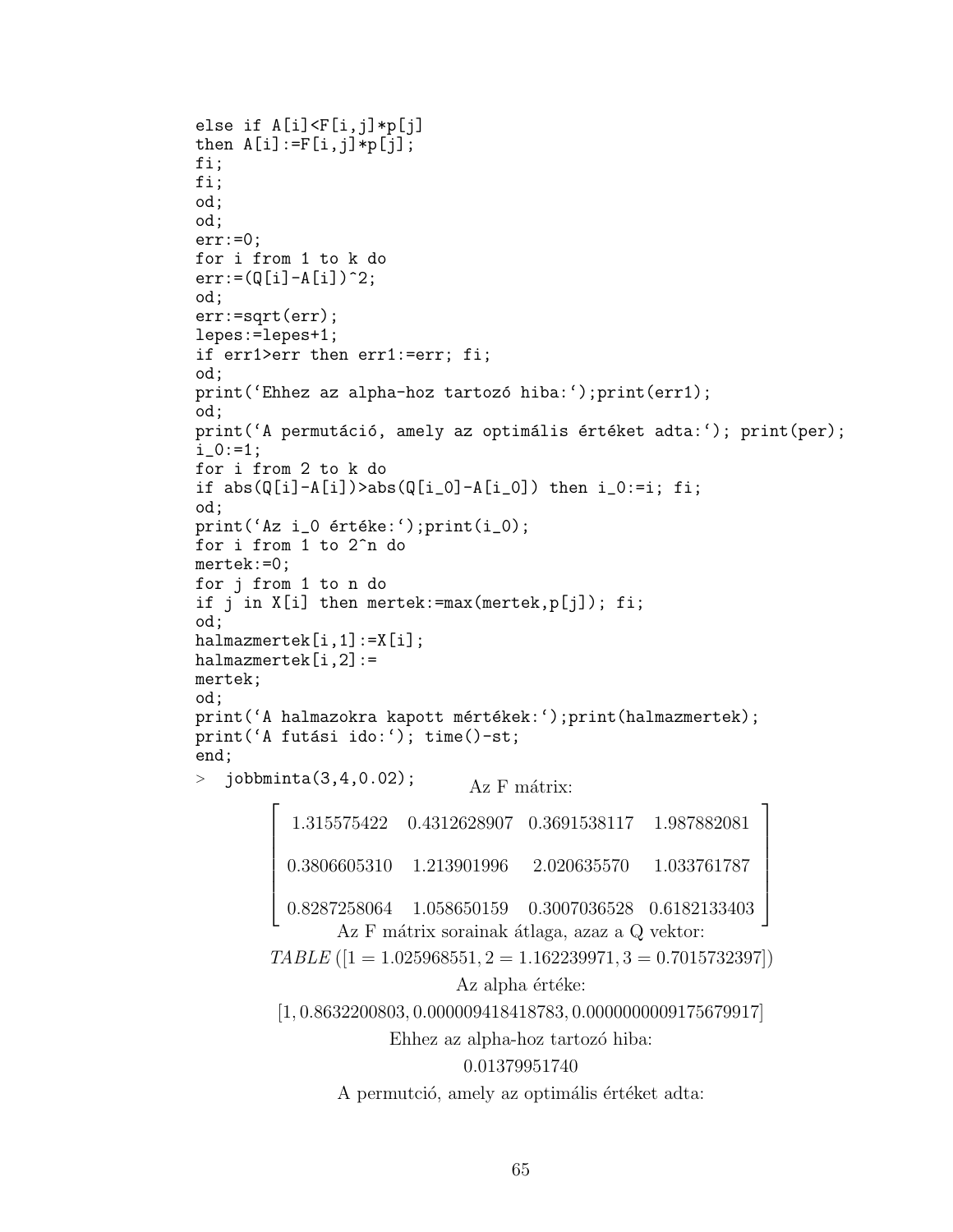```
else if A[i]<F[i,j]*p[j]
then A[i]:=F[i,j]*p[j];
fi;
fi;
od;
od;
err:=0;
for i from 1 to k do
err:=(Q[i]-A[i])^2;
od;
err:=sqrt(err);
lepes:=lepes+1;
if err1>err then err1:=err; fi;
od;
print(‘Ehhez az alpha-hoz tartozó hiba:‘);print(err1);
od;
print(‘A permutáció, amely az optimális értéket adta:‘); print(per);
i_0:=1;
for i from 2 to k do
if abs(Q[i]-A[i])>abs(Q[i_0]-A[i_0]) then i_0:=i; fi;
od;
print(‘Az i_0 értéke:‘);print(i_0);
for i from 1 to 2^n do
mertek:=0;
for j from 1 to n do
if j in X[i] then mertek:=max(mertek,p[j]); fi;
od;
halmazmertek[i,1]:=X[i];
halmazmertek[i,2]:=
mertek;
od;
print(‘A halmazokra kapott mértékek:‘);print(halmazmertek);
print(‘A futási ido:‘); time()-st;
end;
> jobbminta(3,4,0.02);
```

Az F mátrix:

$$\begin{bmatrix} 1.315575422 & 0.4312628907 & 0.3691538117 & 1.987882081 \\ 0.3806605310 & 1.213901996 & 2.020635570 & 1.033761787 \\ 0.8287258064 & 1.058650159 & 0.3007036528 & 0.6182133403 \end{bmatrix}$$

Az F mátrix sorainak átlaga, azaz a Q vektor:

$$TABLE\left([1 = 1.025968551, 2 = 1.162239971, 3 = 0.7015732397]\right)$$

Az alpha értéke:

$$[1, 0.8632200803, 0.000009418418783, 0.0000000009175679917]$$

Ehhez az alpha-hoz tartozó hiba:

$$0.01379951740$$

A permutció, amely az optimális értéket adta: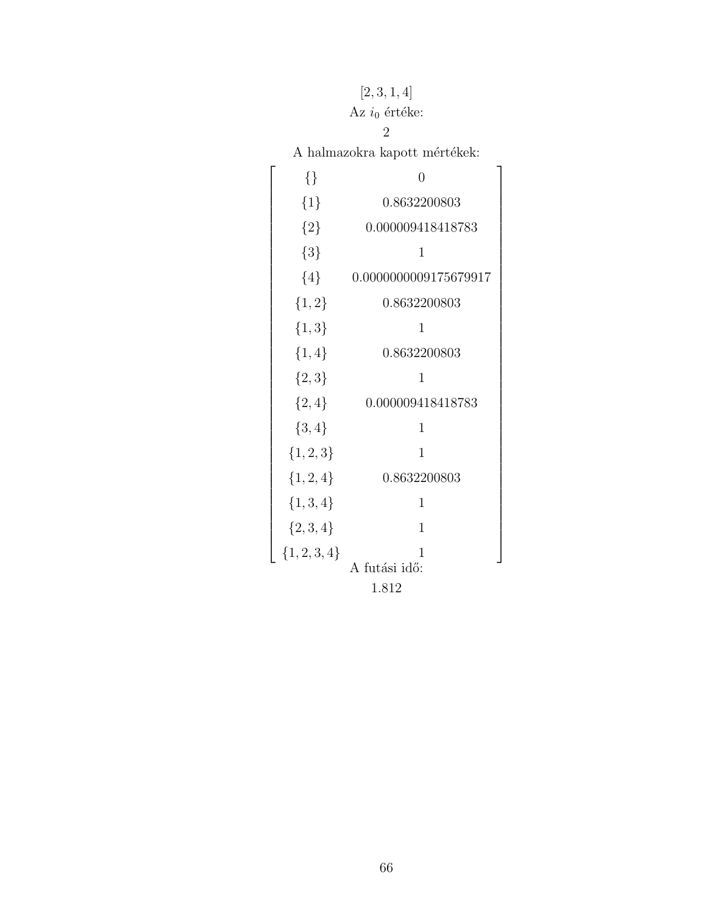$[2, 3, 1, 4]$

Az $i_0$ értéke:

2

A halmazokra kapott mértékek:

| | |
|---|---|
| $\{\}$ | 0 |
| $\{1\}$ | 0.8632200803 |
| $\{2\}$ | 0.000009418418783 |
| $\{3\}$ | 1 |
| $\{4\}$ | 0.0000000009175679917 |
| $\{1, 2\}$ | 0.8632200803 |
| $\{1, 3\}$ | 1 |
| $\{1, 4\}$ | 0.8632200803 |
| $\{2, 3\}$ | 1 |
| $\{2, 4\}$ | 0.000009418418783 |
| $\{3, 4\}$ | 1 |
| $\{1, 2, 3\}$ | 1 |
| $\{1, 2, 4\}$ | 0.8632200803 |
| $\{1, 3, 4\}$ | 1 |
| $\{2, 3, 4\}$ | 1 |
| $\{1, 2, 3, 4\}$ | 1 |

A futási idő:

1.812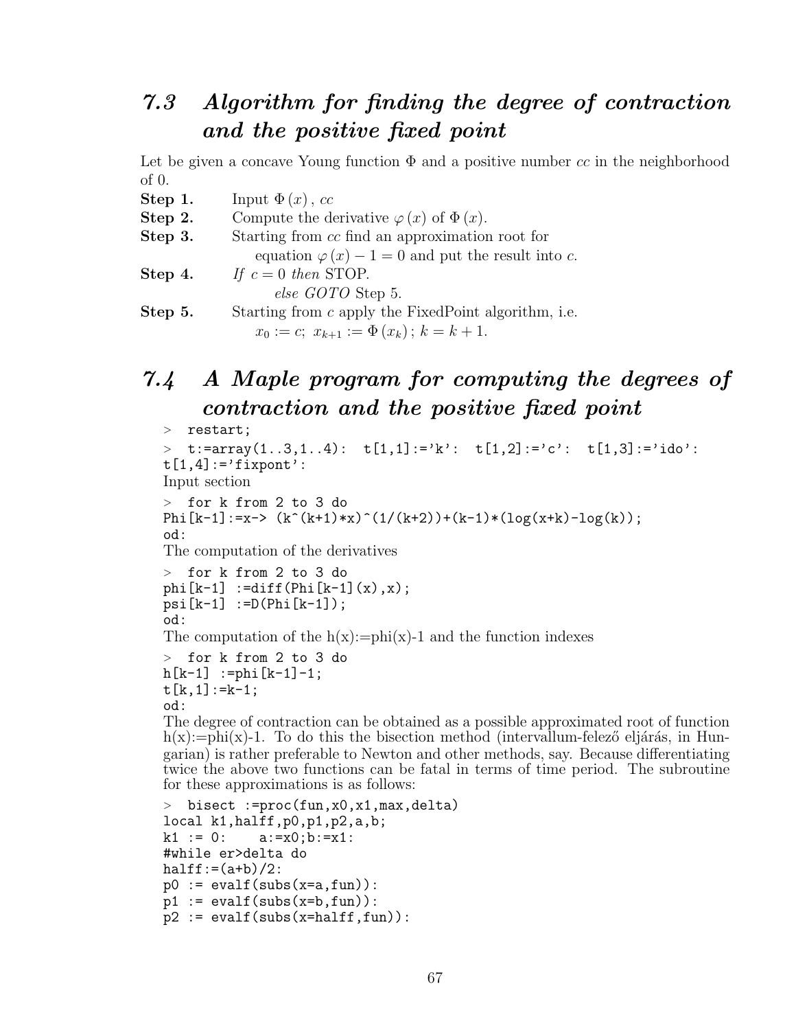## 7.3 Algorithm for finding the degree of contraction and the positive fixed point

Let be given a concave Young function $\Phi$ and a positive number *cc* in the neighborhood of 0.

**Step 1.** Input $\Phi(x)$, *cc*

**Step 2.** Compute the derivative $\varphi(x)$ of $\Phi(x)$.

**Step 3.** Starting from *cc* find an approximation root for equation $\varphi(x) - 1 = 0$ and put the result into *c*.

**Step 4.** *If* $c = 0$ *then* STOP.
*else GOTO* Step 5.

**Step 5.** Starting from *c* apply the FixedPoint algorithm, i.e. $x_0 := c;\ x_{k+1} := \Phi(x_k);\ k = k + 1.$

## 7.4 A Maple program for computing the degrees of contraction and the positive fixed point

```
> restart;
> t:=array(1..3,1..4): t[1,1]:='k': t[1,2]:='c': t[1,3]:='ido':
t[1,4]:='fixpont':
```

Input section

```
> for k from 2 to 3 do
Phi[k-1]:=x-> (k^(k+1)*x)^(1/(k+2))+(k-1)*(log(x+k)-log(k));
od:
```

The computation of the derivatives

```
> for k from 2 to 3 do
phi[k-1] :=diff(Phi[k-1](x),x);
psi[k-1] :=D(Phi[k-1]);
od:
```

The computation of the h(x):=phi(x)-1 and the function indexes

```
> for k from 2 to 3 do
h[k-1] :=phi[k-1]-1;
t[k,1]:=k-1;
od:
```

The degree of contraction can be obtained as a possible approximated root of function h(x):=phi(x)-1. To do this the bisection method (intervallum-felező eljárás, in Hungarian) is rather preferable to Newton and other methods, say. Because differentiating twice the above two functions can be fatal in terms of time period. The subroutine for these approximations is as follows:

```
> bisect :=proc(fun,x0,x1,max,delta)
local k1,halff,p0,p1,p2,a,b;
k1 := 0:    a:=x0;b:=x1:
#while er>delta do
halff:=(a+b)/2:
p0 := evalf(subs(x=a,fun)):
p1 := evalf(subs(x=b,fun)):
p2 := evalf(subs(x=halff,fun)):
```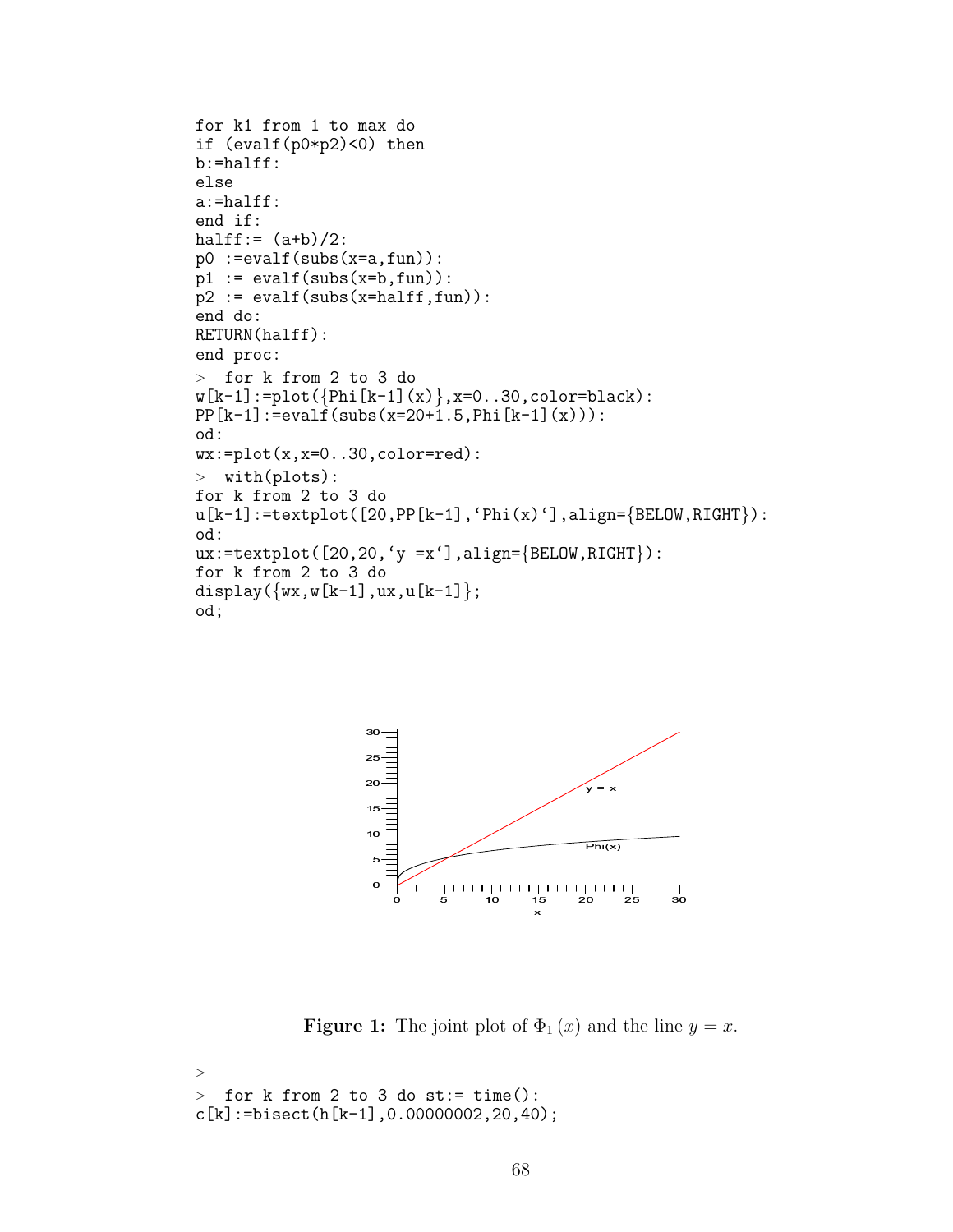```
for k1 from 1 to max do
if (evalf(p0*p2)<0) then
b:=halff:
else
a:=halff:
end if:
halff:= (a+b)/2:
p0 :=evalf(subs(x=a,fun)):
p1 := evalf(subs(x=b,fun)):
p2 := evalf(subs(x=halff,fun)):
end do:
RETURN(halff):
end proc:
>  for k from 2 to 3 do
w[k-1]:=plot({Phi[k-1](x)},x=0..30,color=black):
PP[k-1]:=evalf(subs(x=20+1.5,Phi[k-1](x))):
od:
wx:=plot(x,x=0..30,color=red):
>  with(plots):
for k from 2 to 3 do
u[k-1]:=textplot([20,PP[k-1],`Phi(x)`],align={BELOW,RIGHT}):
od:
ux:=textplot([20,20,`y =x`],align={BELOW,RIGHT}):
for k from 2 to 3 do
display({wx,w[k-1],ux,u[k-1]};
od;
```

**Figure 1:** The joint plot of $\Phi_1(x)$ and the line $y = x$.

```
>
>  for k from 2 to 3 do st:= time():
c[k]:=bisect(h[k-1],0.00000002,20,40);
```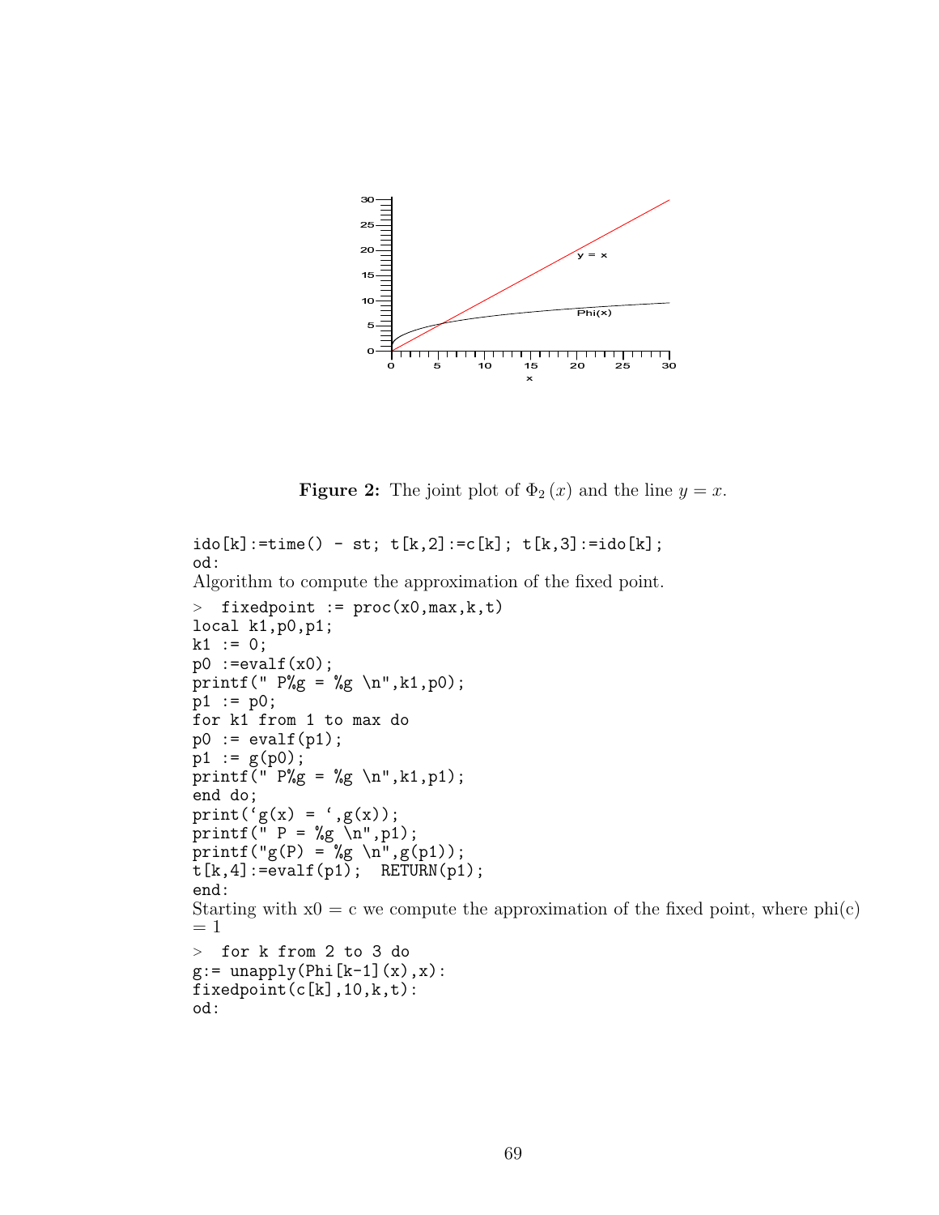**Figure 2:** The joint plot of $\Phi_2(x)$ and the line $y = x$.

```
ido[k]:=time() - st; t[k,2]:=c[k]; t[k,3]:=ido[k];
od:
```

Algorithm to compute the approximation of the fixed point.

```
> fixedpoint := proc(x0,max,k,t)
local k1,p0,p1;
k1 := 0;
p0 :=evalf(x0);
printf(" P%g = %g \n",k1,p0);
p1 := p0;
for k1 from 1 to max do
p0 := evalf(p1);
p1 := g(p0);
printf(" P%g = %g \n",k1,p1);
end do;
print(`g(x) = `,g(x));
printf(" P = %g \n",p1);
printf("g(P) = %g \n",g(p1));
t[k,4]:=evalf(p1);  RETURN(p1);
end:
```

Starting with x0 = c we compute the approximation of the fixed point, where phi(c) = 1

```
> for k from 2 to 3 do
g:= unapply(Phi[k-1](x),x):
fixedpoint(c[k],10,k,t):
od:
```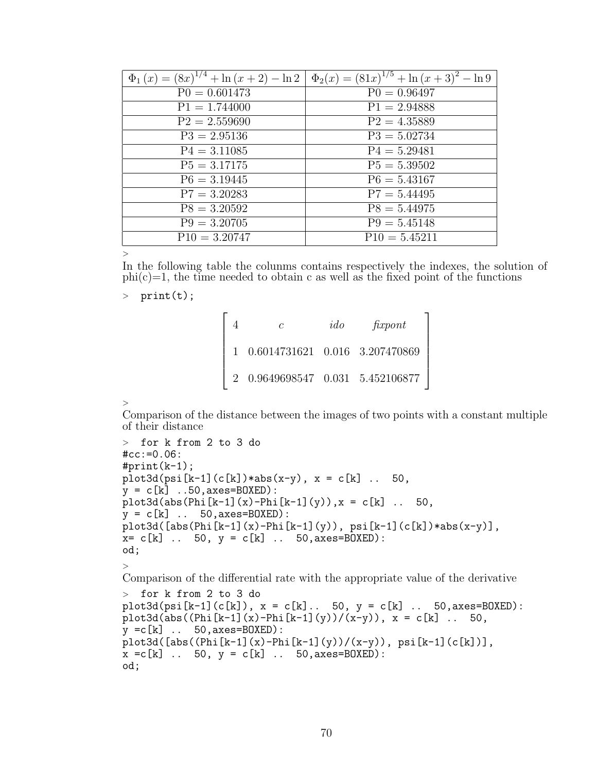| $\Phi_1(x) = (8x)^{1/4} + \ln(x+2) - \ln 2$ | $\Phi_2(x) = (81x)^{1/5} + \ln(x+3)^2 - \ln 9$ |
|---|---|
| P0 = 0.601473 | P0 = 0.96497 |
| P1 = 1.744000 | P1 = 2.94888 |
| P2 = 2.559690 | P2 = 4.35889 |
| P3 = 2.95136 | P3 = 5.02734 |
| P4 = 3.11085 | P4 = 5.29481 |
| P5 = 3.17175 | P5 = 5.39502 |
| P6 = 3.19445 | P6 = 5.43167 |
| P7 = 3.20283 | P7 = 5.44495 |
| P8 = 3.20592 | P8 = 5.44975 |
| P9 = 3.20705 | P9 = 5.45148 |
| P10 = 3.20747 | P10 = 5.45211 |

\>

In the following table the colunms contains respectively the indexes, the solution of phi(c)=1, the time needed to obtain c as well as the fixed point of the functions

```
> print(t);
```

| 4 | *c* | *ido* | *fixpont* |
|---|---|---|---|
| 1 | 0.6014731621 | 0.016 | 3.207470869 |
| 2 | 0.9649698547 | 0.031 | 5.452106877 |

\>

Comparison of the distance between the images of two points with a constant multiple of their distance

```
> for k from 2 to 3 do
#cc:=0.06:
#print(k-1);
plot3d(psi[k-1](c[k])*abs(x-y), x = c[k] ..  50,
y = c[k] ..50,axes=BOXED):
plot3d(abs(Phi[k-1](x)-Phi[k-1](y)),x = c[k] ..  50,
y = c[k] ..  50,axes=BOXED):
plot3d([abs(Phi[k-1](x)-Phi[k-1](y)), psi[k-1](c[k])*abs(x-y)],
x= c[k] ..  50, y = c[k] ..  50,axes=BOXED):
od;
```

\>

Comparison of the differential rate with the appropriate value of the derivative

```
> for k from 2 to 3 do
plot3d(psi[k-1](c[k]), x = c[k]..  50, y = c[k] ..  50,axes=BOXED):
plot3d(abs((Phi[k-1](x)-Phi[k-1](y))/(x-y)), x = c[k] ..  50,
y =c[k] ..  50,axes=BOXED):
plot3d([abs((Phi[k-1](x)-Phi[k-1](y))/(x-y)), psi[k-1](c[k])],
x =c[k] ..  50, y = c[k] ..  50,axes=BOXED):
od;
```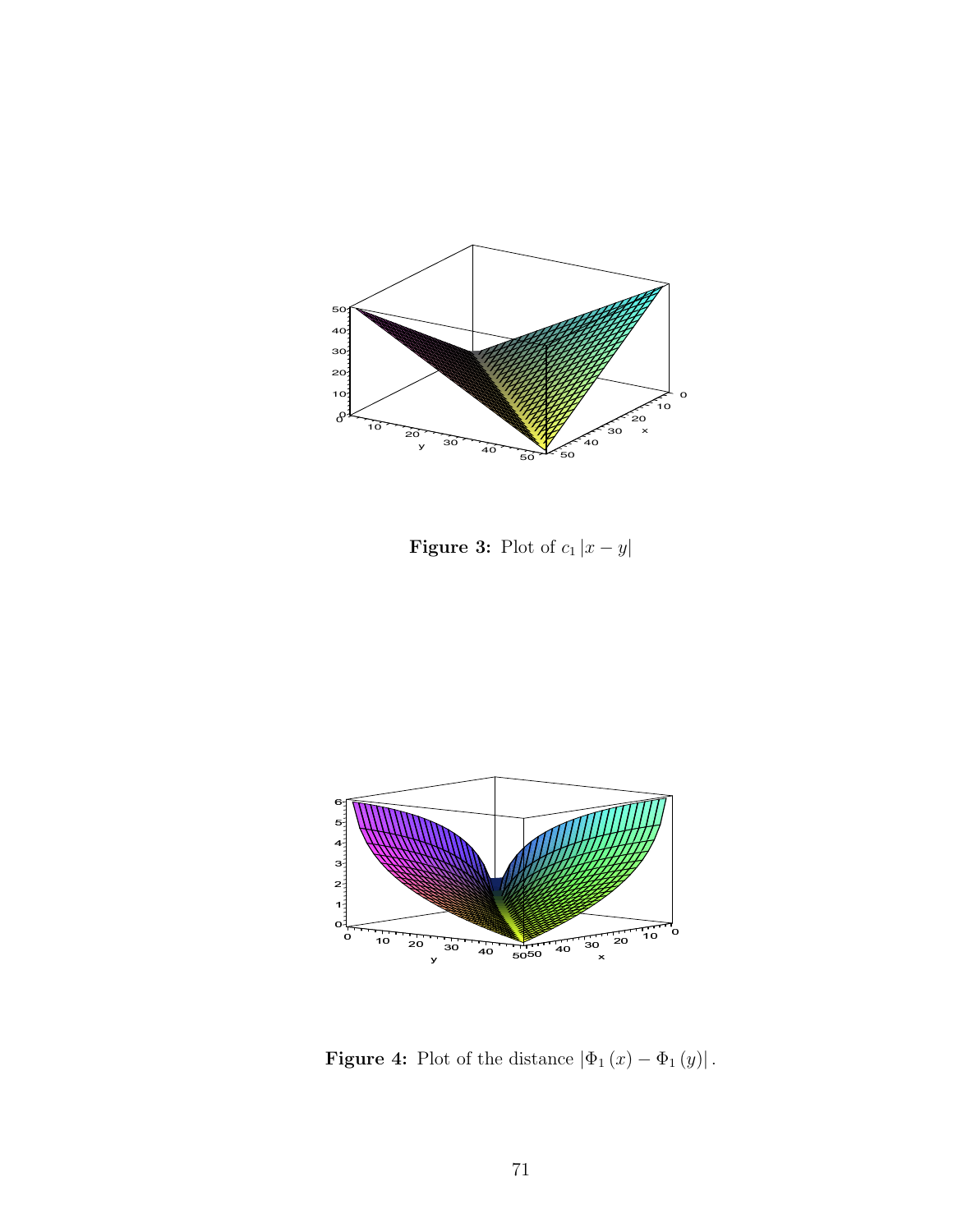**Figure 3:** Plot of $c_1 |x - y|$

**Figure 4:** Plot of the distance $|\Phi_1 (x) - \Phi_1 (y)|$.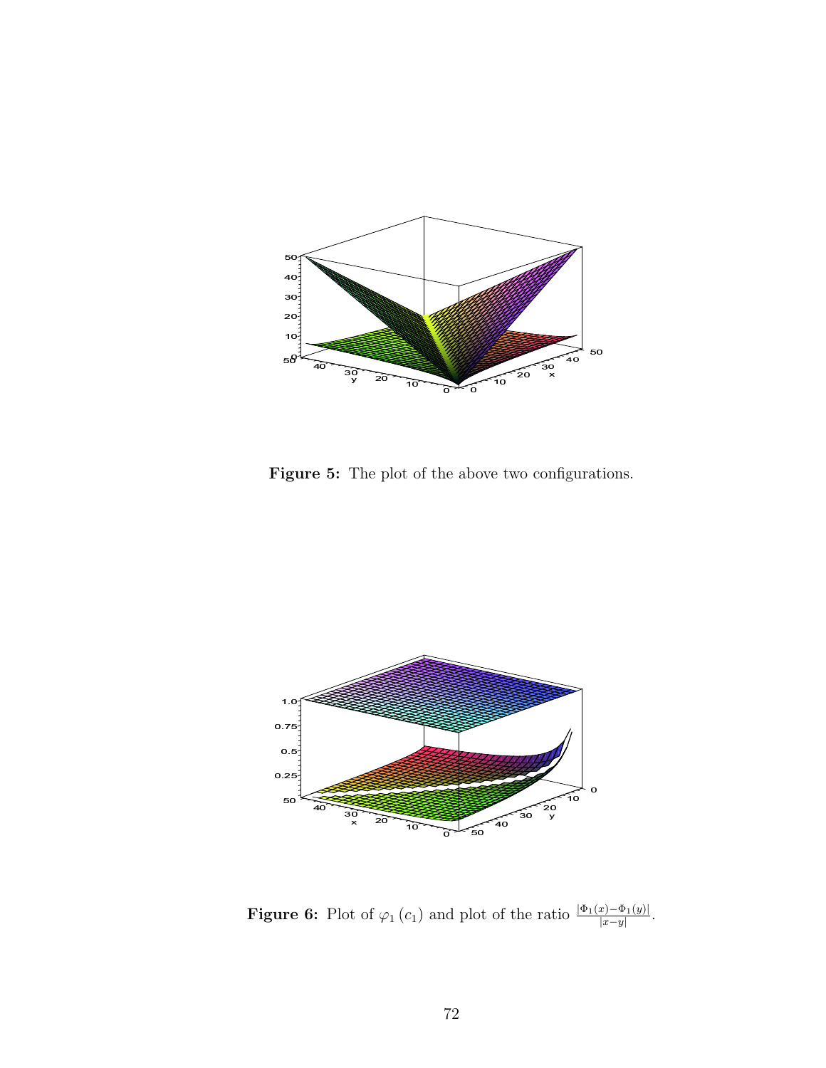**Figure 5:** The plot of the above two configurations.

**Figure 6:** Plot of $\varphi_1(c_1)$ and plot of the ratio $\frac{|\Phi_1(x)-\Phi_1(y)|}{|x-y|}$.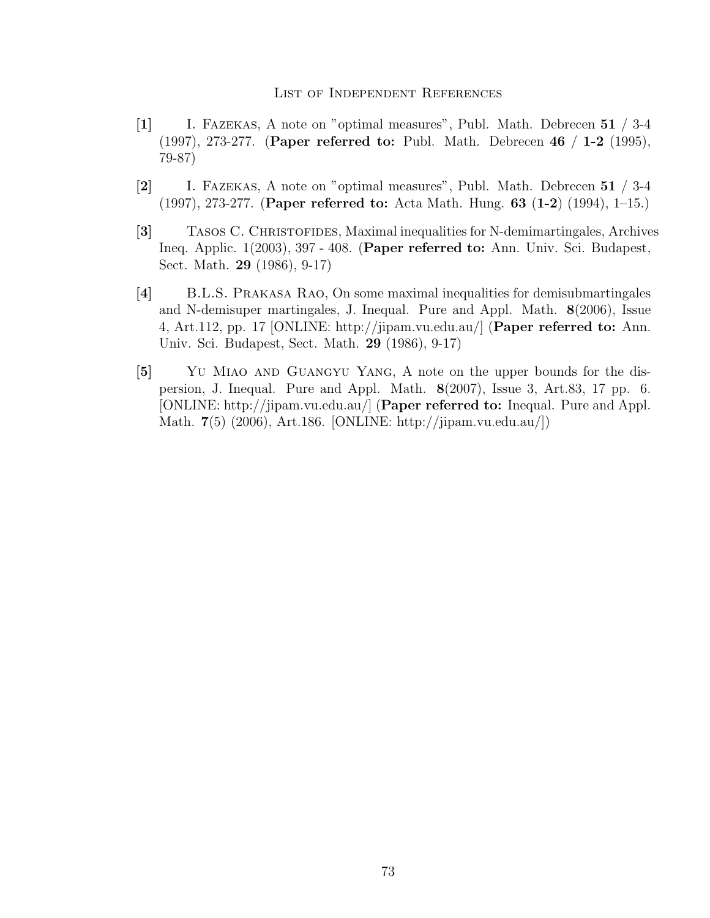## List of Independent References

**[1]** I. Fazekas, A note on "optimal measures", Publ. Math. Debrecen **51** / 3-4 (1997), 273-277. (**Paper referred to:** Publ. Math. Debrecen **46** / **1-2** (1995), 79-87)

**[2]** I. Fazekas, A note on "optimal measures", Publ. Math. Debrecen **51** / 3-4 (1997), 273-277. (**Paper referred to:** Acta Math. Hung. **63** (**1-2**) (1994), 1–15.)

**[3]** Tasos C. Christofides, Maximal inequalities for N-demimartingales, Archives Ineq. Applic. 1(2003), 397 - 408. (**Paper referred to:** Ann. Univ. Sci. Budapest, Sect. Math. **29** (1986), 9-17)

**[4]** B.L.S. Prakasa Rao, On some maximal inequalities for demisubmartingales and N-demisuper martingales, J. Inequal. Pure and Appl. Math. **8**(2006), Issue 4, Art.112, pp. 17 [ONLINE: http://jipam.vu.edu.au/] (**Paper referred to:** Ann. Univ. Sci. Budapest, Sect. Math. **29** (1986), 9-17)

**[5]** Yu Miao and Guangyu Yang, A note on the upper bounds for the dispersion, J. Inequal. Pure and Appl. Math. **8**(2007), Issue 3, Art.83, 17 pp. 6. [ONLINE: http://jipam.vu.edu.au/] (**Paper referred to:** Inequal. Pure and Appl. Math. **7**(5) (2006), Art.186. [ONLINE: http://jipam.vu.edu.au/])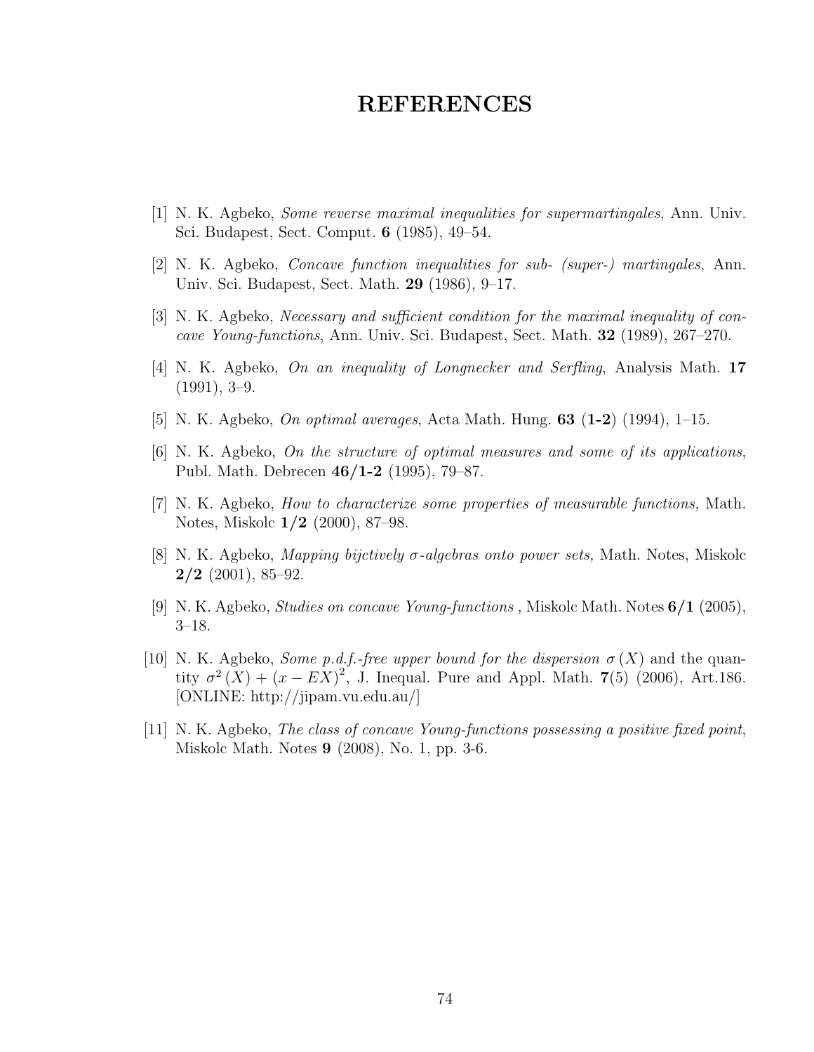# REFERENCES

[1] N. K. Agbeko, *Some reverse maximal inequalities for supermartingales*, Ann. Univ. Sci. Budapest, Sect. Comput. **6** (1985), 49–54.

[2] N. K. Agbeko, *Concave function inequalities for sub- (super-) martingales*, Ann. Univ. Sci. Budapest, Sect. Math. **29** (1986), 9–17.

[3] N. K. Agbeko, *Necessary and sufficient condition for the maximal inequality of concave Young-functions*, Ann. Univ. Sci. Budapest, Sect. Math. **32** (1989), 267–270.

[4] N. K. Agbeko, *On an inequality of Longnecker and Serfling*, Analysis Math. **17** (1991), 3–9.

[5] N. K. Agbeko, *On optimal averages*, Acta Math. Hung. **63** (**1-2**) (1994), 1–15.

[6] N. K. Agbeko, *On the structure of optimal measures and some of its applications*, Publ. Math. Debrecen **46/1-2** (1995), 79–87.

[7] N. K. Agbeko, *How to characterize some properties of measurable functions,* Math. Notes, Miskolc **1/2** (2000), 87–98.

[8] N. K. Agbeko, *Mapping bijctively $\sigma$-algebras onto power sets,* Math. Notes, Miskolc **2/2** (2001), 85–92.

[9] N. K. Agbeko, *Studies on concave Young-functions ,* Miskolc Math. Notes **6/1** (2005), 3–18.

[10] N. K. Agbeko, *Some p.d.f.-free upper bound for the dispersion* $\sigma(X)$ and the quantity $\sigma^2(X) + (x - EX)^2$, J. Inequal. Pure and Appl. Math. **7**(5) (2006), Art.186. [ONLINE: http://jipam.vu.edu.au/]

[11] N. K. Agbeko, *The class of concave Young-functions possessing a positive fixed point*, Miskolc Math. Notes **9** (2008), No. 1, pp. 3-6.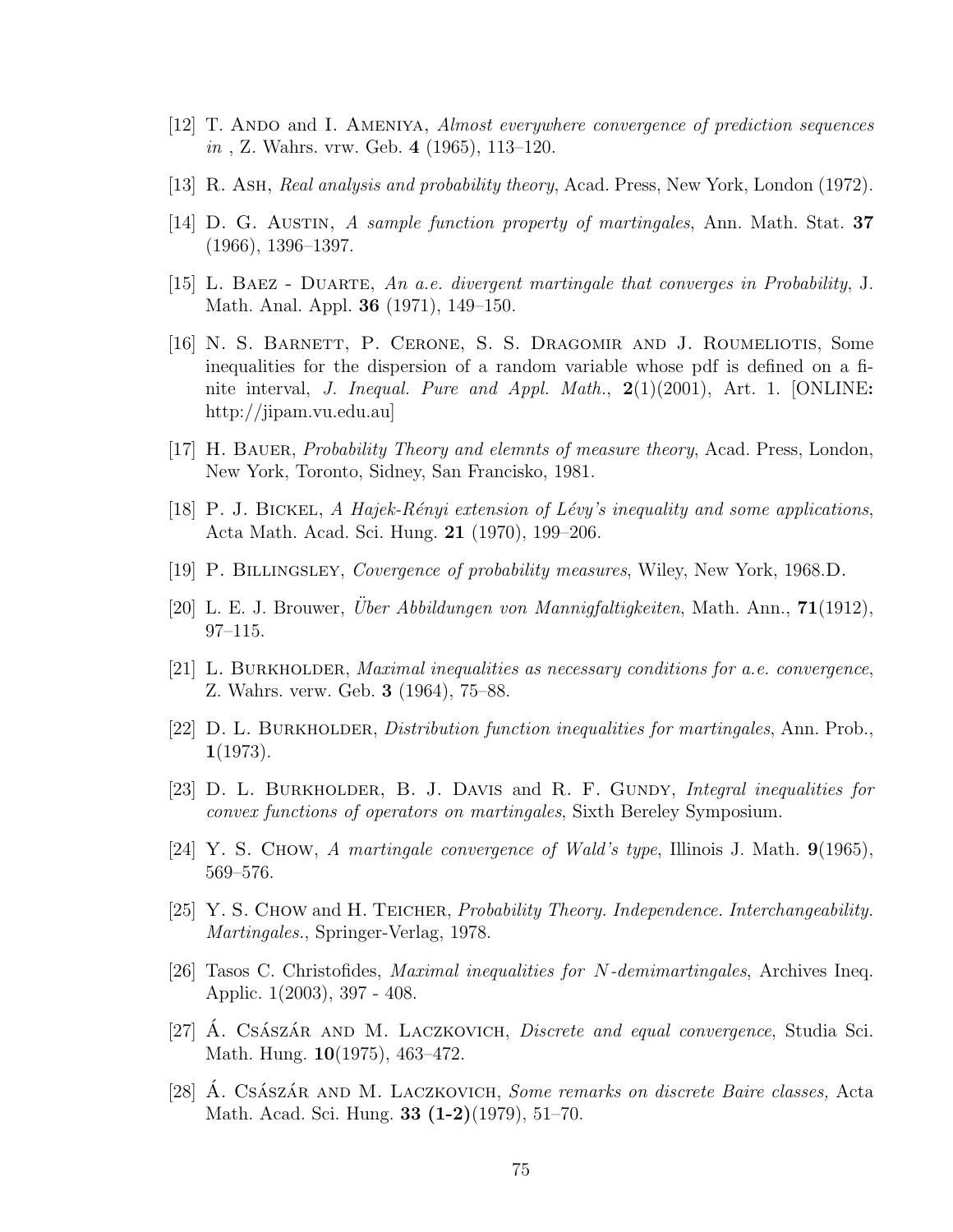[12] T. Ando and I. Ameniya, *Almost everywhere convergence of prediction sequences in* , Z. Wahrs. vrw. Geb. **4** (1965), 113–120.

[13] R. Ash, *Real analysis and probability theory*, Acad. Press, New York, London (1972).

[14] D. G. Austin, *A sample function property of martingales*, Ann. Math. Stat. **37** (1966), 1396–1397.

[15] L. Baez - Duarte, *An a.e. divergent martingale that converges in Probability*, J. Math. Anal. Appl. **36** (1971), 149–150.

[16] N. S. Barnett, P. Cerone, S. S. Dragomir and J. Roumeliotis, Some inequalities for the dispersion of a random variable whose pdf is defined on a finite interval, *J. Inequal. Pure and Appl. Math.*, **2**(1)(2001), Art. 1. [ONLINE**:** http://jipam.vu.edu.au]

[17] H. Bauer, *Probability Theory and elemnts of measure theory*, Acad. Press, London, New York, Toronto, Sidney, San Francisko, 1981.

[18] P. J. Bickel, *A Hajek-Rényi extension of Lévy's inequality and some applications*, Acta Math. Acad. Sci. Hung. **21** (1970), 199–206.

[19] P. Billingsley, *Covergence of probability measures*, Wiley, New York, 1968.D.

[20] L. E. J. Brouwer, *Über Abbildungen von Mannigfaltigkeiten*, Math. Ann., **71**(1912), 97–115.

[21] L. Burkholder, *Maximal inequalities as necessary conditions for a.e. convergence*, Z. Wahrs. verw. Geb. **3** (1964), 75–88.

[22] D. L. Burkholder, *Distribution function inequalities for martingales*, Ann. Prob., **1**(1973).

[23] D. L. Burkholder, B. J. Davis and R. F. Gundy, *Integral inequalities for convex functions of operators on martingales*, Sixth Bereley Symposium.

[24] Y. S. Chow, *A martingale convergence of Wald's type*, Illinois J. Math. **9**(1965), 569–576.

[25] Y. S. Chow and H. Teicher, *Probability Theory. Independence. Interchangeability. Martingales.*, Springer-Verlag, 1978.

[26] Tasos C. Christofides, *Maximal inequalities for $N$-demimartingales*, Archives Ineq. Applic. 1(2003), 397 - 408.

[27] Á. Császár and M. Laczkovich, *Discrete and equal convergence*, Studia Sci. Math. Hung. **10**(1975), 463–472.

[28] Á. Császár and M. Laczkovich, *Some remarks on discrete Baire classes,* Acta Math. Acad. Sci. Hung. **33 (1-2)**(1979), 51–70.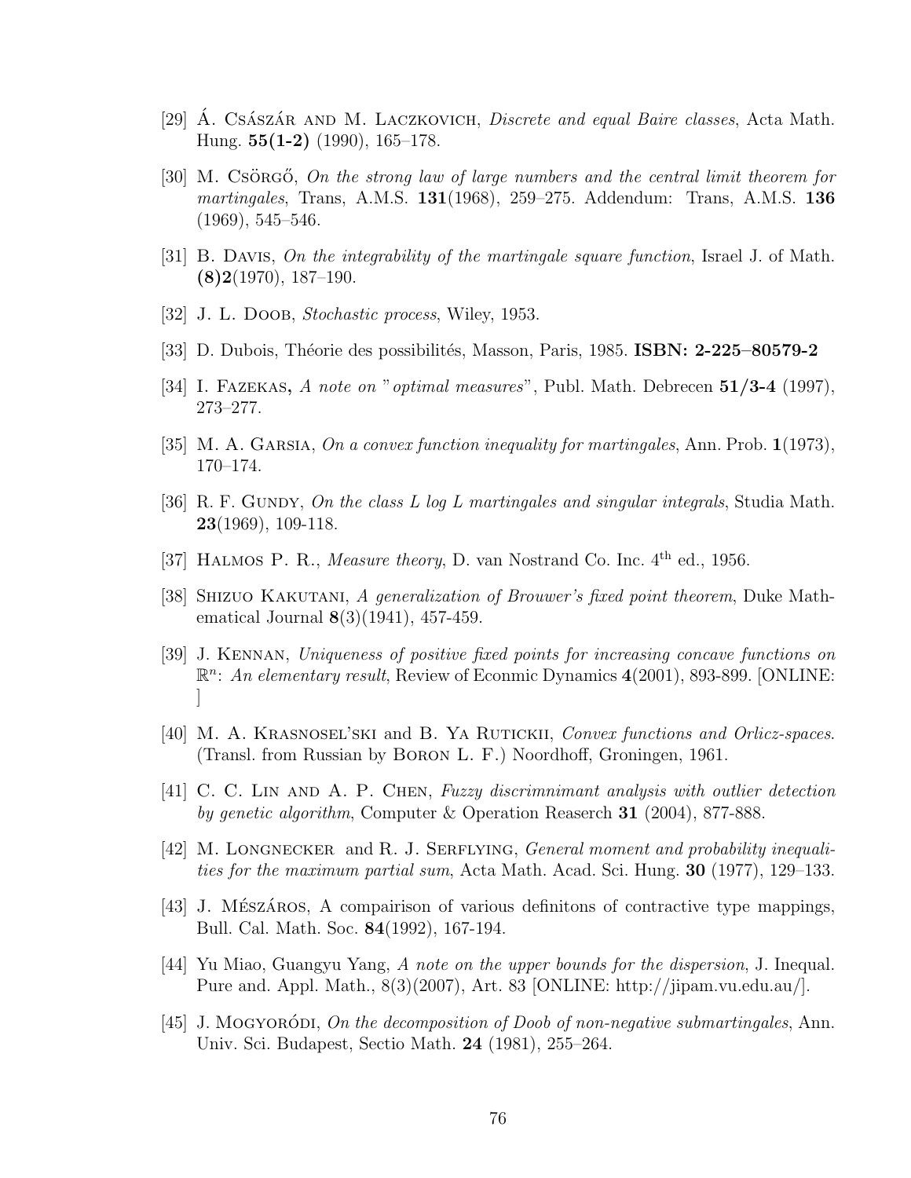[29] Á. Császár and M. Laczkovich, *Discrete and equal Baire classes*, Acta Math. Hung. **55(1-2)** (1990), 165–178.

[30] M. Csörgő, *On the strong law of large numbers and the central limit theorem for martingales*, Trans, A.M.S. **131**(1968), 259–275. Addendum: Trans, A.M.S. **136** (1969), 545–546.

[31] B. Davis, *On the integrability of the martingale square function*, Israel J. of Math. **(8)2**(1970), 187–190.

[32] J. L. Doob, *Stochastic process*, Wiley, 1953.

[33] D. Dubois, Théorie des possibilités, Masson, Paris, 1985. **ISBN: 2-225–80579-2**

[34] I. Fazekas**,** *A note on "optimal measures"*, Publ. Math. Debrecen **51/3-4** (1997), 273–277.

[35] M. A. Garsia, *On a convex function inequality for martingales*, Ann. Prob. **1**(1973), 170–174.

[36] R. F. Gundy, *On the class L log L martingales and singular integrals*, Studia Math. **23**(1969), 109-118.

[37] Halmos P. R., *Measure theory*, D. van Nostrand Co. Inc. 4th ed., 1956.

[38] Shizuo Kakutani, *A generalization of Brouwer's fixed point theorem*, Duke Mathematical Journal **8**(3)(1941), 457-459.

[39] J. Kennan, *Uniqueness of positive fixed points for increasing concave functions on* $\mathbb{R}^n$*: An elementary result*, Review of Econmic Dynamics **4**(2001), 893-899. [ONLINE: ]

[40] M. A. Krasnosel'ski and B. Ya Rutickii, *Convex functions and Orlicz-spaces*. (Transl. from Russian by Boron L. F.) Noordhoff, Groningen, 1961.

[41] C. C. Lin and A. P. Chen, *Fuzzy discrimnimant analysis with outlier detection by genetic algorithm*, Computer & Operation Reaserch **31** (2004), 877-888.

[42] M. Longnecker and R. J. Serflying, *General moment and probability inequalities for the maximum partial sum*, Acta Math. Acad. Sci. Hung. **30** (1977), 129–133.

[43] J. Mészáros, A compairison of various definitons of contractive type mappings, Bull. Cal. Math. Soc. **84**(1992), 167-194.

[44] Yu Miao, Guangyu Yang, *A note on the upper bounds for the dispersion*, J. Inequal. Pure and. Appl. Math., 8(3)(2007), Art. 83 [ONLINE: http://jipam.vu.edu.au/].

[45] J. Mogyoródi, *On the decomposition of Doob of non-negative submartingales*, Ann. Univ. Sci. Budapest, Sectio Math. **24** (1981), 255–264.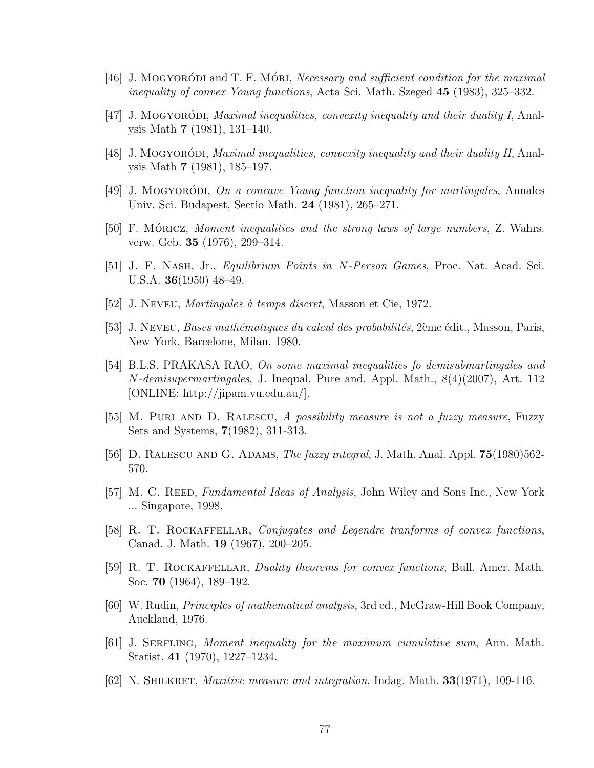[46] J. Mogyoródi and T. F. Móri, *Necessary and sufficient condition for the maximal inequality of convex Young functions*, Acta Sci. Math. Szeged **45** (1983), 325–332.

[47] J. Mogyoródi, *Maximal inequalities, convexity inequality and their duality I*, Analysis Math **7** (1981), 131–140.

[48] J. Mogyoródi, *Maximal inequalities, convexity inequality and their duality II*, Analysis Math **7** (1981), 185–197.

[49] J. Mogyoródi, *On a concave Young function inequality for martingales*, Annales Univ. Sci. Budapest, Sectio Math. **24** (1981), 265–271.

[50] F. Móricz, *Moment inequalities and the strong laws of large numbers*, Z. Wahrs. verw. Geb. **35** (1976), 299–314.

[51] J. F. Nash, Jr., *Equilibrium Points in N-Person Games*, Proc. Nat. Acad. Sci. U.S.A. **36**(1950) 48–49.

[52] J. Neveu, *Martingales à temps discret*, Masson et Cie, 1972.

[53] J. Neveu, *Bases mathématiques du calcul des probabilités*, 2ème édit., Masson, Paris, New York, Barcelone, Milan, 1980.

[54] B.L.S. PRAKASA RAO, *On some maximal inequalities fo demisubmartingales and N-demisupermartingales*, J. Inequal. Pure and. Appl. Math., 8(4)(2007), Art. 112 [ONLINE: http://jipam.vu.edu.au/].

[55] M. Puri and D. Ralescu, *A possibility measure is not a fuzzy measure*, Fuzzy Sets and Systems, **7**(1982), 311-313.

[56] D. Ralescu and G. Adams, *The fuzzy integral*, J. Math. Anal. Appl. **75**(1980)562-570.

[57] M. C. Reed, *Fundamental Ideas of Analysis*, John Wiley and Sons Inc., New York ... Singapore, 1998.

[58] R. T. Rockaffellar, *Conjugates and Legendre tranforms of convex functions*, Canad. J. Math. **19** (1967), 200–205.

[59] R. T. Rockaffellar, *Duality theorems for convex functions*, Bull. Amer. Math. Soc. **70** (1964), 189–192.

[60] W. Rudin, *Principles of mathematical analysis*, 3rd ed., McGraw-Hill Book Company, Auckland, 1976.

[61] J. Serfling, *Moment inequality for the maximum cumulative sum*, Ann. Math. Statist. **41** (1970), 1227–1234.

[62] N. Shilkret, *Maxitive measure and integration*, Indag. Math. **33**(1971), 109-116.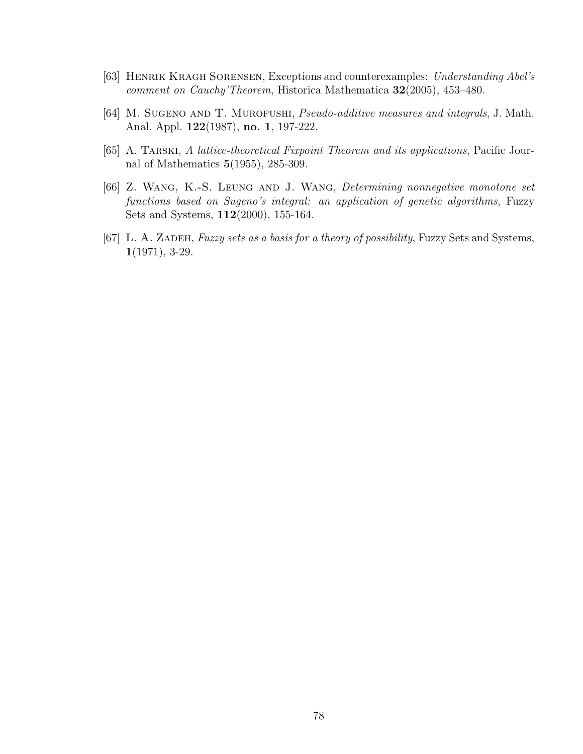[63] Henrik Kragh Sorensen, Exceptions and counterexamples: *Understanding Abel's comment on Cauchy'Theorem*, Historica Mathematica **32**(2005), 453–480.

[64] M. Sugeno and T. Murofushi, *Pseudo-additive measures and integrals*, J. Math. Anal. Appl. **122**(1987), **no. 1**, 197-222.

[65] A. Tarski, *A lattice-theoretical Fixpoint Theorem and its applications*, Pacific Journal of Mathematics **5**(1955), 285-309.

[66] Z. Wang, K.-S. Leung and J. Wang, *Determining nonnegative monotone set functions based on Sugeno's integral: an application of genetic algorithms*, Fuzzy Sets and Systems, **112**(2000), 155-164.

[67] L. A. Zadeh, *Fuzzy sets as a basis for a theory of possibility*, Fuzzy Sets and Systems, **1**(1971), 3-29.